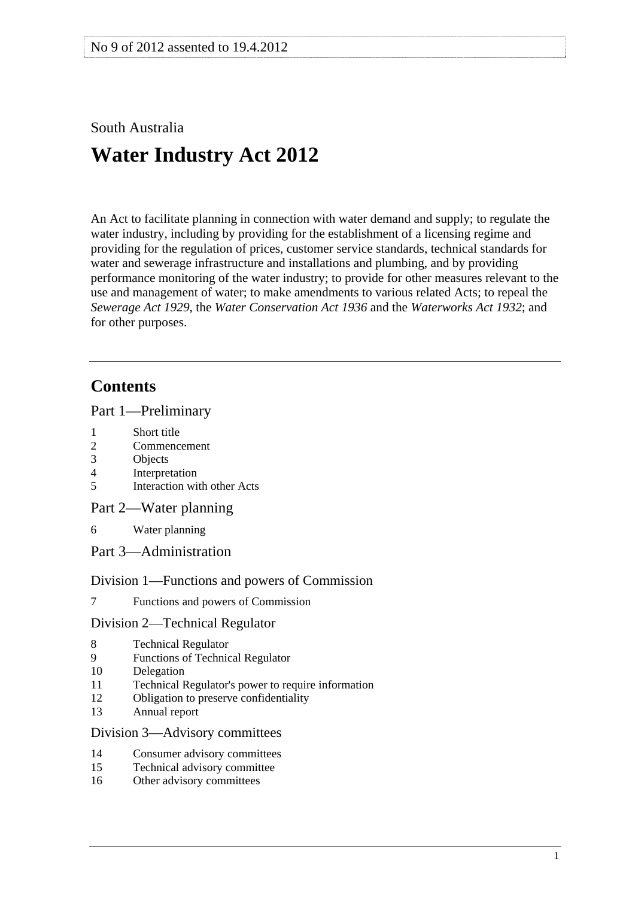No 9 of 2012 assented to 19.4.2012

South Australia

# Water Industry Act 2012

An Act to facilitate planning in connection with water demand and supply; to regulate the water industry, including by providing for the establishment of a licensing regime and providing for the regulation of prices, customer service standards, technical standards for water and sewerage infrastructure and installations and plumbing, and by providing performance monitoring of the water industry; to provide for other measures relevant to the use and management of water; to make amendments to various related Acts; to repeal the *Sewerage Act 1929*, the *Water Conservation Act 1936* and the *Waterworks Act 1932*; and for other purposes.

---

## Contents

### Part 1—Preliminary

1 Short title
2 Commencement
3 Objects
4 Interpretation
5 Interaction with other Acts

### Part 2—Water planning

6 Water planning

### Part 3—Administration

#### Division 1—Functions and powers of Commission

7 Functions and powers of Commission

#### Division 2—Technical Regulator

8 Technical Regulator
9 Functions of Technical Regulator
10 Delegation
11 Technical Regulator's power to require information
12 Obligation to preserve confidentiality
13 Annual report

#### Division 3—Advisory committees

14 Consumer advisory committees
15 Technical advisory committee
16 Other advisory committees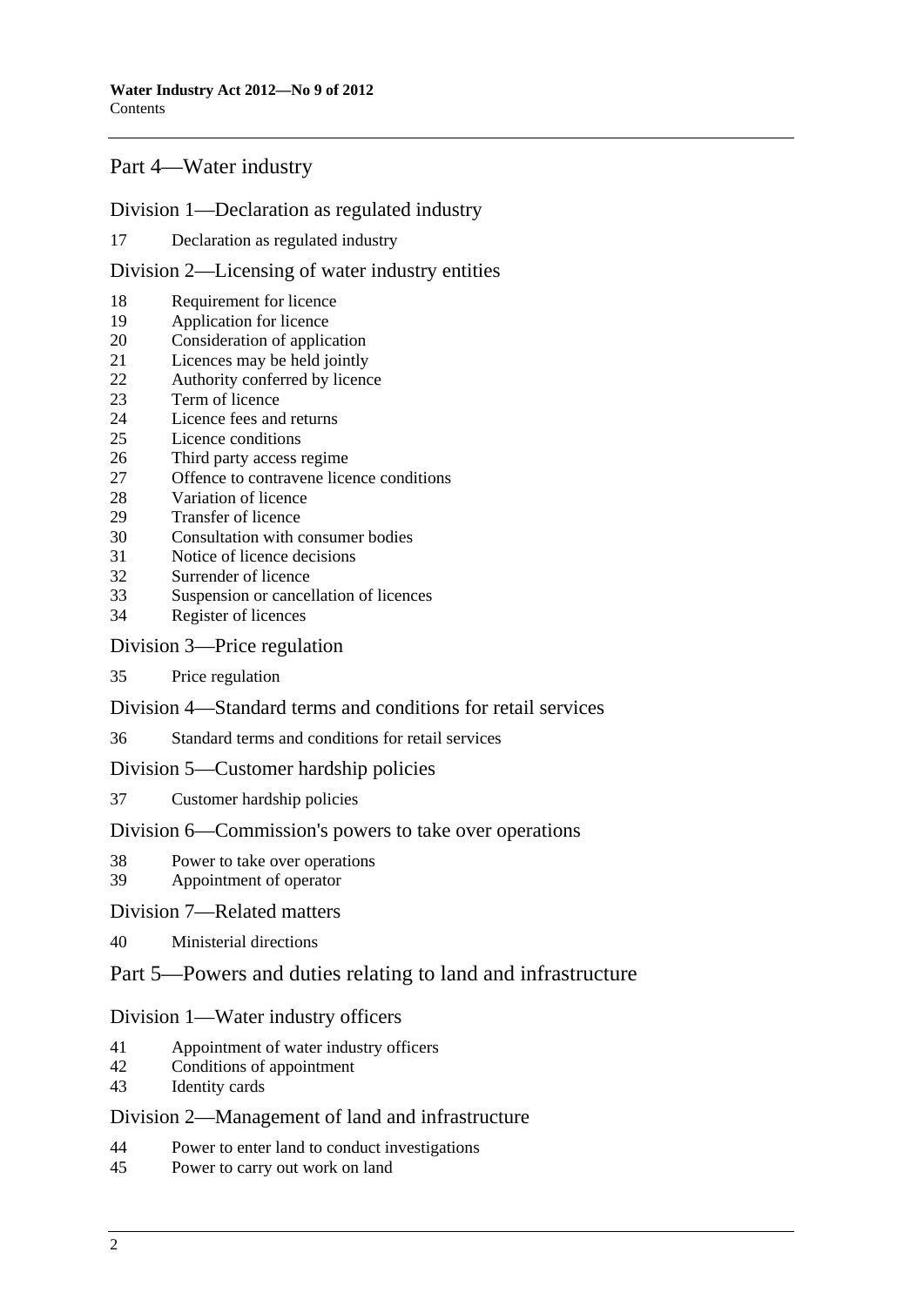## Part 4—Water industry

### Division 1—Declaration as regulated industry

17 Declaration as regulated industry

### Division 2—Licensing of water industry entities

18 Requirement for licence
19 Application for licence
20 Consideration of application
21 Licences may be held jointly
22 Authority conferred by licence
23 Term of licence
24 Licence fees and returns
25 Licence conditions
26 Third party access regime
27 Offence to contravene licence conditions
28 Variation of licence
29 Transfer of licence
30 Consultation with consumer bodies
31 Notice of licence decisions
32 Surrender of licence
33 Suspension or cancellation of licences
34 Register of licences

### Division 3—Price regulation

35 Price regulation

### Division 4—Standard terms and conditions for retail services

36 Standard terms and conditions for retail services

### Division 5—Customer hardship policies

37 Customer hardship policies

### Division 6—Commission's powers to take over operations

38 Power to take over operations
39 Appointment of operator

### Division 7—Related matters

40 Ministerial directions

## Part 5—Powers and duties relating to land and infrastructure

### Division 1—Water industry officers

41 Appointment of water industry officers
42 Conditions of appointment
43 Identity cards

### Division 2—Management of land and infrastructure

44 Power to enter land to conduct investigations
45 Power to carry out work on land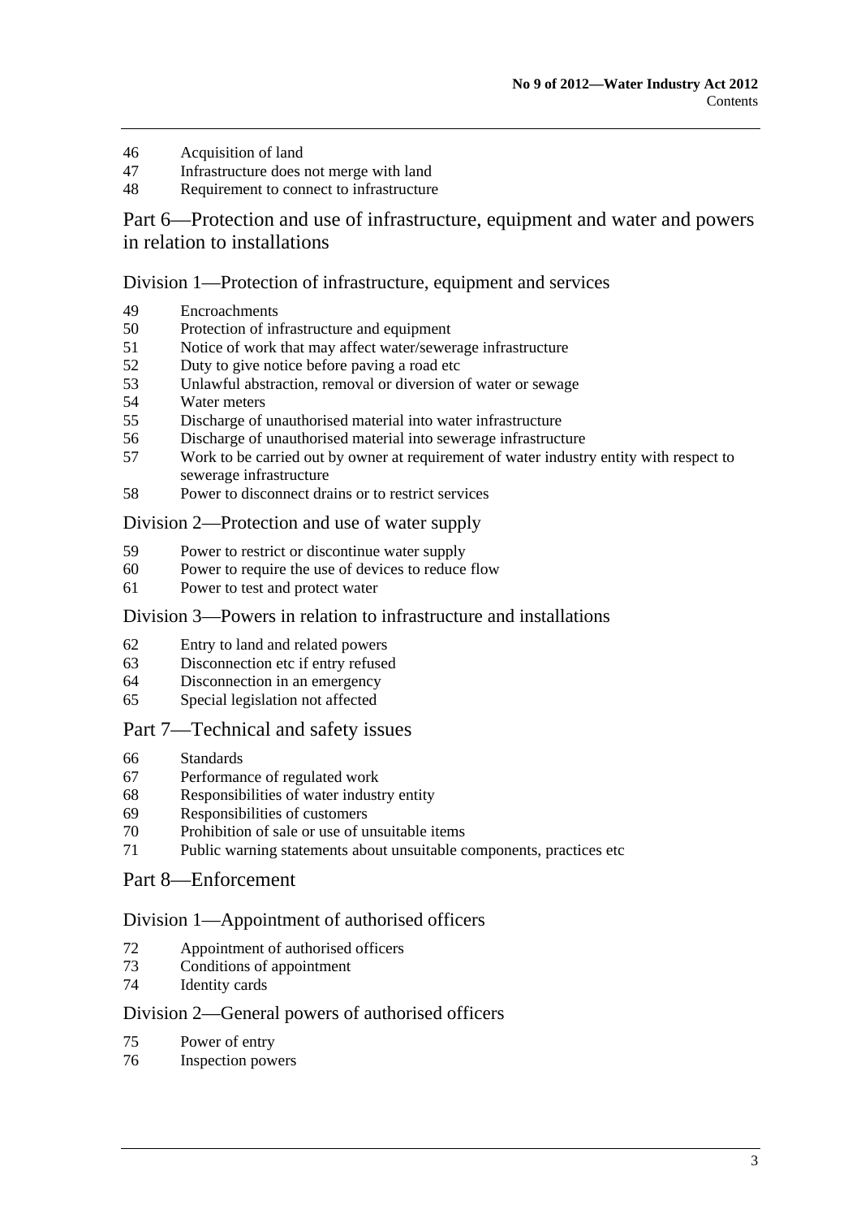46 Acquisition of land
47 Infrastructure does not merge with land
48 Requirement to connect to infrastructure

## Part 6—Protection and use of infrastructure, equipment and water and powers in relation to installations

### Division 1—Protection of infrastructure, equipment and services

49 Encroachments
50 Protection of infrastructure and equipment
51 Notice of work that may affect water/sewerage infrastructure
52 Duty to give notice before paving a road etc
53 Unlawful abstraction, removal or diversion of water or sewage
54 Water meters
55 Discharge of unauthorised material into water infrastructure
56 Discharge of unauthorised material into sewerage infrastructure
57 Work to be carried out by owner at requirement of water industry entity with respect to sewerage infrastructure
58 Power to disconnect drains or to restrict services

### Division 2—Protection and use of water supply

59 Power to restrict or discontinue water supply
60 Power to require the use of devices to reduce flow
61 Power to test and protect water

### Division 3—Powers in relation to infrastructure and installations

62 Entry to land and related powers
63 Disconnection etc if entry refused
64 Disconnection in an emergency
65 Special legislation not affected

## Part 7—Technical and safety issues

66 Standards
67 Performance of regulated work
68 Responsibilities of water industry entity
69 Responsibilities of customers
70 Prohibition of sale or use of unsuitable items
71 Public warning statements about unsuitable components, practices etc

## Part 8—Enforcement

### Division 1—Appointment of authorised officers

72 Appointment of authorised officers
73 Conditions of appointment
74 Identity cards

### Division 2—General powers of authorised officers

75 Power of entry
76 Inspection powers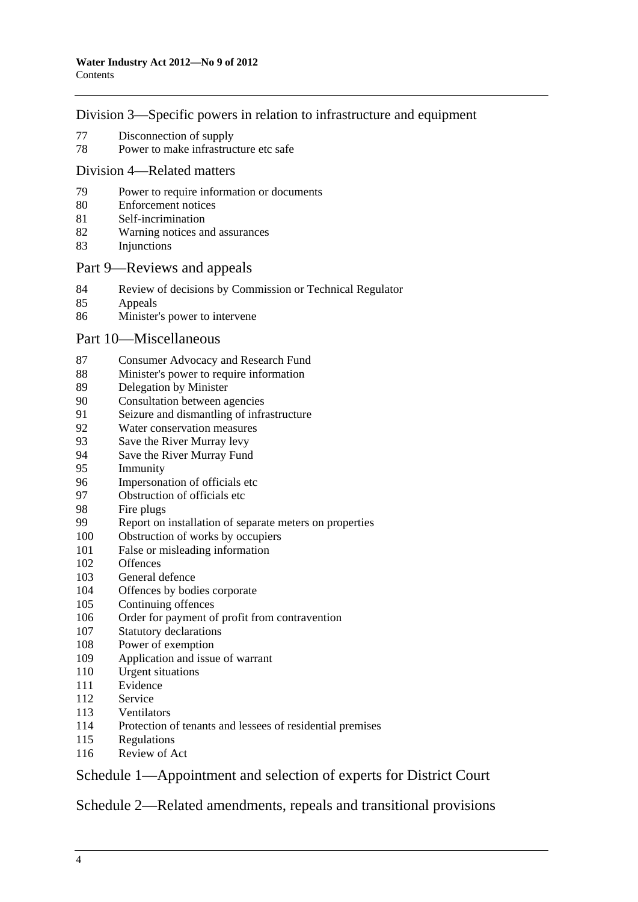### Division 3—Specific powers in relation to infrastructure and equipment

77 Disconnection of supply
78 Power to make infrastructure etc safe

### Division 4—Related matters

79 Power to require information or documents
80 Enforcement notices
81 Self-incrimination
82 Warning notices and assurances
83 Injunctions

## Part 9—Reviews and appeals

84 Review of decisions by Commission or Technical Regulator
85 Appeals
86 Minister's power to intervene

## Part 10—Miscellaneous

87 Consumer Advocacy and Research Fund
88 Minister's power to require information
89 Delegation by Minister
90 Consultation between agencies
91 Seizure and dismantling of infrastructure
92 Water conservation measures
93 Save the River Murray levy
94 Save the River Murray Fund
95 Immunity
96 Impersonation of officials etc
97 Obstruction of officials etc
98 Fire plugs
99 Report on installation of separate meters on properties
100 Obstruction of works by occupiers
101 False or misleading information
102 Offences
103 General defence
104 Offences by bodies corporate
105 Continuing offences
106 Order for payment of profit from contravention
107 Statutory declarations
108 Power of exemption
109 Application and issue of warrant
110 Urgent situations
111 Evidence
112 Service
113 Ventilators
114 Protection of tenants and lessees of residential premises
115 Regulations
116 Review of Act

## Schedule 1—Appointment and selection of experts for District Court

## Schedule 2—Related amendments, repeals and transitional provisions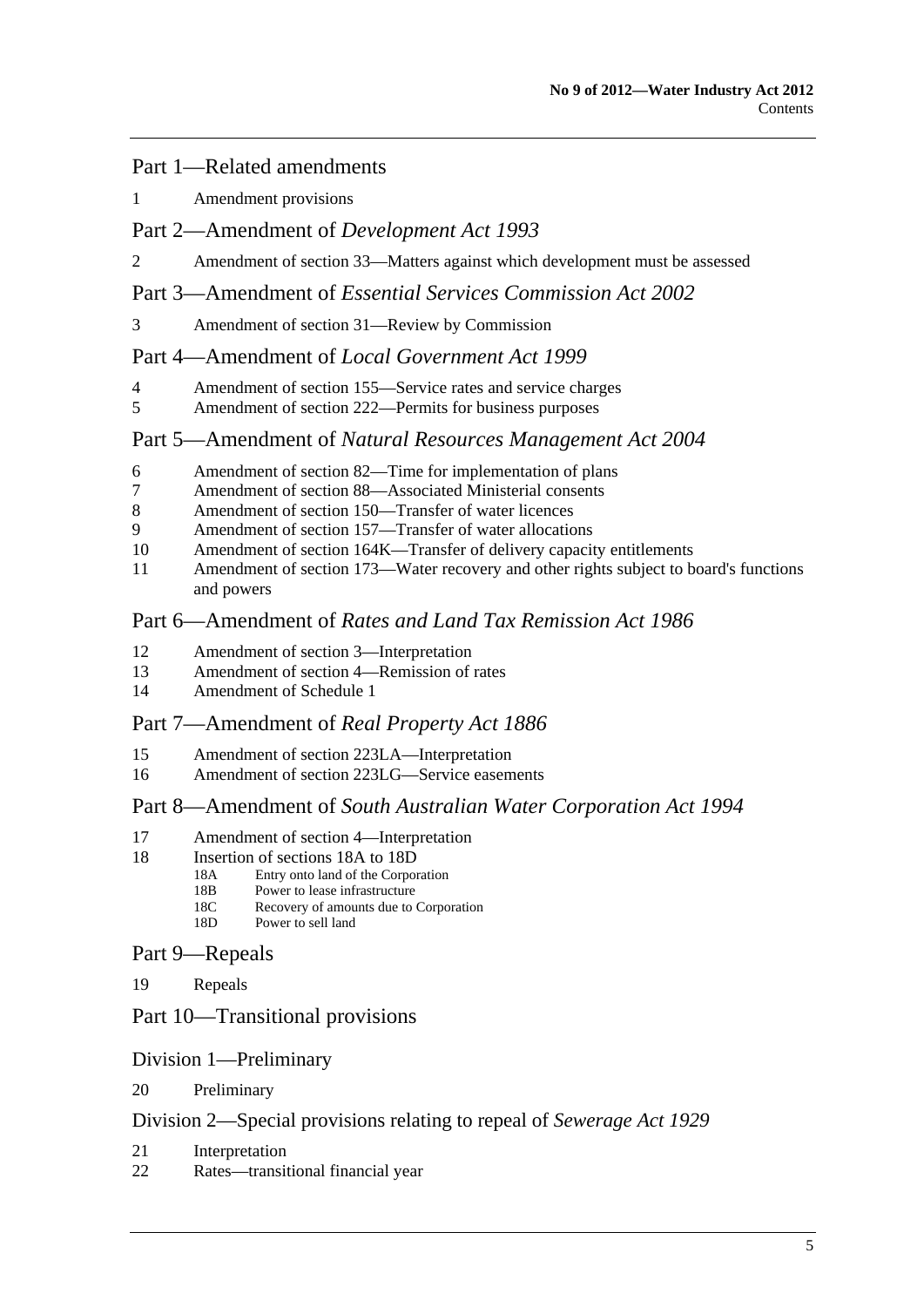## Part 1—Related amendments

1 Amendment provisions

## Part 2—Amendment of *Development Act 1993*

2 Amendment of section 33—Matters against which development must be assessed

## Part 3—Amendment of *Essential Services Commission Act 2002*

3 Amendment of section 31—Review by Commission

## Part 4—Amendment of *Local Government Act 1999*

4 Amendment of section 155—Service rates and service charges
5 Amendment of section 222—Permits for business purposes

## Part 5—Amendment of *Natural Resources Management Act 2004*

6 Amendment of section 82—Time for implementation of plans
7 Amendment of section 88—Associated Ministerial consents
8 Amendment of section 150—Transfer of water licences
9 Amendment of section 157—Transfer of water allocations
10 Amendment of section 164K—Transfer of delivery capacity entitlements
11 Amendment of section 173—Water recovery and other rights subject to board's functions and powers

## Part 6—Amendment of *Rates and Land Tax Remission Act 1986*

12 Amendment of section 3—Interpretation
13 Amendment of section 4—Remission of rates
14 Amendment of Schedule 1

## Part 7—Amendment of *Real Property Act 1886*

15 Amendment of section 223LA—Interpretation
16 Amendment of section 223LG—Service easements

## Part 8—Amendment of *South Australian Water Corporation Act 1994*

17 Amendment of section 4—Interpretation
18 Insertion of sections 18A to 18D
- 18A Entry onto land of the Corporation
- 18B Power to lease infrastructure
- 18C Recovery of amounts due to Corporation
- 18D Power to sell land

## Part 9—Repeals

19 Repeals

## Part 10—Transitional provisions

### Division 1—Preliminary

20 Preliminary

### Division 2—Special provisions relating to repeal of *Sewerage Act 1929*

21 Interpretation
22 Rates—transitional financial year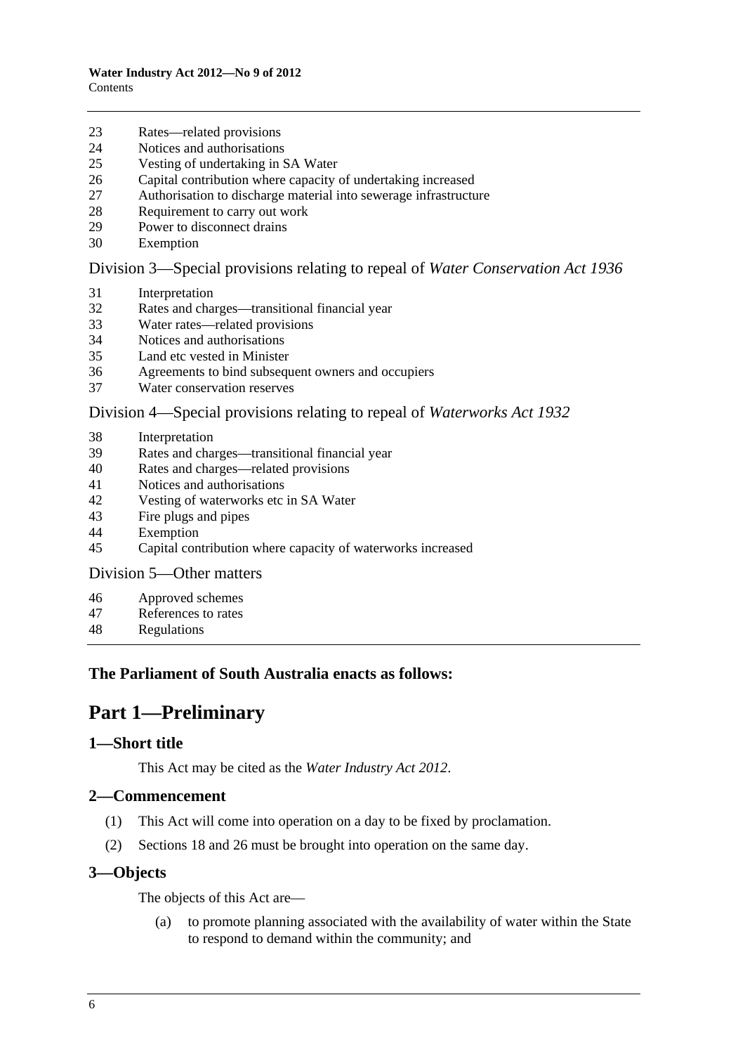23 Rates—related provisions
24 Notices and authorisations
25 Vesting of undertaking in SA Water
26 Capital contribution where capacity of undertaking increased
27 Authorisation to discharge material into sewerage infrastructure
28 Requirement to carry out work
29 Power to disconnect drains
30 Exemption

Division 3—Special provisions relating to repeal of *Water Conservation Act 1936*

31 Interpretation
32 Rates and charges—transitional financial year
33 Water rates—related provisions
34 Notices and authorisations
35 Land etc vested in Minister
36 Agreements to bind subsequent owners and occupiers
37 Water conservation reserves

Division 4—Special provisions relating to repeal of *Waterworks Act 1932*

38 Interpretation
39 Rates and charges—transitional financial year
40 Rates and charges—related provisions
41 Notices and authorisations
42 Vesting of waterworks etc in SA Water
43 Fire plugs and pipes
44 Exemption
45 Capital contribution where capacity of waterworks increased

Division 5—Other matters

46 Approved schemes
47 References to rates
48 Regulations

**The Parliament of South Australia enacts as follows:**

# Part 1—Preliminary

## 1—Short title

This Act may be cited as the *Water Industry Act 2012*.

## 2—Commencement

(1) This Act will come into operation on a day to be fixed by proclamation.

(2) Sections 18 and 26 must be brought into operation on the same day.

## 3—Objects

The objects of this Act are—

(a) to promote planning associated with the availability of water within the State to respond to demand within the community; and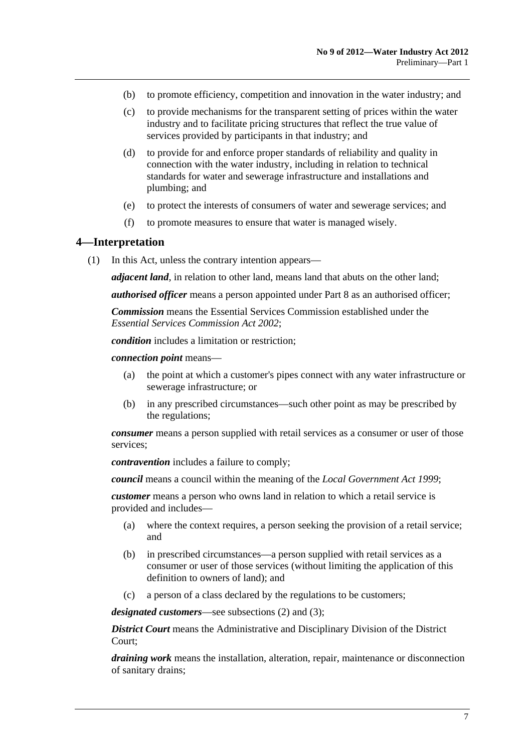(b) to promote efficiency, competition and innovation in the water industry; and

(c) to provide mechanisms for the transparent setting of prices within the water industry and to facilitate pricing structures that reflect the true value of services provided by participants in that industry; and

(d) to provide for and enforce proper standards of reliability and quality in connection with the water industry, including in relation to technical standards for water and sewerage infrastructure and installations and plumbing; and

(e) to protect the interests of consumers of water and sewerage services; and

(f) to promote measures to ensure that water is managed wisely.

## 4—Interpretation

(1) In this Act, unless the contrary intention appears—

***adjacent land***, in relation to other land, means land that abuts on the other land;

***authorised officer*** means a person appointed under Part 8 as an authorised officer;

***Commission*** means the Essential Services Commission established under the *Essential Services Commission Act 2002*;

***condition*** includes a limitation or restriction;

***connection point*** means—

(a) the point at which a customer's pipes connect with any water infrastructure or sewerage infrastructure; or

(b) in any prescribed circumstances—such other point as may be prescribed by the regulations;

***consumer*** means a person supplied with retail services as a consumer or user of those services;

***contravention*** includes a failure to comply;

***council*** means a council within the meaning of the *Local Government Act 1999*;

***customer*** means a person who owns land in relation to which a retail service is provided and includes—

(a) where the context requires, a person seeking the provision of a retail service; and

(b) in prescribed circumstances—a person supplied with retail services as a consumer or user of those services (without limiting the application of this definition to owners of land); and

(c) a person of a class declared by the regulations to be customers;

***designated customers***—see subsections (2) and (3);

***District Court*** means the Administrative and Disciplinary Division of the District Court;

***draining work*** means the installation, alteration, repair, maintenance or disconnection of sanitary drains;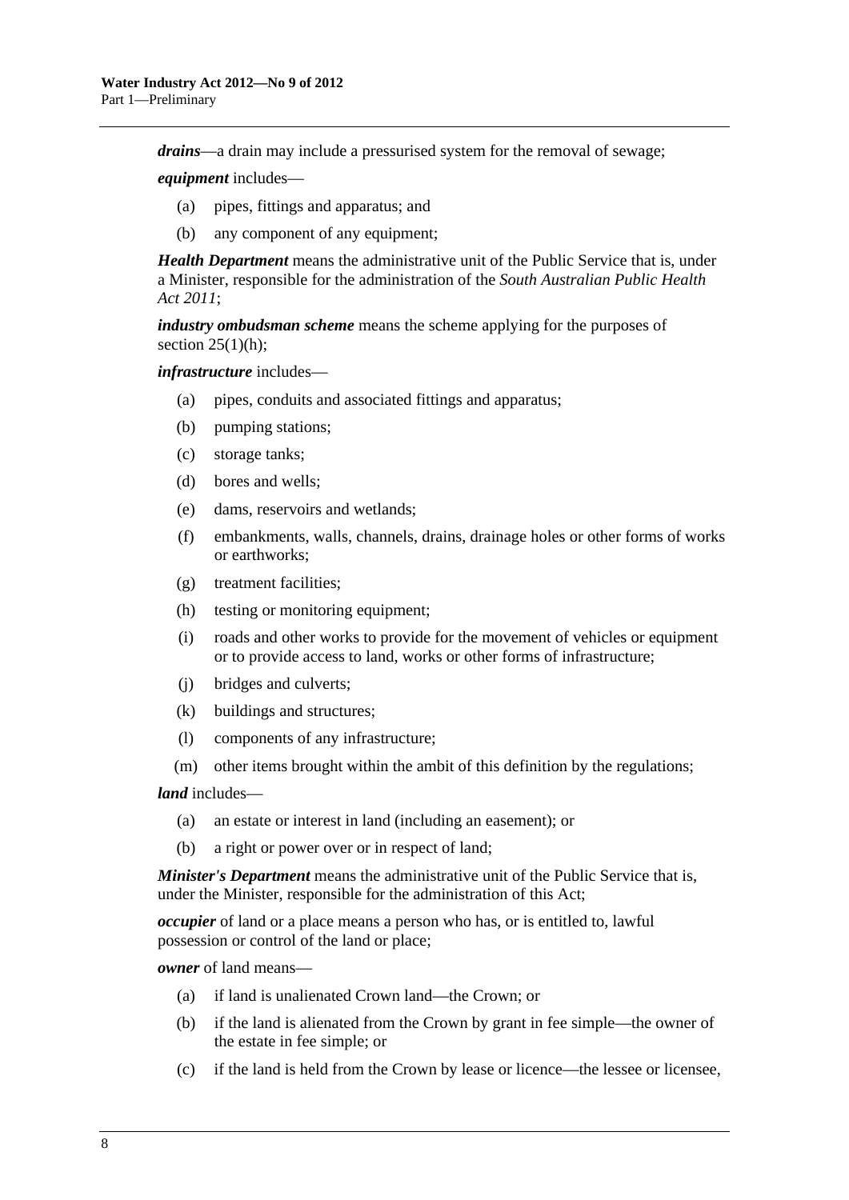***drains***—a drain may include a pressurised system for the removal of sewage;

***equipment*** includes—

(a) pipes, fittings and apparatus; and

(b) any component of any equipment;

***Health Department*** means the administrative unit of the Public Service that is, under a Minister, responsible for the administration of the *South Australian Public Health Act 2011*;

***industry ombudsman scheme*** means the scheme applying for the purposes of section 25(1)(h);

***infrastructure*** includes—

(a) pipes, conduits and associated fittings and apparatus;

(b) pumping stations;

(c) storage tanks;

(d) bores and wells;

(e) dams, reservoirs and wetlands;

(f) embankments, walls, channels, drains, drainage holes or other forms of works or earthworks;

(g) treatment facilities;

(h) testing or monitoring equipment;

(i) roads and other works to provide for the movement of vehicles or equipment or to provide access to land, works or other forms of infrastructure;

(j) bridges and culverts;

(k) buildings and structures;

(l) components of any infrastructure;

(m) other items brought within the ambit of this definition by the regulations;

***land*** includes—

(a) an estate or interest in land (including an easement); or

(b) a right or power over or in respect of land;

***Minister's Department*** means the administrative unit of the Public Service that is, under the Minister, responsible for the administration of this Act;

***occupier*** of land or a place means a person who has, or is entitled to, lawful possession or control of the land or place;

***owner*** of land means—

(a) if land is unalienated Crown land—the Crown; or

(b) if the land is alienated from the Crown by grant in fee simple—the owner of the estate in fee simple; or

(c) if the land is held from the Crown by lease or licence—the lessee or licensee,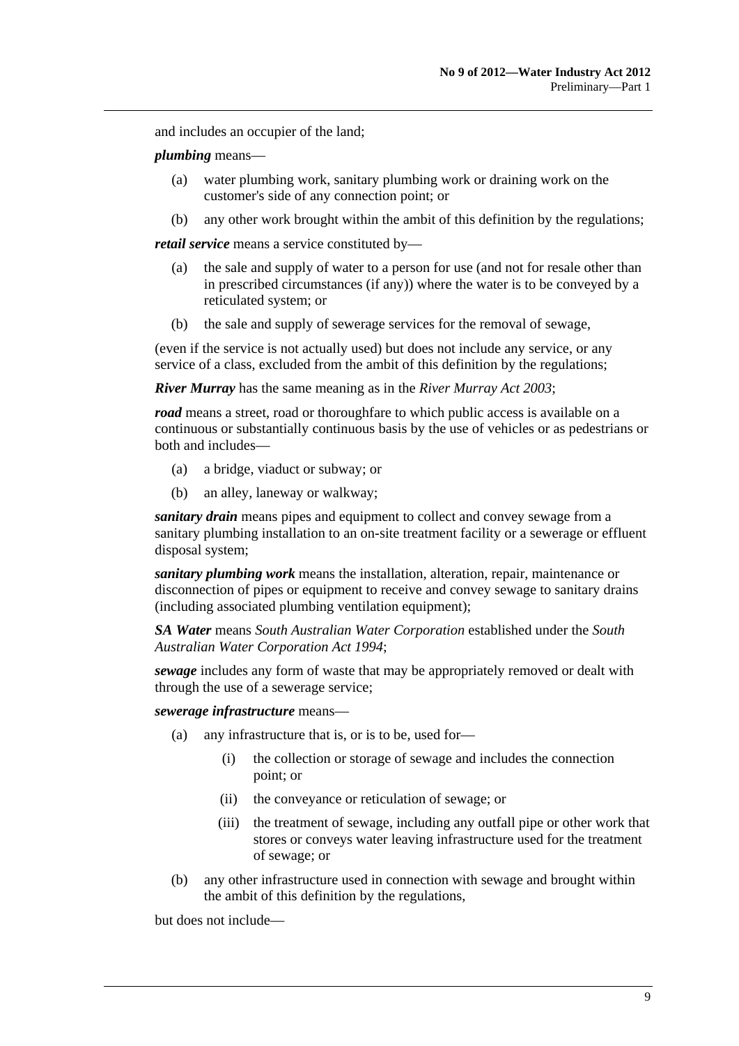and includes an occupier of the land;

***plumbing*** means—

(a) water plumbing work, sanitary plumbing work or draining work on the customer's side of any connection point; or

(b) any other work brought within the ambit of this definition by the regulations;

***retail service*** means a service constituted by—

(a) the sale and supply of water to a person for use (and not for resale other than in prescribed circumstances (if any)) where the water is to be conveyed by a reticulated system; or

(b) the sale and supply of sewerage services for the removal of sewage,

(even if the service is not actually used) but does not include any service, or any service of a class, excluded from the ambit of this definition by the regulations;

***River Murray*** has the same meaning as in the *River Murray Act 2003*;

***road*** means a street, road or thoroughfare to which public access is available on a continuous or substantially continuous basis by the use of vehicles or as pedestrians or both and includes—

(a) a bridge, viaduct or subway; or

(b) an alley, laneway or walkway;

***sanitary drain*** means pipes and equipment to collect and convey sewage from a sanitary plumbing installation to an on-site treatment facility or a sewerage or effluent disposal system;

***sanitary plumbing work*** means the installation, alteration, repair, maintenance or disconnection of pipes or equipment to receive and convey sewage to sanitary drains (including associated plumbing ventilation equipment);

***SA Water*** means *South Australian Water Corporation* established under the *South Australian Water Corporation Act 1994*;

***sewage*** includes any form of waste that may be appropriately removed or dealt with through the use of a sewerage service;

***sewerage infrastructure*** means—

(a) any infrastructure that is, or is to be, used for—

 (i) the collection or storage of sewage and includes the connection point; or

 (ii) the conveyance or reticulation of sewage; or

 (iii) the treatment of sewage, including any outfall pipe or other work that stores or conveys water leaving infrastructure used for the treatment of sewage; or

(b) any other infrastructure used in connection with sewage and brought within the ambit of this definition by the regulations,

but does not include—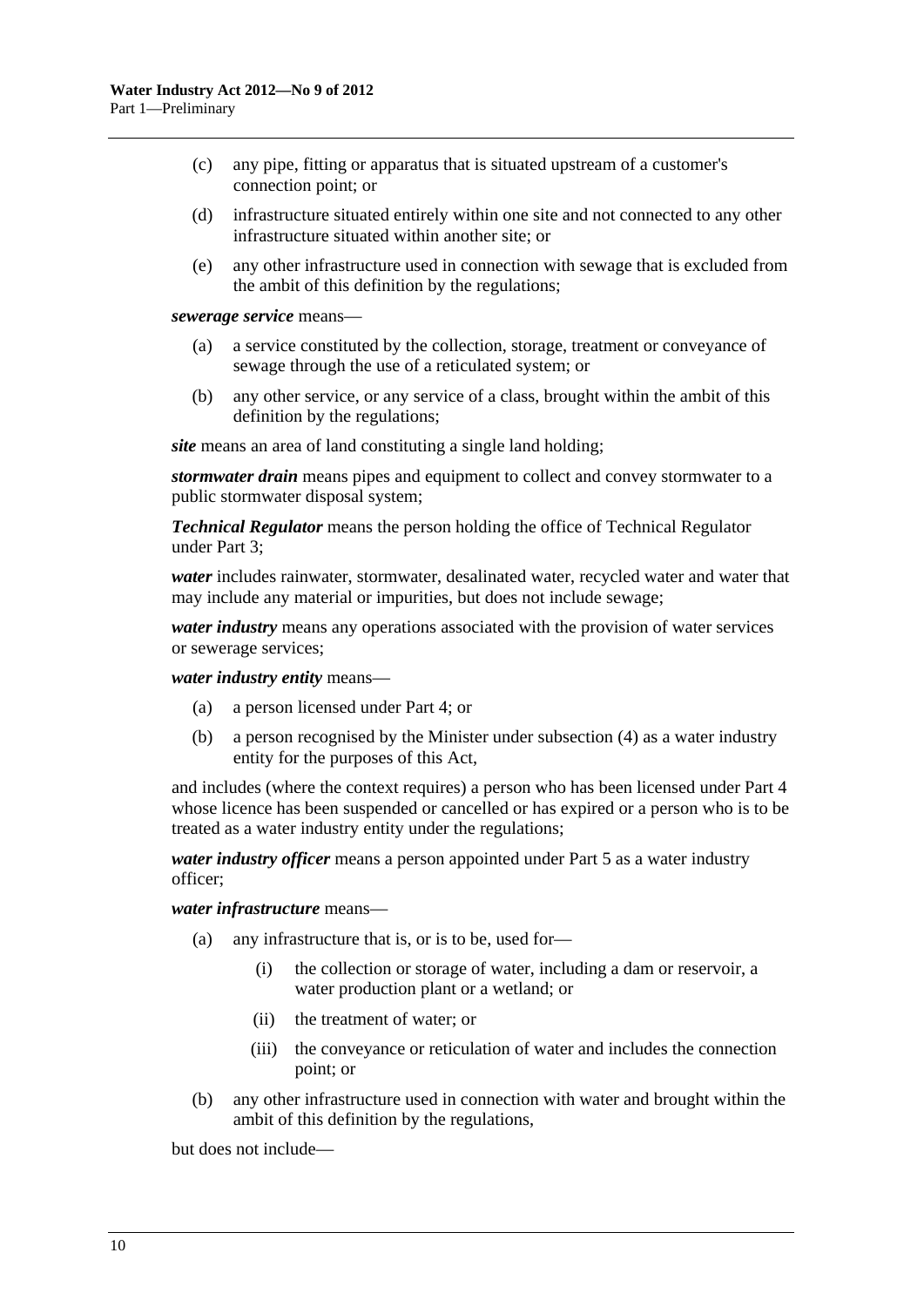(c) any pipe, fitting or apparatus that is situated upstream of a customer's connection point; or

(d) infrastructure situated entirely within one site and not connected to any other infrastructure situated within another site; or

(e) any other infrastructure used in connection with sewage that is excluded from the ambit of this definition by the regulations;

***sewerage service*** means—

(a) a service constituted by the collection, storage, treatment or conveyance of sewage through the use of a reticulated system; or

(b) any other service, or any service of a class, brought within the ambit of this definition by the regulations;

***site*** means an area of land constituting a single land holding;

***stormwater drain*** means pipes and equipment to collect and convey stormwater to a public stormwater disposal system;

***Technical Regulator*** means the person holding the office of Technical Regulator under Part 3;

***water*** includes rainwater, stormwater, desalinated water, recycled water and water that may include any material or impurities, but does not include sewage;

***water industry*** means any operations associated with the provision of water services or sewerage services;

***water industry entity*** means—

(a) a person licensed under Part 4; or

(b) a person recognised by the Minister under subsection (4) as a water industry entity for the purposes of this Act,

and includes (where the context requires) a person who has been licensed under Part 4 whose licence has been suspended or cancelled or has expired or a person who is to be treated as a water industry entity under the regulations;

***water industry officer*** means a person appointed under Part 5 as a water industry officer;

***water infrastructure*** means—

(a) any infrastructure that is, or is to be, used for—

  (i) the collection or storage of water, including a dam or reservoir, a water production plant or a wetland; or

  (ii) the treatment of water; or

  (iii) the conveyance or reticulation of water and includes the connection point; or

(b) any other infrastructure used in connection with water and brought within the ambit of this definition by the regulations,

but does not include—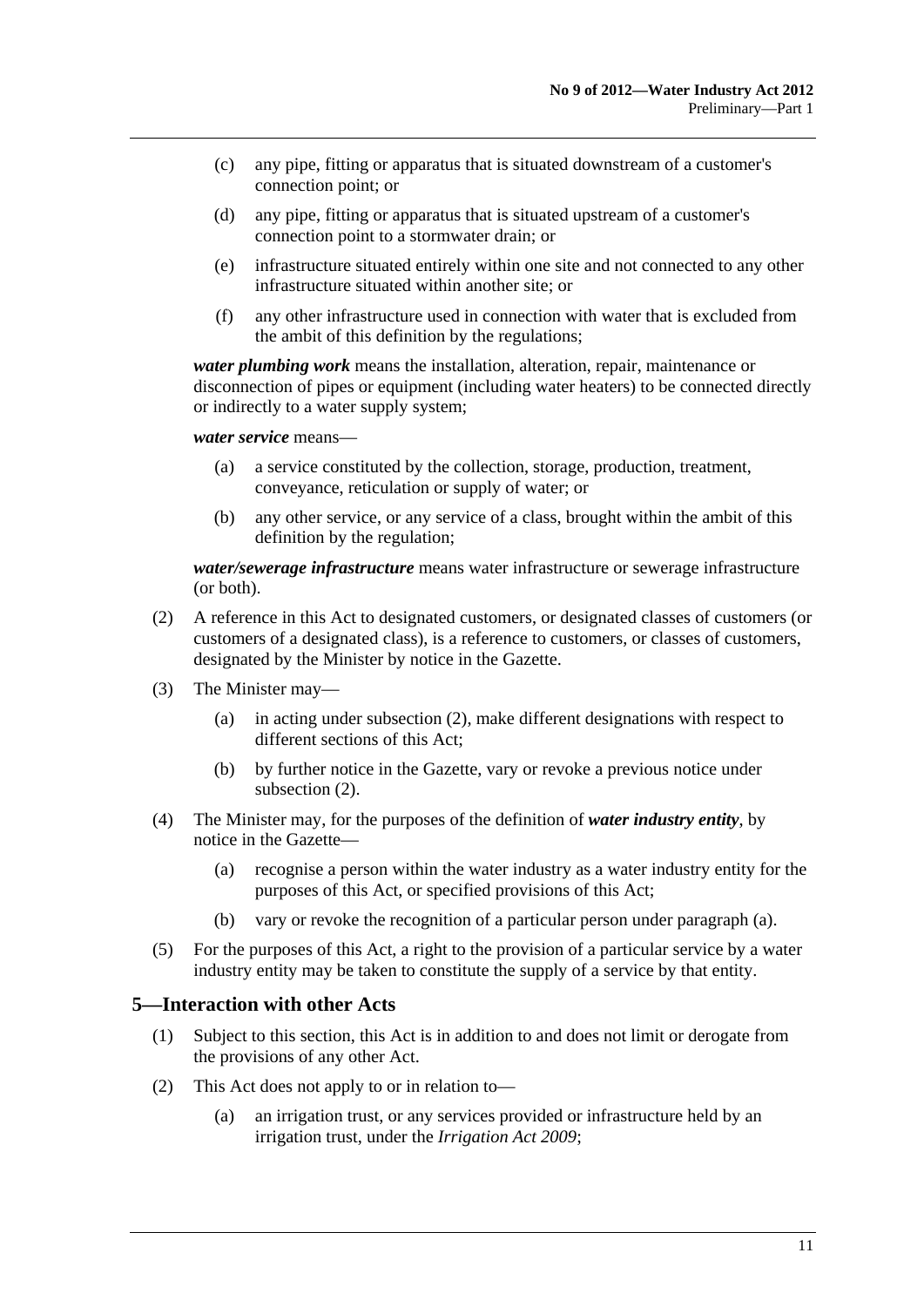(c) any pipe, fitting or apparatus that is situated downstream of a customer's connection point; or

(d) any pipe, fitting or apparatus that is situated upstream of a customer's connection point to a stormwater drain; or

(e) infrastructure situated entirely within one site and not connected to any other infrastructure situated within another site; or

(f) any other infrastructure used in connection with water that is excluded from the ambit of this definition by the regulations;

***water plumbing work*** means the installation, alteration, repair, maintenance or disconnection of pipes or equipment (including water heaters) to be connected directly or indirectly to a water supply system;

***water service*** means—

(a) a service constituted by the collection, storage, production, treatment, conveyance, reticulation or supply of water; or

(b) any other service, or any service of a class, brought within the ambit of this definition by the regulation;

***water/sewerage infrastructure*** means water infrastructure or sewerage infrastructure (or both).

(2) A reference in this Act to designated customers, or designated classes of customers (or customers of a designated class), is a reference to customers, or classes of customers, designated by the Minister by notice in the Gazette.

(3) The Minister may—

(a) in acting under subsection (2), make different designations with respect to different sections of this Act;

(b) by further notice in the Gazette, vary or revoke a previous notice under subsection (2).

(4) The Minister may, for the purposes of the definition of ***water industry entity***, by notice in the Gazette—

(a) recognise a person within the water industry as a water industry entity for the purposes of this Act, or specified provisions of this Act;

(b) vary or revoke the recognition of a particular person under paragraph (a).

(5) For the purposes of this Act, a right to the provision of a particular service by a water industry entity may be taken to constitute the supply of a service by that entity.

## 5—Interaction with other Acts

(1) Subject to this section, this Act is in addition to and does not limit or derogate from the provisions of any other Act.

(2) This Act does not apply to or in relation to—

(a) an irrigation trust, or any services provided or infrastructure held by an irrigation trust, under the *Irrigation Act 2009*;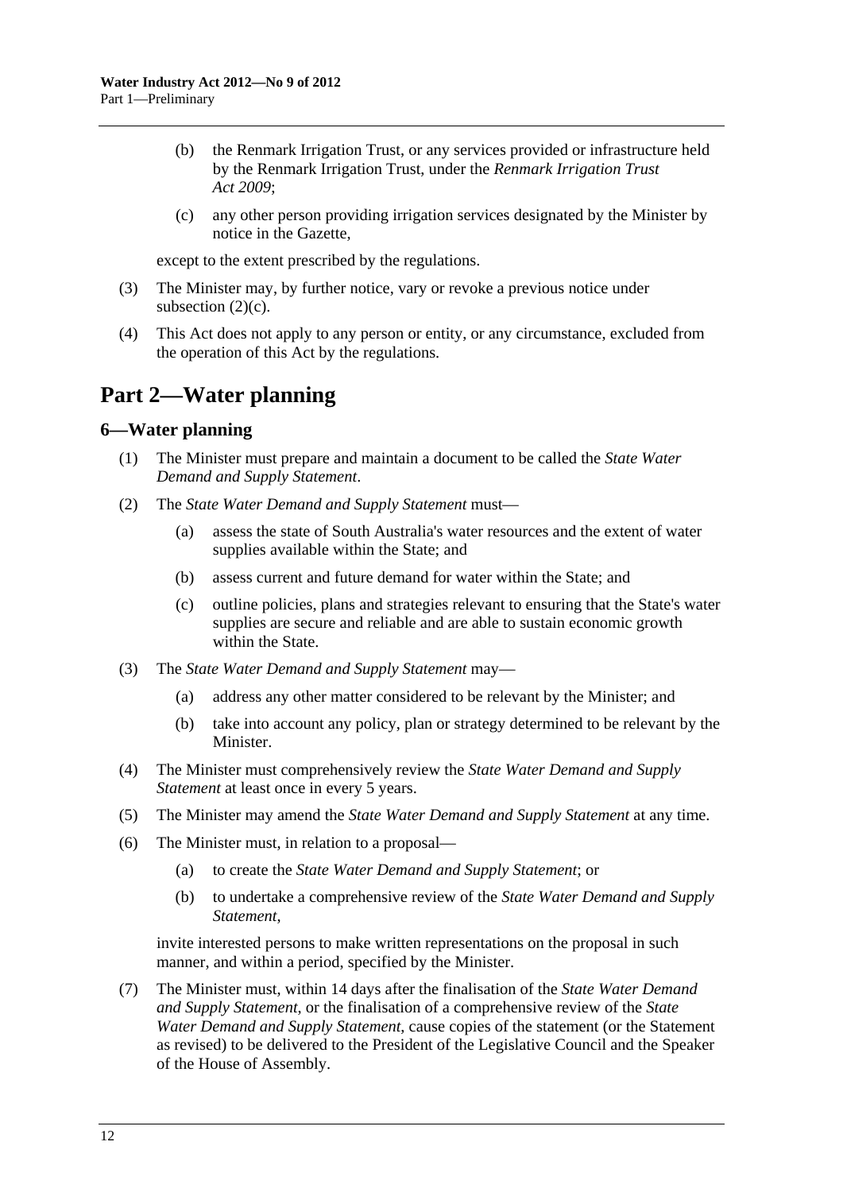(b) the Renmark Irrigation Trust, or any services provided or infrastructure held by the Renmark Irrigation Trust, under the *Renmark Irrigation Trust Act 2009*;

(c) any other person providing irrigation services designated by the Minister by notice in the Gazette,

except to the extent prescribed by the regulations.

(3) The Minister may, by further notice, vary or revoke a previous notice under subsection (2)(c).

(4) This Act does not apply to any person or entity, or any circumstance, excluded from the operation of this Act by the regulations.

# Part 2—Water planning

## 6—Water planning

(1) The Minister must prepare and maintain a document to be called the *State Water Demand and Supply Statement*.

(2) The *State Water Demand and Supply Statement* must—

(a) assess the state of South Australia's water resources and the extent of water supplies available within the State; and

(b) assess current and future demand for water within the State; and

(c) outline policies, plans and strategies relevant to ensuring that the State's water supplies are secure and reliable and are able to sustain economic growth within the State.

(3) The *State Water Demand and Supply Statement* may—

(a) address any other matter considered to be relevant by the Minister; and

(b) take into account any policy, plan or strategy determined to be relevant by the Minister.

(4) The Minister must comprehensively review the *State Water Demand and Supply Statement* at least once in every 5 years.

(5) The Minister may amend the *State Water Demand and Supply Statement* at any time.

(6) The Minister must, in relation to a proposal—

(a) to create the *State Water Demand and Supply Statement*; or

(b) to undertake a comprehensive review of the *State Water Demand and Supply Statement*,

invite interested persons to make written representations on the proposal in such manner, and within a period, specified by the Minister.

(7) The Minister must, within 14 days after the finalisation of the *State Water Demand and Supply Statement*, or the finalisation of a comprehensive review of the *State Water Demand and Supply Statement*, cause copies of the statement (or the Statement as revised) to be delivered to the President of the Legislative Council and the Speaker of the House of Assembly.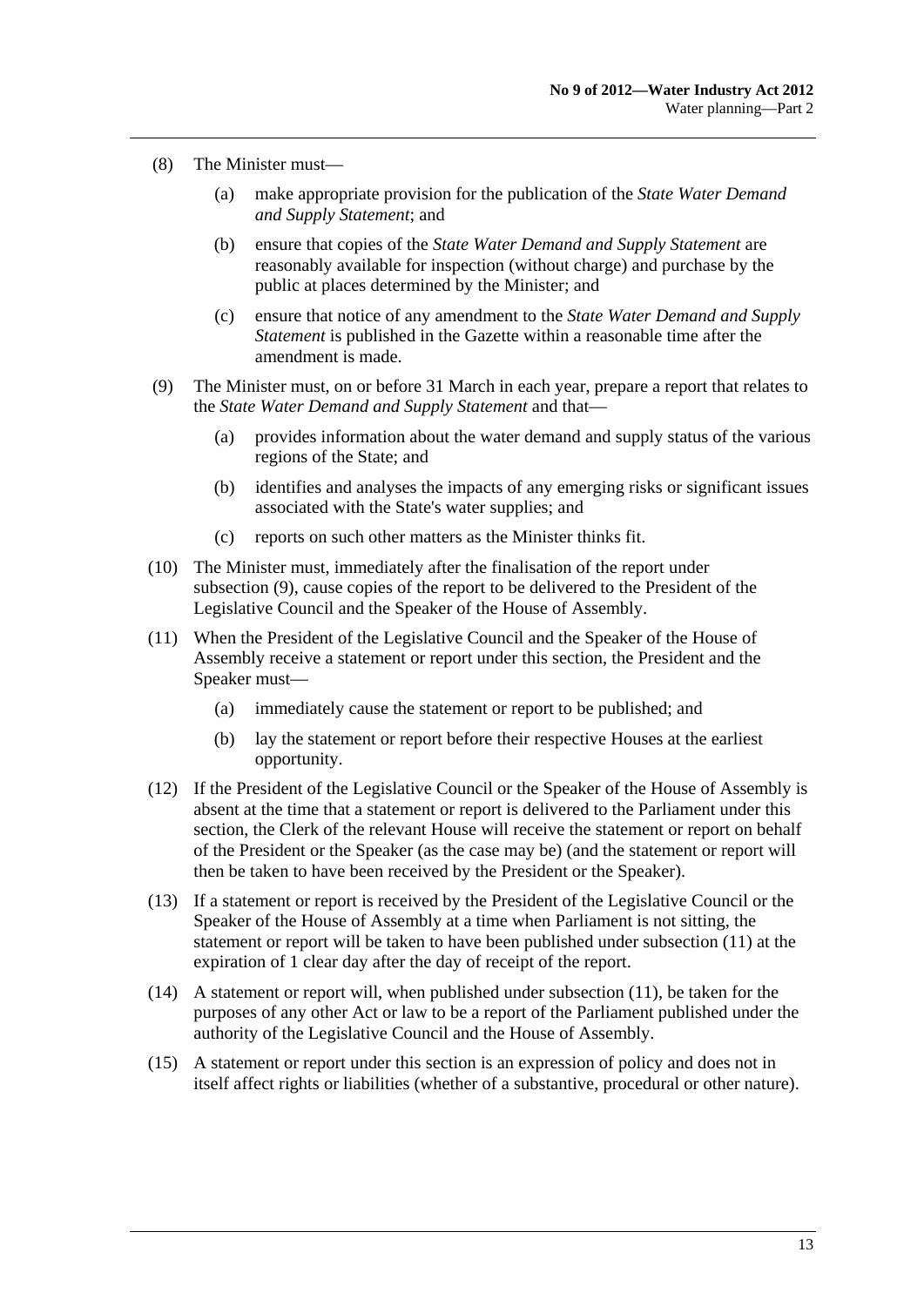(8) The Minister must—

(a) make appropriate provision for the publication of the *State Water Demand and Supply Statement*; and

(b) ensure that copies of the *State Water Demand and Supply Statement* are reasonably available for inspection (without charge) and purchase by the public at places determined by the Minister; and

(c) ensure that notice of any amendment to the *State Water Demand and Supply Statement* is published in the Gazette within a reasonable time after the amendment is made.

(9) The Minister must, on or before 31 March in each year, prepare a report that relates to the *State Water Demand and Supply Statement* and that—

(a) provides information about the water demand and supply status of the various regions of the State; and

(b) identifies and analyses the impacts of any emerging risks or significant issues associated with the State's water supplies; and

(c) reports on such other matters as the Minister thinks fit.

(10) The Minister must, immediately after the finalisation of the report under subsection (9), cause copies of the report to be delivered to the President of the Legislative Council and the Speaker of the House of Assembly.

(11) When the President of the Legislative Council and the Speaker of the House of Assembly receive a statement or report under this section, the President and the Speaker must—

(a) immediately cause the statement or report to be published; and

(b) lay the statement or report before their respective Houses at the earliest opportunity.

(12) If the President of the Legislative Council or the Speaker of the House of Assembly is absent at the time that a statement or report is delivered to the Parliament under this section, the Clerk of the relevant House will receive the statement or report on behalf of the President or the Speaker (as the case may be) (and the statement or report will then be taken to have been received by the President or the Speaker).

(13) If a statement or report is received by the President of the Legislative Council or the Speaker of the House of Assembly at a time when Parliament is not sitting, the statement or report will be taken to have been published under subsection (11) at the expiration of 1 clear day after the day of receipt of the report.

(14) A statement or report will, when published under subsection (11), be taken for the purposes of any other Act or law to be a report of the Parliament published under the authority of the Legislative Council and the House of Assembly.

(15) A statement or report under this section is an expression of policy and does not in itself affect rights or liabilities (whether of a substantive, procedural or other nature).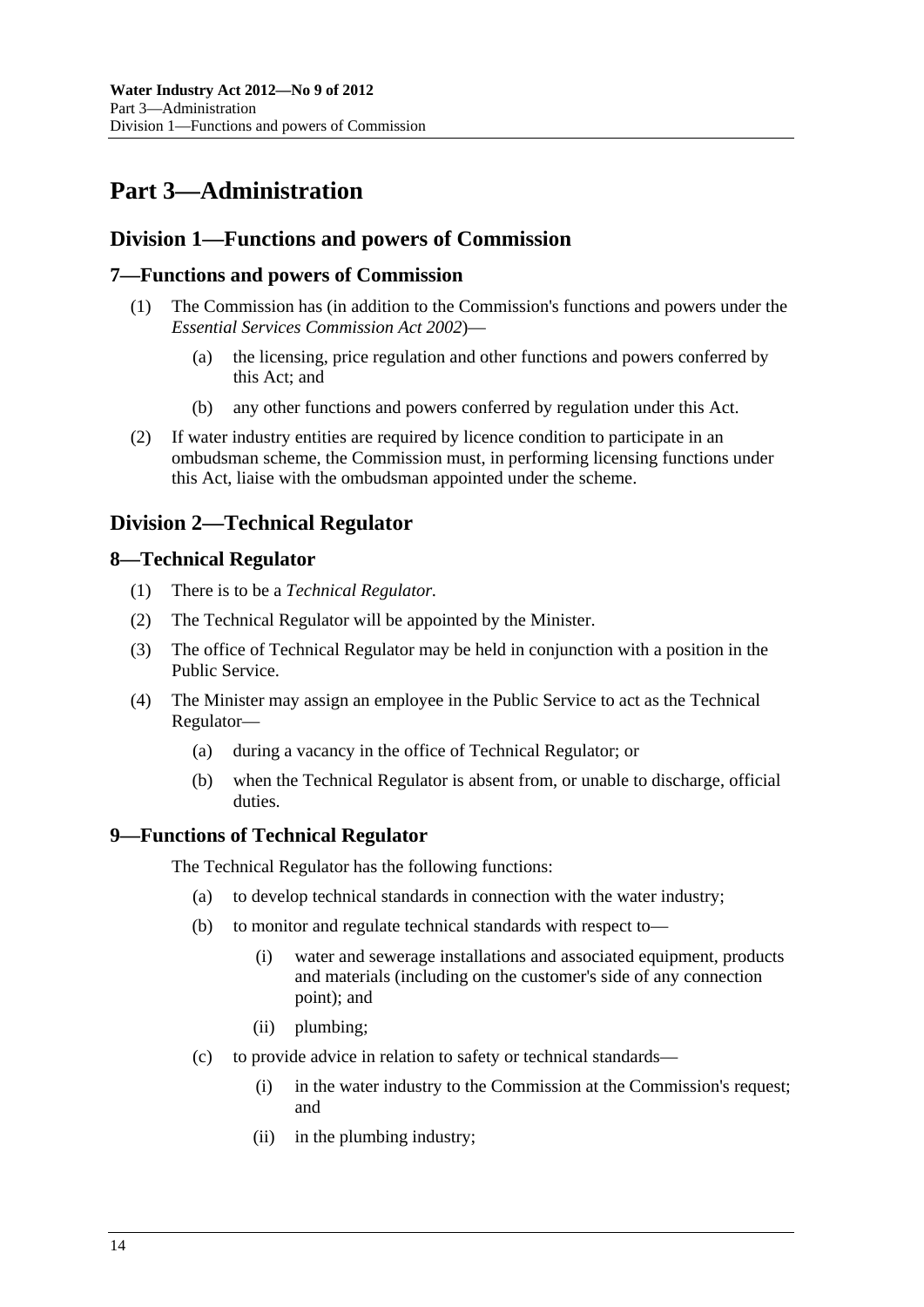# Part 3—Administration

## Division 1—Functions and powers of Commission

### 7—Functions and powers of Commission

(1) The Commission has (in addition to the Commission's functions and powers under the *Essential Services Commission Act 2002*)—

 (a) the licensing, price regulation and other functions and powers conferred by this Act; and

 (b) any other functions and powers conferred by regulation under this Act.

(2) If water industry entities are required by licence condition to participate in an ombudsman scheme, the Commission must, in performing licensing functions under this Act, liaise with the ombudsman appointed under the scheme.

## Division 2—Technical Regulator

### 8—Technical Regulator

(1) There is to be a *Technical Regulator*.

(2) The Technical Regulator will be appointed by the Minister.

(3) The office of Technical Regulator may be held in conjunction with a position in the Public Service.

(4) The Minister may assign an employee in the Public Service to act as the Technical Regulator—

 (a) during a vacancy in the office of Technical Regulator; or

 (b) when the Technical Regulator is absent from, or unable to discharge, official duties.

### 9—Functions of Technical Regulator

The Technical Regulator has the following functions:

 (a) to develop technical standards in connection with the water industry;

 (b) to monitor and regulate technical standards with respect to—

  (i) water and sewerage installations and associated equipment, products and materials (including on the customer's side of any connection point); and

  (ii) plumbing;

 (c) to provide advice in relation to safety or technical standards—

  (i) in the water industry to the Commission at the Commission's request; and

  (ii) in the plumbing industry;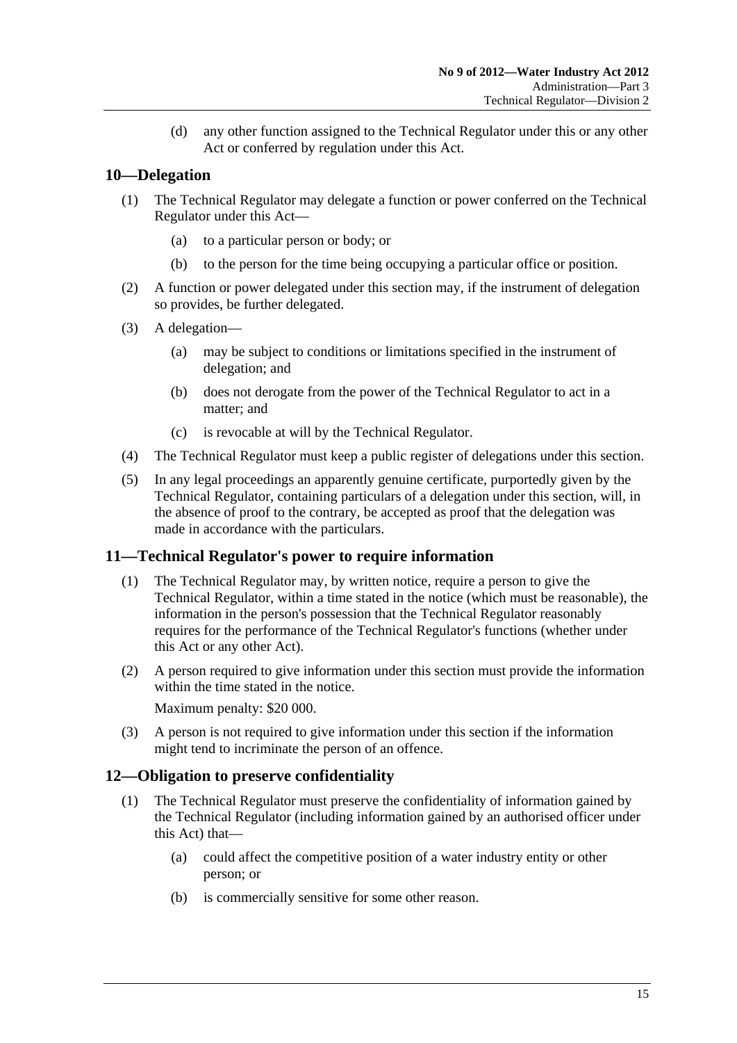(d) any other function assigned to the Technical Regulator under this or any other Act or conferred by regulation under this Act.

## 10—Delegation

(1) The Technical Regulator may delegate a function or power conferred on the Technical Regulator under this Act—

(a) to a particular person or body; or

(b) to the person for the time being occupying a particular office or position.

(2) A function or power delegated under this section may, if the instrument of delegation so provides, be further delegated.

(3) A delegation—

(a) may be subject to conditions or limitations specified in the instrument of delegation; and

(b) does not derogate from the power of the Technical Regulator to act in a matter; and

(c) is revocable at will by the Technical Regulator.

(4) The Technical Regulator must keep a public register of delegations under this section.

(5) In any legal proceedings an apparently genuine certificate, purportedly given by the Technical Regulator, containing particulars of a delegation under this section, will, in the absence of proof to the contrary, be accepted as proof that the delegation was made in accordance with the particulars.

## 11—Technical Regulator's power to require information

(1) The Technical Regulator may, by written notice, require a person to give the Technical Regulator, within a time stated in the notice (which must be reasonable), the information in the person's possession that the Technical Regulator reasonably requires for the performance of the Technical Regulator's functions (whether under this Act or any other Act).

(2) A person required to give information under this section must provide the information within the time stated in the notice.

Maximum penalty: $20 000.

(3) A person is not required to give information under this section if the information might tend to incriminate the person of an offence.

## 12—Obligation to preserve confidentiality

(1) The Technical Regulator must preserve the confidentiality of information gained by the Technical Regulator (including information gained by an authorised officer under this Act) that—

(a) could affect the competitive position of a water industry entity or other person; or

(b) is commercially sensitive for some other reason.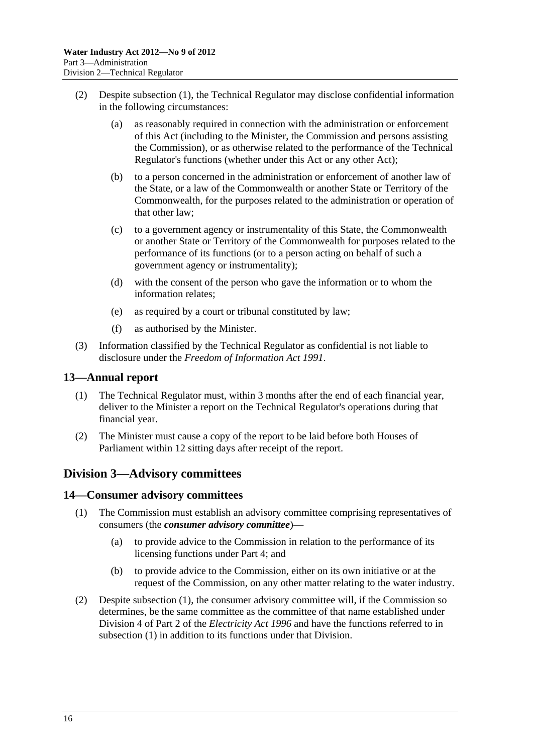(2) Despite subsection (1), the Technical Regulator may disclose confidential information in the following circumstances:

(a) as reasonably required in connection with the administration or enforcement of this Act (including to the Minister, the Commission and persons assisting the Commission), or as otherwise related to the performance of the Technical Regulator's functions (whether under this Act or any other Act);

(b) to a person concerned in the administration or enforcement of another law of the State, or a law of the Commonwealth or another State or Territory of the Commonwealth, for the purposes related to the administration or operation of that other law;

(c) to a government agency or instrumentality of this State, the Commonwealth or another State or Territory of the Commonwealth for purposes related to the performance of its functions (or to a person acting on behalf of such a government agency or instrumentality);

(d) with the consent of the person who gave the information or to whom the information relates;

(e) as required by a court or tribunal constituted by law;

(f) as authorised by the Minister.

(3) Information classified by the Technical Regulator as confidential is not liable to disclosure under the *Freedom of Information Act 1991*.

## 13—Annual report

(1) The Technical Regulator must, within 3 months after the end of each financial year, deliver to the Minister a report on the Technical Regulator's operations during that financial year.

(2) The Minister must cause a copy of the report to be laid before both Houses of Parliament within 12 sitting days after receipt of the report.

# Division 3—Advisory committees

## 14—Consumer advisory committees

(1) The Commission must establish an advisory committee comprising representatives of consumers (the ***consumer advisory committee***)—

(a) to provide advice to the Commission in relation to the performance of its licensing functions under Part 4; and

(b) to provide advice to the Commission, either on its own initiative or at the request of the Commission, on any other matter relating to the water industry.

(2) Despite subsection (1), the consumer advisory committee will, if the Commission so determines, be the same committee as the committee of that name established under Division 4 of Part 2 of the *Electricity Act 1996* and have the functions referred to in subsection (1) in addition to its functions under that Division.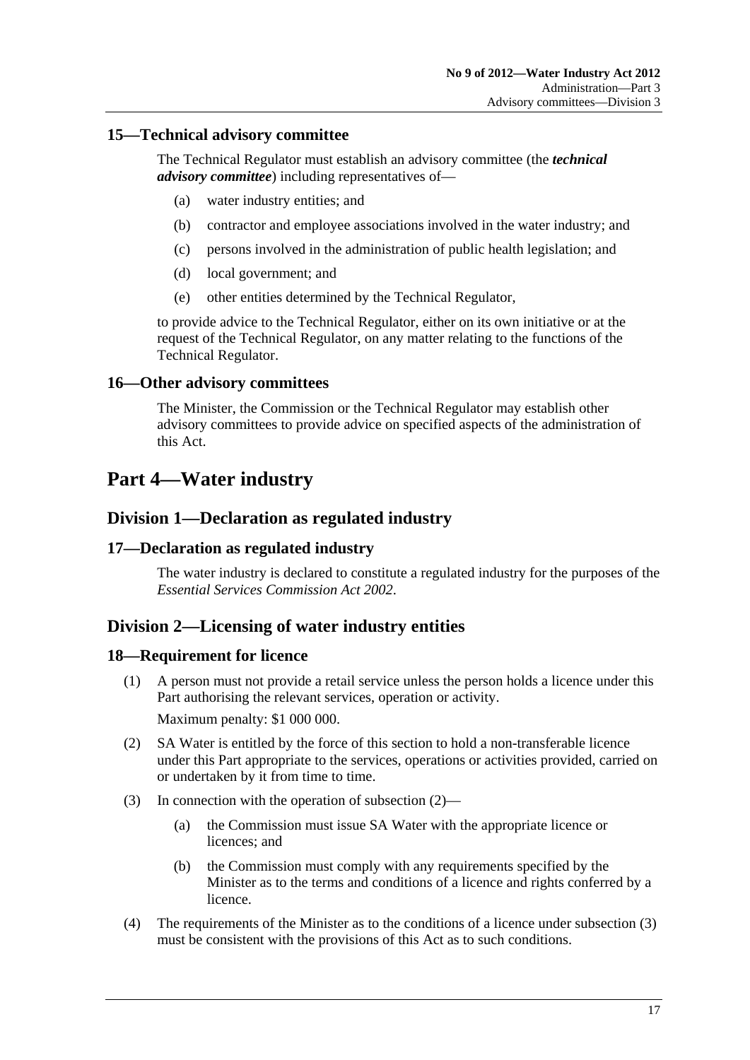### 15—Technical advisory committee

The Technical Regulator must establish an advisory committee (the ***technical advisory committee***) including representatives of—

(a) water industry entities; and

(b) contractor and employee associations involved in the water industry; and

(c) persons involved in the administration of public health legislation; and

(d) local government; and

(e) other entities determined by the Technical Regulator,

to provide advice to the Technical Regulator, either on its own initiative or at the request of the Technical Regulator, on any matter relating to the functions of the Technical Regulator.

### 16—Other advisory committees

The Minister, the Commission or the Technical Regulator may establish other advisory committees to provide advice on specified aspects of the administration of this Act.

# Part 4—Water industry

## Division 1—Declaration as regulated industry

### 17—Declaration as regulated industry

The water industry is declared to constitute a regulated industry for the purposes of the *Essential Services Commission Act 2002*.

## Division 2—Licensing of water industry entities

### 18—Requirement for licence

(1) A person must not provide a retail service unless the person holds a licence under this Part authorising the relevant services, operation or activity.

Maximum penalty: $1 000 000.

(2) SA Water is entitled by the force of this section to hold a non-transferable licence under this Part appropriate to the services, operations or activities provided, carried on or undertaken by it from time to time.

(3) In connection with the operation of subsection (2)—

(a) the Commission must issue SA Water with the appropriate licence or licences; and

(b) the Commission must comply with any requirements specified by the Minister as to the terms and conditions of a licence and rights conferred by a licence.

(4) The requirements of the Minister as to the conditions of a licence under subsection (3) must be consistent with the provisions of this Act as to such conditions.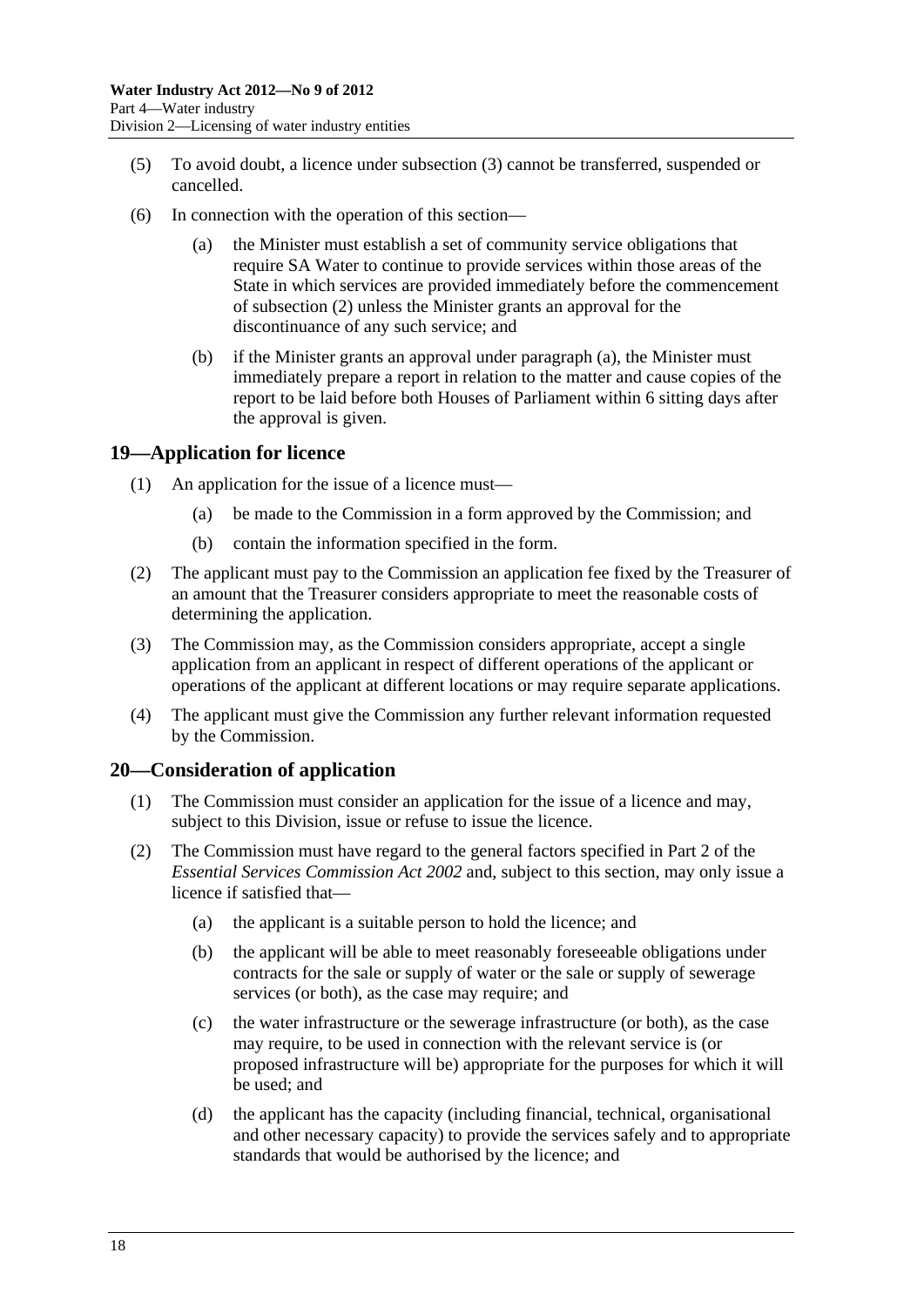(5) To avoid doubt, a licence under subsection (3) cannot be transferred, suspended or cancelled.

(6) In connection with the operation of this section—

(a) the Minister must establish a set of community service obligations that require SA Water to continue to provide services within those areas of the State in which services are provided immediately before the commencement of subsection (2) unless the Minister grants an approval for the discontinuance of any such service; and

(b) if the Minister grants an approval under paragraph (a), the Minister must immediately prepare a report in relation to the matter and cause copies of the report to be laid before both Houses of Parliament within 6 sitting days after the approval is given.

## 19—Application for licence

(1) An application for the issue of a licence must—

(a) be made to the Commission in a form approved by the Commission; and

(b) contain the information specified in the form.

(2) The applicant must pay to the Commission an application fee fixed by the Treasurer of an amount that the Treasurer considers appropriate to meet the reasonable costs of determining the application.

(3) The Commission may, as the Commission considers appropriate, accept a single application from an applicant in respect of different operations of the applicant or operations of the applicant at different locations or may require separate applications.

(4) The applicant must give the Commission any further relevant information requested by the Commission.

## 20—Consideration of application

(1) The Commission must consider an application for the issue of a licence and may, subject to this Division, issue or refuse to issue the licence.

(2) The Commission must have regard to the general factors specified in Part 2 of the *Essential Services Commission Act 2002* and, subject to this section, may only issue a licence if satisfied that—

(a) the applicant is a suitable person to hold the licence; and

(b) the applicant will be able to meet reasonably foreseeable obligations under contracts for the sale or supply of water or the sale or supply of sewerage services (or both), as the case may require; and

(c) the water infrastructure or the sewerage infrastructure (or both), as the case may require, to be used in connection with the relevant service is (or proposed infrastructure will be) appropriate for the purposes for which it will be used; and

(d) the applicant has the capacity (including financial, technical, organisational and other necessary capacity) to provide the services safely and to appropriate standards that would be authorised by the licence; and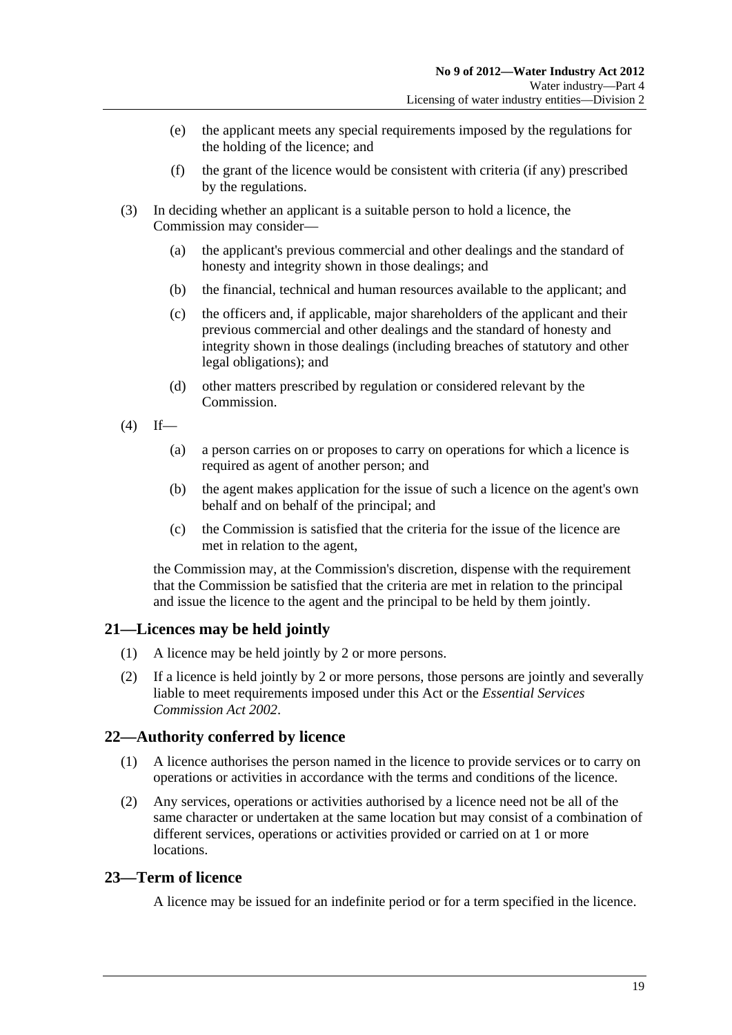(e) the applicant meets any special requirements imposed by the regulations for the holding of the licence; and

(f) the grant of the licence would be consistent with criteria (if any) prescribed by the regulations.

(3) In deciding whether an applicant is a suitable person to hold a licence, the Commission may consider—

(a) the applicant's previous commercial and other dealings and the standard of honesty and integrity shown in those dealings; and

(b) the financial, technical and human resources available to the applicant; and

(c) the officers and, if applicable, major shareholders of the applicant and their previous commercial and other dealings and the standard of honesty and integrity shown in those dealings (including breaches of statutory and other legal obligations); and

(d) other matters prescribed by regulation or considered relevant by the Commission.

(4) If—

(a) a person carries on or proposes to carry on operations for which a licence is required as agent of another person; and

(b) the agent makes application for the issue of such a licence on the agent's own behalf and on behalf of the principal; and

(c) the Commission is satisfied that the criteria for the issue of the licence are met in relation to the agent,

the Commission may, at the Commission's discretion, dispense with the requirement that the Commission be satisfied that the criteria are met in relation to the principal and issue the licence to the agent and the principal to be held by them jointly.

## 21—Licences may be held jointly

(1) A licence may be held jointly by 2 or more persons.

(2) If a licence is held jointly by 2 or more persons, those persons are jointly and severally liable to meet requirements imposed under this Act or the *Essential Services Commission Act 2002*.

## 22—Authority conferred by licence

(1) A licence authorises the person named in the licence to provide services or to carry on operations or activities in accordance with the terms and conditions of the licence.

(2) Any services, operations or activities authorised by a licence need not be all of the same character or undertaken at the same location but may consist of a combination of different services, operations or activities provided or carried on at 1 or more locations.

## 23—Term of licence

A licence may be issued for an indefinite period or for a term specified in the licence.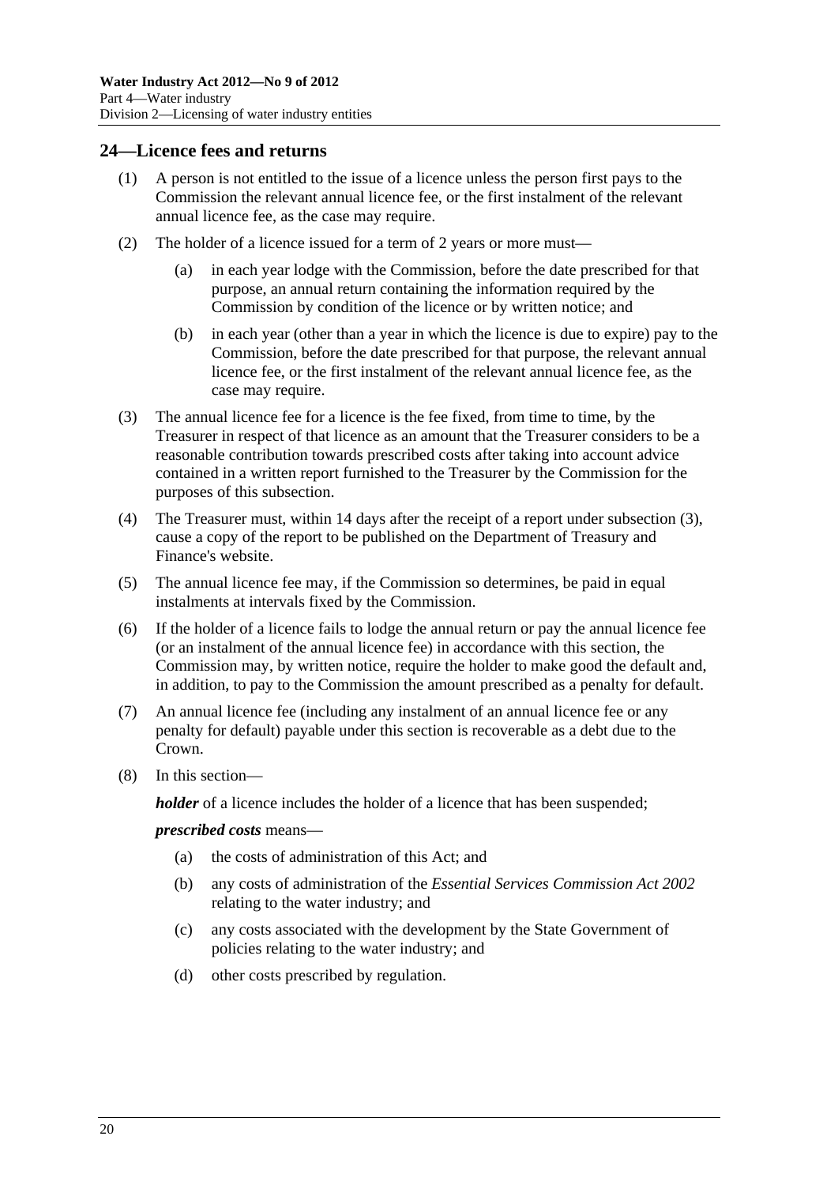## 24—Licence fees and returns

(1) A person is not entitled to the issue of a licence unless the person first pays to the Commission the relevant annual licence fee, or the first instalment of the relevant annual licence fee, as the case may require.

(2) The holder of a licence issued for a term of 2 years or more must—

(a) in each year lodge with the Commission, before the date prescribed for that purpose, an annual return containing the information required by the Commission by condition of the licence or by written notice; and

(b) in each year (other than a year in which the licence is due to expire) pay to the Commission, before the date prescribed for that purpose, the relevant annual licence fee, or the first instalment of the relevant annual licence fee, as the case may require.

(3) The annual licence fee for a licence is the fee fixed, from time to time, by the Treasurer in respect of that licence as an amount that the Treasurer considers to be a reasonable contribution towards prescribed costs after taking into account advice contained in a written report furnished to the Treasurer by the Commission for the purposes of this subsection.

(4) The Treasurer must, within 14 days after the receipt of a report under subsection (3), cause a copy of the report to be published on the Department of Treasury and Finance's website.

(5) The annual licence fee may, if the Commission so determines, be paid in equal instalments at intervals fixed by the Commission.

(6) If the holder of a licence fails to lodge the annual return or pay the annual licence fee (or an instalment of the annual licence fee) in accordance with this section, the Commission may, by written notice, require the holder to make good the default and, in addition, to pay to the Commission the amount prescribed as a penalty for default.

(7) An annual licence fee (including any instalment of an annual licence fee or any penalty for default) payable under this section is recoverable as a debt due to the Crown.

(8) In this section—

***holder*** of a licence includes the holder of a licence that has been suspended;

***prescribed costs*** means—

(a) the costs of administration of this Act; and

(b) any costs of administration of the *Essential Services Commission Act 2002* relating to the water industry; and

(c) any costs associated with the development by the State Government of policies relating to the water industry; and

(d) other costs prescribed by regulation.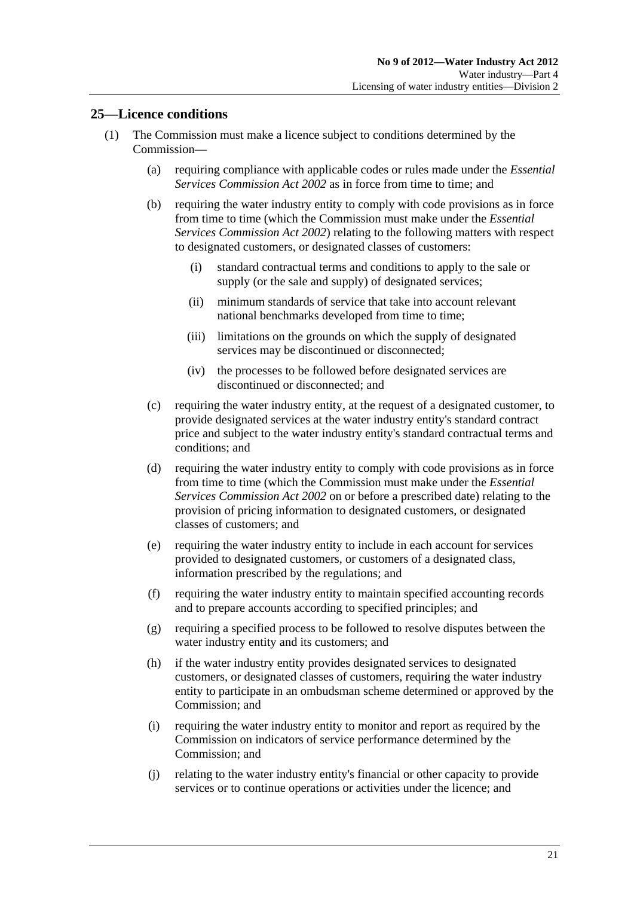## 25—Licence conditions

(1) The Commission must make a licence subject to conditions determined by the Commission—

(a) requiring compliance with applicable codes or rules made under the *Essential Services Commission Act 2002* as in force from time to time; and

(b) requiring the water industry entity to comply with code provisions as in force from time to time (which the Commission must make under the *Essential Services Commission Act 2002*) relating to the following matters with respect to designated customers, or designated classes of customers:

(i) standard contractual terms and conditions to apply to the sale or supply (or the sale and supply) of designated services;

(ii) minimum standards of service that take into account relevant national benchmarks developed from time to time;

(iii) limitations on the grounds on which the supply of designated services may be discontinued or disconnected;

(iv) the processes to be followed before designated services are discontinued or disconnected; and

(c) requiring the water industry entity, at the request of a designated customer, to provide designated services at the water industry entity's standard contract price and subject to the water industry entity's standard contractual terms and conditions; and

(d) requiring the water industry entity to comply with code provisions as in force from time to time (which the Commission must make under the *Essential Services Commission Act 2002* on or before a prescribed date) relating to the provision of pricing information to designated customers, or designated classes of customers; and

(e) requiring the water industry entity to include in each account for services provided to designated customers, or customers of a designated class, information prescribed by the regulations; and

(f) requiring the water industry entity to maintain specified accounting records and to prepare accounts according to specified principles; and

(g) requiring a specified process to be followed to resolve disputes between the water industry entity and its customers; and

(h) if the water industry entity provides designated services to designated customers, or designated classes of customers, requiring the water industry entity to participate in an ombudsman scheme determined or approved by the Commission; and

(i) requiring the water industry entity to monitor and report as required by the Commission on indicators of service performance determined by the Commission; and

(j) relating to the water industry entity's financial or other capacity to provide services or to continue operations or activities under the licence; and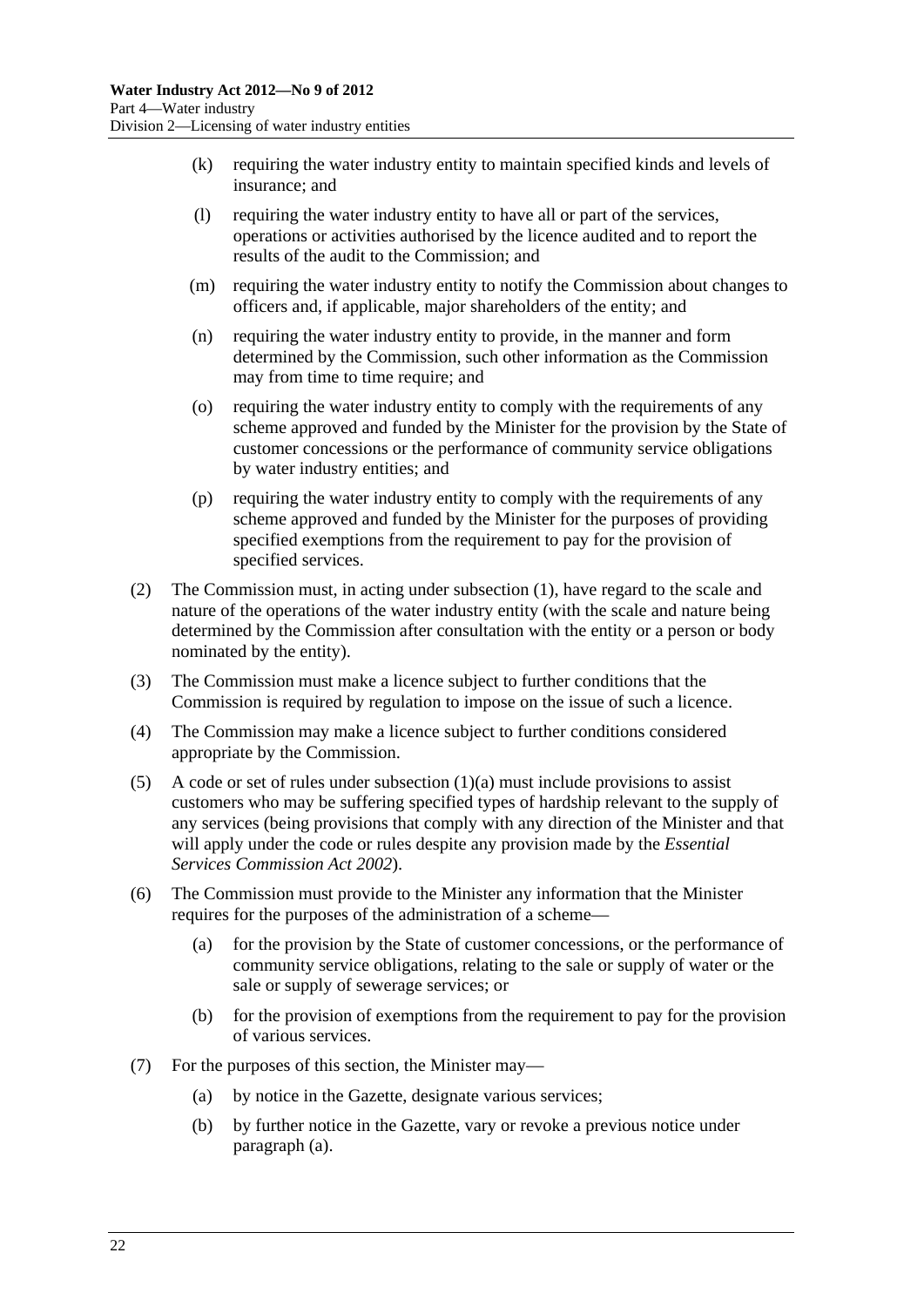(k) requiring the water industry entity to maintain specified kinds and levels of insurance; and

(l) requiring the water industry entity to have all or part of the services, operations or activities authorised by the licence audited and to report the results of the audit to the Commission; and

(m) requiring the water industry entity to notify the Commission about changes to officers and, if applicable, major shareholders of the entity; and

(n) requiring the water industry entity to provide, in the manner and form determined by the Commission, such other information as the Commission may from time to time require; and

(o) requiring the water industry entity to comply with the requirements of any scheme approved and funded by the Minister for the provision by the State of customer concessions or the performance of community service obligations by water industry entities; and

(p) requiring the water industry entity to comply with the requirements of any scheme approved and funded by the Minister for the purposes of providing specified exemptions from the requirement to pay for the provision of specified services.

(2) The Commission must, in acting under subsection (1), have regard to the scale and nature of the operations of the water industry entity (with the scale and nature being determined by the Commission after consultation with the entity or a person or body nominated by the entity).

(3) The Commission must make a licence subject to further conditions that the Commission is required by regulation to impose on the issue of such a licence.

(4) The Commission may make a licence subject to further conditions considered appropriate by the Commission.

(5) A code or set of rules under subsection (1)(a) must include provisions to assist customers who may be suffering specified types of hardship relevant to the supply of any services (being provisions that comply with any direction of the Minister and that will apply under the code or rules despite any provision made by the *Essential Services Commission Act 2002*).

(6) The Commission must provide to the Minister any information that the Minister requires for the purposes of the administration of a scheme—

(a) for the provision by the State of customer concessions, or the performance of community service obligations, relating to the sale or supply of water or the sale or supply of sewerage services; or

(b) for the provision of exemptions from the requirement to pay for the provision of various services.

(7) For the purposes of this section, the Minister may—

(a) by notice in the Gazette, designate various services;

(b) by further notice in the Gazette, vary or revoke a previous notice under paragraph (a).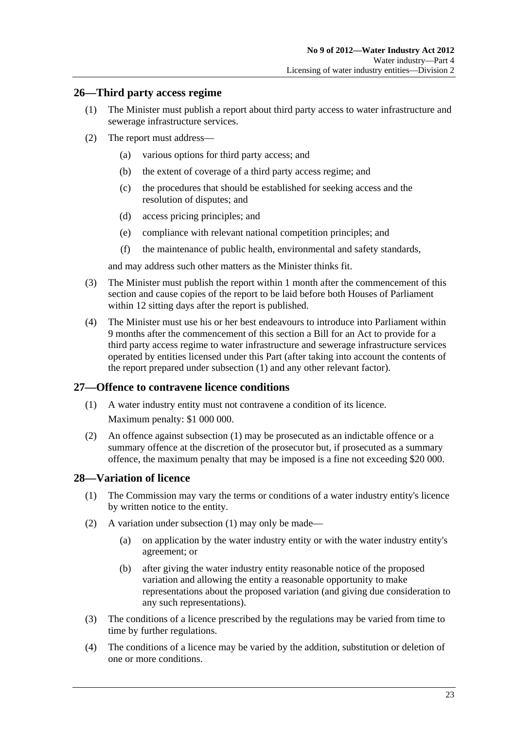## 26—Third party access regime

(1) The Minister must publish a report about third party access to water infrastructure and sewerage infrastructure services.

(2) The report must address—

(a) various options for third party access; and

(b) the extent of coverage of a third party access regime; and

(c) the procedures that should be established for seeking access and the resolution of disputes; and

(d) access pricing principles; and

(e) compliance with relevant national competition principles; and

(f) the maintenance of public health, environmental and safety standards,

and may address such other matters as the Minister thinks fit.

(3) The Minister must publish the report within 1 month after the commencement of this section and cause copies of the report to be laid before both Houses of Parliament within 12 sitting days after the report is published.

(4) The Minister must use his or her best endeavours to introduce into Parliament within 9 months after the commencement of this section a Bill for an Act to provide for a third party access regime to water infrastructure and sewerage infrastructure services operated by entities licensed under this Part (after taking into account the contents of the report prepared under subsection (1) and any other relevant factor).

## 27—Offence to contravene licence conditions

(1) A water industry entity must not contravene a condition of its licence.

Maximum penalty: $1 000 000.

(2) An offence against subsection (1) may be prosecuted as an indictable offence or a summary offence at the discretion of the prosecutor but, if prosecuted as a summary offence, the maximum penalty that may be imposed is a fine not exceeding $20 000.

## 28—Variation of licence

(1) The Commission may vary the terms or conditions of a water industry entity's licence by written notice to the entity.

(2) A variation under subsection (1) may only be made—

(a) on application by the water industry entity or with the water industry entity's agreement; or

(b) after giving the water industry entity reasonable notice of the proposed variation and allowing the entity a reasonable opportunity to make representations about the proposed variation (and giving due consideration to any such representations).

(3) The conditions of a licence prescribed by the regulations may be varied from time to time by further regulations.

(4) The conditions of a licence may be varied by the addition, substitution or deletion of one or more conditions.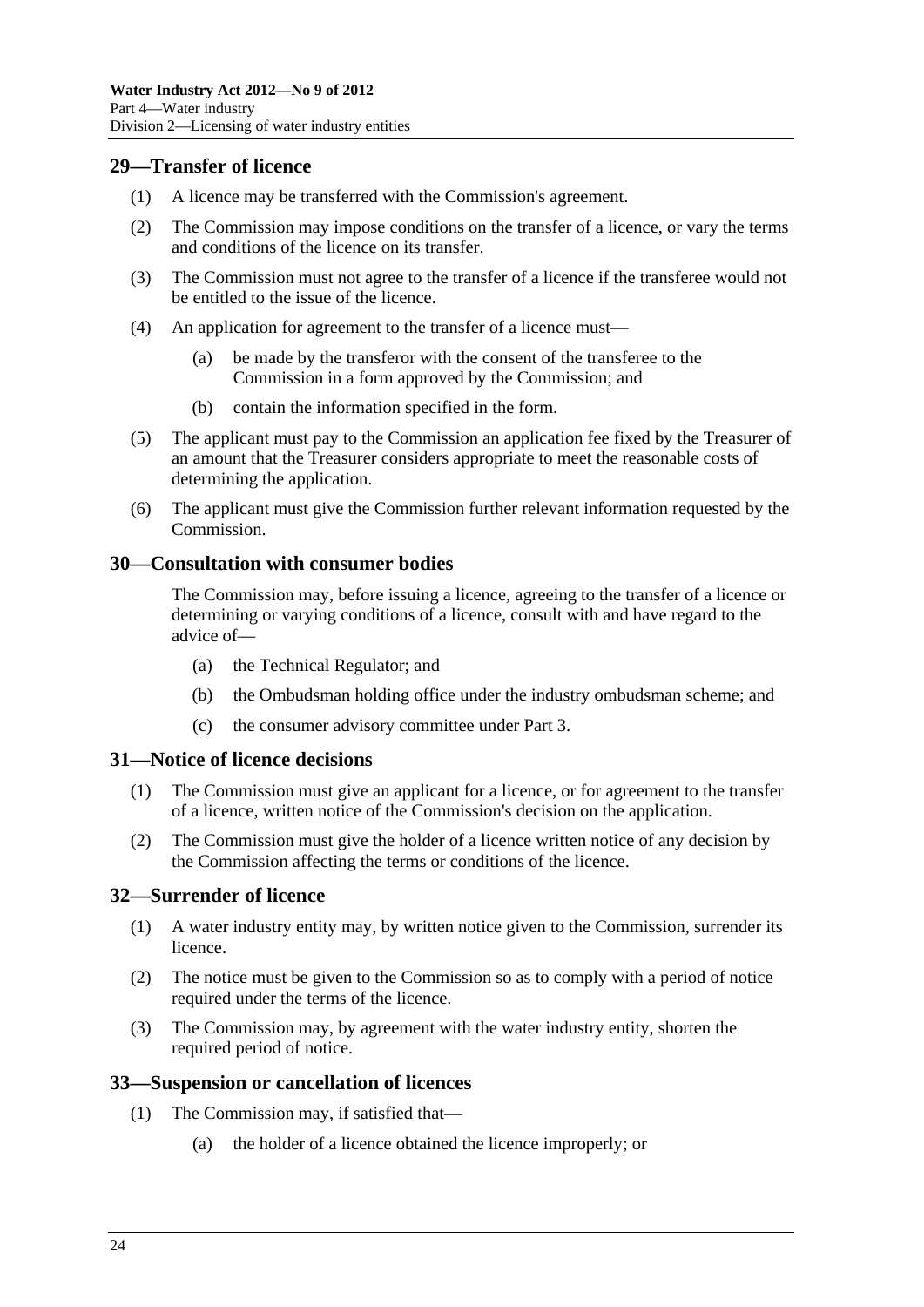## 29—Transfer of licence

(1) A licence may be transferred with the Commission's agreement.

(2) The Commission may impose conditions on the transfer of a licence, or vary the terms and conditions of the licence on its transfer.

(3) The Commission must not agree to the transfer of a licence if the transferee would not be entitled to the issue of the licence.

(4) An application for agreement to the transfer of a licence must—

- (a) be made by the transferor with the consent of the transferee to the Commission in a form approved by the Commission; and
- (b) contain the information specified in the form.

(5) The applicant must pay to the Commission an application fee fixed by the Treasurer of an amount that the Treasurer considers appropriate to meet the reasonable costs of determining the application.

(6) The applicant must give the Commission further relevant information requested by the Commission.

## 30—Consultation with consumer bodies

The Commission may, before issuing a licence, agreeing to the transfer of a licence or determining or varying conditions of a licence, consult with and have regard to the advice of—

- (a) the Technical Regulator; and
- (b) the Ombudsman holding office under the industry ombudsman scheme; and
- (c) the consumer advisory committee under Part 3.

## 31—Notice of licence decisions

(1) The Commission must give an applicant for a licence, or for agreement to the transfer of a licence, written notice of the Commission's decision on the application.

(2) The Commission must give the holder of a licence written notice of any decision by the Commission affecting the terms or conditions of the licence.

## 32—Surrender of licence

(1) A water industry entity may, by written notice given to the Commission, surrender its licence.

(2) The notice must be given to the Commission so as to comply with a period of notice required under the terms of the licence.

(3) The Commission may, by agreement with the water industry entity, shorten the required period of notice.

## 33—Suspension or cancellation of licences

(1) The Commission may, if satisfied that—

- (a) the holder of a licence obtained the licence improperly; or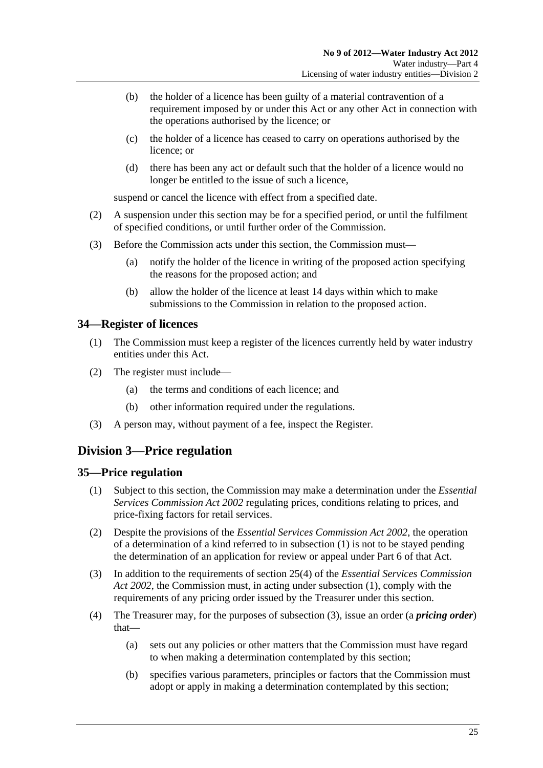(b) the holder of a licence has been guilty of a material contravention of a requirement imposed by or under this Act or any other Act in connection with the operations authorised by the licence; or

(c) the holder of a licence has ceased to carry on operations authorised by the licence; or

(d) there has been any act or default such that the holder of a licence would no longer be entitled to the issue of such a licence,

suspend or cancel the licence with effect from a specified date.

(2) A suspension under this section may be for a specified period, or until the fulfilment of specified conditions, or until further order of the Commission.

(3) Before the Commission acts under this section, the Commission must—

(a) notify the holder of the licence in writing of the proposed action specifying the reasons for the proposed action; and

(b) allow the holder of the licence at least 14 days within which to make submissions to the Commission in relation to the proposed action.

### 34—Register of licences

(1) The Commission must keep a register of the licences currently held by water industry entities under this Act.

(2) The register must include—

(a) the terms and conditions of each licence; and

(b) other information required under the regulations.

(3) A person may, without payment of a fee, inspect the Register.

## Division 3—Price regulation

### 35—Price regulation

(1) Subject to this section, the Commission may make a determination under the *Essential Services Commission Act 2002* regulating prices, conditions relating to prices, and price-fixing factors for retail services.

(2) Despite the provisions of the *Essential Services Commission Act 2002*, the operation of a determination of a kind referred to in subsection (1) is not to be stayed pending the determination of an application for review or appeal under Part 6 of that Act.

(3) In addition to the requirements of section 25(4) of the *Essential Services Commission Act 2002*, the Commission must, in acting under subsection (1), comply with the requirements of any pricing order issued by the Treasurer under this section.

(4) The Treasurer may, for the purposes of subsection (3), issue an order (a ***pricing order***) that—

(a) sets out any policies or other matters that the Commission must have regard to when making a determination contemplated by this section;

(b) specifies various parameters, principles or factors that the Commission must adopt or apply in making a determination contemplated by this section;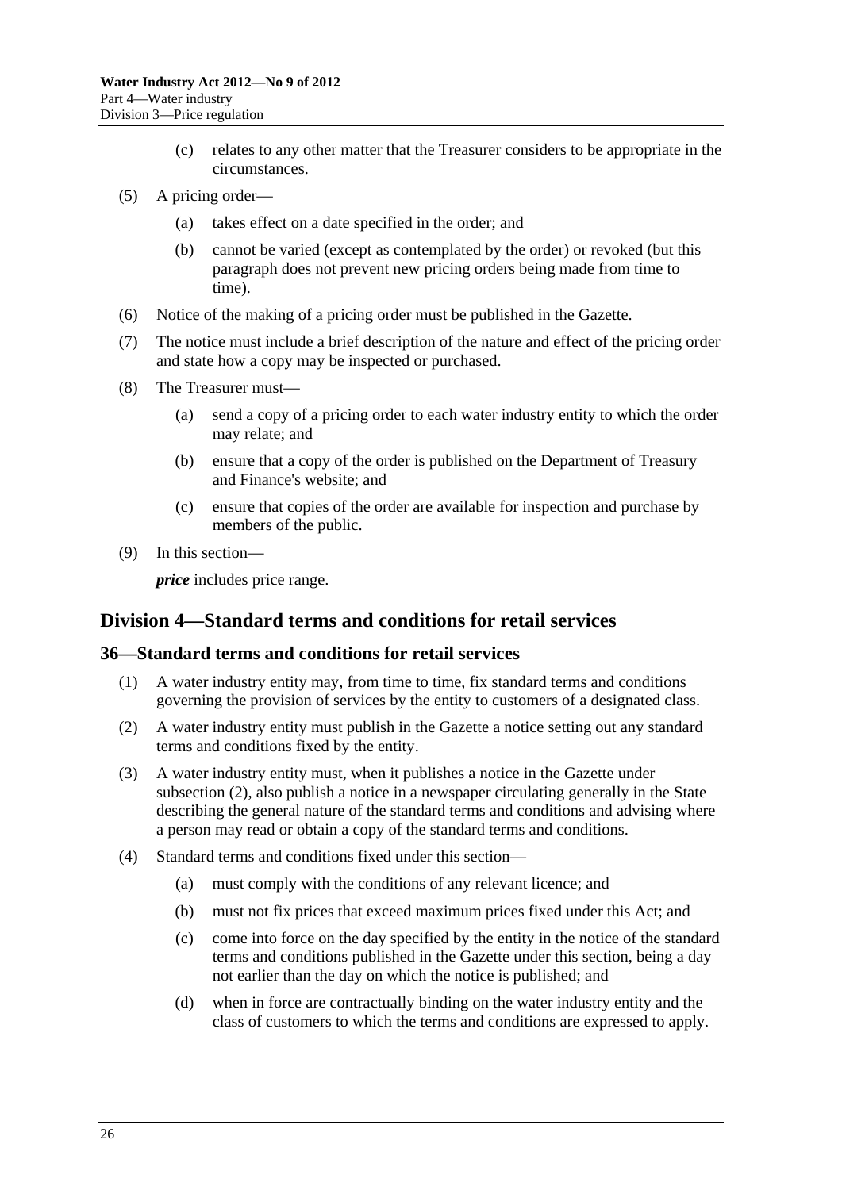(c) relates to any other matter that the Treasurer considers to be appropriate in the circumstances.

(5) A pricing order—

(a) takes effect on a date specified in the order; and

(b) cannot be varied (except as contemplated by the order) or revoked (but this paragraph does not prevent new pricing orders being made from time to time).

(6) Notice of the making of a pricing order must be published in the Gazette.

(7) The notice must include a brief description of the nature and effect of the pricing order and state how a copy may be inspected or purchased.

(8) The Treasurer must—

(a) send a copy of a pricing order to each water industry entity to which the order may relate; and

(b) ensure that a copy of the order is published on the Department of Treasury and Finance's website; and

(c) ensure that copies of the order are available for inspection and purchase by members of the public.

(9) In this section—

***price*** includes price range.

## Division 4—Standard terms and conditions for retail services

### 36—Standard terms and conditions for retail services

(1) A water industry entity may, from time to time, fix standard terms and conditions governing the provision of services by the entity to customers of a designated class.

(2) A water industry entity must publish in the Gazette a notice setting out any standard terms and conditions fixed by the entity.

(3) A water industry entity must, when it publishes a notice in the Gazette under subsection (2), also publish a notice in a newspaper circulating generally in the State describing the general nature of the standard terms and conditions and advising where a person may read or obtain a copy of the standard terms and conditions.

(4) Standard terms and conditions fixed under this section—

(a) must comply with the conditions of any relevant licence; and

(b) must not fix prices that exceed maximum prices fixed under this Act; and

(c) come into force on the day specified by the entity in the notice of the standard terms and conditions published in the Gazette under this section, being a day not earlier than the day on which the notice is published; and

(d) when in force are contractually binding on the water industry entity and the class of customers to which the terms and conditions are expressed to apply.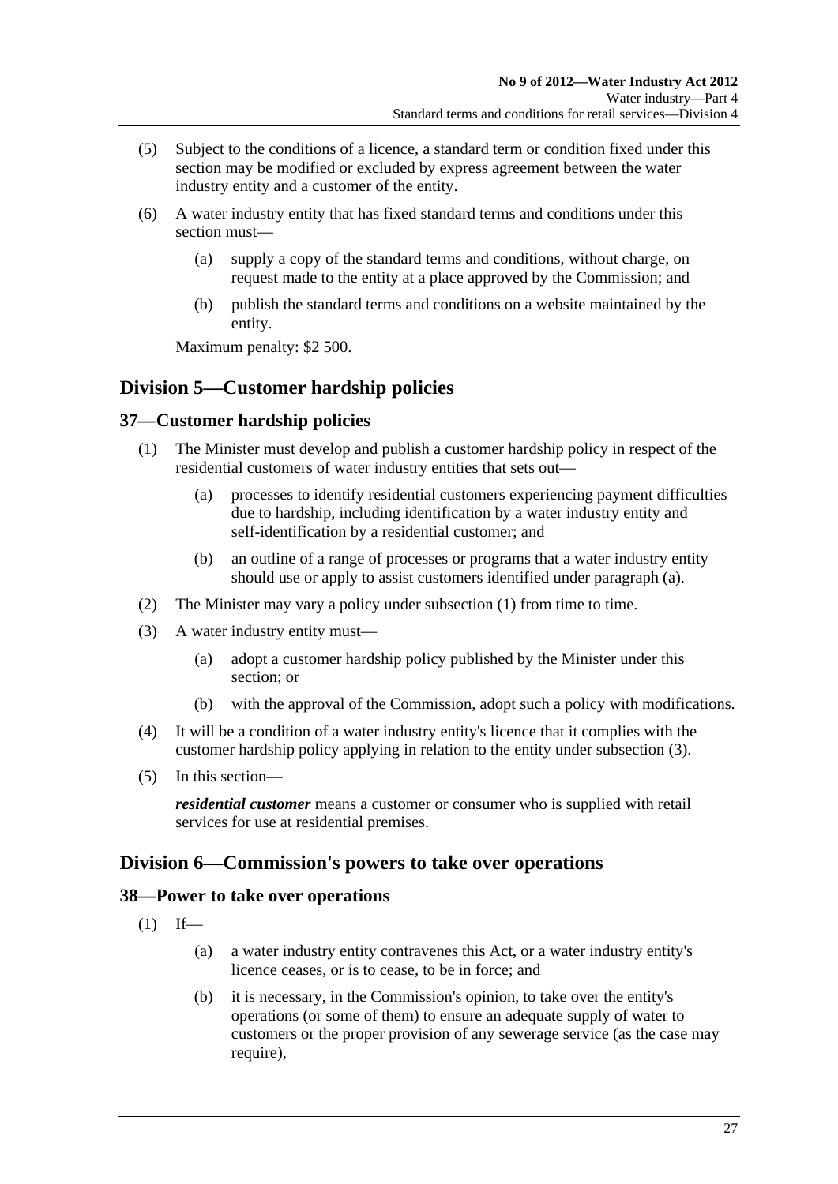(5) Subject to the conditions of a licence, a standard term or condition fixed under this section may be modified or excluded by express agreement between the water industry entity and a customer of the entity.

(6) A water industry entity that has fixed standard terms and conditions under this section must—

(a) supply a copy of the standard terms and conditions, without charge, on request made to the entity at a place approved by the Commission; and

(b) publish the standard terms and conditions on a website maintained by the entity.

Maximum penalty: $2 500.

## Division 5—Customer hardship policies

### 37—Customer hardship policies

(1) The Minister must develop and publish a customer hardship policy in respect of the residential customers of water industry entities that sets out—

(a) processes to identify residential customers experiencing payment difficulties due to hardship, including identification by a water industry entity and self-identification by a residential customer; and

(b) an outline of a range of processes or programs that a water industry entity should use or apply to assist customers identified under paragraph (a).

(2) The Minister may vary a policy under subsection (1) from time to time.

(3) A water industry entity must—

(a) adopt a customer hardship policy published by the Minister under this section; or

(b) with the approval of the Commission, adopt such a policy with modifications.

(4) It will be a condition of a water industry entity's licence that it complies with the customer hardship policy applying in relation to the entity under subsection (3).

(5) In this section—

***residential customer*** means a customer or consumer who is supplied with retail services for use at residential premises.

## Division 6—Commission's powers to take over operations

### 38—Power to take over operations

(1) If—

(a) a water industry entity contravenes this Act, or a water industry entity's licence ceases, or is to cease, to be in force; and

(b) it is necessary, in the Commission's opinion, to take over the entity's operations (or some of them) to ensure an adequate supply of water to customers or the proper provision of any sewerage service (as the case may require),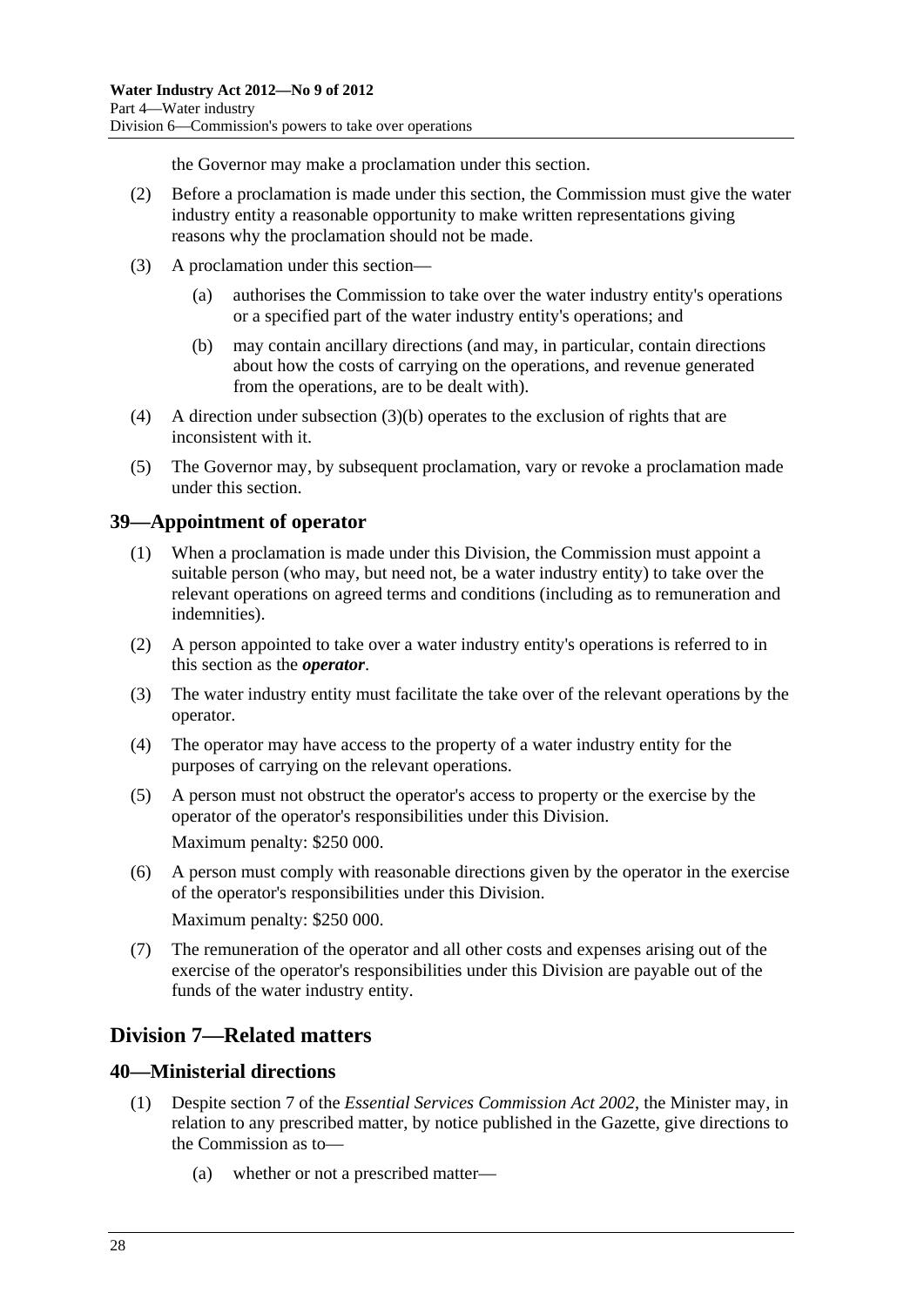the Governor may make a proclamation under this section.

(2) Before a proclamation is made under this section, the Commission must give the water industry entity a reasonable opportunity to make written representations giving reasons why the proclamation should not be made.

(3) A proclamation under this section—

(a) authorises the Commission to take over the water industry entity's operations or a specified part of the water industry entity's operations; and

(b) may contain ancillary directions (and may, in particular, contain directions about how the costs of carrying on the operations, and revenue generated from the operations, are to be dealt with).

(4) A direction under subsection (3)(b) operates to the exclusion of rights that are inconsistent with it.

(5) The Governor may, by subsequent proclamation, vary or revoke a proclamation made under this section.

## 39—Appointment of operator

(1) When a proclamation is made under this Division, the Commission must appoint a suitable person (who may, but need not, be a water industry entity) to take over the relevant operations on agreed terms and conditions (including as to remuneration and indemnities).

(2) A person appointed to take over a water industry entity's operations is referred to in this section as the ***operator***.

(3) The water industry entity must facilitate the take over of the relevant operations by the operator.

(4) The operator may have access to the property of a water industry entity for the purposes of carrying on the relevant operations.

(5) A person must not obstruct the operator's access to property or the exercise by the operator of the operator's responsibilities under this Division.

Maximum penalty: $250 000.

(6) A person must comply with reasonable directions given by the operator in the exercise of the operator's responsibilities under this Division.

Maximum penalty: $250 000.

(7) The remuneration of the operator and all other costs and expenses arising out of the exercise of the operator's responsibilities under this Division are payable out of the funds of the water industry entity.

# Division 7—Related matters

## 40—Ministerial directions

(1) Despite section 7 of the *Essential Services Commission Act 2002*, the Minister may, in relation to any prescribed matter, by notice published in the Gazette, give directions to the Commission as to—

(a) whether or not a prescribed matter—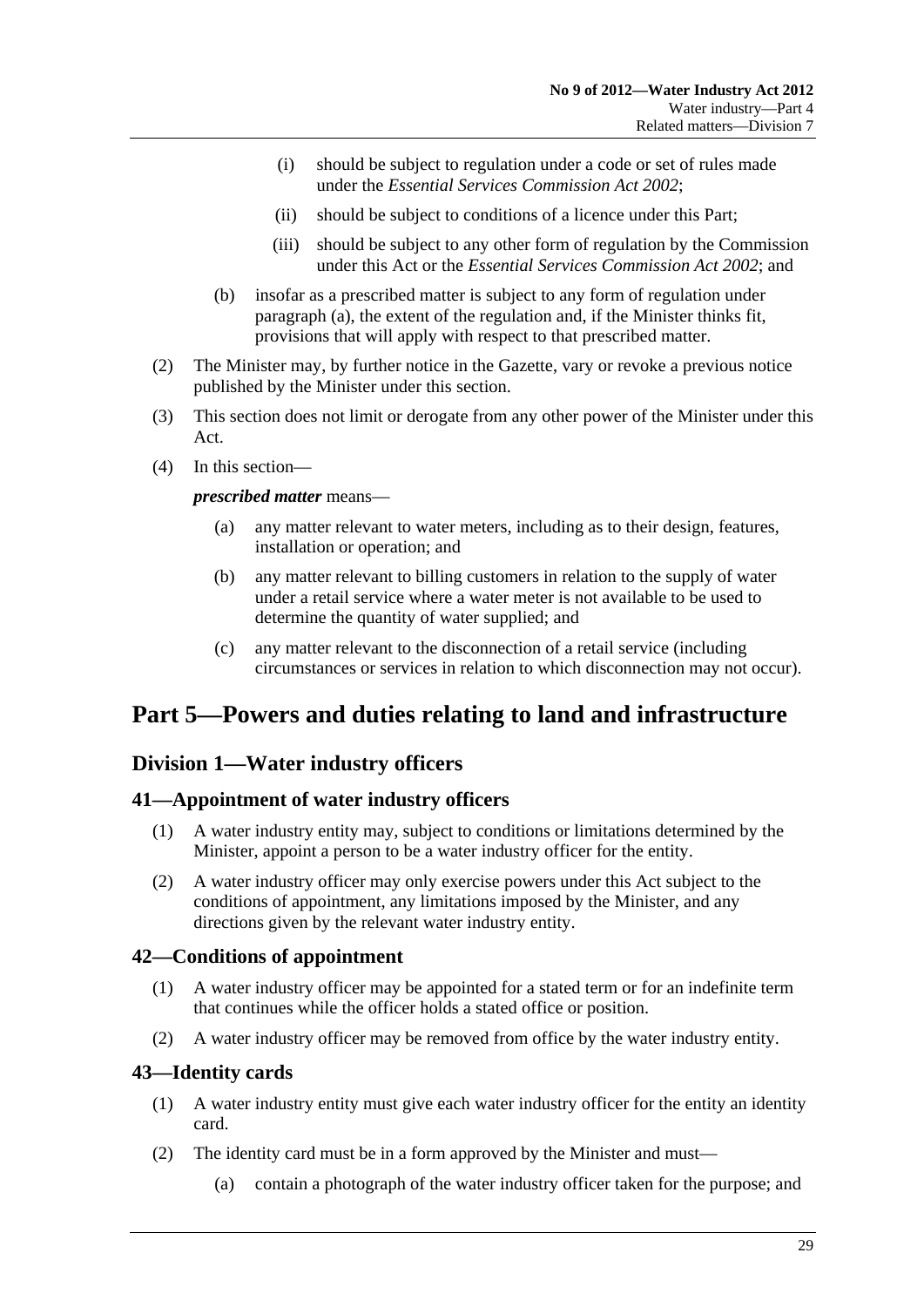(i) should be subject to regulation under a code or set of rules made under the *Essential Services Commission Act 2002*;

(ii) should be subject to conditions of a licence under this Part;

(iii) should be subject to any other form of regulation by the Commission under this Act or the *Essential Services Commission Act 2002*; and

(b) insofar as a prescribed matter is subject to any form of regulation under paragraph (a), the extent of the regulation and, if the Minister thinks fit, provisions that will apply with respect to that prescribed matter.

(2) The Minister may, by further notice in the Gazette, vary or revoke a previous notice published by the Minister under this section.

(3) This section does not limit or derogate from any other power of the Minister under this Act.

(4) In this section—

***prescribed matter*** means—

(a) any matter relevant to water meters, including as to their design, features, installation or operation; and

(b) any matter relevant to billing customers in relation to the supply of water under a retail service where a water meter is not available to be used to determine the quantity of water supplied; and

(c) any matter relevant to the disconnection of a retail service (including circumstances or services in relation to which disconnection may not occur).

# Part 5—Powers and duties relating to land and infrastructure

## Division 1—Water industry officers

### 41—Appointment of water industry officers

(1) A water industry entity may, subject to conditions or limitations determined by the Minister, appoint a person to be a water industry officer for the entity.

(2) A water industry officer may only exercise powers under this Act subject to the conditions of appointment, any limitations imposed by the Minister, and any directions given by the relevant water industry entity.

### 42—Conditions of appointment

(1) A water industry officer may be appointed for a stated term or for an indefinite term that continues while the officer holds a stated office or position.

(2) A water industry officer may be removed from office by the water industry entity.

### 43—Identity cards

(1) A water industry entity must give each water industry officer for the entity an identity card.

(2) The identity card must be in a form approved by the Minister and must—

(a) contain a photograph of the water industry officer taken for the purpose; and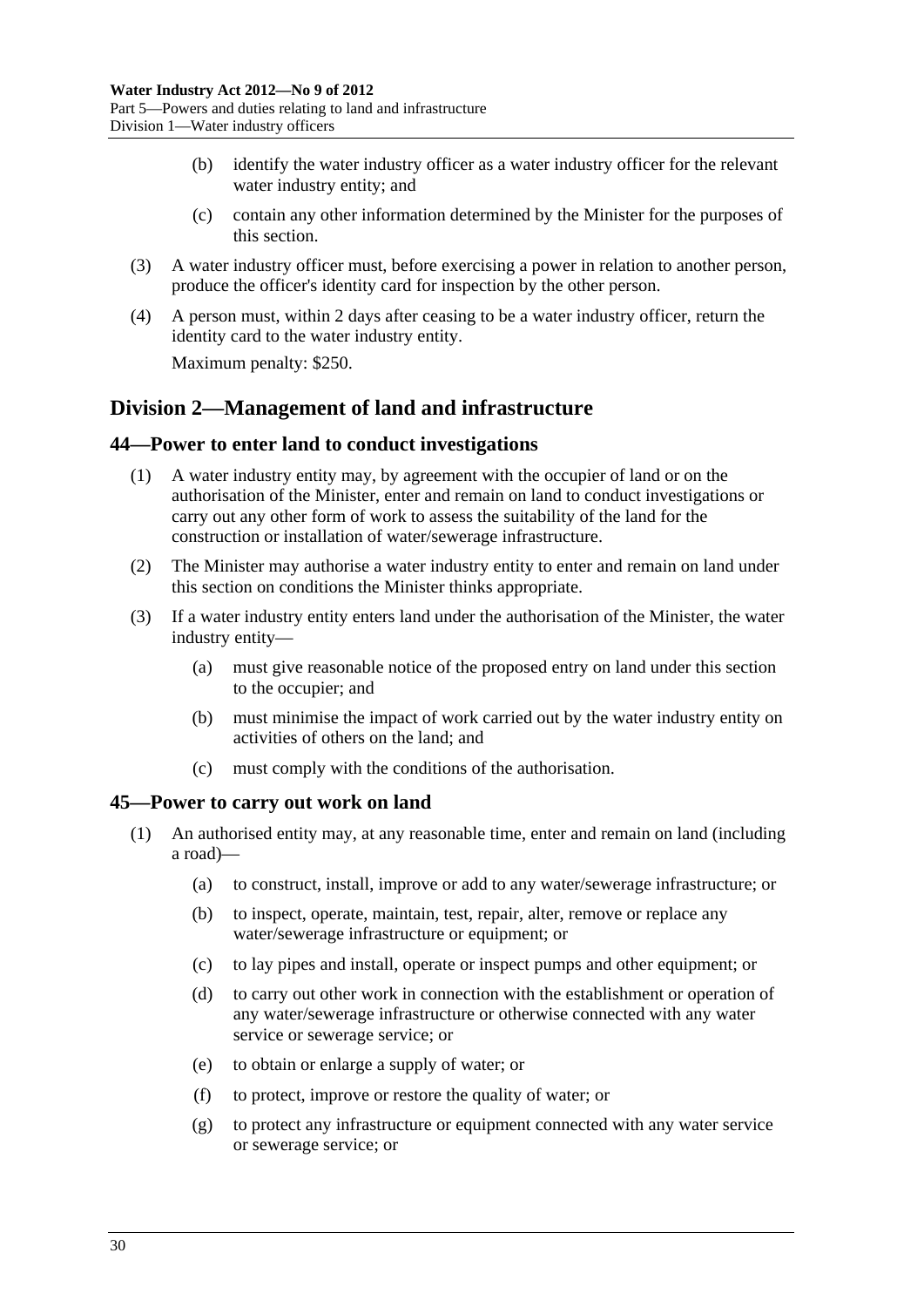(b) identify the water industry officer as a water industry officer for the relevant water industry entity; and

(c) contain any other information determined by the Minister for the purposes of this section.

(3) A water industry officer must, before exercising a power in relation to another person, produce the officer's identity card for inspection by the other person.

(4) A person must, within 2 days after ceasing to be a water industry officer, return the identity card to the water industry entity.

Maximum penalty: $250.

## Division 2—Management of land and infrastructure

### 44—Power to enter land to conduct investigations

(1) A water industry entity may, by agreement with the occupier of land or on the authorisation of the Minister, enter and remain on land to conduct investigations or carry out any other form of work to assess the suitability of the land for the construction or installation of water/sewerage infrastructure.

(2) The Minister may authorise a water industry entity to enter and remain on land under this section on conditions the Minister thinks appropriate.

(3) If a water industry entity enters land under the authorisation of the Minister, the water industry entity—

(a) must give reasonable notice of the proposed entry on land under this section to the occupier; and

(b) must minimise the impact of work carried out by the water industry entity on activities of others on the land; and

(c) must comply with the conditions of the authorisation.

### 45—Power to carry out work on land

(1) An authorised entity may, at any reasonable time, enter and remain on land (including a road)—

(a) to construct, install, improve or add to any water/sewerage infrastructure; or

(b) to inspect, operate, maintain, test, repair, alter, remove or replace any water/sewerage infrastructure or equipment; or

(c) to lay pipes and install, operate or inspect pumps and other equipment; or

(d) to carry out other work in connection with the establishment or operation of any water/sewerage infrastructure or otherwise connected with any water service or sewerage service; or

(e) to obtain or enlarge a supply of water; or

(f) to protect, improve or restore the quality of water; or

(g) to protect any infrastructure or equipment connected with any water service or sewerage service; or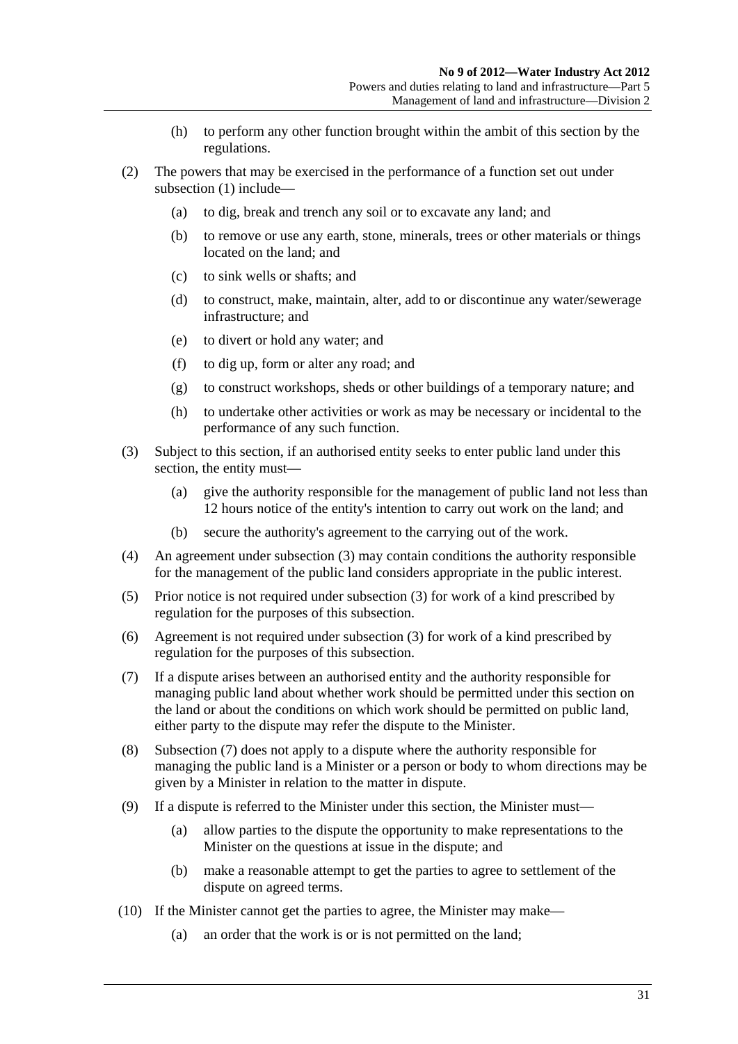(h) to perform any other function brought within the ambit of this section by the regulations.

(2) The powers that may be exercised in the performance of a function set out under subsection (1) include—

(a) to dig, break and trench any soil or to excavate any land; and

(b) to remove or use any earth, stone, minerals, trees or other materials or things located on the land; and

(c) to sink wells or shafts; and

(d) to construct, make, maintain, alter, add to or discontinue any water/sewerage infrastructure; and

(e) to divert or hold any water; and

(f) to dig up, form or alter any road; and

(g) to construct workshops, sheds or other buildings of a temporary nature; and

(h) to undertake other activities or work as may be necessary or incidental to the performance of any such function.

(3) Subject to this section, if an authorised entity seeks to enter public land under this section, the entity must—

(a) give the authority responsible for the management of public land not less than 12 hours notice of the entity's intention to carry out work on the land; and

(b) secure the authority's agreement to the carrying out of the work.

(4) An agreement under subsection (3) may contain conditions the authority responsible for the management of the public land considers appropriate in the public interest.

(5) Prior notice is not required under subsection (3) for work of a kind prescribed by regulation for the purposes of this subsection.

(6) Agreement is not required under subsection (3) for work of a kind prescribed by regulation for the purposes of this subsection.

(7) If a dispute arises between an authorised entity and the authority responsible for managing public land about whether work should be permitted under this section on the land or about the conditions on which work should be permitted on public land, either party to the dispute may refer the dispute to the Minister.

(8) Subsection (7) does not apply to a dispute where the authority responsible for managing the public land is a Minister or a person or body to whom directions may be given by a Minister in relation to the matter in dispute.

(9) If a dispute is referred to the Minister under this section, the Minister must—

(a) allow parties to the dispute the opportunity to make representations to the Minister on the questions at issue in the dispute; and

(b) make a reasonable attempt to get the parties to agree to settlement of the dispute on agreed terms.

(10) If the Minister cannot get the parties to agree, the Minister may make—

(a) an order that the work is or is not permitted on the land;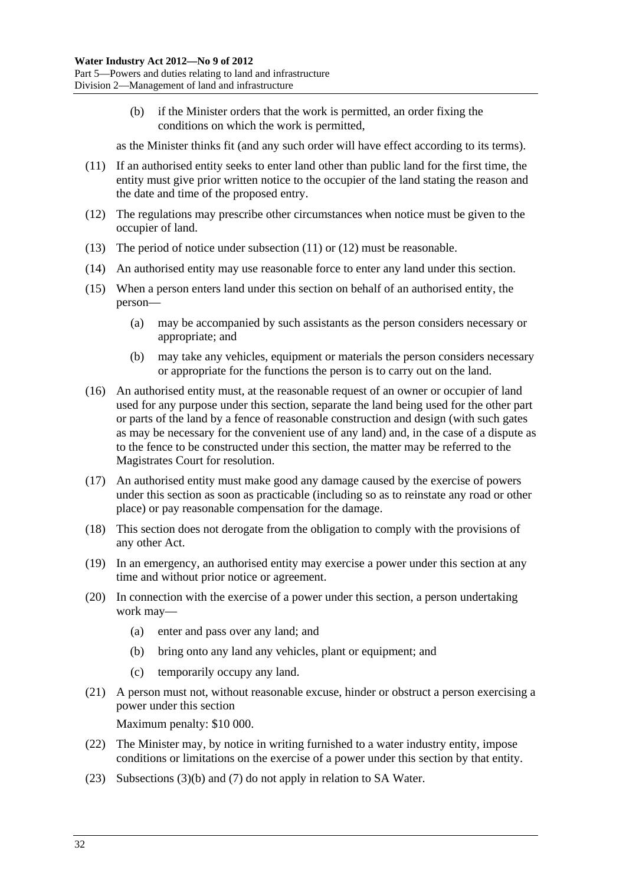(b) if the Minister orders that the work is permitted, an order fixing the conditions on which the work is permitted,

as the Minister thinks fit (and any such order will have effect according to its terms).

(11) If an authorised entity seeks to enter land other than public land for the first time, the entity must give prior written notice to the occupier of the land stating the reason and the date and time of the proposed entry.

(12) The regulations may prescribe other circumstances when notice must be given to the occupier of land.

(13) The period of notice under subsection (11) or (12) must be reasonable.

(14) An authorised entity may use reasonable force to enter any land under this section.

(15) When a person enters land under this section on behalf of an authorised entity, the person—

(a) may be accompanied by such assistants as the person considers necessary or appropriate; and

(b) may take any vehicles, equipment or materials the person considers necessary or appropriate for the functions the person is to carry out on the land.

(16) An authorised entity must, at the reasonable request of an owner or occupier of land used for any purpose under this section, separate the land being used for the other part or parts of the land by a fence of reasonable construction and design (with such gates as may be necessary for the convenient use of any land) and, in the case of a dispute as to the fence to be constructed under this section, the matter may be referred to the Magistrates Court for resolution.

(17) An authorised entity must make good any damage caused by the exercise of powers under this section as soon as practicable (including so as to reinstate any road or other place) or pay reasonable compensation for the damage.

(18) This section does not derogate from the obligation to comply with the provisions of any other Act.

(19) In an emergency, an authorised entity may exercise a power under this section at any time and without prior notice or agreement.

(20) In connection with the exercise of a power under this section, a person undertaking work may—

(a) enter and pass over any land; and

(b) bring onto any land any vehicles, plant or equipment; and

(c) temporarily occupy any land.

(21) A person must not, without reasonable excuse, hinder or obstruct a person exercising a power under this section

Maximum penalty: $10 000.

(22) The Minister may, by notice in writing furnished to a water industry entity, impose conditions or limitations on the exercise of a power under this section by that entity.

(23) Subsections (3)(b) and (7) do not apply in relation to SA Water.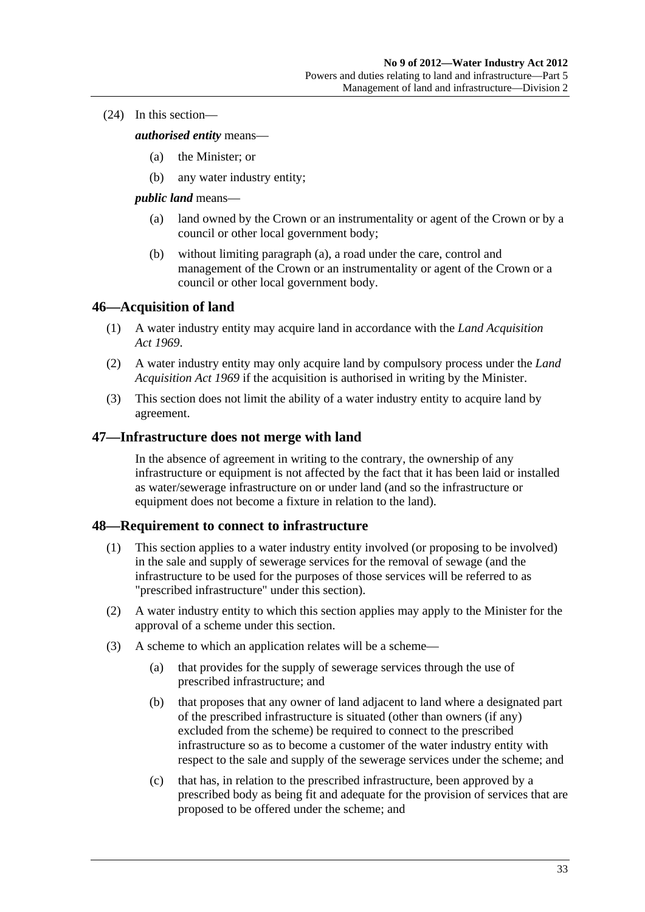(24) In this section—

***authorised entity*** means—

(a) the Minister; or

(b) any water industry entity;

***public land*** means—

(a) land owned by the Crown or an instrumentality or agent of the Crown or by a council or other local government body;

(b) without limiting paragraph (a), a road under the care, control and management of the Crown or an instrumentality or agent of the Crown or a council or other local government body.

## 46—Acquisition of land

(1) A water industry entity may acquire land in accordance with the *Land Acquisition Act 1969*.

(2) A water industry entity may only acquire land by compulsory process under the *Land Acquisition Act 1969* if the acquisition is authorised in writing by the Minister.

(3) This section does not limit the ability of a water industry entity to acquire land by agreement.

## 47—Infrastructure does not merge with land

In the absence of agreement in writing to the contrary, the ownership of any infrastructure or equipment is not affected by the fact that it has been laid or installed as water/sewerage infrastructure on or under land (and so the infrastructure or equipment does not become a fixture in relation to the land).

## 48—Requirement to connect to infrastructure

(1) This section applies to a water industry entity involved (or proposing to be involved) in the sale and supply of sewerage services for the removal of sewage (and the infrastructure to be used for the purposes of those services will be referred to as "prescribed infrastructure" under this section).

(2) A water industry entity to which this section applies may apply to the Minister for the approval of a scheme under this section.

(3) A scheme to which an application relates will be a scheme—

(a) that provides for the supply of sewerage services through the use of prescribed infrastructure; and

(b) that proposes that any owner of land adjacent to land where a designated part of the prescribed infrastructure is situated (other than owners (if any) excluded from the scheme) be required to connect to the prescribed infrastructure so as to become a customer of the water industry entity with respect to the sale and supply of the sewerage services under the scheme; and

(c) that has, in relation to the prescribed infrastructure, been approved by a prescribed body as being fit and adequate for the provision of services that are proposed to be offered under the scheme; and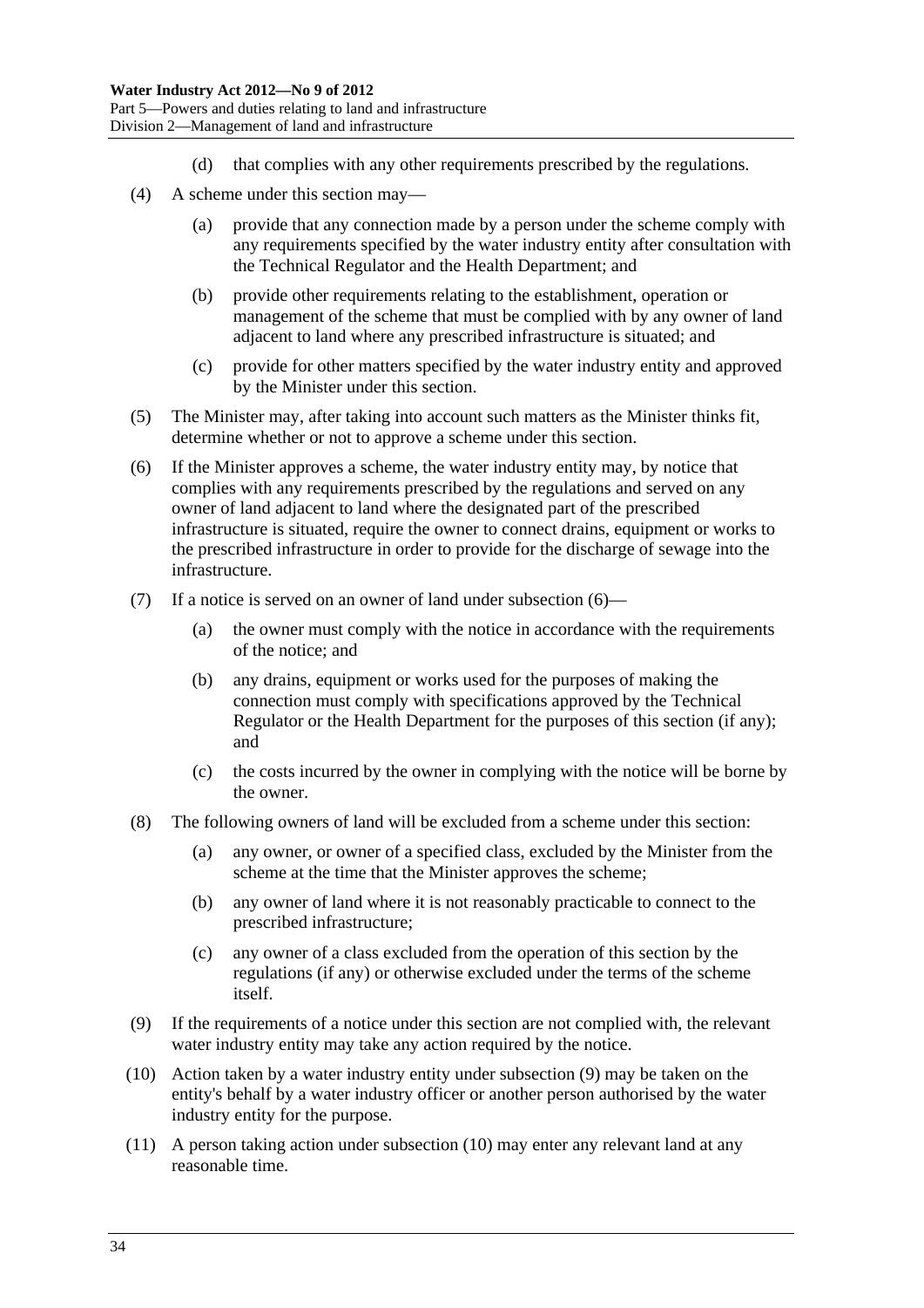(d) that complies with any other requirements prescribed by the regulations.

(4) A scheme under this section may—

(a) provide that any connection made by a person under the scheme comply with any requirements specified by the water industry entity after consultation with the Technical Regulator and the Health Department; and

(b) provide other requirements relating to the establishment, operation or management of the scheme that must be complied with by any owner of land adjacent to land where any prescribed infrastructure is situated; and

(c) provide for other matters specified by the water industry entity and approved by the Minister under this section.

(5) The Minister may, after taking into account such matters as the Minister thinks fit, determine whether or not to approve a scheme under this section.

(6) If the Minister approves a scheme, the water industry entity may, by notice that complies with any requirements prescribed by the regulations and served on any owner of land adjacent to land where the designated part of the prescribed infrastructure is situated, require the owner to connect drains, equipment or works to the prescribed infrastructure in order to provide for the discharge of sewage into the infrastructure.

(7) If a notice is served on an owner of land under subsection (6)—

(a) the owner must comply with the notice in accordance with the requirements of the notice; and

(b) any drains, equipment or works used for the purposes of making the connection must comply with specifications approved by the Technical Regulator or the Health Department for the purposes of this section (if any); and

(c) the costs incurred by the owner in complying with the notice will be borne by the owner.

(8) The following owners of land will be excluded from a scheme under this section:

(a) any owner, or owner of a specified class, excluded by the Minister from the scheme at the time that the Minister approves the scheme;

(b) any owner of land where it is not reasonably practicable to connect to the prescribed infrastructure;

(c) any owner of a class excluded from the operation of this section by the regulations (if any) or otherwise excluded under the terms of the scheme itself.

(9) If the requirements of a notice under this section are not complied with, the relevant water industry entity may take any action required by the notice.

(10) Action taken by a water industry entity under subsection (9) may be taken on the entity's behalf by a water industry officer or another person authorised by the water industry entity for the purpose.

(11) A person taking action under subsection (10) may enter any relevant land at any reasonable time.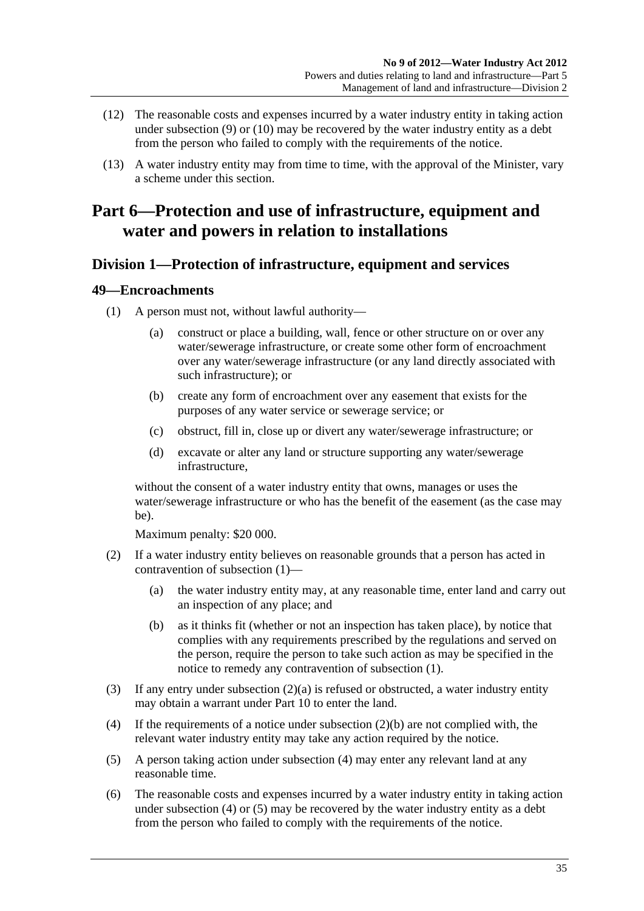(12) The reasonable costs and expenses incurred by a water industry entity in taking action under subsection (9) or (10) may be recovered by the water industry entity as a debt from the person who failed to comply with the requirements of the notice.

(13) A water industry entity may from time to time, with the approval of the Minister, vary a scheme under this section.

# Part 6—Protection and use of infrastructure, equipment and water and powers in relation to installations

## Division 1—Protection of infrastructure, equipment and services

### 49—Encroachments

(1) A person must not, without lawful authority—

- (a) construct or place a building, wall, fence or other structure on or over any water/sewerage infrastructure, or create some other form of encroachment over any water/sewerage infrastructure (or any land directly associated with such infrastructure); or
- (b) create any form of encroachment over any easement that exists for the purposes of any water service or sewerage service; or
- (c) obstruct, fill in, close up or divert any water/sewerage infrastructure; or
- (d) excavate or alter any land or structure supporting any water/sewerage infrastructure,

without the consent of a water industry entity that owns, manages or uses the water/sewerage infrastructure or who has the benefit of the easement (as the case may be).

Maximum penalty: $20 000.

(2) If a water industry entity believes on reasonable grounds that a person has acted in contravention of subsection (1)—

- (a) the water industry entity may, at any reasonable time, enter land and carry out an inspection of any place; and
- (b) as it thinks fit (whether or not an inspection has taken place), by notice that complies with any requirements prescribed by the regulations and served on the person, require the person to take such action as may be specified in the notice to remedy any contravention of subsection (1).

(3) If any entry under subsection (2)(a) is refused or obstructed, a water industry entity may obtain a warrant under Part 10 to enter the land.

(4) If the requirements of a notice under subsection (2)(b) are not complied with, the relevant water industry entity may take any action required by the notice.

(5) A person taking action under subsection (4) may enter any relevant land at any reasonable time.

(6) The reasonable costs and expenses incurred by a water industry entity in taking action under subsection (4) or (5) may be recovered by the water industry entity as a debt from the person who failed to comply with the requirements of the notice.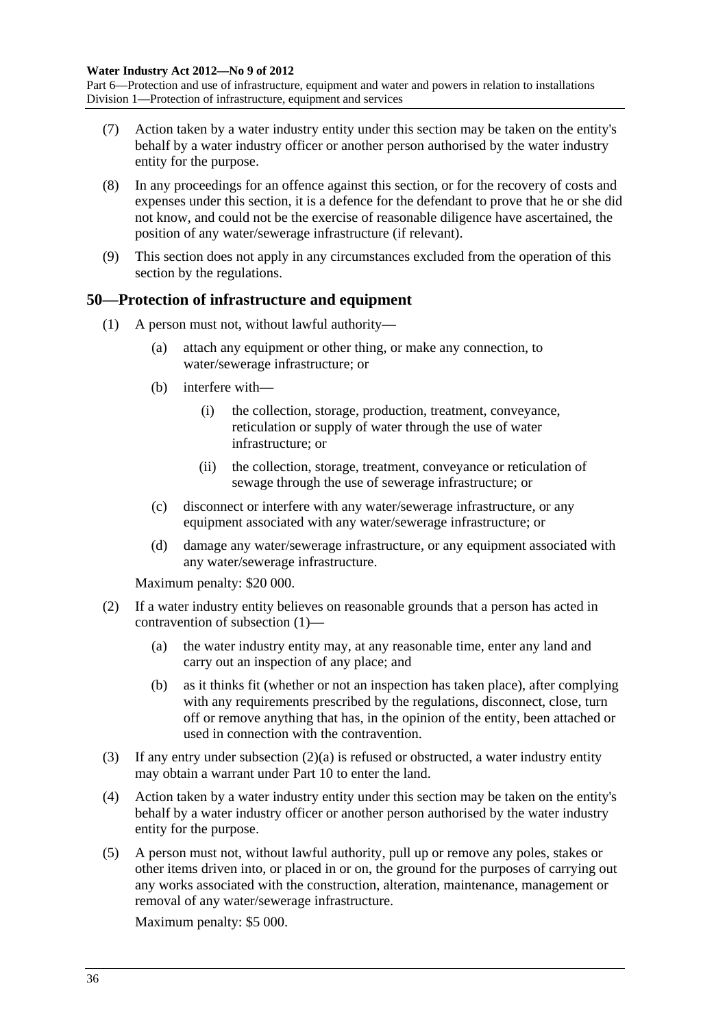(7) Action taken by a water industry entity under this section may be taken on the entity's behalf by a water industry officer or another person authorised by the water industry entity for the purpose.

(8) In any proceedings for an offence against this section, or for the recovery of costs and expenses under this section, it is a defence for the defendant to prove that he or she did not know, and could not be the exercise of reasonable diligence have ascertained, the position of any water/sewerage infrastructure (if relevant).

(9) This section does not apply in any circumstances excluded from the operation of this section by the regulations.

## 50—Protection of infrastructure and equipment

(1) A person must not, without lawful authority—

(a) attach any equipment or other thing, or make any connection, to water/sewerage infrastructure; or

(b) interfere with—

(i) the collection, storage, production, treatment, conveyance, reticulation or supply of water through the use of water infrastructure; or

(ii) the collection, storage, treatment, conveyance or reticulation of sewage through the use of sewerage infrastructure; or

(c) disconnect or interfere with any water/sewerage infrastructure, or any equipment associated with any water/sewerage infrastructure; or

(d) damage any water/sewerage infrastructure, or any equipment associated with any water/sewerage infrastructure.

Maximum penalty: $20 000.

(2) If a water industry entity believes on reasonable grounds that a person has acted in contravention of subsection (1)—

(a) the water industry entity may, at any reasonable time, enter any land and carry out an inspection of any place; and

(b) as it thinks fit (whether or not an inspection has taken place), after complying with any requirements prescribed by the regulations, disconnect, close, turn off or remove anything that has, in the opinion of the entity, been attached or used in connection with the contravention.

(3) If any entry under subsection (2)(a) is refused or obstructed, a water industry entity may obtain a warrant under Part 10 to enter the land.

(4) Action taken by a water industry entity under this section may be taken on the entity's behalf by a water industry officer or another person authorised by the water industry entity for the purpose.

(5) A person must not, without lawful authority, pull up or remove any poles, stakes or other items driven into, or placed in or on, the ground for the purposes of carrying out any works associated with the construction, alteration, maintenance, management or removal of any water/sewerage infrastructure.

Maximum penalty: $5 000.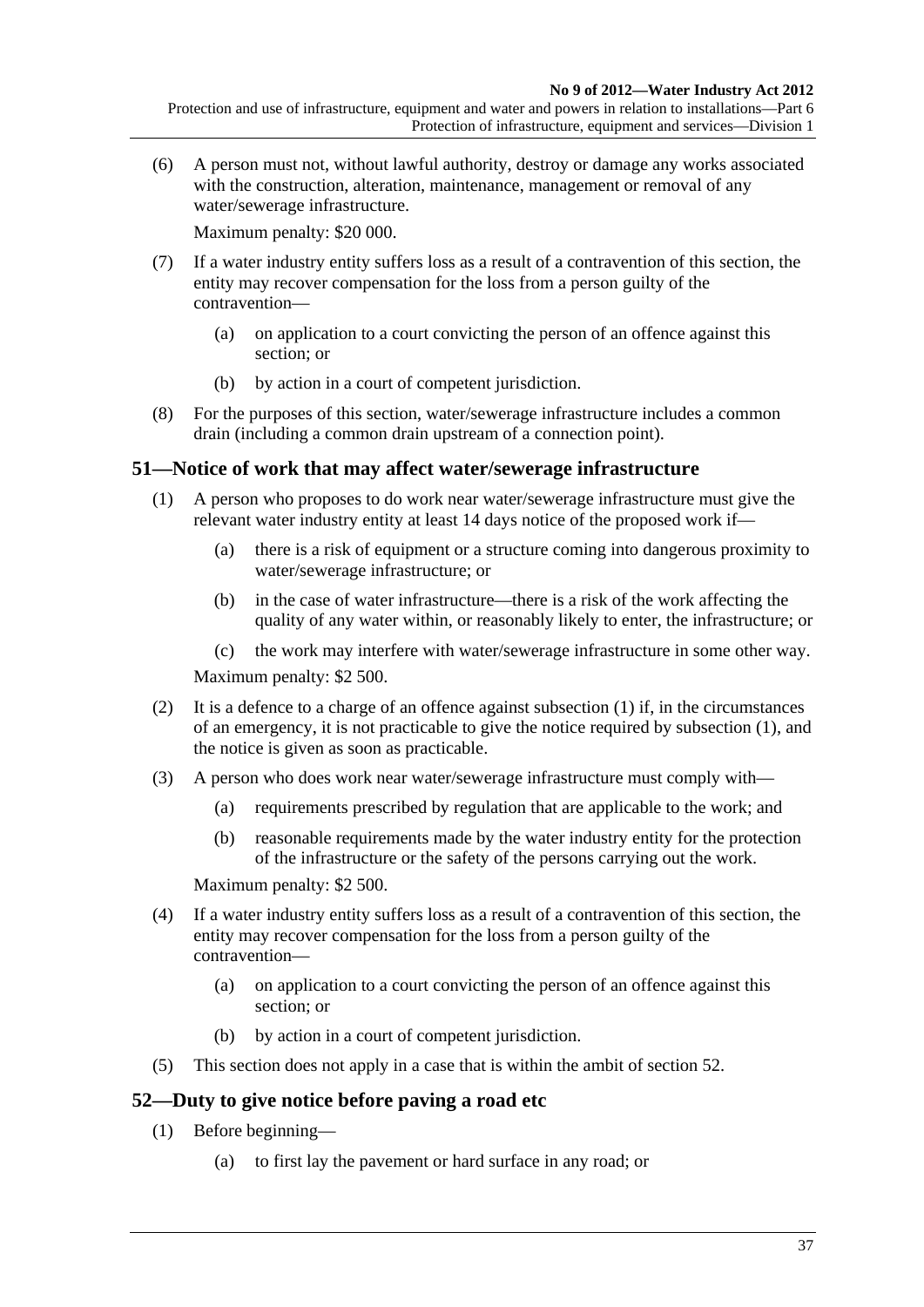(6) A person must not, without lawful authority, destroy or damage any works associated with the construction, alteration, maintenance, management or removal of any water/sewerage infrastructure.

Maximum penalty: $20 000.

(7) If a water industry entity suffers loss as a result of a contravention of this section, the entity may recover compensation for the loss from a person guilty of the contravention—

(a) on application to a court convicting the person of an offence against this section; or

(b) by action in a court of competent jurisdiction.

(8) For the purposes of this section, water/sewerage infrastructure includes a common drain (including a common drain upstream of a connection point).

## 51—Notice of work that may affect water/sewerage infrastructure

(1) A person who proposes to do work near water/sewerage infrastructure must give the relevant water industry entity at least 14 days notice of the proposed work if—

(a) there is a risk of equipment or a structure coming into dangerous proximity to water/sewerage infrastructure; or

(b) in the case of water infrastructure—there is a risk of the work affecting the quality of any water within, or reasonably likely to enter, the infrastructure; or

(c) the work may interfere with water/sewerage infrastructure in some other way.

Maximum penalty: $2 500.

(2) It is a defence to a charge of an offence against subsection (1) if, in the circumstances of an emergency, it is not practicable to give the notice required by subsection (1), and the notice is given as soon as practicable.

(3) A person who does work near water/sewerage infrastructure must comply with—

(a) requirements prescribed by regulation that are applicable to the work; and

(b) reasonable requirements made by the water industry entity for the protection of the infrastructure or the safety of the persons carrying out the work.

Maximum penalty: $2 500.

(4) If a water industry entity suffers loss as a result of a contravention of this section, the entity may recover compensation for the loss from a person guilty of the contravention—

(a) on application to a court convicting the person of an offence against this section; or

(b) by action in a court of competent jurisdiction.

(5) This section does not apply in a case that is within the ambit of section 52.

## 52—Duty to give notice before paving a road etc

(1) Before beginning—

(a) to first lay the pavement or hard surface in any road; or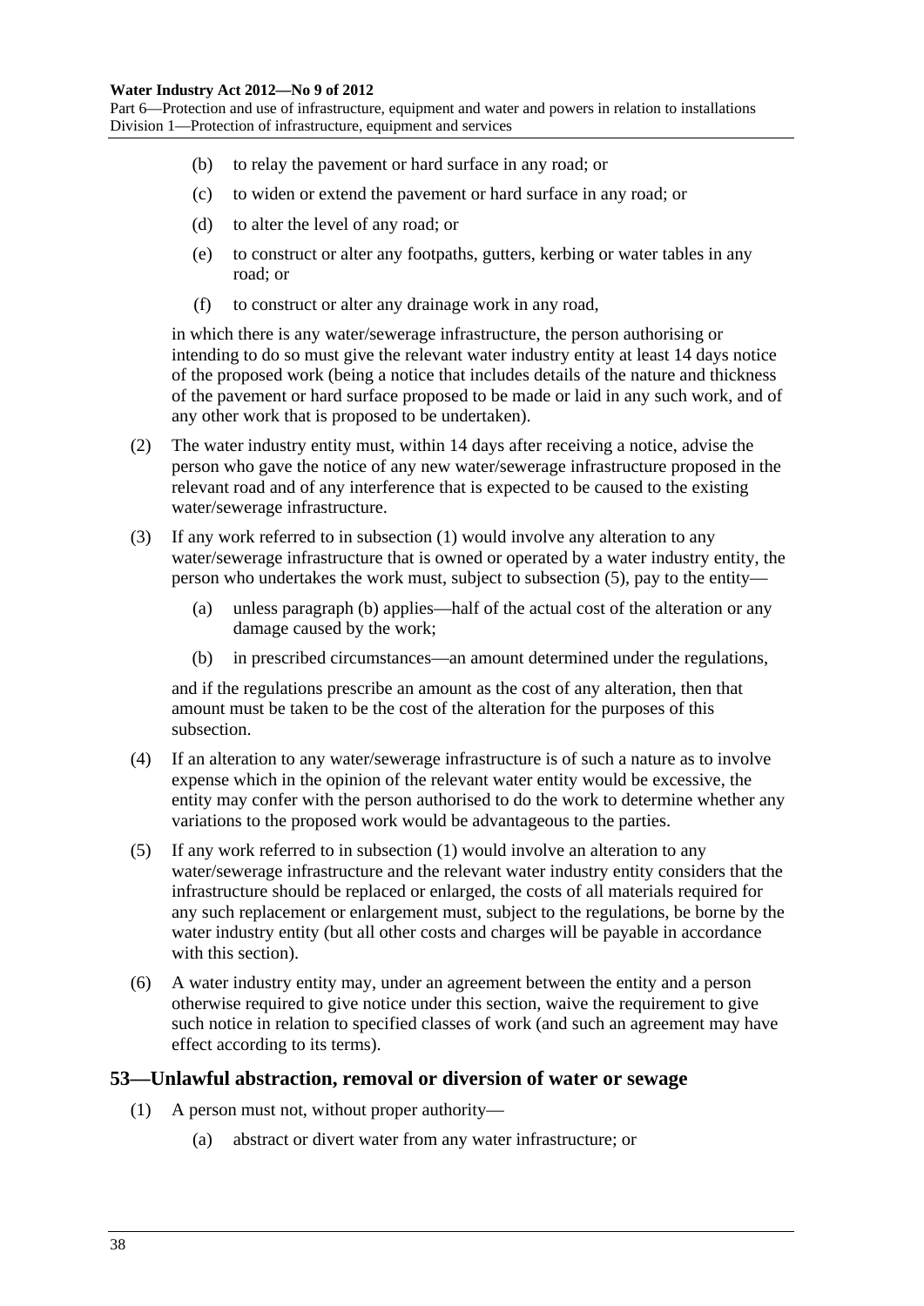(b) to relay the pavement or hard surface in any road; or

(c) to widen or extend the pavement or hard surface in any road; or

(d) to alter the level of any road; or

(e) to construct or alter any footpaths, gutters, kerbing or water tables in any road; or

(f) to construct or alter any drainage work in any road,

in which there is any water/sewerage infrastructure, the person authorising or intending to do so must give the relevant water industry entity at least 14 days notice of the proposed work (being a notice that includes details of the nature and thickness of the pavement or hard surface proposed to be made or laid in any such work, and of any other work that is proposed to be undertaken).

(2) The water industry entity must, within 14 days after receiving a notice, advise the person who gave the notice of any new water/sewerage infrastructure proposed in the relevant road and of any interference that is expected to be caused to the existing water/sewerage infrastructure.

(3) If any work referred to in subsection (1) would involve any alteration to any water/sewerage infrastructure that is owned or operated by a water industry entity, the person who undertakes the work must, subject to subsection (5), pay to the entity—

(a) unless paragraph (b) applies—half of the actual cost of the alteration or any damage caused by the work;

(b) in prescribed circumstances—an amount determined under the regulations,

and if the regulations prescribe an amount as the cost of any alteration, then that amount must be taken to be the cost of the alteration for the purposes of this subsection.

(4) If an alteration to any water/sewerage infrastructure is of such a nature as to involve expense which in the opinion of the relevant water entity would be excessive, the entity may confer with the person authorised to do the work to determine whether any variations to the proposed work would be advantageous to the parties.

(5) If any work referred to in subsection (1) would involve an alteration to any water/sewerage infrastructure and the relevant water industry entity considers that the infrastructure should be replaced or enlarged, the costs of all materials required for any such replacement or enlargement must, subject to the regulations, be borne by the water industry entity (but all other costs and charges will be payable in accordance with this section).

(6) A water industry entity may, under an agreement between the entity and a person otherwise required to give notice under this section, waive the requirement to give such notice in relation to specified classes of work (and such an agreement may have effect according to its terms).

## 53—Unlawful abstraction, removal or diversion of water or sewage

(1) A person must not, without proper authority—

(a) abstract or divert water from any water infrastructure; or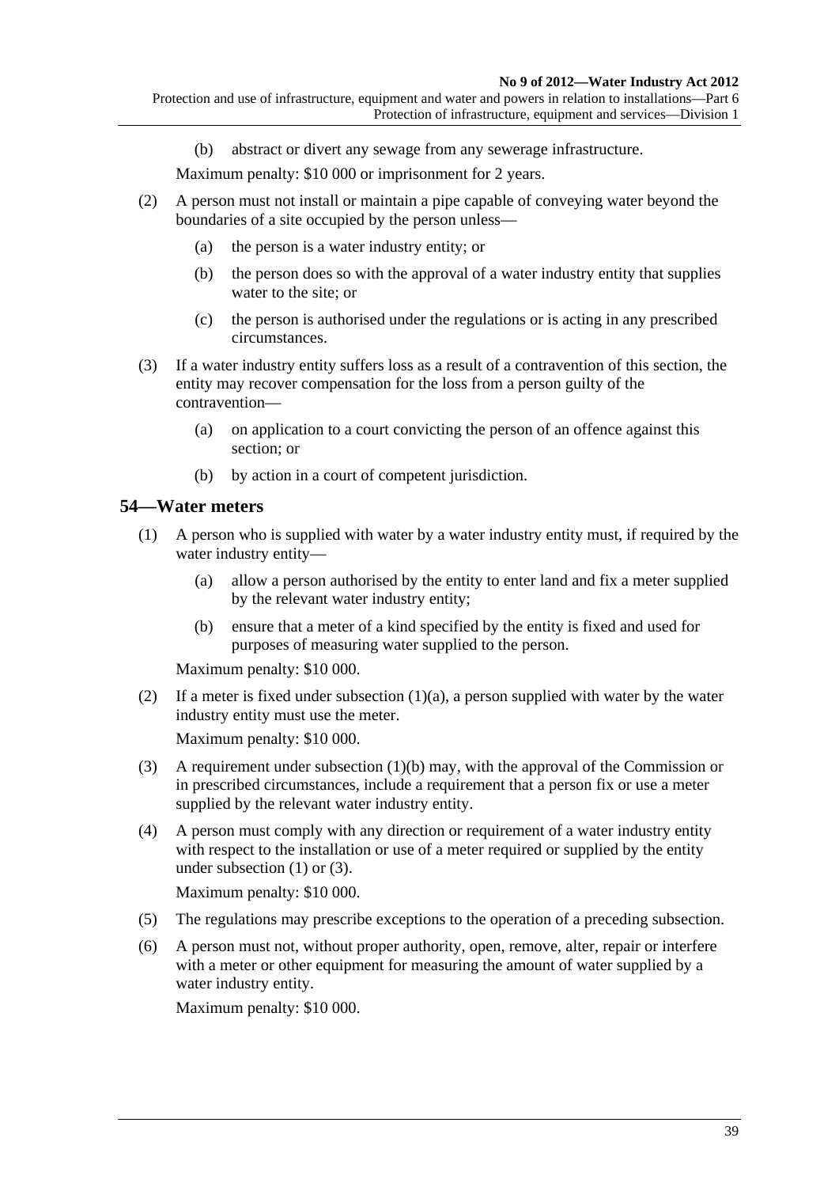(b) abstract or divert any sewage from any sewerage infrastructure.

Maximum penalty: $10 000 or imprisonment for 2 years.

(2) A person must not install or maintain a pipe capable of conveying water beyond the boundaries of a site occupied by the person unless—

(a) the person is a water industry entity; or

(b) the person does so with the approval of a water industry entity that supplies water to the site; or

(c) the person is authorised under the regulations or is acting in any prescribed circumstances.

(3) If a water industry entity suffers loss as a result of a contravention of this section, the entity may recover compensation for the loss from a person guilty of the contravention—

(a) on application to a court convicting the person of an offence against this section; or

(b) by action in a court of competent jurisdiction.

## 54—Water meters

(1) A person who is supplied with water by a water industry entity must, if required by the water industry entity—

(a) allow a person authorised by the entity to enter land and fix a meter supplied by the relevant water industry entity;

(b) ensure that a meter of a kind specified by the entity is fixed and used for purposes of measuring water supplied to the person.

Maximum penalty: $10 000.

(2) If a meter is fixed under subsection (1)(a), a person supplied with water by the water industry entity must use the meter.

Maximum penalty: $10 000.

(3) A requirement under subsection (1)(b) may, with the approval of the Commission or in prescribed circumstances, include a requirement that a person fix or use a meter supplied by the relevant water industry entity.

(4) A person must comply with any direction or requirement of a water industry entity with respect to the installation or use of a meter required or supplied by the entity under subsection (1) or (3).

Maximum penalty: $10 000.

(5) The regulations may prescribe exceptions to the operation of a preceding subsection.

(6) A person must not, without proper authority, open, remove, alter, repair or interfere with a meter or other equipment for measuring the amount of water supplied by a water industry entity.

Maximum penalty: $10 000.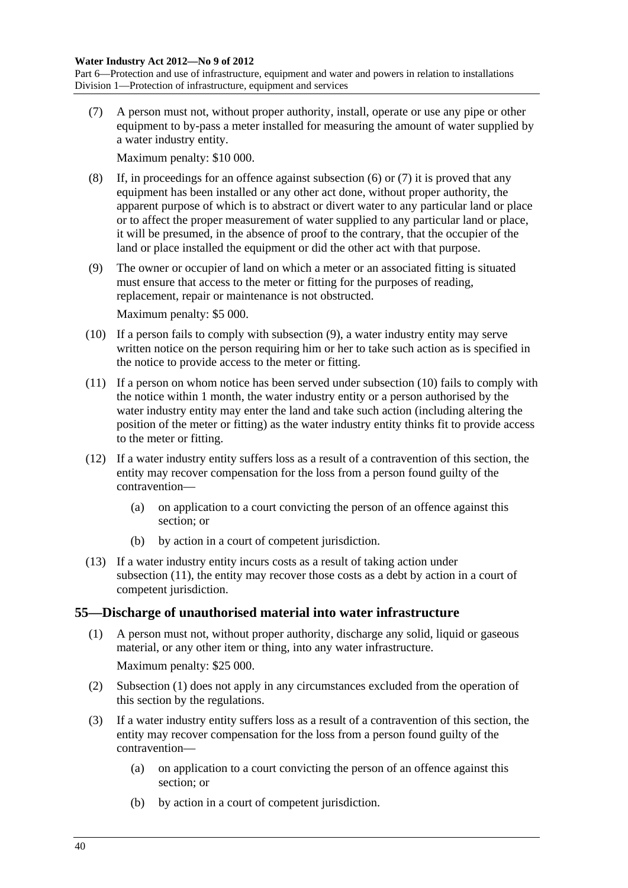(7) A person must not, without proper authority, install, operate or use any pipe or other equipment to by-pass a meter installed for measuring the amount of water supplied by a water industry entity.

Maximum penalty: $10 000.

(8) If, in proceedings for an offence against subsection (6) or (7) it is proved that any equipment has been installed or any other act done, without proper authority, the apparent purpose of which is to abstract or divert water to any particular land or place or to affect the proper measurement of water supplied to any particular land or place, it will be presumed, in the absence of proof to the contrary, that the occupier of the land or place installed the equipment or did the other act with that purpose.

(9) The owner or occupier of land on which a meter or an associated fitting is situated must ensure that access to the meter or fitting for the purposes of reading, replacement, repair or maintenance is not obstructed.

Maximum penalty: $5 000.

(10) If a person fails to comply with subsection (9), a water industry entity may serve written notice on the person requiring him or her to take such action as is specified in the notice to provide access to the meter or fitting.

(11) If a person on whom notice has been served under subsection (10) fails to comply with the notice within 1 month, the water industry entity or a person authorised by the water industry entity may enter the land and take such action (including altering the position of the meter or fitting) as the water industry entity thinks fit to provide access to the meter or fitting.

(12) If a water industry entity suffers loss as a result of a contravention of this section, the entity may recover compensation for the loss from a person found guilty of the contravention—

(a) on application to a court convicting the person of an offence against this section; or

(b) by action in a court of competent jurisdiction.

(13) If a water industry entity incurs costs as a result of taking action under subsection (11), the entity may recover those costs as a debt by action in a court of competent jurisdiction.

## 55—Discharge of unauthorised material into water infrastructure

(1) A person must not, without proper authority, discharge any solid, liquid or gaseous material, or any other item or thing, into any water infrastructure.

Maximum penalty: $25 000.

(2) Subsection (1) does not apply in any circumstances excluded from the operation of this section by the regulations.

(3) If a water industry entity suffers loss as a result of a contravention of this section, the entity may recover compensation for the loss from a person found guilty of the contravention—

(a) on application to a court convicting the person of an offence against this section; or

(b) by action in a court of competent jurisdiction.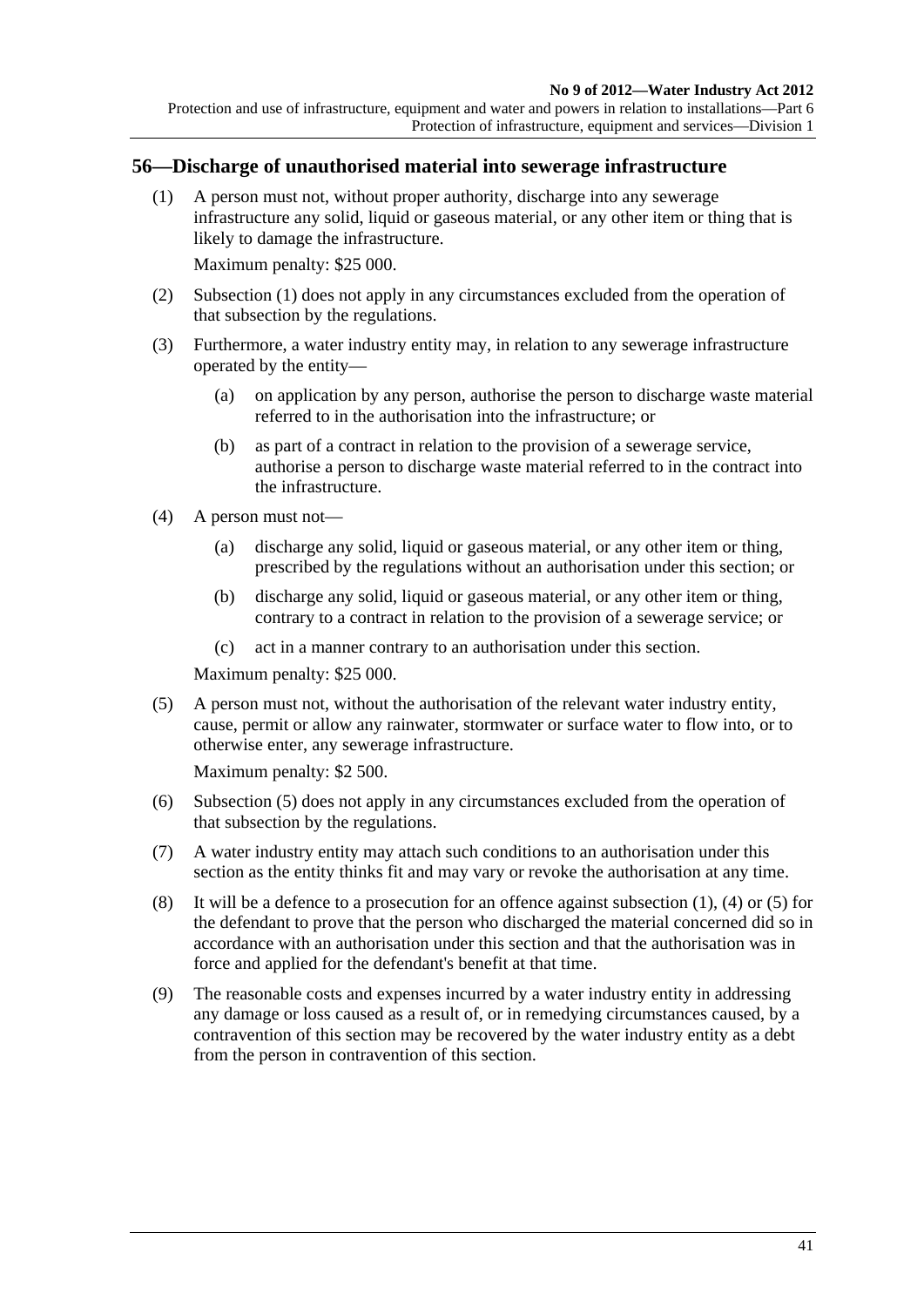## 56—Discharge of unauthorised material into sewerage infrastructure

(1) A person must not, without proper authority, discharge into any sewerage infrastructure any solid, liquid or gaseous material, or any other item or thing that is likely to damage the infrastructure.

Maximum penalty: $25 000.

(2) Subsection (1) does not apply in any circumstances excluded from the operation of that subsection by the regulations.

(3) Furthermore, a water industry entity may, in relation to any sewerage infrastructure operated by the entity—

  (a) on application by any person, authorise the person to discharge waste material referred to in the authorisation into the infrastructure; or

  (b) as part of a contract in relation to the provision of a sewerage service, authorise a person to discharge waste material referred to in the contract into the infrastructure.

(4) A person must not—

  (a) discharge any solid, liquid or gaseous material, or any other item or thing, prescribed by the regulations without an authorisation under this section; or

  (b) discharge any solid, liquid or gaseous material, or any other item or thing, contrary to a contract in relation to the provision of a sewerage service; or

  (c) act in a manner contrary to an authorisation under this section.

Maximum penalty: $25 000.

(5) A person must not, without the authorisation of the relevant water industry entity, cause, permit or allow any rainwater, stormwater or surface water to flow into, or to otherwise enter, any sewerage infrastructure.

Maximum penalty: $2 500.

(6) Subsection (5) does not apply in any circumstances excluded from the operation of that subsection by the regulations.

(7) A water industry entity may attach such conditions to an authorisation under this section as the entity thinks fit and may vary or revoke the authorisation at any time.

(8) It will be a defence to a prosecution for an offence against subsection (1), (4) or (5) for the defendant to prove that the person who discharged the material concerned did so in accordance with an authorisation under this section and that the authorisation was in force and applied for the defendant's benefit at that time.

(9) The reasonable costs and expenses incurred by a water industry entity in addressing any damage or loss caused as a result of, or in remedying circumstances caused, by a contravention of this section may be recovered by the water industry entity as a debt from the person in contravention of this section.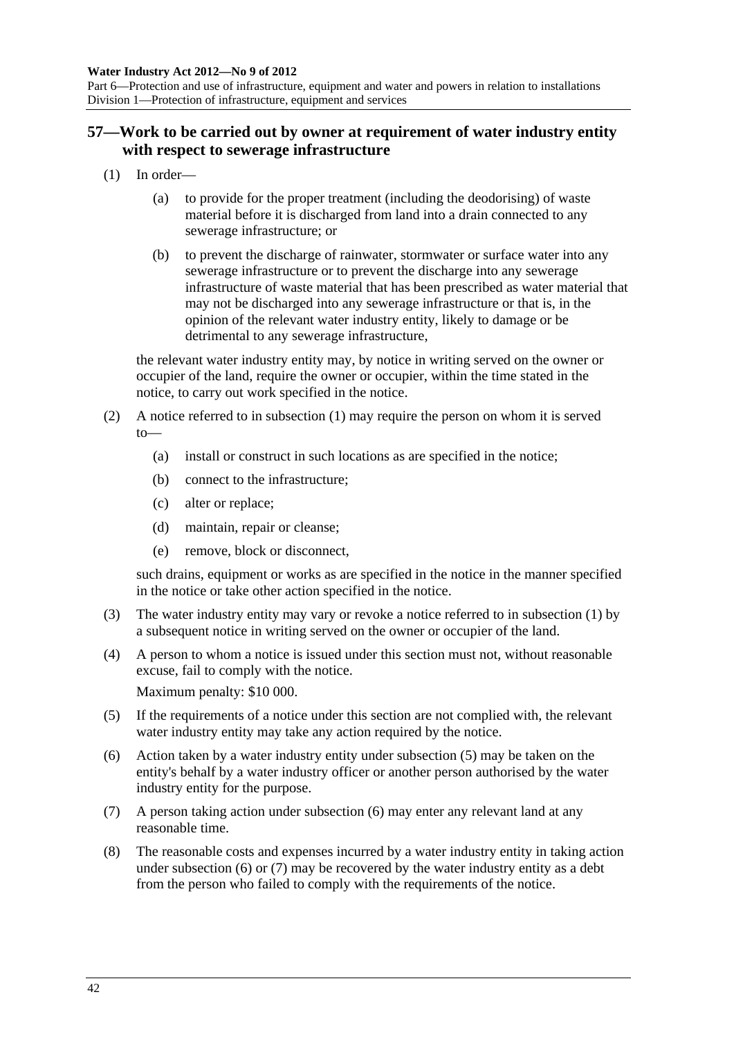## 57—Work to be carried out by owner at requirement of water industry entity with respect to sewerage infrastructure

(1) In order—

(a) to provide for the proper treatment (including the deodorising) of waste material before it is discharged from land into a drain connected to any sewerage infrastructure; or

(b) to prevent the discharge of rainwater, stormwater or surface water into any sewerage infrastructure or to prevent the discharge into any sewerage infrastructure of waste material that has been prescribed as water material that may not be discharged into any sewerage infrastructure or that is, in the opinion of the relevant water industry entity, likely to damage or be detrimental to any sewerage infrastructure,

the relevant water industry entity may, by notice in writing served on the owner or occupier of the land, require the owner or occupier, within the time stated in the notice, to carry out work specified in the notice.

(2) A notice referred to in subsection (1) may require the person on whom it is served to—

(a) install or construct in such locations as are specified in the notice;

(b) connect to the infrastructure;

(c) alter or replace;

(d) maintain, repair or cleanse;

(e) remove, block or disconnect,

such drains, equipment or works as are specified in the notice in the manner specified in the notice or take other action specified in the notice.

(3) The water industry entity may vary or revoke a notice referred to in subsection (1) by a subsequent notice in writing served on the owner or occupier of the land.

(4) A person to whom a notice is issued under this section must not, without reasonable excuse, fail to comply with the notice.

Maximum penalty: $10 000.

(5) If the requirements of a notice under this section are not complied with, the relevant water industry entity may take any action required by the notice.

(6) Action taken by a water industry entity under subsection (5) may be taken on the entity's behalf by a water industry officer or another person authorised by the water industry entity for the purpose.

(7) A person taking action under subsection (6) may enter any relevant land at any reasonable time.

(8) The reasonable costs and expenses incurred by a water industry entity in taking action under subsection (6) or (7) may be recovered by the water industry entity as a debt from the person who failed to comply with the requirements of the notice.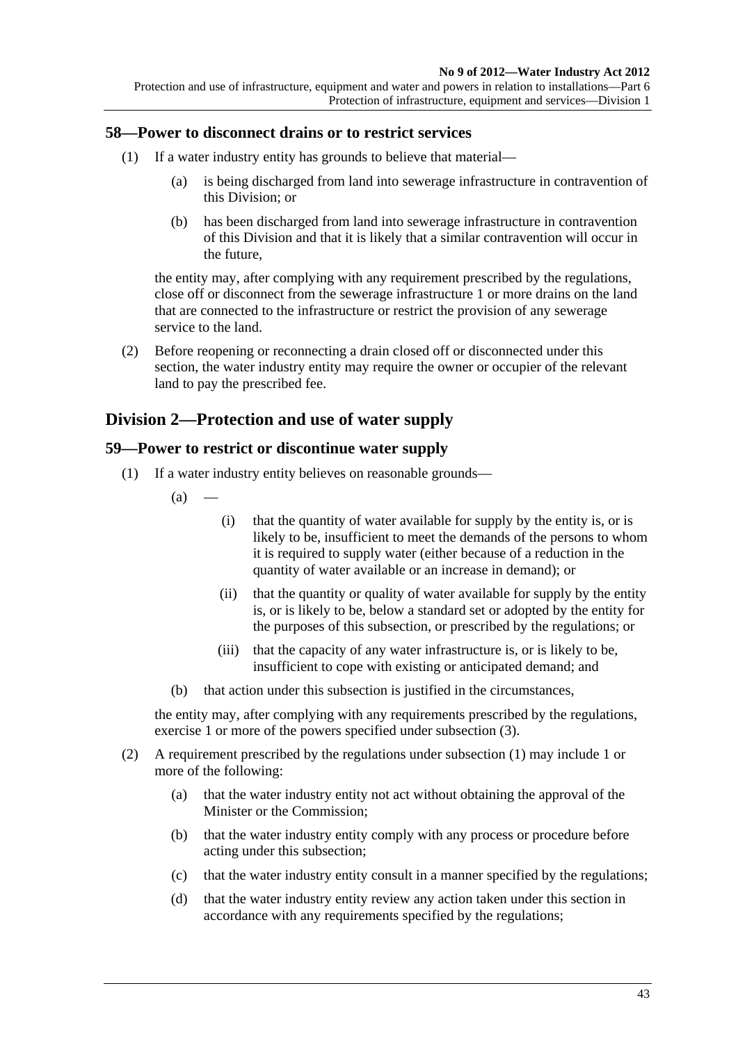## 58—Power to disconnect drains or to restrict services

(1) If a water industry entity has grounds to believe that material—

(a) is being discharged from land into sewerage infrastructure in contravention of this Division; or

(b) has been discharged from land into sewerage infrastructure in contravention of this Division and that it is likely that a similar contravention will occur in the future,

the entity may, after complying with any requirement prescribed by the regulations, close off or disconnect from the sewerage infrastructure 1 or more drains on the land that are connected to the infrastructure or restrict the provision of any sewerage service to the land.

(2) Before reopening or reconnecting a drain closed off or disconnected under this section, the water industry entity may require the owner or occupier of the relevant land to pay the prescribed fee.

# Division 2—Protection and use of water supply

## 59—Power to restrict or discontinue water supply

(1) If a water industry entity believes on reasonable grounds—

(a) —

(i) that the quantity of water available for supply by the entity is, or is likely to be, insufficient to meet the demands of the persons to whom it is required to supply water (either because of a reduction in the quantity of water available or an increase in demand); or

(ii) that the quantity or quality of water available for supply by the entity is, or is likely to be, below a standard set or adopted by the entity for the purposes of this subsection, or prescribed by the regulations; or

(iii) that the capacity of any water infrastructure is, or is likely to be, insufficient to cope with existing or anticipated demand; and

(b) that action under this subsection is justified in the circumstances,

the entity may, after complying with any requirements prescribed by the regulations, exercise 1 or more of the powers specified under subsection (3).

(2) A requirement prescribed by the regulations under subsection (1) may include 1 or more of the following:

(a) that the water industry entity not act without obtaining the approval of the Minister or the Commission;

(b) that the water industry entity comply with any process or procedure before acting under this subsection;

(c) that the water industry entity consult in a manner specified by the regulations;

(d) that the water industry entity review any action taken under this section in accordance with any requirements specified by the regulations;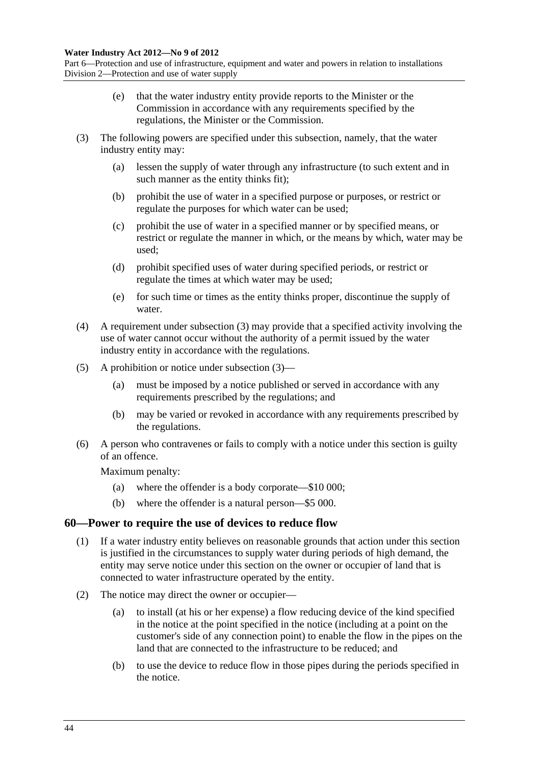(e) that the water industry entity provide reports to the Minister or the Commission in accordance with any requirements specified by the regulations, the Minister or the Commission.

(3) The following powers are specified under this subsection, namely, that the water industry entity may:

(a) lessen the supply of water through any infrastructure (to such extent and in such manner as the entity thinks fit);

(b) prohibit the use of water in a specified purpose or purposes, or restrict or regulate the purposes for which water can be used;

(c) prohibit the use of water in a specified manner or by specified means, or restrict or regulate the manner in which, or the means by which, water may be used;

(d) prohibit specified uses of water during specified periods, or restrict or regulate the times at which water may be used;

(e) for such time or times as the entity thinks proper, discontinue the supply of water.

(4) A requirement under subsection (3) may provide that a specified activity involving the use of water cannot occur without the authority of a permit issued by the water industry entity in accordance with the regulations.

(5) A prohibition or notice under subsection (3)—

(a) must be imposed by a notice published or served in accordance with any requirements prescribed by the regulations; and

(b) may be varied or revoked in accordance with any requirements prescribed by the regulations.

(6) A person who contravenes or fails to comply with a notice under this section is guilty of an offence.

Maximum penalty:

(a) where the offender is a body corporate—$10 000;

(b) where the offender is a natural person—$5 000.

## 60—Power to require the use of devices to reduce flow

(1) If a water industry entity believes on reasonable grounds that action under this section is justified in the circumstances to supply water during periods of high demand, the entity may serve notice under this section on the owner or occupier of land that is connected to water infrastructure operated by the entity.

(2) The notice may direct the owner or occupier—

(a) to install (at his or her expense) a flow reducing device of the kind specified in the notice at the point specified in the notice (including at a point on the customer's side of any connection point) to enable the flow in the pipes on the land that are connected to the infrastructure to be reduced; and

(b) to use the device to reduce flow in those pipes during the periods specified in the notice.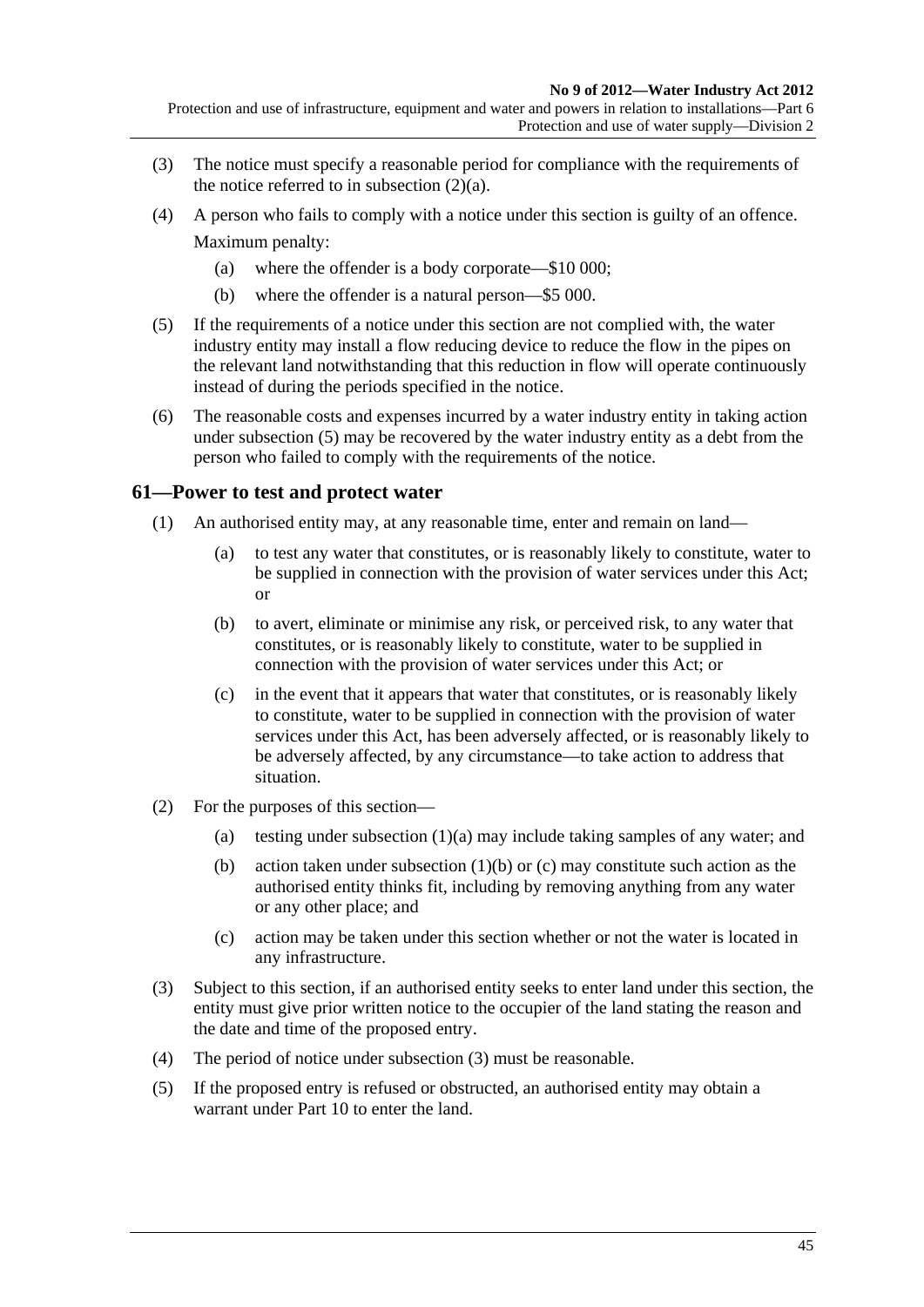(3) The notice must specify a reasonable period for compliance with the requirements of the notice referred to in subsection (2)(a).

(4) A person who fails to comply with a notice under this section is guilty of an offence.

Maximum penalty:

(a) where the offender is a body corporate—$10 000;

(b) where the offender is a natural person—$5 000.

(5) If the requirements of a notice under this section are not complied with, the water industry entity may install a flow reducing device to reduce the flow in the pipes on the relevant land notwithstanding that this reduction in flow will operate continuously instead of during the periods specified in the notice.

(6) The reasonable costs and expenses incurred by a water industry entity in taking action under subsection (5) may be recovered by the water industry entity as a debt from the person who failed to comply with the requirements of the notice.

## 61—Power to test and protect water

(1) An authorised entity may, at any reasonable time, enter and remain on land—

(a) to test any water that constitutes, or is reasonably likely to constitute, water to be supplied in connection with the provision of water services under this Act; or

(b) to avert, eliminate or minimise any risk, or perceived risk, to any water that constitutes, or is reasonably likely to constitute, water to be supplied in connection with the provision of water services under this Act; or

(c) in the event that it appears that water that constitutes, or is reasonably likely to constitute, water to be supplied in connection with the provision of water services under this Act, has been adversely affected, or is reasonably likely to be adversely affected, by any circumstance—to take action to address that situation.

(2) For the purposes of this section—

(a) testing under subsection (1)(a) may include taking samples of any water; and

(b) action taken under subsection (1)(b) or (c) may constitute such action as the authorised entity thinks fit, including by removing anything from any water or any other place; and

(c) action may be taken under this section whether or not the water is located in any infrastructure.

(3) Subject to this section, if an authorised entity seeks to enter land under this section, the entity must give prior written notice to the occupier of the land stating the reason and the date and time of the proposed entry.

(4) The period of notice under subsection (3) must be reasonable.

(5) If the proposed entry is refused or obstructed, an authorised entity may obtain a warrant under Part 10 to enter the land.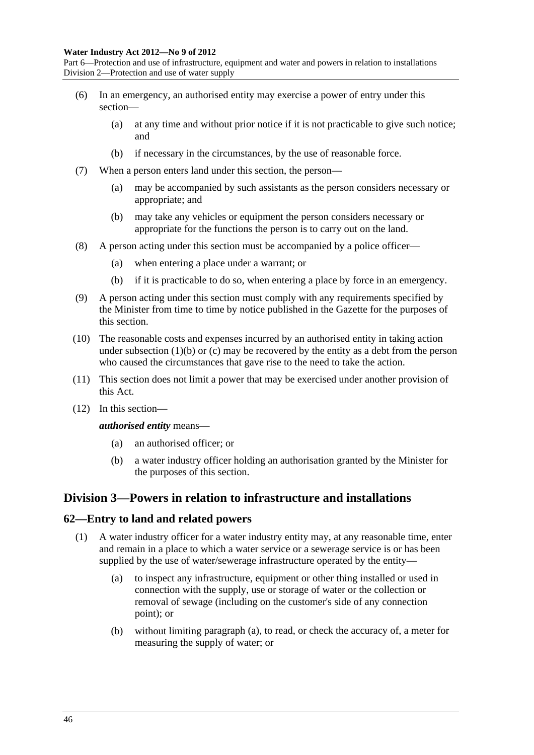(6) In an emergency, an authorised entity may exercise a power of entry under this section—

(a) at any time and without prior notice if it is not practicable to give such notice; and

(b) if necessary in the circumstances, by the use of reasonable force.

(7) When a person enters land under this section, the person—

(a) may be accompanied by such assistants as the person considers necessary or appropriate; and

(b) may take any vehicles or equipment the person considers necessary or appropriate for the functions the person is to carry out on the land.

(8) A person acting under this section must be accompanied by a police officer—

(a) when entering a place under a warrant; or

(b) if it is practicable to do so, when entering a place by force in an emergency.

(9) A person acting under this section must comply with any requirements specified by the Minister from time to time by notice published in the Gazette for the purposes of this section.

(10) The reasonable costs and expenses incurred by an authorised entity in taking action under subsection (1)(b) or (c) may be recovered by the entity as a debt from the person who caused the circumstances that gave rise to the need to take the action.

(11) This section does not limit a power that may be exercised under another provision of this Act.

(12) In this section—

***authorised entity*** means—

(a) an authorised officer; or

(b) a water industry officer holding an authorisation granted by the Minister for the purposes of this section.

## Division 3—Powers in relation to infrastructure and installations

### 62—Entry to land and related powers

(1) A water industry officer for a water industry entity may, at any reasonable time, enter and remain in a place to which a water service or a sewerage service is or has been supplied by the use of water/sewerage infrastructure operated by the entity—

(a) to inspect any infrastructure, equipment or other thing installed or used in connection with the supply, use or storage of water or the collection or removal of sewage (including on the customer's side of any connection point); or

(b) without limiting paragraph (a), to read, or check the accuracy of, a meter for measuring the supply of water; or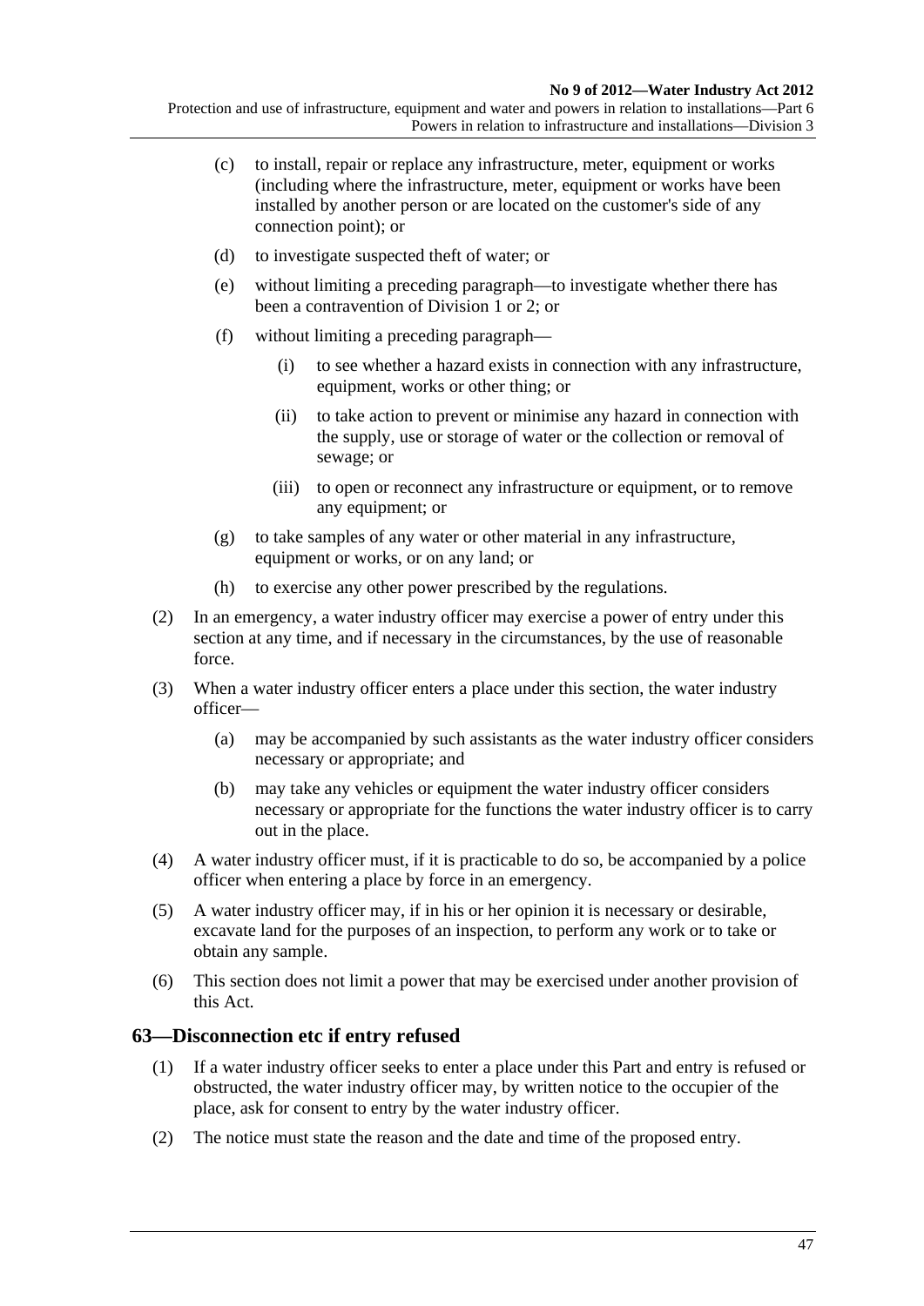(c) to install, repair or replace any infrastructure, meter, equipment or works (including where the infrastructure, meter, equipment or works have been installed by another person or are located on the customer's side of any connection point); or

(d) to investigate suspected theft of water; or

(e) without limiting a preceding paragraph—to investigate whether there has been a contravention of Division 1 or 2; or

(f) without limiting a preceding paragraph—

(i) to see whether a hazard exists in connection with any infrastructure, equipment, works or other thing; or

(ii) to take action to prevent or minimise any hazard in connection with the supply, use or storage of water or the collection or removal of sewage; or

(iii) to open or reconnect any infrastructure or equipment, or to remove any equipment; or

(g) to take samples of any water or other material in any infrastructure, equipment or works, or on any land; or

(h) to exercise any other power prescribed by the regulations.

(2) In an emergency, a water industry officer may exercise a power of entry under this section at any time, and if necessary in the circumstances, by the use of reasonable force.

(3) When a water industry officer enters a place under this section, the water industry officer—

(a) may be accompanied by such assistants as the water industry officer considers necessary or appropriate; and

(b) may take any vehicles or equipment the water industry officer considers necessary or appropriate for the functions the water industry officer is to carry out in the place.

(4) A water industry officer must, if it is practicable to do so, be accompanied by a police officer when entering a place by force in an emergency.

(5) A water industry officer may, if in his or her opinion it is necessary or desirable, excavate land for the purposes of an inspection, to perform any work or to take or obtain any sample.

(6) This section does not limit a power that may be exercised under another provision of this Act.

## 63—Disconnection etc if entry refused

(1) If a water industry officer seeks to enter a place under this Part and entry is refused or obstructed, the water industry officer may, by written notice to the occupier of the place, ask for consent to entry by the water industry officer.

(2) The notice must state the reason and the date and time of the proposed entry.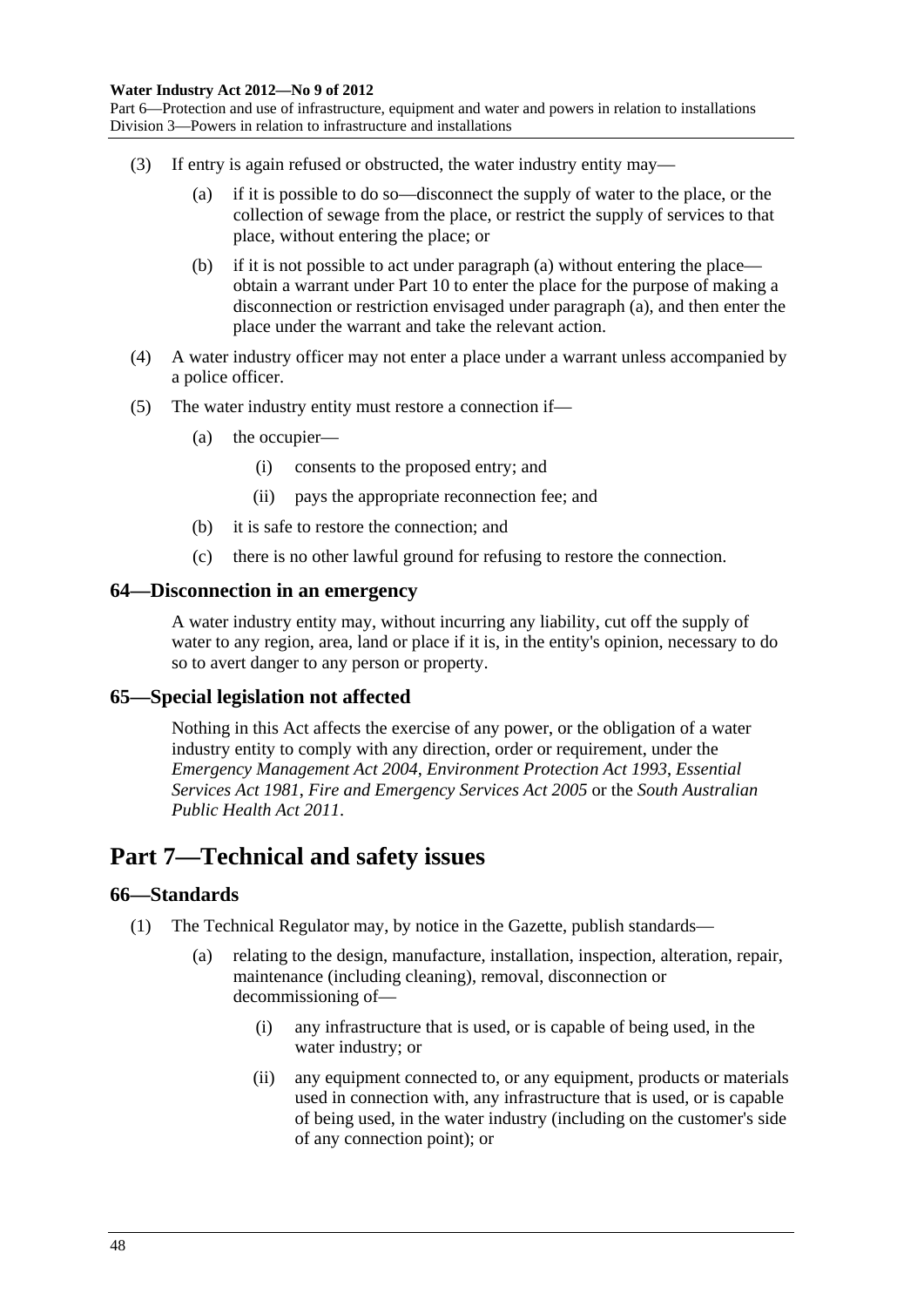(3) If entry is again refused or obstructed, the water industry entity may—

  (a) if it is possible to do so—disconnect the supply of water to the place, or the collection of sewage from the place, or restrict the supply of services to that place, without entering the place; or

  (b) if it is not possible to act under paragraph (a) without entering the place—obtain a warrant under Part 10 to enter the place for the purpose of making a disconnection or restriction envisaged under paragraph (a), and then enter the place under the warrant and take the relevant action.

(4) A water industry officer may not enter a place under a warrant unless accompanied by a police officer.

(5) The water industry entity must restore a connection if—

  (a) the occupier—

    (i) consents to the proposed entry; and

    (ii) pays the appropriate reconnection fee; and

  (b) it is safe to restore the connection; and

  (c) there is no other lawful ground for refusing to restore the connection.

### 64—Disconnection in an emergency

A water industry entity may, without incurring any liability, cut off the supply of water to any region, area, land or place if it is, in the entity's opinion, necessary to do so to avert danger to any person or property.

### 65—Special legislation not affected

Nothing in this Act affects the exercise of any power, or the obligation of a water industry entity to comply with any direction, order or requirement, under the *Emergency Management Act 2004*, *Environment Protection Act 1993*, *Essential Services Act 1981*, *Fire and Emergency Services Act 2005* or the *South Australian Public Health Act 2011*.

## Part 7—Technical and safety issues

### 66—Standards

(1) The Technical Regulator may, by notice in the Gazette, publish standards—

  (a) relating to the design, manufacture, installation, inspection, alteration, repair, maintenance (including cleaning), removal, disconnection or decommissioning of—

    (i) any infrastructure that is used, or is capable of being used, in the water industry; or

    (ii) any equipment connected to, or any equipment, products or materials used in connection with, any infrastructure that is used, or is capable of being used, in the water industry (including on the customer's side of any connection point); or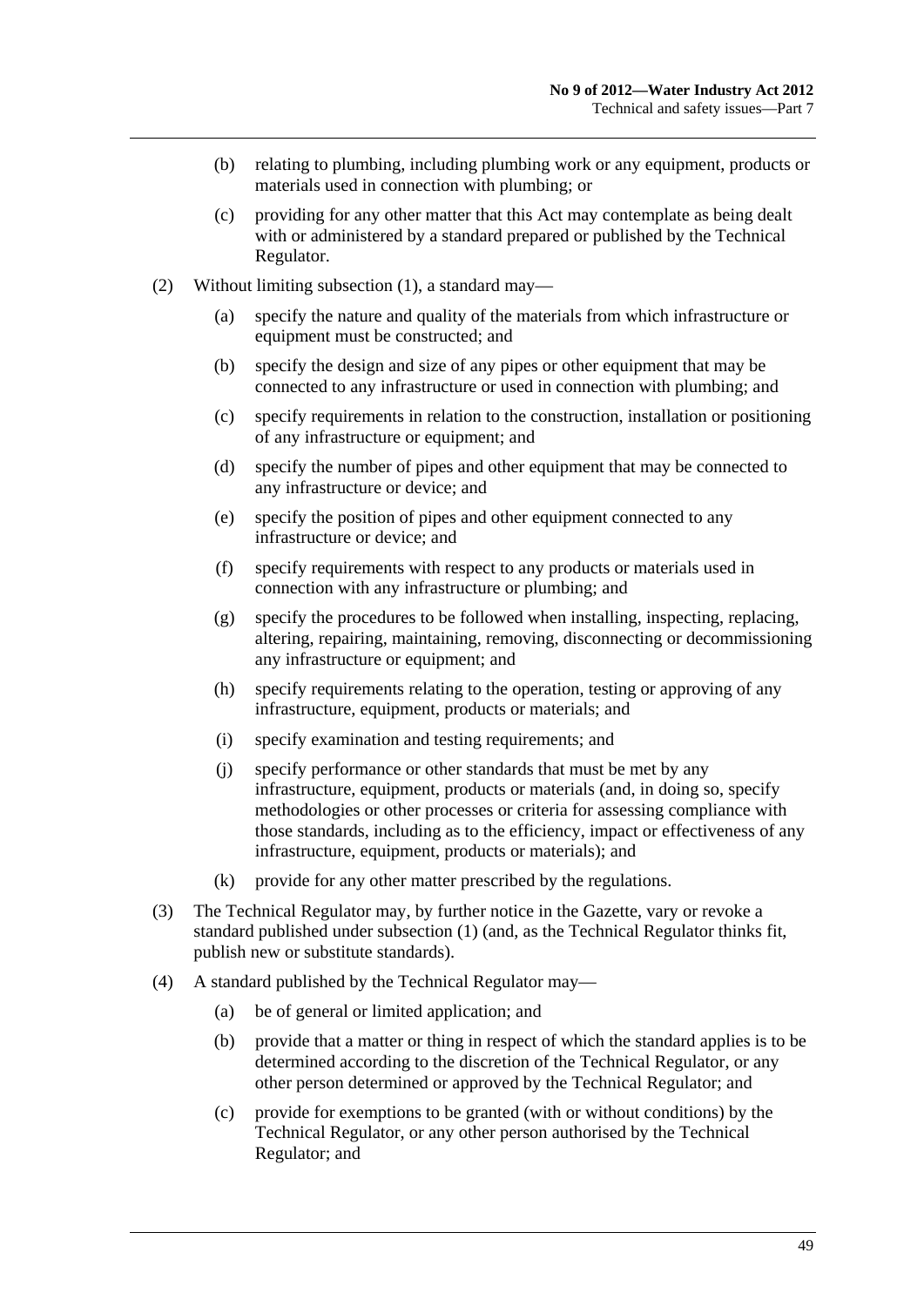(b) relating to plumbing, including plumbing work or any equipment, products or materials used in connection with plumbing; or

(c) providing for any other matter that this Act may contemplate as being dealt with or administered by a standard prepared or published by the Technical Regulator.

(2) Without limiting subsection (1), a standard may—

(a) specify the nature and quality of the materials from which infrastructure or equipment must be constructed; and

(b) specify the design and size of any pipes or other equipment that may be connected to any infrastructure or used in connection with plumbing; and

(c) specify requirements in relation to the construction, installation or positioning of any infrastructure or equipment; and

(d) specify the number of pipes and other equipment that may be connected to any infrastructure or device; and

(e) specify the position of pipes and other equipment connected to any infrastructure or device; and

(f) specify requirements with respect to any products or materials used in connection with any infrastructure or plumbing; and

(g) specify the procedures to be followed when installing, inspecting, replacing, altering, repairing, maintaining, removing, disconnecting or decommissioning any infrastructure or equipment; and

(h) specify requirements relating to the operation, testing or approving of any infrastructure, equipment, products or materials; and

(i) specify examination and testing requirements; and

(j) specify performance or other standards that must be met by any infrastructure, equipment, products or materials (and, in doing so, specify methodologies or other processes or criteria for assessing compliance with those standards, including as to the efficiency, impact or effectiveness of any infrastructure, equipment, products or materials); and

(k) provide for any other matter prescribed by the regulations.

(3) The Technical Regulator may, by further notice in the Gazette, vary or revoke a standard published under subsection (1) (and, as the Technical Regulator thinks fit, publish new or substitute standards).

(4) A standard published by the Technical Regulator may—

(a) be of general or limited application; and

(b) provide that a matter or thing in respect of which the standard applies is to be determined according to the discretion of the Technical Regulator, or any other person determined or approved by the Technical Regulator; and

(c) provide for exemptions to be granted (with or without conditions) by the Technical Regulator, or any other person authorised by the Technical Regulator; and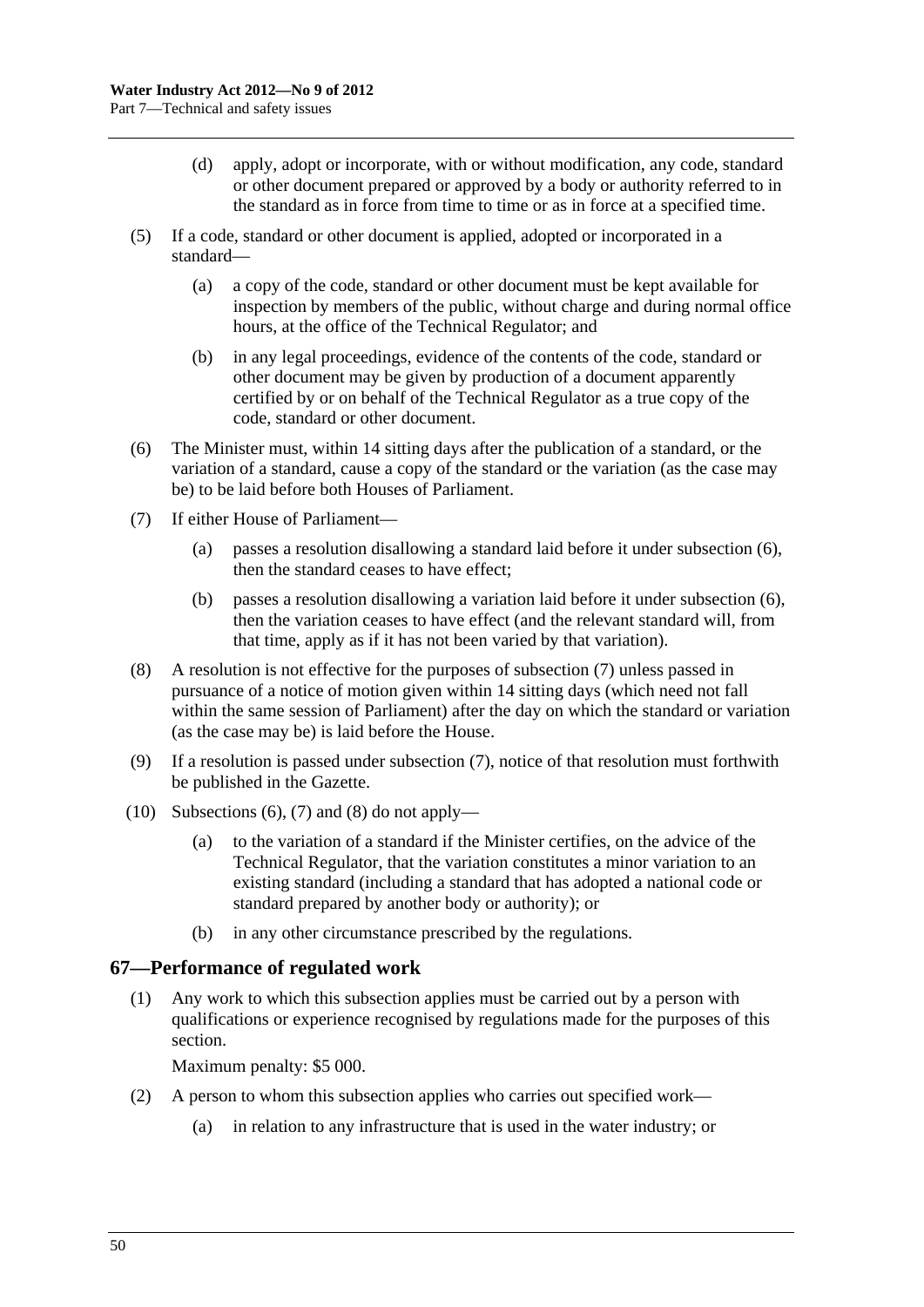(d) apply, adopt or incorporate, with or without modification, any code, standard or other document prepared or approved by a body or authority referred to in the standard as in force from time to time or as in force at a specified time.

(5) If a code, standard or other document is applied, adopted or incorporated in a standard—

(a) a copy of the code, standard or other document must be kept available for inspection by members of the public, without charge and during normal office hours, at the office of the Technical Regulator; and

(b) in any legal proceedings, evidence of the contents of the code, standard or other document may be given by production of a document apparently certified by or on behalf of the Technical Regulator as a true copy of the code, standard or other document.

(6) The Minister must, within 14 sitting days after the publication of a standard, or the variation of a standard, cause a copy of the standard or the variation (as the case may be) to be laid before both Houses of Parliament.

(7) If either House of Parliament—

(a) passes a resolution disallowing a standard laid before it under subsection (6), then the standard ceases to have effect;

(b) passes a resolution disallowing a variation laid before it under subsection (6), then the variation ceases to have effect (and the relevant standard will, from that time, apply as if it has not been varied by that variation).

(8) A resolution is not effective for the purposes of subsection (7) unless passed in pursuance of a notice of motion given within 14 sitting days (which need not fall within the same session of Parliament) after the day on which the standard or variation (as the case may be) is laid before the House.

(9) If a resolution is passed under subsection (7), notice of that resolution must forthwith be published in the Gazette.

(10) Subsections (6), (7) and (8) do not apply—

(a) to the variation of a standard if the Minister certifies, on the advice of the Technical Regulator, that the variation constitutes a minor variation to an existing standard (including a standard that has adopted a national code or standard prepared by another body or authority); or

(b) in any other circumstance prescribed by the regulations.

## 67—Performance of regulated work

(1) Any work to which this subsection applies must be carried out by a person with qualifications or experience recognised by regulations made for the purposes of this section.

Maximum penalty: $5 000.

(2) A person to whom this subsection applies who carries out specified work—

(a) in relation to any infrastructure that is used in the water industry; or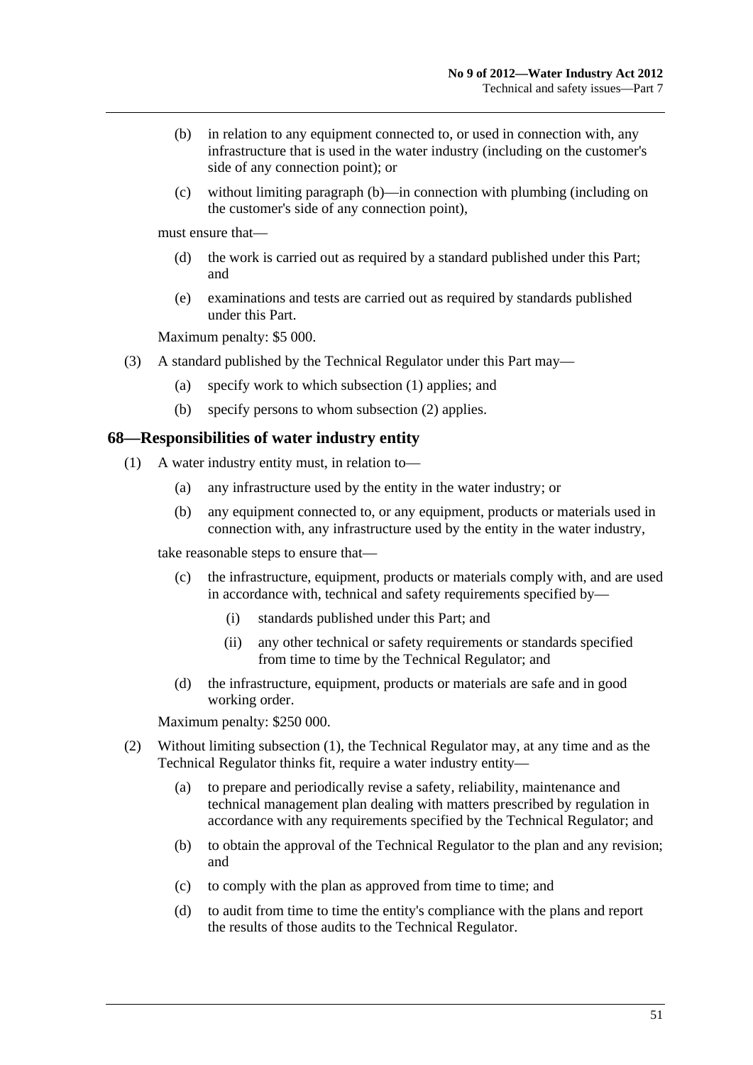(b) in relation to any equipment connected to, or used in connection with, any infrastructure that is used in the water industry (including on the customer's side of any connection point); or

(c) without limiting paragraph (b)—in connection with plumbing (including on the customer's side of any connection point),

must ensure that—

(d) the work is carried out as required by a standard published under this Part; and

(e) examinations and tests are carried out as required by standards published under this Part.

Maximum penalty: $5 000.

(3) A standard published by the Technical Regulator under this Part may—

(a) specify work to which subsection (1) applies; and

(b) specify persons to whom subsection (2) applies.

## 68—Responsibilities of water industry entity

(1) A water industry entity must, in relation to—

(a) any infrastructure used by the entity in the water industry; or

(b) any equipment connected to, or any equipment, products or materials used in connection with, any infrastructure used by the entity in the water industry,

take reasonable steps to ensure that—

(c) the infrastructure, equipment, products or materials comply with, and are used in accordance with, technical and safety requirements specified by—

(i) standards published under this Part; and

(ii) any other technical or safety requirements or standards specified from time to time by the Technical Regulator; and

(d) the infrastructure, equipment, products or materials are safe and in good working order.

Maximum penalty: $250 000.

(2) Without limiting subsection (1), the Technical Regulator may, at any time and as the Technical Regulator thinks fit, require a water industry entity—

(a) to prepare and periodically revise a safety, reliability, maintenance and technical management plan dealing with matters prescribed by regulation in accordance with any requirements specified by the Technical Regulator; and

(b) to obtain the approval of the Technical Regulator to the plan and any revision; and

(c) to comply with the plan as approved from time to time; and

(d) to audit from time to time the entity's compliance with the plans and report the results of those audits to the Technical Regulator.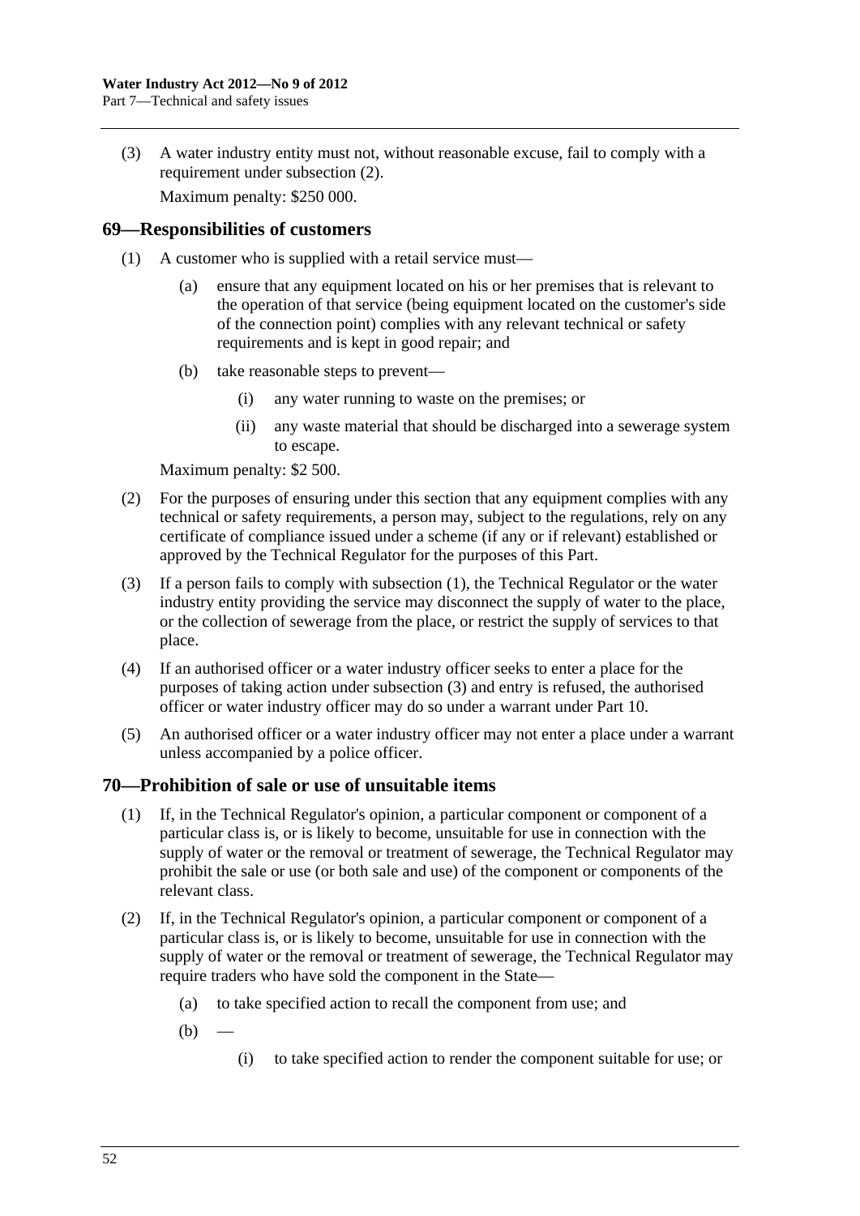(3) A water industry entity must not, without reasonable excuse, fail to comply with a requirement under subsection (2).

Maximum penalty: $250 000.

## 69—Responsibilities of customers

(1) A customer who is supplied with a retail service must—

(a) ensure that any equipment located on his or her premises that is relevant to the operation of that service (being equipment located on the customer's side of the connection point) complies with any relevant technical or safety requirements and is kept in good repair; and

(b) take reasonable steps to prevent—

(i) any water running to waste on the premises; or

(ii) any waste material that should be discharged into a sewerage system to escape.

Maximum penalty: $2 500.

(2) For the purposes of ensuring under this section that any equipment complies with any technical or safety requirements, a person may, subject to the regulations, rely on any certificate of compliance issued under a scheme (if any or if relevant) established or approved by the Technical Regulator for the purposes of this Part.

(3) If a person fails to comply with subsection (1), the Technical Regulator or the water industry entity providing the service may disconnect the supply of water to the place, or the collection of sewerage from the place, or restrict the supply of services to that place.

(4) If an authorised officer or a water industry officer seeks to enter a place for the purposes of taking action under subsection (3) and entry is refused, the authorised officer or water industry officer may do so under a warrant under Part 10.

(5) An authorised officer or a water industry officer may not enter a place under a warrant unless accompanied by a police officer.

## 70—Prohibition of sale or use of unsuitable items

(1) If, in the Technical Regulator's opinion, a particular component or component of a particular class is, or is likely to become, unsuitable for use in connection with the supply of water or the removal or treatment of sewerage, the Technical Regulator may prohibit the sale or use (or both sale and use) of the component or components of the relevant class.

(2) If, in the Technical Regulator's opinion, a particular component or component of a particular class is, or is likely to become, unsuitable for use in connection with the supply of water or the removal or treatment of sewerage, the Technical Regulator may require traders who have sold the component in the State—

(a) to take specified action to recall the component from use; and

(b) —

(i) to take specified action to render the component suitable for use; or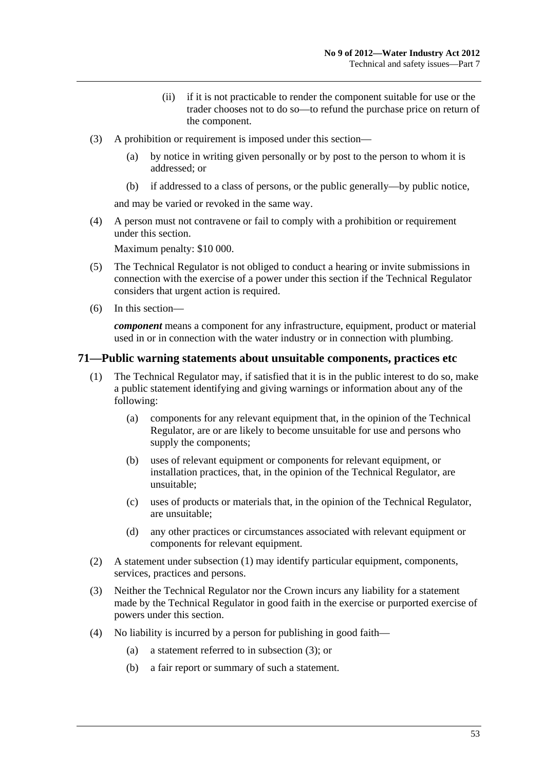(ii) if it is not practicable to render the component suitable for use or the trader chooses not to do so—to refund the purchase price on return of the component.

(3) A prohibition or requirement is imposed under this section—

(a) by notice in writing given personally or by post to the person to whom it is addressed; or

(b) if addressed to a class of persons, or the public generally—by public notice,

and may be varied or revoked in the same way.

(4) A person must not contravene or fail to comply with a prohibition or requirement under this section.

Maximum penalty: $10 000.

(5) The Technical Regulator is not obliged to conduct a hearing or invite submissions in connection with the exercise of a power under this section if the Technical Regulator considers that urgent action is required.

(6) In this section—

***component*** means a component for any infrastructure, equipment, product or material used in or in connection with the water industry or in connection with plumbing.

## 71—Public warning statements about unsuitable components, practices etc

(1) The Technical Regulator may, if satisfied that it is in the public interest to do so, make a public statement identifying and giving warnings or information about any of the following:

(a) components for any relevant equipment that, in the opinion of the Technical Regulator, are or are likely to become unsuitable for use and persons who supply the components;

(b) uses of relevant equipment or components for relevant equipment, or installation practices, that, in the opinion of the Technical Regulator, are unsuitable;

(c) uses of products or materials that, in the opinion of the Technical Regulator, are unsuitable;

(d) any other practices or circumstances associated with relevant equipment or components for relevant equipment.

(2) A statement under subsection (1) may identify particular equipment, components, services, practices and persons.

(3) Neither the Technical Regulator nor the Crown incurs any liability for a statement made by the Technical Regulator in good faith in the exercise or purported exercise of powers under this section.

(4) No liability is incurred by a person for publishing in good faith—

(a) a statement referred to in subsection (3); or

(b) a fair report or summary of such a statement.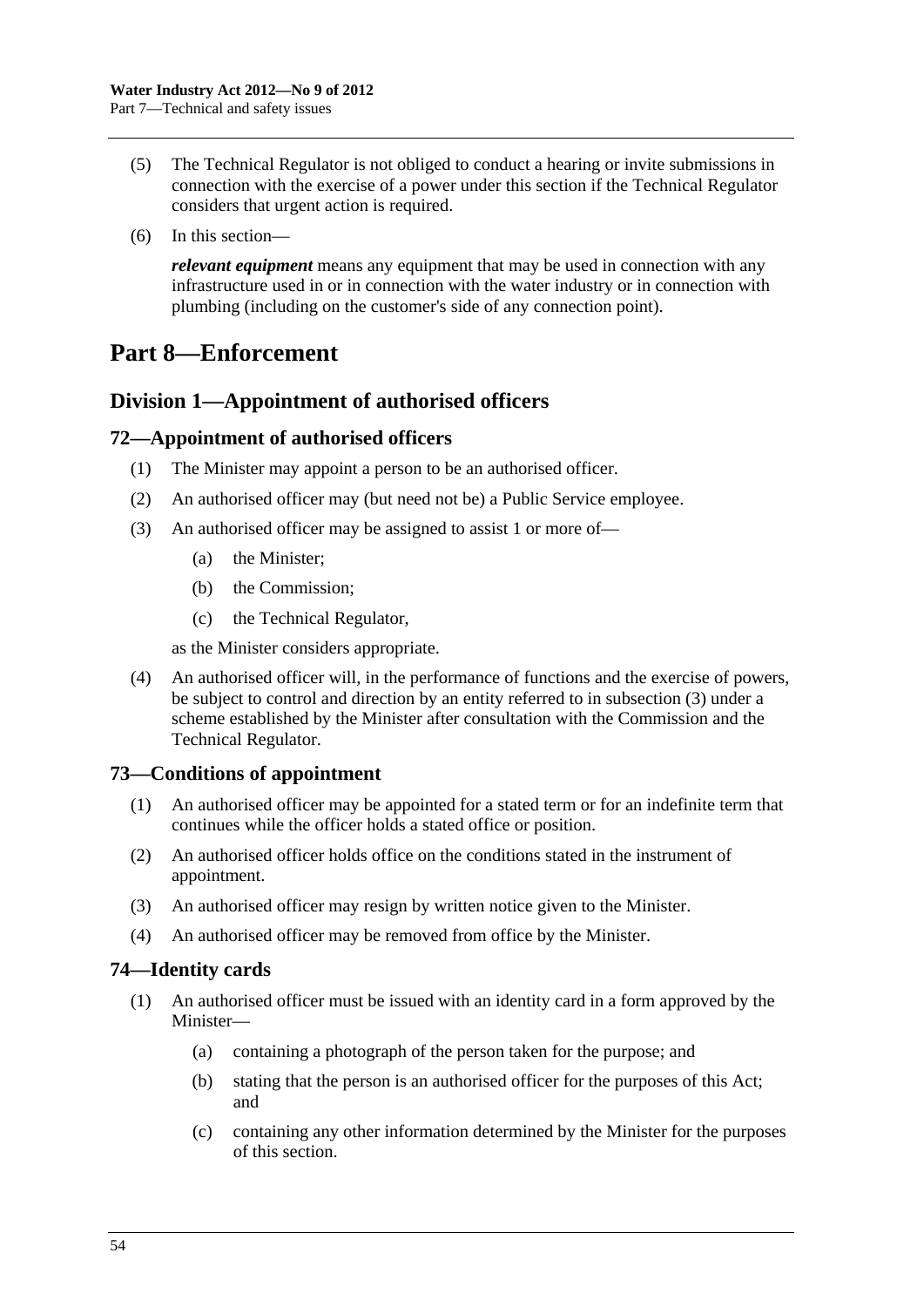(5) The Technical Regulator is not obliged to conduct a hearing or invite submissions in connection with the exercise of a power under this section if the Technical Regulator considers that urgent action is required.

(6) In this section—

***relevant equipment*** means any equipment that may be used in connection with any infrastructure used in or in connection with the water industry or in connection with plumbing (including on the customer's side of any connection point).

# Part 8—Enforcement

## Division 1—Appointment of authorised officers

### 72—Appointment of authorised officers

(1) The Minister may appoint a person to be an authorised officer.

(2) An authorised officer may (but need not be) a Public Service employee.

(3) An authorised officer may be assigned to assist 1 or more of—

- (a) the Minister;
- (b) the Commission;
- (c) the Technical Regulator,

as the Minister considers appropriate.

(4) An authorised officer will, in the performance of functions and the exercise of powers, be subject to control and direction by an entity referred to in subsection (3) under a scheme established by the Minister after consultation with the Commission and the Technical Regulator.

### 73—Conditions of appointment

(1) An authorised officer may be appointed for a stated term or for an indefinite term that continues while the officer holds a stated office or position.

(2) An authorised officer holds office on the conditions stated in the instrument of appointment.

(3) An authorised officer may resign by written notice given to the Minister.

(4) An authorised officer may be removed from office by the Minister.

### 74—Identity cards

(1) An authorised officer must be issued with an identity card in a form approved by the Minister—

- (a) containing a photograph of the person taken for the purpose; and
- (b) stating that the person is an authorised officer for the purposes of this Act; and
- (c) containing any other information determined by the Minister for the purposes of this section.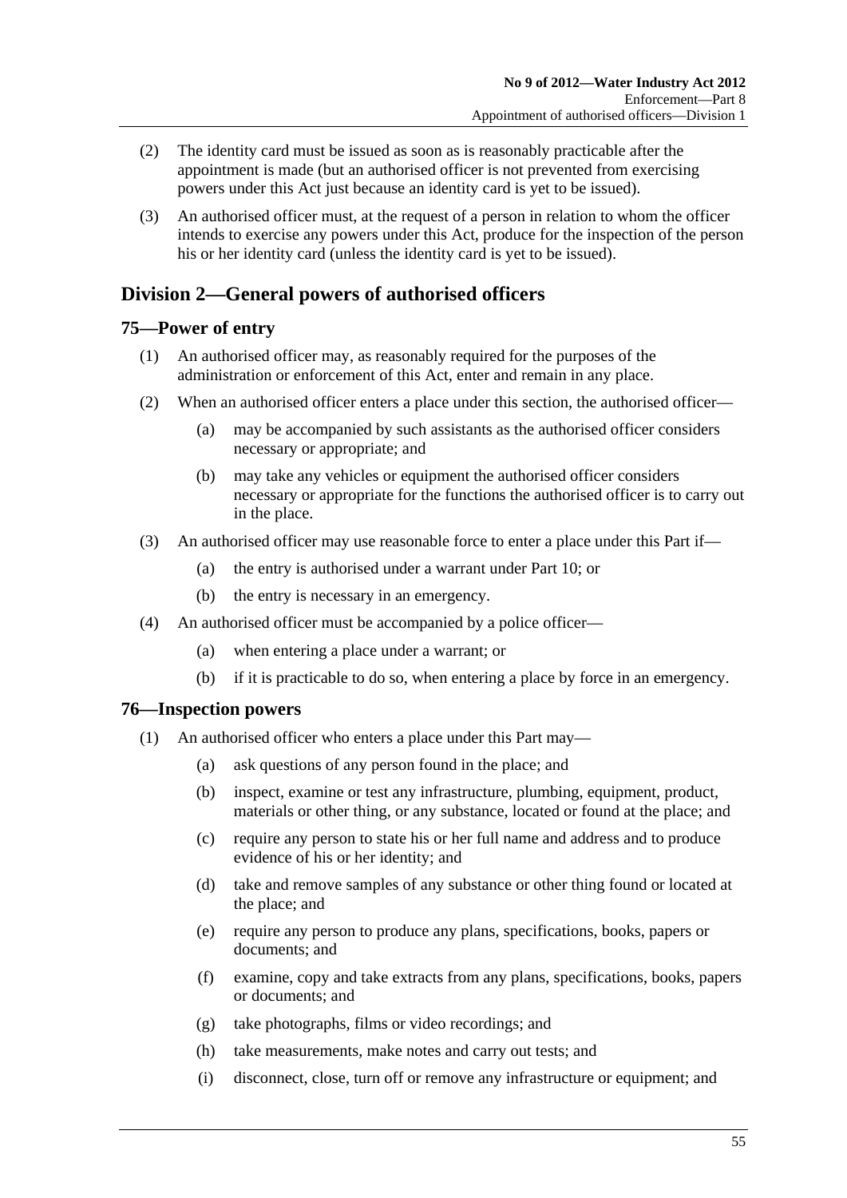(2) The identity card must be issued as soon as is reasonably practicable after the appointment is made (but an authorised officer is not prevented from exercising powers under this Act just because an identity card is yet to be issued).

(3) An authorised officer must, at the request of a person in relation to whom the officer intends to exercise any powers under this Act, produce for the inspection of the person his or her identity card (unless the identity card is yet to be issued).

## Division 2—General powers of authorised officers

### 75—Power of entry

(1) An authorised officer may, as reasonably required for the purposes of the administration or enforcement of this Act, enter and remain in any place.

(2) When an authorised officer enters a place under this section, the authorised officer—

- (a) may be accompanied by such assistants as the authorised officer considers necessary or appropriate; and
- (b) may take any vehicles or equipment the authorised officer considers necessary or appropriate for the functions the authorised officer is to carry out in the place.

(3) An authorised officer may use reasonable force to enter a place under this Part if—

- (a) the entry is authorised under a warrant under Part 10; or
- (b) the entry is necessary in an emergency.

(4) An authorised officer must be accompanied by a police officer—

- (a) when entering a place under a warrant; or
- (b) if it is practicable to do so, when entering a place by force in an emergency.

### 76—Inspection powers

(1) An authorised officer who enters a place under this Part may—

- (a) ask questions of any person found in the place; and
- (b) inspect, examine or test any infrastructure, plumbing, equipment, product, materials or other thing, or any substance, located or found at the place; and
- (c) require any person to state his or her full name and address and to produce evidence of his or her identity; and
- (d) take and remove samples of any substance or other thing found or located at the place; and
- (e) require any person to produce any plans, specifications, books, papers or documents; and
- (f) examine, copy and take extracts from any plans, specifications, books, papers or documents; and
- (g) take photographs, films or video recordings; and
- (h) take measurements, make notes and carry out tests; and
- (i) disconnect, close, turn off or remove any infrastructure or equipment; and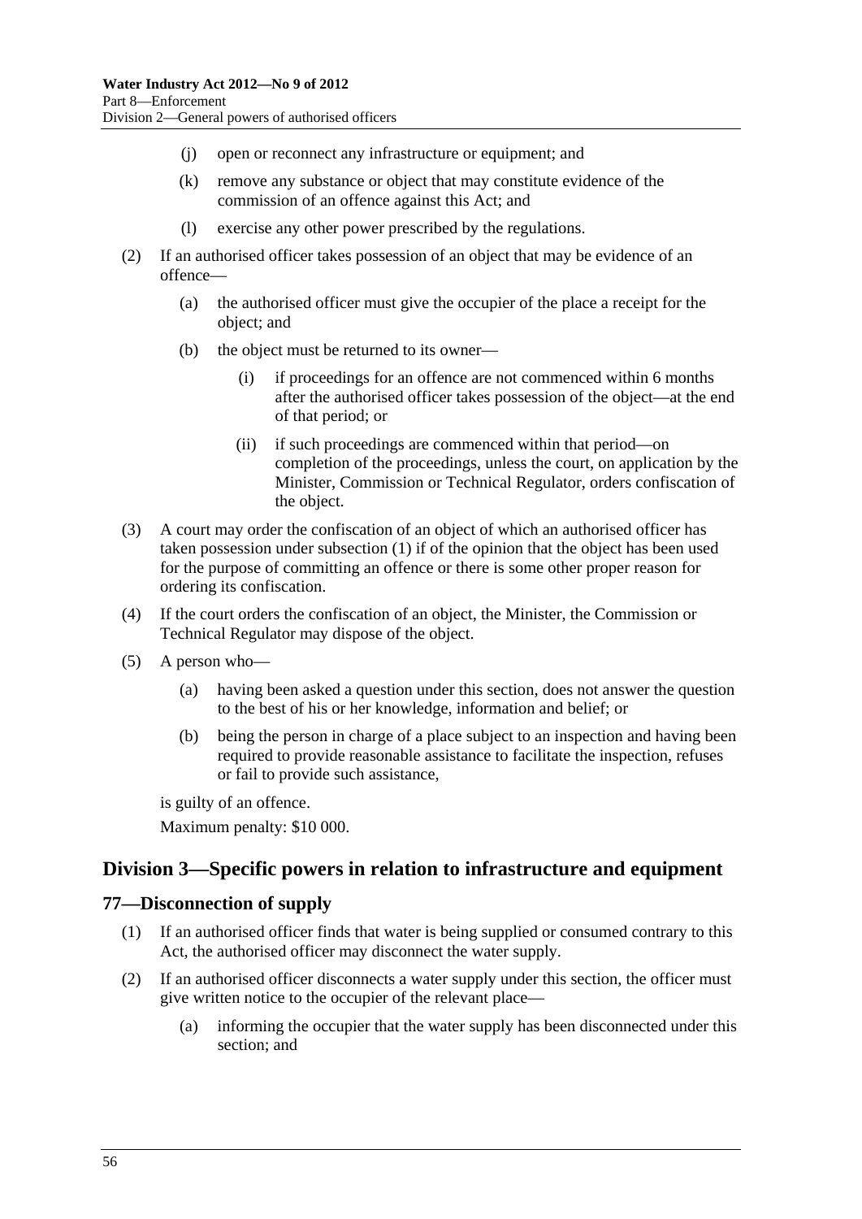(j) open or reconnect any infrastructure or equipment; and

(k) remove any substance or object that may constitute evidence of the commission of an offence against this Act; and

(l) exercise any other power prescribed by the regulations.

(2) If an authorised officer takes possession of an object that may be evidence of an offence—

(a) the authorised officer must give the occupier of the place a receipt for the object; and

(b) the object must be returned to its owner—

(i) if proceedings for an offence are not commenced within 6 months after the authorised officer takes possession of the object—at the end of that period; or

(ii) if such proceedings are commenced within that period—on completion of the proceedings, unless the court, on application by the Minister, Commission or Technical Regulator, orders confiscation of the object.

(3) A court may order the confiscation of an object of which an authorised officer has taken possession under subsection (1) if of the opinion that the object has been used for the purpose of committing an offence or there is some other proper reason for ordering its confiscation.

(4) If the court orders the confiscation of an object, the Minister, the Commission or Technical Regulator may dispose of the object.

(5) A person who—

(a) having been asked a question under this section, does not answer the question to the best of his or her knowledge, information and belief; or

(b) being the person in charge of a place subject to an inspection and having been required to provide reasonable assistance to facilitate the inspection, refuses or fail to provide such assistance,

is guilty of an offence.

Maximum penalty: $10 000.

## Division 3—Specific powers in relation to infrastructure and equipment

### 77—Disconnection of supply

(1) If an authorised officer finds that water is being supplied or consumed contrary to this Act, the authorised officer may disconnect the water supply.

(2) If an authorised officer disconnects a water supply under this section, the officer must give written notice to the occupier of the relevant place—

(a) informing the occupier that the water supply has been disconnected under this section; and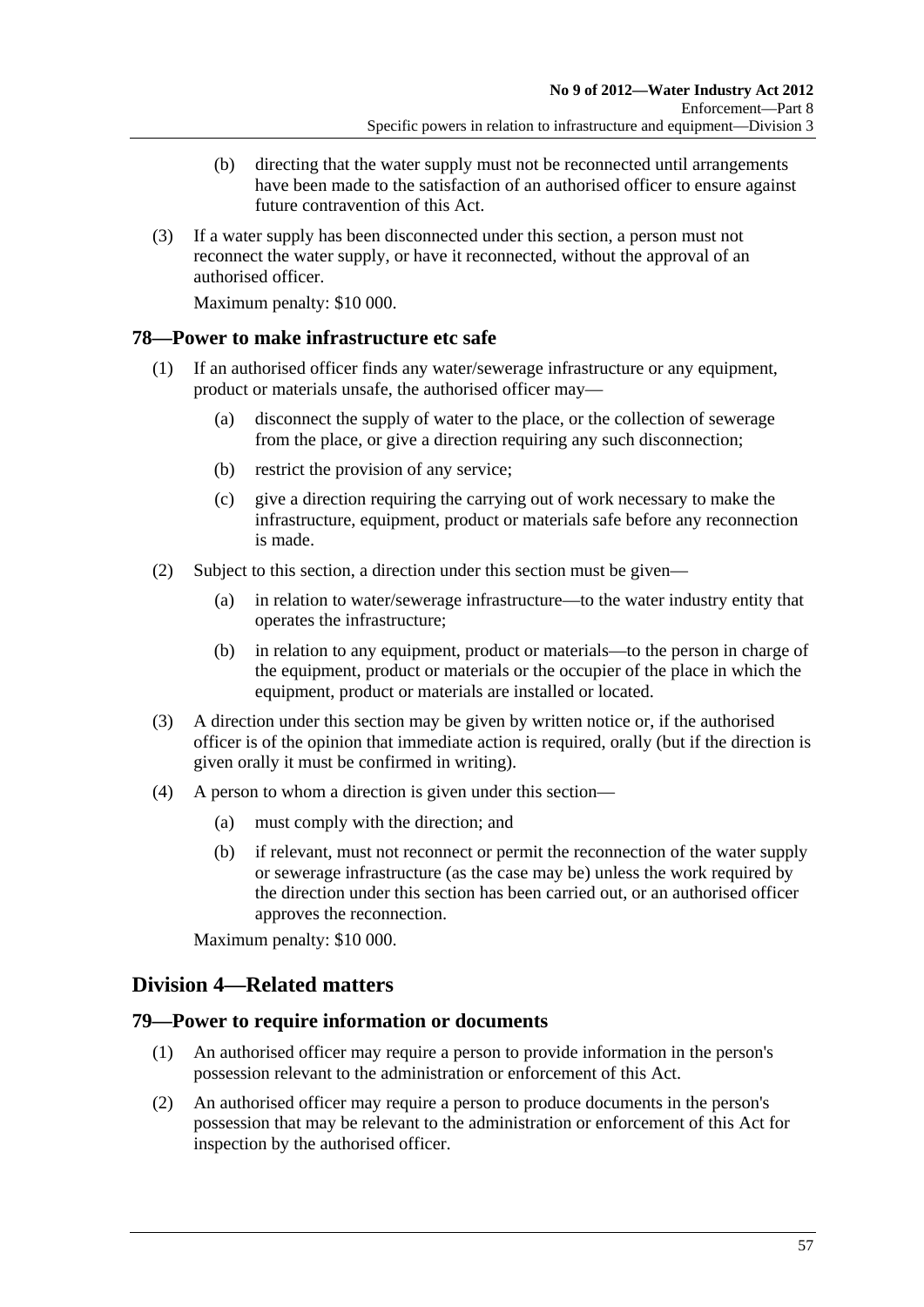(b) directing that the water supply must not be reconnected until arrangements have been made to the satisfaction of an authorised officer to ensure against future contravention of this Act.

(3) If a water supply has been disconnected under this section, a person must not reconnect the water supply, or have it reconnected, without the approval of an authorised officer.

Maximum penalty: $10 000.

### 78—Power to make infrastructure etc safe

(1) If an authorised officer finds any water/sewerage infrastructure or any equipment, product or materials unsafe, the authorised officer may—

(a) disconnect the supply of water to the place, or the collection of sewerage from the place, or give a direction requiring any such disconnection;

(b) restrict the provision of any service;

(c) give a direction requiring the carrying out of work necessary to make the infrastructure, equipment, product or materials safe before any reconnection is made.

(2) Subject to this section, a direction under this section must be given—

(a) in relation to water/sewerage infrastructure—to the water industry entity that operates the infrastructure;

(b) in relation to any equipment, product or materials—to the person in charge of the equipment, product or materials or the occupier of the place in which the equipment, product or materials are installed or located.

(3) A direction under this section may be given by written notice or, if the authorised officer is of the opinion that immediate action is required, orally (but if the direction is given orally it must be confirmed in writing).

(4) A person to whom a direction is given under this section—

(a) must comply with the direction; and

(b) if relevant, must not reconnect or permit the reconnection of the water supply or sewerage infrastructure (as the case may be) unless the work required by the direction under this section has been carried out, or an authorised officer approves the reconnection.

Maximum penalty: $10 000.

## Division 4—Related matters

### 79—Power to require information or documents

(1) An authorised officer may require a person to provide information in the person's possession relevant to the administration or enforcement of this Act.

(2) An authorised officer may require a person to produce documents in the person's possession that may be relevant to the administration or enforcement of this Act for inspection by the authorised officer.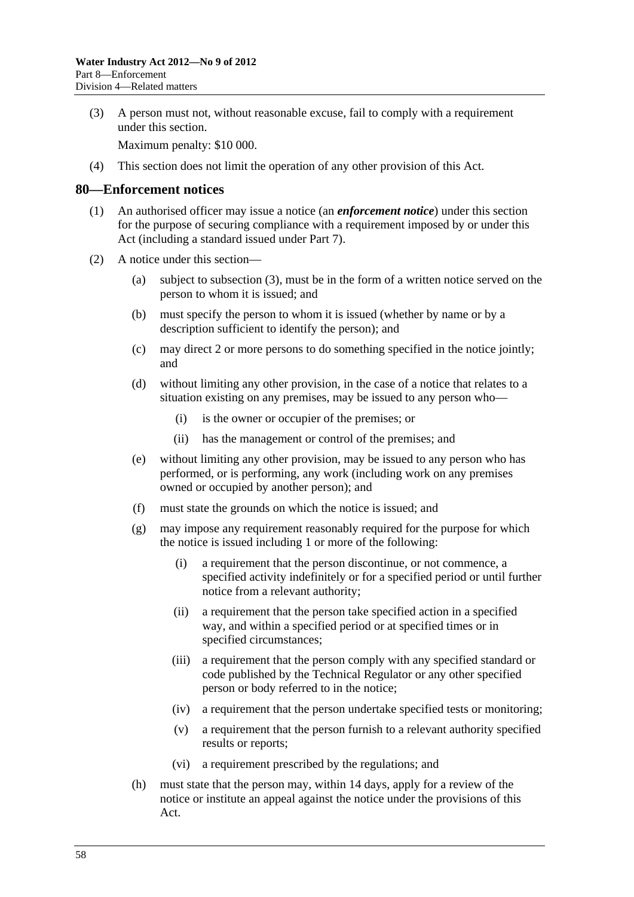(3) A person must not, without reasonable excuse, fail to comply with a requirement under this section.

Maximum penalty: $10 000.

(4) This section does not limit the operation of any other provision of this Act.

## 80—Enforcement notices

(1) An authorised officer may issue a notice (an ***enforcement notice***) under this section for the purpose of securing compliance with a requirement imposed by or under this Act (including a standard issued under Part 7).

(2) A notice under this section—

(a) subject to subsection (3), must be in the form of a written notice served on the person to whom it is issued; and

(b) must specify the person to whom it is issued (whether by name or by a description sufficient to identify the person); and

(c) may direct 2 or more persons to do something specified in the notice jointly; and

(d) without limiting any other provision, in the case of a notice that relates to a situation existing on any premises, may be issued to any person who—

(i) is the owner or occupier of the premises; or

(ii) has the management or control of the premises; and

(e) without limiting any other provision, may be issued to any person who has performed, or is performing, any work (including work on any premises owned or occupied by another person); and

(f) must state the grounds on which the notice is issued; and

(g) may impose any requirement reasonably required for the purpose for which the notice is issued including 1 or more of the following:

(i) a requirement that the person discontinue, or not commence, a specified activity indefinitely or for a specified period or until further notice from a relevant authority;

(ii) a requirement that the person take specified action in a specified way, and within a specified period or at specified times or in specified circumstances;

(iii) a requirement that the person comply with any specified standard or code published by the Technical Regulator or any other specified person or body referred to in the notice;

(iv) a requirement that the person undertake specified tests or monitoring;

(v) a requirement that the person furnish to a relevant authority specified results or reports;

(vi) a requirement prescribed by the regulations; and

(h) must state that the person may, within 14 days, apply for a review of the notice or institute an appeal against the notice under the provisions of this Act.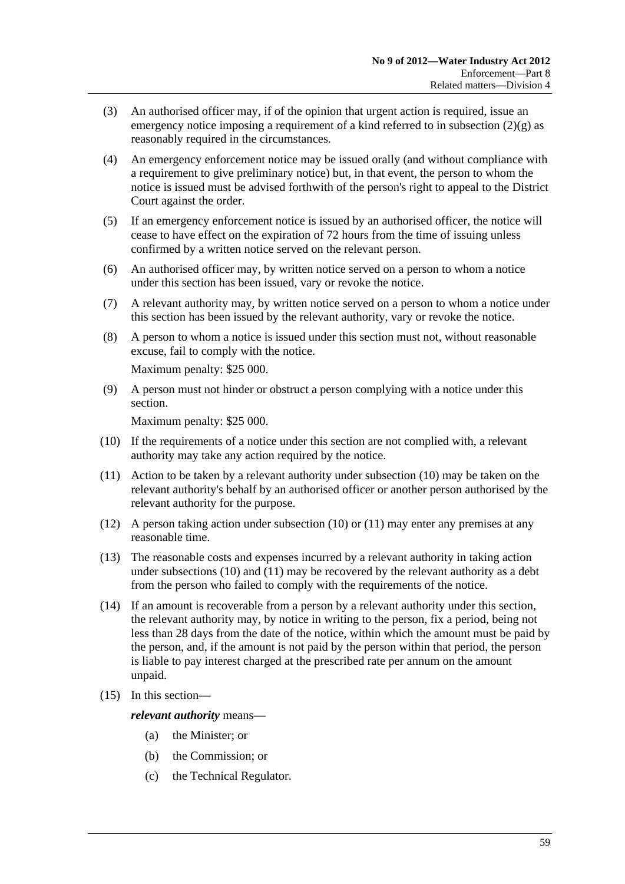(3) An authorised officer may, if of the opinion that urgent action is required, issue an emergency notice imposing a requirement of a kind referred to in subsection (2)(g) as reasonably required in the circumstances.

(4) An emergency enforcement notice may be issued orally (and without compliance with a requirement to give preliminary notice) but, in that event, the person to whom the notice is issued must be advised forthwith of the person's right to appeal to the District Court against the order.

(5) If an emergency enforcement notice is issued by an authorised officer, the notice will cease to have effect on the expiration of 72 hours from the time of issuing unless confirmed by a written notice served on the relevant person.

(6) An authorised officer may, by written notice served on a person to whom a notice under this section has been issued, vary or revoke the notice.

(7) A relevant authority may, by written notice served on a person to whom a notice under this section has been issued by the relevant authority, vary or revoke the notice.

(8) A person to whom a notice is issued under this section must not, without reasonable excuse, fail to comply with the notice.

Maximum penalty: $25 000.

(9) A person must not hinder or obstruct a person complying with a notice under this section.

Maximum penalty: $25 000.

(10) If the requirements of a notice under this section are not complied with, a relevant authority may take any action required by the notice.

(11) Action to be taken by a relevant authority under subsection (10) may be taken on the relevant authority's behalf by an authorised officer or another person authorised by the relevant authority for the purpose.

(12) A person taking action under subsection (10) or (11) may enter any premises at any reasonable time.

(13) The reasonable costs and expenses incurred by a relevant authority in taking action under subsections (10) and (11) may be recovered by the relevant authority as a debt from the person who failed to comply with the requirements of the notice.

(14) If an amount is recoverable from a person by a relevant authority under this section, the relevant authority may, by notice in writing to the person, fix a period, being not less than 28 days from the date of the notice, within which the amount must be paid by the person, and, if the amount is not paid by the person within that period, the person is liable to pay interest charged at the prescribed rate per annum on the amount unpaid.

(15) In this section—

***relevant authority*** means—

- (a) the Minister; or
- (b) the Commission; or
- (c) the Technical Regulator.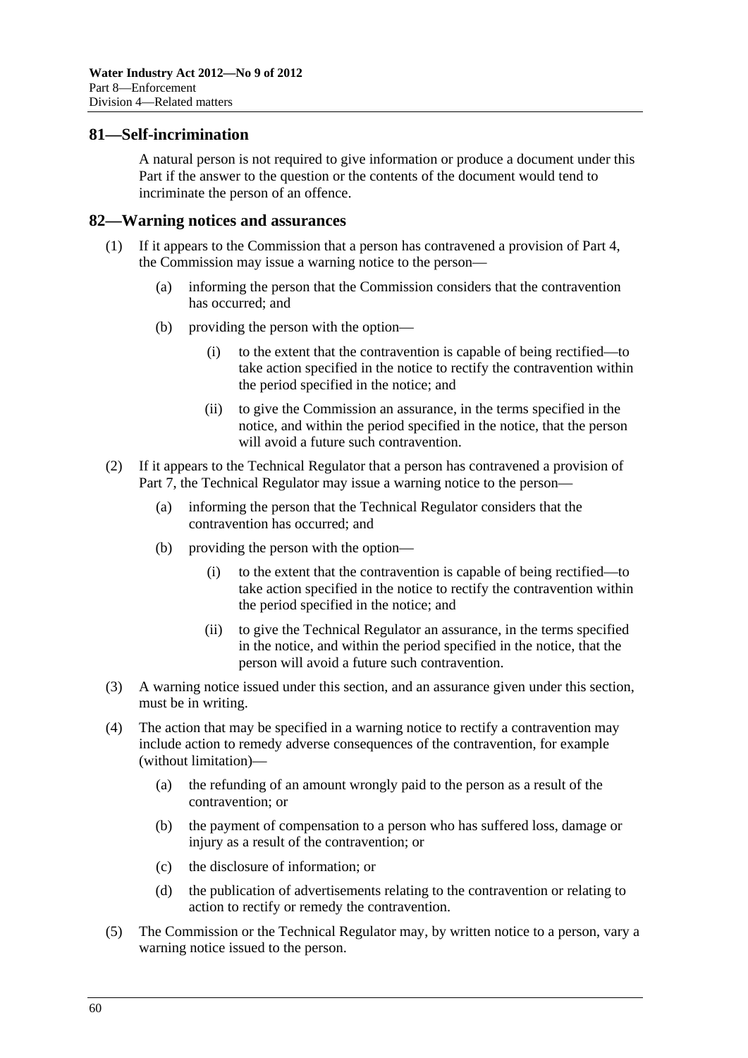## 81—Self-incrimination

A natural person is not required to give information or produce a document under this Part if the answer to the question or the contents of the document would tend to incriminate the person of an offence.

## 82—Warning notices and assurances

(1) If it appears to the Commission that a person has contravened a provision of Part 4, the Commission may issue a warning notice to the person—

(a) informing the person that the Commission considers that the contravention has occurred; and

(b) providing the person with the option—

(i) to the extent that the contravention is capable of being rectified—to take action specified in the notice to rectify the contravention within the period specified in the notice; and

(ii) to give the Commission an assurance, in the terms specified in the notice, and within the period specified in the notice, that the person will avoid a future such contravention.

(2) If it appears to the Technical Regulator that a person has contravened a provision of Part 7, the Technical Regulator may issue a warning notice to the person—

(a) informing the person that the Technical Regulator considers that the contravention has occurred; and

(b) providing the person with the option—

(i) to the extent that the contravention is capable of being rectified—to take action specified in the notice to rectify the contravention within the period specified in the notice; and

(ii) to give the Technical Regulator an assurance, in the terms specified in the notice, and within the period specified in the notice, that the person will avoid a future such contravention.

(3) A warning notice issued under this section, and an assurance given under this section, must be in writing.

(4) The action that may be specified in a warning notice to rectify a contravention may include action to remedy adverse consequences of the contravention, for example (without limitation)—

(a) the refunding of an amount wrongly paid to the person as a result of the contravention; or

(b) the payment of compensation to a person who has suffered loss, damage or injury as a result of the contravention; or

(c) the disclosure of information; or

(d) the publication of advertisements relating to the contravention or relating to action to rectify or remedy the contravention.

(5) The Commission or the Technical Regulator may, by written notice to a person, vary a warning notice issued to the person.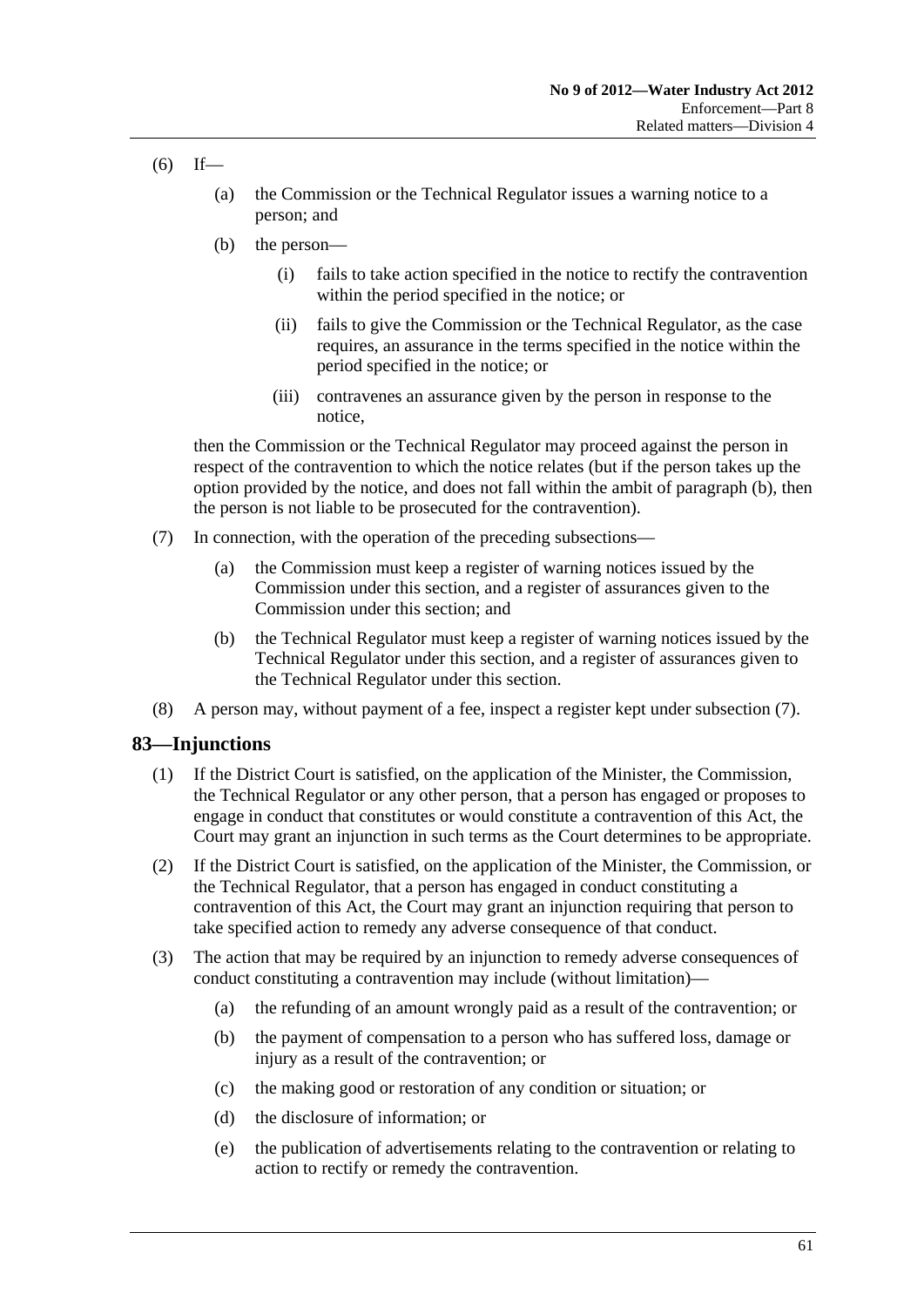(6) If—

(a) the Commission or the Technical Regulator issues a warning notice to a person; and

(b) the person—

(i) fails to take action specified in the notice to rectify the contravention within the period specified in the notice; or

(ii) fails to give the Commission or the Technical Regulator, as the case requires, an assurance in the terms specified in the notice within the period specified in the notice; or

(iii) contravenes an assurance given by the person in response to the notice,

then the Commission or the Technical Regulator may proceed against the person in respect of the contravention to which the notice relates (but if the person takes up the option provided by the notice, and does not fall within the ambit of paragraph (b), then the person is not liable to be prosecuted for the contravention).

(7) In connection, with the operation of the preceding subsections—

(a) the Commission must keep a register of warning notices issued by the Commission under this section, and a register of assurances given to the Commission under this section; and

(b) the Technical Regulator must keep a register of warning notices issued by the Technical Regulator under this section, and a register of assurances given to the Technical Regulator under this section.

(8) A person may, without payment of a fee, inspect a register kept under subsection (7).

## 83—Injunctions

(1) If the District Court is satisfied, on the application of the Minister, the Commission, the Technical Regulator or any other person, that a person has engaged or proposes to engage in conduct that constitutes or would constitute a contravention of this Act, the Court may grant an injunction in such terms as the Court determines to be appropriate.

(2) If the District Court is satisfied, on the application of the Minister, the Commission, or the Technical Regulator, that a person has engaged in conduct constituting a contravention of this Act, the Court may grant an injunction requiring that person to take specified action to remedy any adverse consequence of that conduct.

(3) The action that may be required by an injunction to remedy adverse consequences of conduct constituting a contravention may include (without limitation)—

(a) the refunding of an amount wrongly paid as a result of the contravention; or

(b) the payment of compensation to a person who has suffered loss, damage or injury as a result of the contravention; or

(c) the making good or restoration of any condition or situation; or

(d) the disclosure of information; or

(e) the publication of advertisements relating to the contravention or relating to action to rectify or remedy the contravention.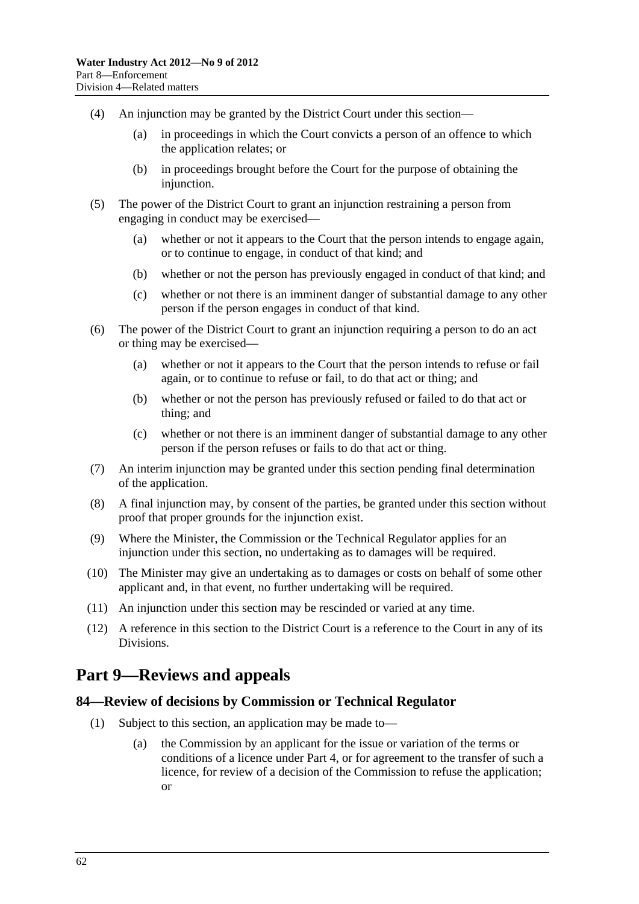(4) An injunction may be granted by the District Court under this section—

(a) in proceedings in which the Court convicts a person of an offence to which the application relates; or

(b) in proceedings brought before the Court for the purpose of obtaining the injunction.

(5) The power of the District Court to grant an injunction restraining a person from engaging in conduct may be exercised—

(a) whether or not it appears to the Court that the person intends to engage again, or to continue to engage, in conduct of that kind; and

(b) whether or not the person has previously engaged in conduct of that kind; and

(c) whether or not there is an imminent danger of substantial damage to any other person if the person engages in conduct of that kind.

(6) The power of the District Court to grant an injunction requiring a person to do an act or thing may be exercised—

(a) whether or not it appears to the Court that the person intends to refuse or fail again, or to continue to refuse or fail, to do that act or thing; and

(b) whether or not the person has previously refused or failed to do that act or thing; and

(c) whether or not there is an imminent danger of substantial damage to any other person if the person refuses or fails to do that act or thing.

(7) An interim injunction may be granted under this section pending final determination of the application.

(8) A final injunction may, by consent of the parties, be granted under this section without proof that proper grounds for the injunction exist.

(9) Where the Minister, the Commission or the Technical Regulator applies for an injunction under this section, no undertaking as to damages will be required.

(10) The Minister may give an undertaking as to damages or costs on behalf of some other applicant and, in that event, no further undertaking will be required.

(11) An injunction under this section may be rescinded or varied at any time.

(12) A reference in this section to the District Court is a reference to the Court in any of its Divisions.

# Part 9—Reviews and appeals

## 84—Review of decisions by Commission or Technical Regulator

(1) Subject to this section, an application may be made to—

(a) the Commission by an applicant for the issue or variation of the terms or conditions of a licence under Part 4, or for agreement to the transfer of such a licence, for review of a decision of the Commission to refuse the application; or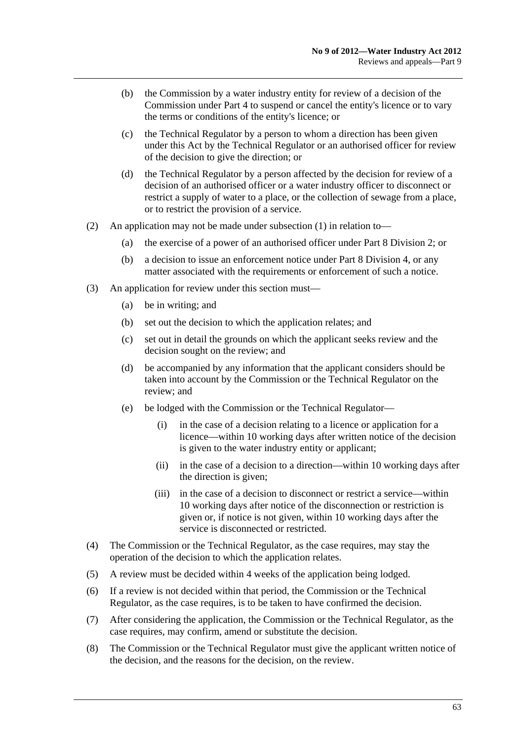(b) the Commission by a water industry entity for review of a decision of the Commission under Part 4 to suspend or cancel the entity's licence or to vary the terms or conditions of the entity's licence; or

(c) the Technical Regulator by a person to whom a direction has been given under this Act by the Technical Regulator or an authorised officer for review of the decision to give the direction; or

(d) the Technical Regulator by a person affected by the decision for review of a decision of an authorised officer or a water industry officer to disconnect or restrict a supply of water to a place, or the collection of sewage from a place, or to restrict the provision of a service.

(2) An application may not be made under subsection (1) in relation to—

(a) the exercise of a power of an authorised officer under Part 8 Division 2; or

(b) a decision to issue an enforcement notice under Part 8 Division 4, or any matter associated with the requirements or enforcement of such a notice.

(3) An application for review under this section must—

(a) be in writing; and

(b) set out the decision to which the application relates; and

(c) set out in detail the grounds on which the applicant seeks review and the decision sought on the review; and

(d) be accompanied by any information that the applicant considers should be taken into account by the Commission or the Technical Regulator on the review; and

(e) be lodged with the Commission or the Technical Regulator—

(i) in the case of a decision relating to a licence or application for a licence—within 10 working days after written notice of the decision is given to the water industry entity or applicant;

(ii) in the case of a decision to a direction—within 10 working days after the direction is given;

(iii) in the case of a decision to disconnect or restrict a service—within 10 working days after notice of the disconnection or restriction is given or, if notice is not given, within 10 working days after the service is disconnected or restricted.

(4) The Commission or the Technical Regulator, as the case requires, may stay the operation of the decision to which the application relates.

(5) A review must be decided within 4 weeks of the application being lodged.

(6) If a review is not decided within that period, the Commission or the Technical Regulator, as the case requires, is to be taken to have confirmed the decision.

(7) After considering the application, the Commission or the Technical Regulator, as the case requires, may confirm, amend or substitute the decision.

(8) The Commission or the Technical Regulator must give the applicant written notice of the decision, and the reasons for the decision, on the review.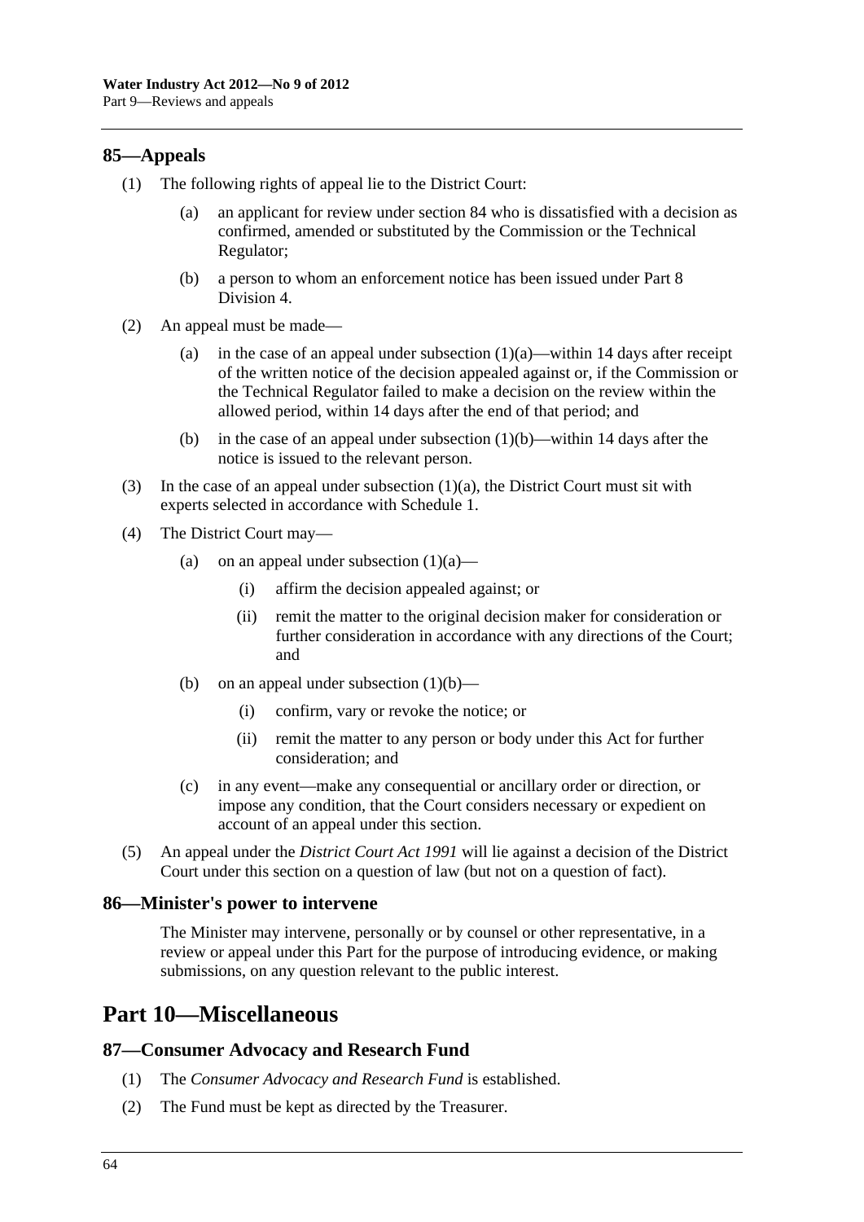## 85—Appeals

(1) The following rights of appeal lie to the District Court:

(a) an applicant for review under section 84 who is dissatisfied with a decision as confirmed, amended or substituted by the Commission or the Technical Regulator;

(b) a person to whom an enforcement notice has been issued under Part 8 Division 4.

(2) An appeal must be made—

(a) in the case of an appeal under subsection (1)(a)—within 14 days after receipt of the written notice of the decision appealed against or, if the Commission or the Technical Regulator failed to make a decision on the review within the allowed period, within 14 days after the end of that period; and

(b) in the case of an appeal under subsection (1)(b)—within 14 days after the notice is issued to the relevant person.

(3) In the case of an appeal under subsection (1)(a), the District Court must sit with experts selected in accordance with Schedule 1.

(4) The District Court may—

(a) on an appeal under subsection (1)(a)—

(i) affirm the decision appealed against; or

(ii) remit the matter to the original decision maker for consideration or further consideration in accordance with any directions of the Court; and

(b) on an appeal under subsection (1)(b)—

(i) confirm, vary or revoke the notice; or

(ii) remit the matter to any person or body under this Act for further consideration; and

(c) in any event—make any consequential or ancillary order or direction, or impose any condition, that the Court considers necessary or expedient on account of an appeal under this section.

(5) An appeal under the *District Court Act 1991* will lie against a decision of the District Court under this section on a question of law (but not on a question of fact).

## 86—Minister's power to intervene

The Minister may intervene, personally or by counsel or other representative, in a review or appeal under this Part for the purpose of introducing evidence, or making submissions, on any question relevant to the public interest.

# Part 10—Miscellaneous

## 87—Consumer Advocacy and Research Fund

(1) The *Consumer Advocacy and Research Fund* is established.

(2) The Fund must be kept as directed by the Treasurer.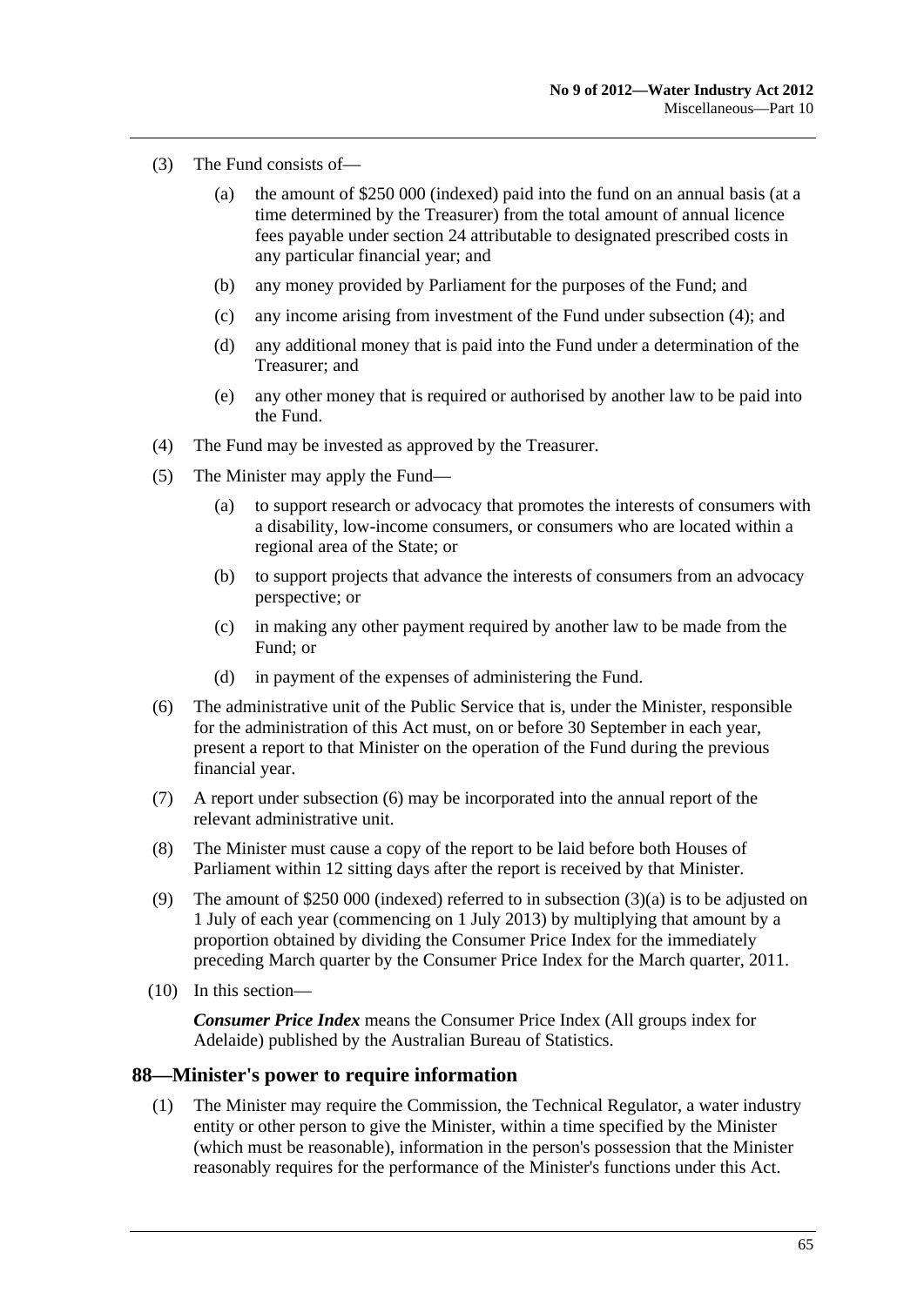(3) The Fund consists of—

(a) the amount of $250 000 (indexed) paid into the fund on an annual basis (at a time determined by the Treasurer) from the total amount of annual licence fees payable under section 24 attributable to designated prescribed costs in any particular financial year; and

(b) any money provided by Parliament for the purposes of the Fund; and

(c) any income arising from investment of the Fund under subsection (4); and

(d) any additional money that is paid into the Fund under a determination of the Treasurer; and

(e) any other money that is required or authorised by another law to be paid into the Fund.

(4) The Fund may be invested as approved by the Treasurer.

(5) The Minister may apply the Fund—

(a) to support research or advocacy that promotes the interests of consumers with a disability, low-income consumers, or consumers who are located within a regional area of the State; or

(b) to support projects that advance the interests of consumers from an advocacy perspective; or

(c) in making any other payment required by another law to be made from the Fund; or

(d) in payment of the expenses of administering the Fund.

(6) The administrative unit of the Public Service that is, under the Minister, responsible for the administration of this Act must, on or before 30 September in each year, present a report to that Minister on the operation of the Fund during the previous financial year.

(7) A report under subsection (6) may be incorporated into the annual report of the relevant administrative unit.

(8) The Minister must cause a copy of the report to be laid before both Houses of Parliament within 12 sitting days after the report is received by that Minister.

(9) The amount of $250 000 (indexed) referred to in subsection (3)(a) is to be adjusted on 1 July of each year (commencing on 1 July 2013) by multiplying that amount by a proportion obtained by dividing the Consumer Price Index for the immediately preceding March quarter by the Consumer Price Index for the March quarter, 2011.

(10) In this section—

***Consumer Price Index*** means the Consumer Price Index (All groups index for Adelaide) published by the Australian Bureau of Statistics.

## 88—Minister's power to require information

(1) The Minister may require the Commission, the Technical Regulator, a water industry entity or other person to give the Minister, within a time specified by the Minister (which must be reasonable), information in the person's possession that the Minister reasonably requires for the performance of the Minister's functions under this Act.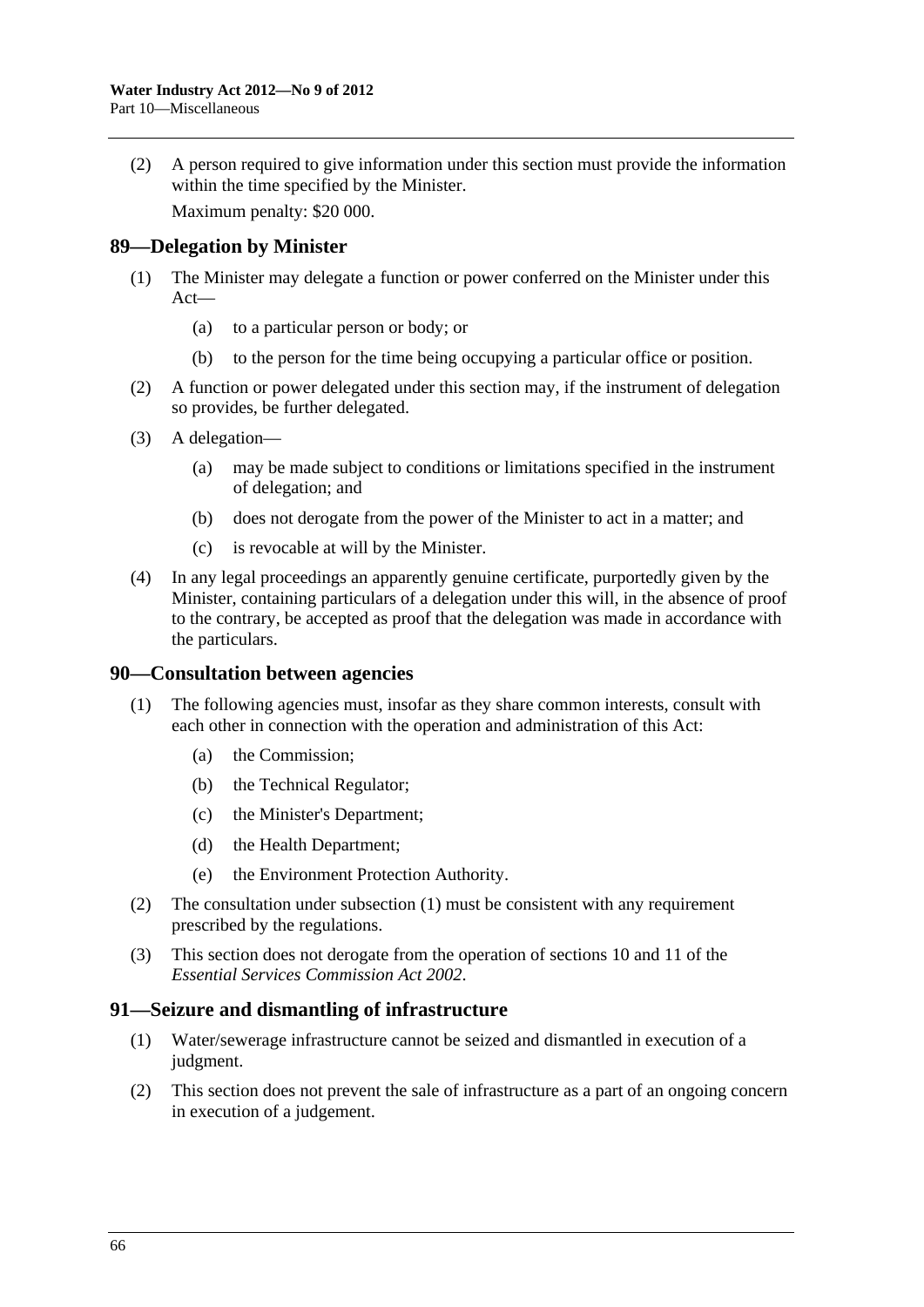(2) A person required to give information under this section must provide the information within the time specified by the Minister.

Maximum penalty: $20 000.

## 89—Delegation by Minister

(1) The Minister may delegate a function or power conferred on the Minister under this Act—

   (a) to a particular person or body; or

   (b) to the person for the time being occupying a particular office or position.

(2) A function or power delegated under this section may, if the instrument of delegation so provides, be further delegated.

(3) A delegation—

   (a) may be made subject to conditions or limitations specified in the instrument of delegation; and

   (b) does not derogate from the power of the Minister to act in a matter; and

   (c) is revocable at will by the Minister.

(4) In any legal proceedings an apparently genuine certificate, purportedly given by the Minister, containing particulars of a delegation under this will, in the absence of proof to the contrary, be accepted as proof that the delegation was made in accordance with the particulars.

## 90—Consultation between agencies

(1) The following agencies must, insofar as they share common interests, consult with each other in connection with the operation and administration of this Act:

   (a) the Commission;

   (b) the Technical Regulator;

   (c) the Minister's Department;

   (d) the Health Department;

   (e) the Environment Protection Authority.

(2) The consultation under subsection (1) must be consistent with any requirement prescribed by the regulations.

(3) This section does not derogate from the operation of sections 10 and 11 of the *Essential Services Commission Act 2002*.

## 91—Seizure and dismantling of infrastructure

(1) Water/sewerage infrastructure cannot be seized and dismantled in execution of a judgment.

(2) This section does not prevent the sale of infrastructure as a part of an ongoing concern in execution of a judgement.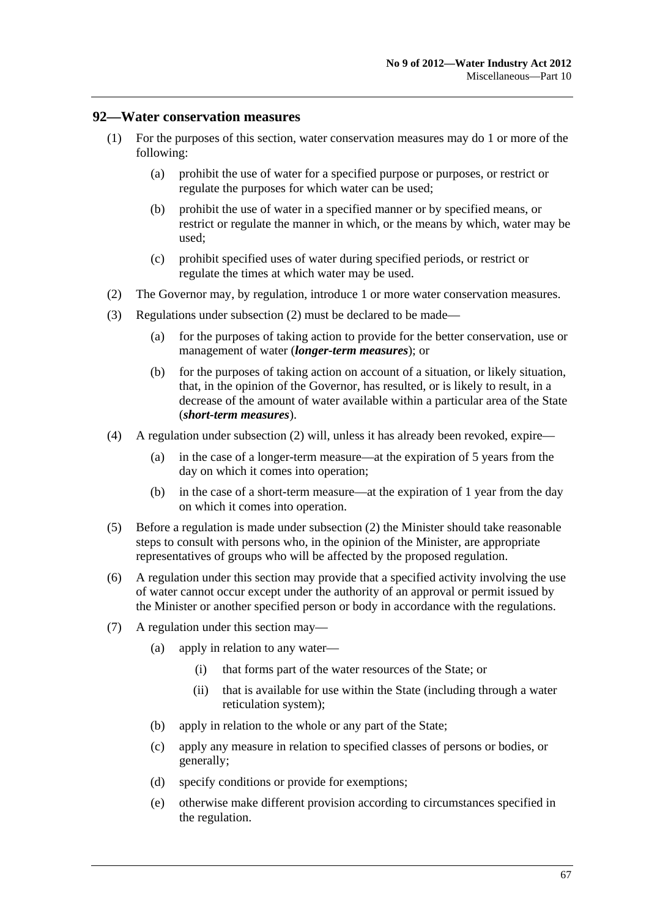## 92—Water conservation measures

(1) For the purposes of this section, water conservation measures may do 1 or more of the following:

  (a) prohibit the use of water for a specified purpose or purposes, or restrict or regulate the purposes for which water can be used;

  (b) prohibit the use of water in a specified manner or by specified means, or restrict or regulate the manner in which, or the means by which, water may be used;

  (c) prohibit specified uses of water during specified periods, or restrict or regulate the times at which water may be used.

(2) The Governor may, by regulation, introduce 1 or more water conservation measures.

(3) Regulations under subsection (2) must be declared to be made—

  (a) for the purposes of taking action to provide for the better conservation, use or management of water (***longer-term measures***); or

  (b) for the purposes of taking action on account of a situation, or likely situation, that, in the opinion of the Governor, has resulted, or is likely to result, in a decrease of the amount of water available within a particular area of the State (***short-term measures***).

(4) A regulation under subsection (2) will, unless it has already been revoked, expire—

  (a) in the case of a longer-term measure—at the expiration of 5 years from the day on which it comes into operation;

  (b) in the case of a short-term measure—at the expiration of 1 year from the day on which it comes into operation.

(5) Before a regulation is made under subsection (2) the Minister should take reasonable steps to consult with persons who, in the opinion of the Minister, are appropriate representatives of groups who will be affected by the proposed regulation.

(6) A regulation under this section may provide that a specified activity involving the use of water cannot occur except under the authority of an approval or permit issued by the Minister or another specified person or body in accordance with the regulations.

(7) A regulation under this section may—

  (a) apply in relation to any water—

    (i) that forms part of the water resources of the State; or

    (ii) that is available for use within the State (including through a water reticulation system);

  (b) apply in relation to the whole or any part of the State;

  (c) apply any measure in relation to specified classes of persons or bodies, or generally;

  (d) specify conditions or provide for exemptions;

  (e) otherwise make different provision according to circumstances specified in the regulation.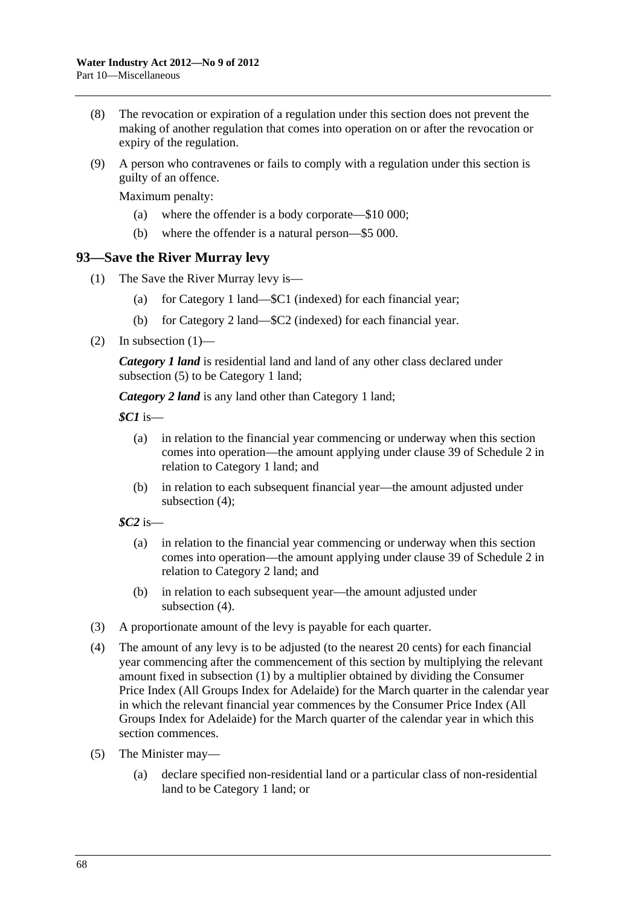(8) The revocation or expiration of a regulation under this section does not prevent the making of another regulation that comes into operation on or after the revocation or expiry of the regulation.

(9) A person who contravenes or fails to comply with a regulation under this section is guilty of an offence.

Maximum penalty:

(a) where the offender is a body corporate—$10 000;

(b) where the offender is a natural person—$5 000.

## 93—Save the River Murray levy

(1) The Save the River Murray levy is—

(a) for Category 1 land—$C1 (indexed) for each financial year;

(b) for Category 2 land—$C2 (indexed) for each financial year.

(2) In subsection (1)—

***Category 1 land*** is residential land and land of any other class declared under subsection (5) to be Category 1 land;

***Category 2 land*** is any land other than Category 1 land;

***$C1*** is—

(a) in relation to the financial year commencing or underway when this section comes into operation—the amount applying under clause 39 of Schedule 2 in relation to Category 1 land; and

(b) in relation to each subsequent financial year—the amount adjusted under subsection (4);

***$C2*** is—

(a) in relation to the financial year commencing or underway when this section comes into operation—the amount applying under clause 39 of Schedule 2 in relation to Category 2 land; and

(b) in relation to each subsequent year—the amount adjusted under subsection (4).

(3) A proportionate amount of the levy is payable for each quarter.

(4) The amount of any levy is to be adjusted (to the nearest 20 cents) for each financial year commencing after the commencement of this section by multiplying the relevant amount fixed in subsection (1) by a multiplier obtained by dividing the Consumer Price Index (All Groups Index for Adelaide) for the March quarter in the calendar year in which the relevant financial year commences by the Consumer Price Index (All Groups Index for Adelaide) for the March quarter of the calendar year in which this section commences.

(5) The Minister may—

(a) declare specified non-residential land or a particular class of non-residential land to be Category 1 land; or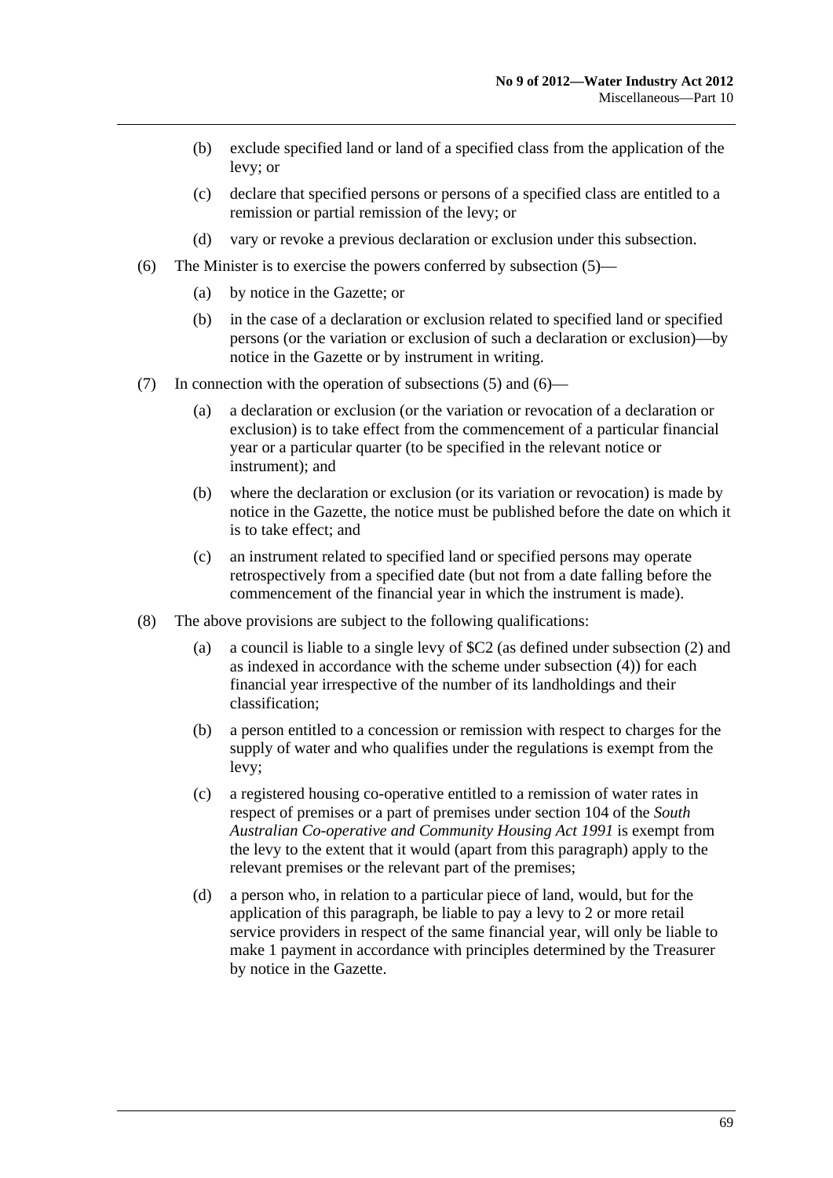(b) exclude specified land or land of a specified class from the application of the levy; or

(c) declare that specified persons or persons of a specified class are entitled to a remission or partial remission of the levy; or

(d) vary or revoke a previous declaration or exclusion under this subsection.

(6) The Minister is to exercise the powers conferred by subsection (5)—

(a) by notice in the Gazette; or

(b) in the case of a declaration or exclusion related to specified land or specified persons (or the variation or exclusion of such a declaration or exclusion)—by notice in the Gazette or by instrument in writing.

(7) In connection with the operation of subsections (5) and (6)—

(a) a declaration or exclusion (or the variation or revocation of a declaration or exclusion) is to take effect from the commencement of a particular financial year or a particular quarter (to be specified in the relevant notice or instrument); and

(b) where the declaration or exclusion (or its variation or revocation) is made by notice in the Gazette, the notice must be published before the date on which it is to take effect; and

(c) an instrument related to specified land or specified persons may operate retrospectively from a specified date (but not from a date falling before the commencement of the financial year in which the instrument is made).

(8) The above provisions are subject to the following qualifications:

(a) a council is liable to a single levy of $C2 (as defined under subsection (2) and as indexed in accordance with the scheme under subsection (4)) for each financial year irrespective of the number of its landholdings and their classification;

(b) a person entitled to a concession or remission with respect to charges for the supply of water and who qualifies under the regulations is exempt from the levy;

(c) a registered housing co-operative entitled to a remission of water rates in respect of premises or a part of premises under section 104 of the *South Australian Co-operative and Community Housing Act 1991* is exempt from the levy to the extent that it would (apart from this paragraph) apply to the relevant premises or the relevant part of the premises;

(d) a person who, in relation to a particular piece of land, would, but for the application of this paragraph, be liable to pay a levy to 2 or more retail service providers in respect of the same financial year, will only be liable to make 1 payment in accordance with principles determined by the Treasurer by notice in the Gazette.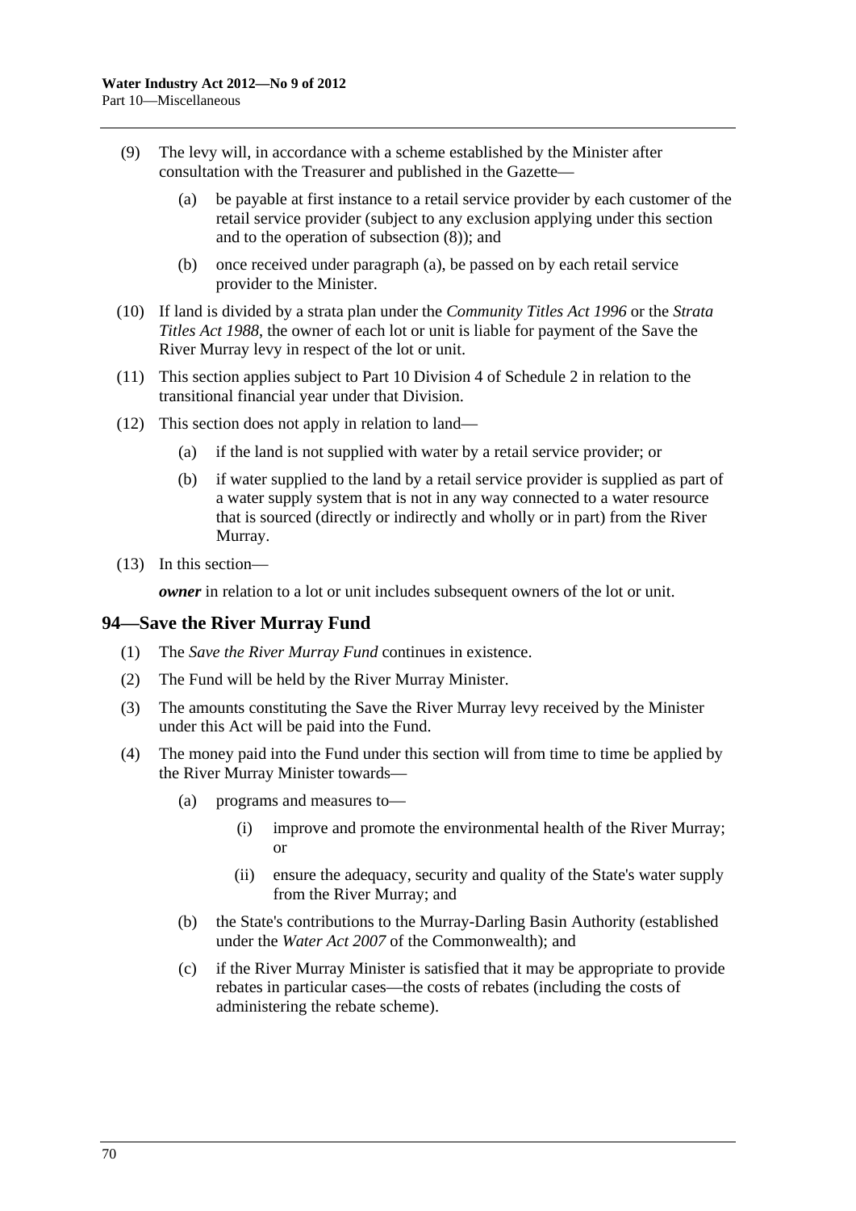(9) The levy will, in accordance with a scheme established by the Minister after consultation with the Treasurer and published in the Gazette—

(a) be payable at first instance to a retail service provider by each customer of the retail service provider (subject to any exclusion applying under this section and to the operation of subsection (8)); and

(b) once received under paragraph (a), be passed on by each retail service provider to the Minister.

(10) If land is divided by a strata plan under the *Community Titles Act 1996* or the *Strata Titles Act 1988*, the owner of each lot or unit is liable for payment of the Save the River Murray levy in respect of the lot or unit.

(11) This section applies subject to Part 10 Division 4 of Schedule 2 in relation to the transitional financial year under that Division.

(12) This section does not apply in relation to land—

(a) if the land is not supplied with water by a retail service provider; or

(b) if water supplied to the land by a retail service provider is supplied as part of a water supply system that is not in any way connected to a water resource that is sourced (directly or indirectly and wholly or in part) from the River Murray.

(13) In this section—

***owner*** in relation to a lot or unit includes subsequent owners of the lot or unit.

## 94—Save the River Murray Fund

(1) The *Save the River Murray Fund* continues in existence.

(2) The Fund will be held by the River Murray Minister.

(3) The amounts constituting the Save the River Murray levy received by the Minister under this Act will be paid into the Fund.

(4) The money paid into the Fund under this section will from time to time be applied by the River Murray Minister towards—

(a) programs and measures to—

(i) improve and promote the environmental health of the River Murray; or

(ii) ensure the adequacy, security and quality of the State's water supply from the River Murray; and

(b) the State's contributions to the Murray-Darling Basin Authority (established under the *Water Act 2007* of the Commonwealth); and

(c) if the River Murray Minister is satisfied that it may be appropriate to provide rebates in particular cases—the costs of rebates (including the costs of administering the rebate scheme).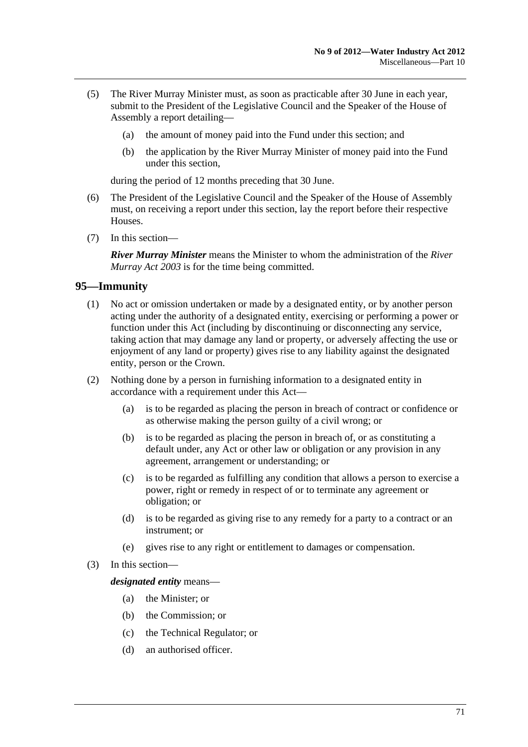(5) The River Murray Minister must, as soon as practicable after 30 June in each year, submit to the President of the Legislative Council and the Speaker of the House of Assembly a report detailing—

(a) the amount of money paid into the Fund under this section; and

(b) the application by the River Murray Minister of money paid into the Fund under this section,

during the period of 12 months preceding that 30 June.

(6) The President of the Legislative Council and the Speaker of the House of Assembly must, on receiving a report under this section, lay the report before their respective Houses.

(7) In this section—

***River Murray Minister*** means the Minister to whom the administration of the *River Murray Act 2003* is for the time being committed.

## 95—Immunity

(1) No act or omission undertaken or made by a designated entity, or by another person acting under the authority of a designated entity, exercising or performing a power or function under this Act (including by discontinuing or disconnecting any service, taking action that may damage any land or property, or adversely affecting the use or enjoyment of any land or property) gives rise to any liability against the designated entity, person or the Crown.

(2) Nothing done by a person in furnishing information to a designated entity in accordance with a requirement under this Act—

(a) is to be regarded as placing the person in breach of contract or confidence or as otherwise making the person guilty of a civil wrong; or

(b) is to be regarded as placing the person in breach of, or as constituting a default under, any Act or other law or obligation or any provision in any agreement, arrangement or understanding; or

(c) is to be regarded as fulfilling any condition that allows a person to exercise a power, right or remedy in respect of or to terminate any agreement or obligation; or

(d) is to be regarded as giving rise to any remedy for a party to a contract or an instrument; or

(e) gives rise to any right or entitlement to damages or compensation.

(3) In this section—

***designated entity*** means—

(a) the Minister; or

(b) the Commission; or

(c) the Technical Regulator; or

(d) an authorised officer.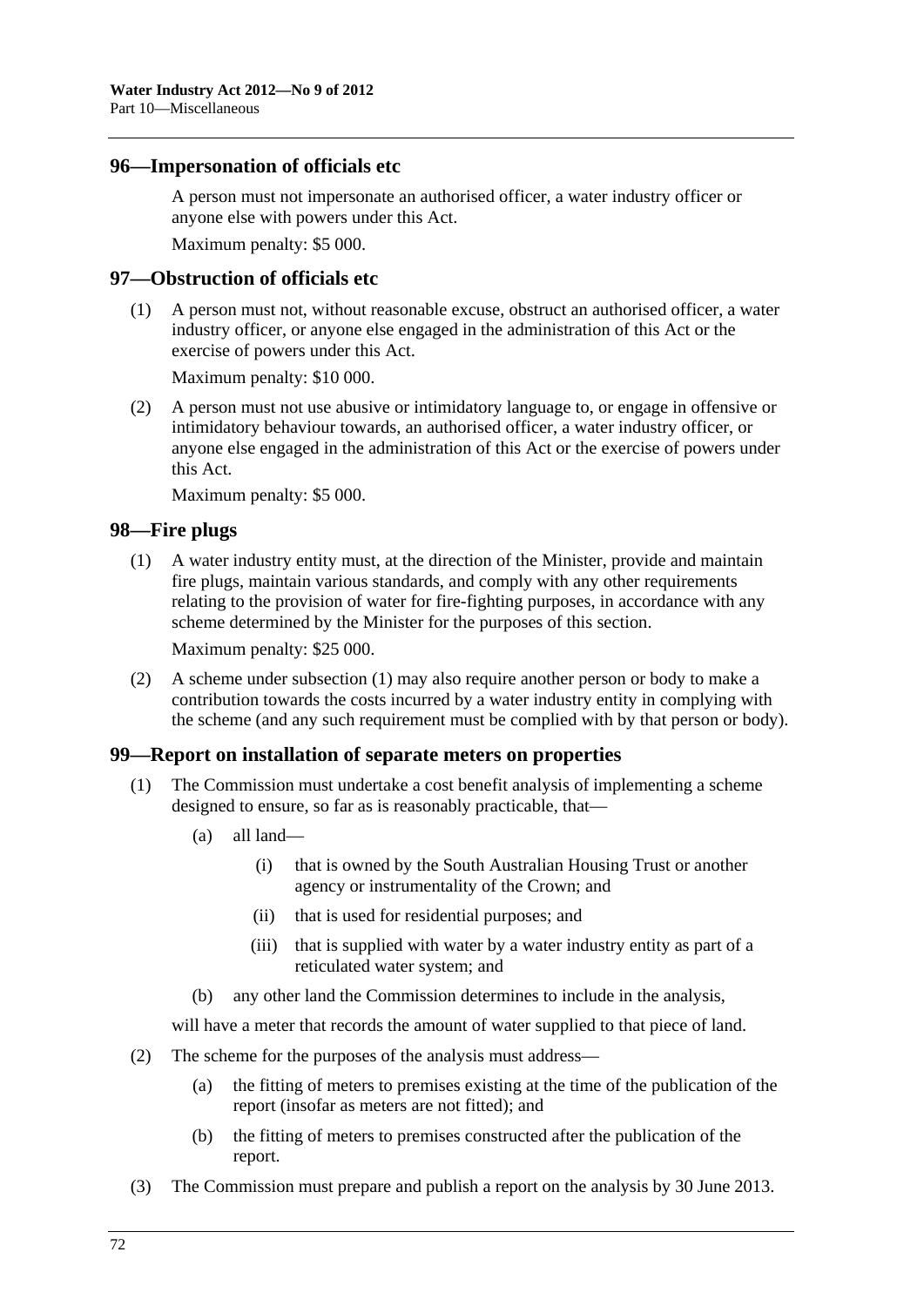## 96—Impersonation of officials etc

A person must not impersonate an authorised officer, a water industry officer or anyone else with powers under this Act.

Maximum penalty: $5 000.

## 97—Obstruction of officials etc

(1) A person must not, without reasonable excuse, obstruct an authorised officer, a water industry officer, or anyone else engaged in the administration of this Act or the exercise of powers under this Act.

Maximum penalty: $10 000.

(2) A person must not use abusive or intimidatory language to, or engage in offensive or intimidatory behaviour towards, an authorised officer, a water industry officer, or anyone else engaged in the administration of this Act or the exercise of powers under this Act.

Maximum penalty: $5 000.

## 98—Fire plugs

(1) A water industry entity must, at the direction of the Minister, provide and maintain fire plugs, maintain various standards, and comply with any other requirements relating to the provision of water for fire-fighting purposes, in accordance with any scheme determined by the Minister for the purposes of this section.

Maximum penalty: $25 000.

(2) A scheme under subsection (1) may also require another person or body to make a contribution towards the costs incurred by a water industry entity in complying with the scheme (and any such requirement must be complied with by that person or body).

## 99—Report on installation of separate meters on properties

(1) The Commission must undertake a cost benefit analysis of implementing a scheme designed to ensure, so far as is reasonably practicable, that—

(a) all land—

(i) that is owned by the South Australian Housing Trust or another agency or instrumentality of the Crown; and

(ii) that is used for residential purposes; and

(iii) that is supplied with water by a water industry entity as part of a reticulated water system; and

(b) any other land the Commission determines to include in the analysis,

will have a meter that records the amount of water supplied to that piece of land.

(2) The scheme for the purposes of the analysis must address—

(a) the fitting of meters to premises existing at the time of the publication of the report (insofar as meters are not fitted); and

(b) the fitting of meters to premises constructed after the publication of the report.

(3) The Commission must prepare and publish a report on the analysis by 30 June 2013.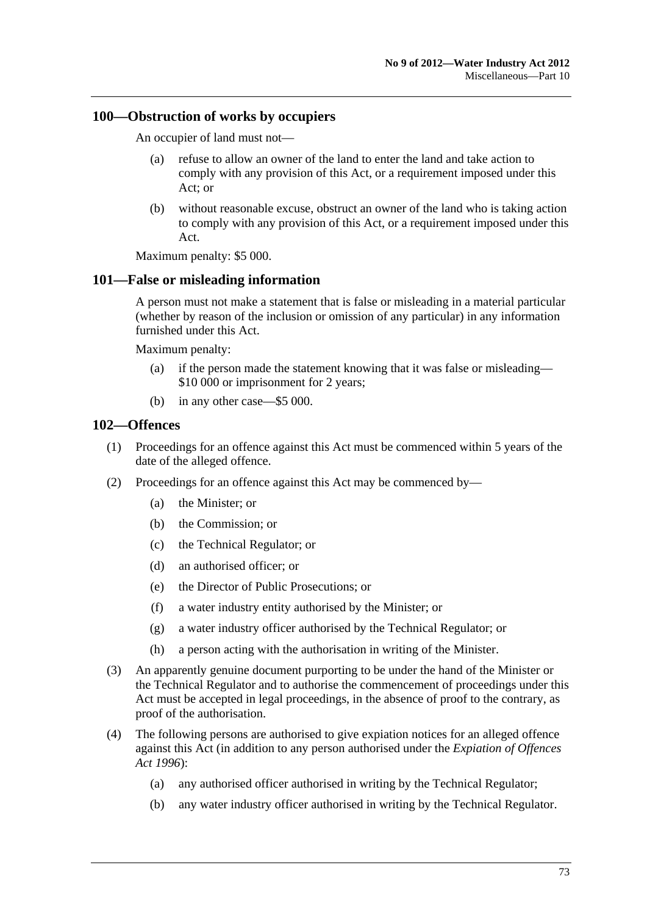## 100—Obstruction of works by occupiers

An occupier of land must not—

(a) refuse to allow an owner of the land to enter the land and take action to comply with any provision of this Act, or a requirement imposed under this Act; or

(b) without reasonable excuse, obstruct an owner of the land who is taking action to comply with any provision of this Act, or a requirement imposed under this Act.

Maximum penalty: $5 000.

## 101—False or misleading information

A person must not make a statement that is false or misleading in a material particular (whether by reason of the inclusion or omission of any particular) in any information furnished under this Act.

Maximum penalty:

(a) if the person made the statement knowing that it was false or misleading—$10 000 or imprisonment for 2 years;

(b) in any other case—$5 000.

## 102—Offences

(1) Proceedings for an offence against this Act must be commenced within 5 years of the date of the alleged offence.

(2) Proceedings for an offence against this Act may be commenced by—

(a) the Minister; or

(b) the Commission; or

(c) the Technical Regulator; or

(d) an authorised officer; or

(e) the Director of Public Prosecutions; or

(f) a water industry entity authorised by the Minister; or

(g) a water industry officer authorised by the Technical Regulator; or

(h) a person acting with the authorisation in writing of the Minister.

(3) An apparently genuine document purporting to be under the hand of the Minister or the Technical Regulator and to authorise the commencement of proceedings under this Act must be accepted in legal proceedings, in the absence of proof to the contrary, as proof of the authorisation.

(4) The following persons are authorised to give expiation notices for an alleged offence against this Act (in addition to any person authorised under the *Expiation of Offences Act 1996*):

(a) any authorised officer authorised in writing by the Technical Regulator;

(b) any water industry officer authorised in writing by the Technical Regulator.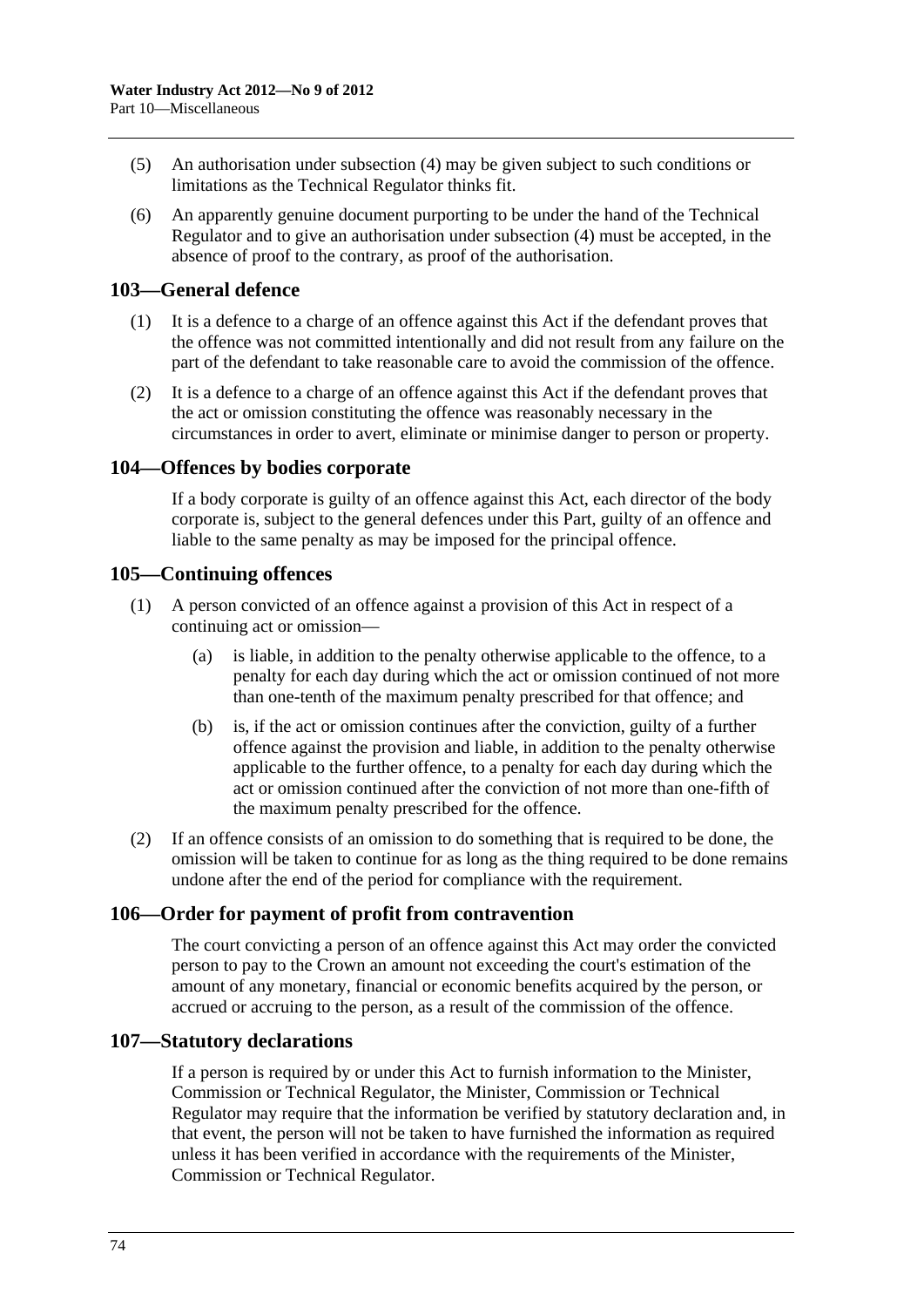(5) An authorisation under subsection (4) may be given subject to such conditions or limitations as the Technical Regulator thinks fit.

(6) An apparently genuine document purporting to be under the hand of the Technical Regulator and to give an authorisation under subsection (4) must be accepted, in the absence of proof to the contrary, as proof of the authorisation.

## 103—General defence

(1) It is a defence to a charge of an offence against this Act if the defendant proves that the offence was not committed intentionally and did not result from any failure on the part of the defendant to take reasonable care to avoid the commission of the offence.

(2) It is a defence to a charge of an offence against this Act if the defendant proves that the act or omission constituting the offence was reasonably necessary in the circumstances in order to avert, eliminate or minimise danger to person or property.

## 104—Offences by bodies corporate

If a body corporate is guilty of an offence against this Act, each director of the body corporate is, subject to the general defences under this Part, guilty of an offence and liable to the same penalty as may be imposed for the principal offence.

## 105—Continuing offences

(1) A person convicted of an offence against a provision of this Act in respect of a continuing act or omission—

(a) is liable, in addition to the penalty otherwise applicable to the offence, to a penalty for each day during which the act or omission continued of not more than one-tenth of the maximum penalty prescribed for that offence; and

(b) is, if the act or omission continues after the conviction, guilty of a further offence against the provision and liable, in addition to the penalty otherwise applicable to the further offence, to a penalty for each day during which the act or omission continued after the conviction of not more than one-fifth of the maximum penalty prescribed for the offence.

(2) If an offence consists of an omission to do something that is required to be done, the omission will be taken to continue for as long as the thing required to be done remains undone after the end of the period for compliance with the requirement.

## 106—Order for payment of profit from contravention

The court convicting a person of an offence against this Act may order the convicted person to pay to the Crown an amount not exceeding the court's estimation of the amount of any monetary, financial or economic benefits acquired by the person, or accrued or accruing to the person, as a result of the commission of the offence.

## 107—Statutory declarations

If a person is required by or under this Act to furnish information to the Minister, Commission or Technical Regulator, the Minister, Commission or Technical Regulator may require that the information be verified by statutory declaration and, in that event, the person will not be taken to have furnished the information as required unless it has been verified in accordance with the requirements of the Minister, Commission or Technical Regulator.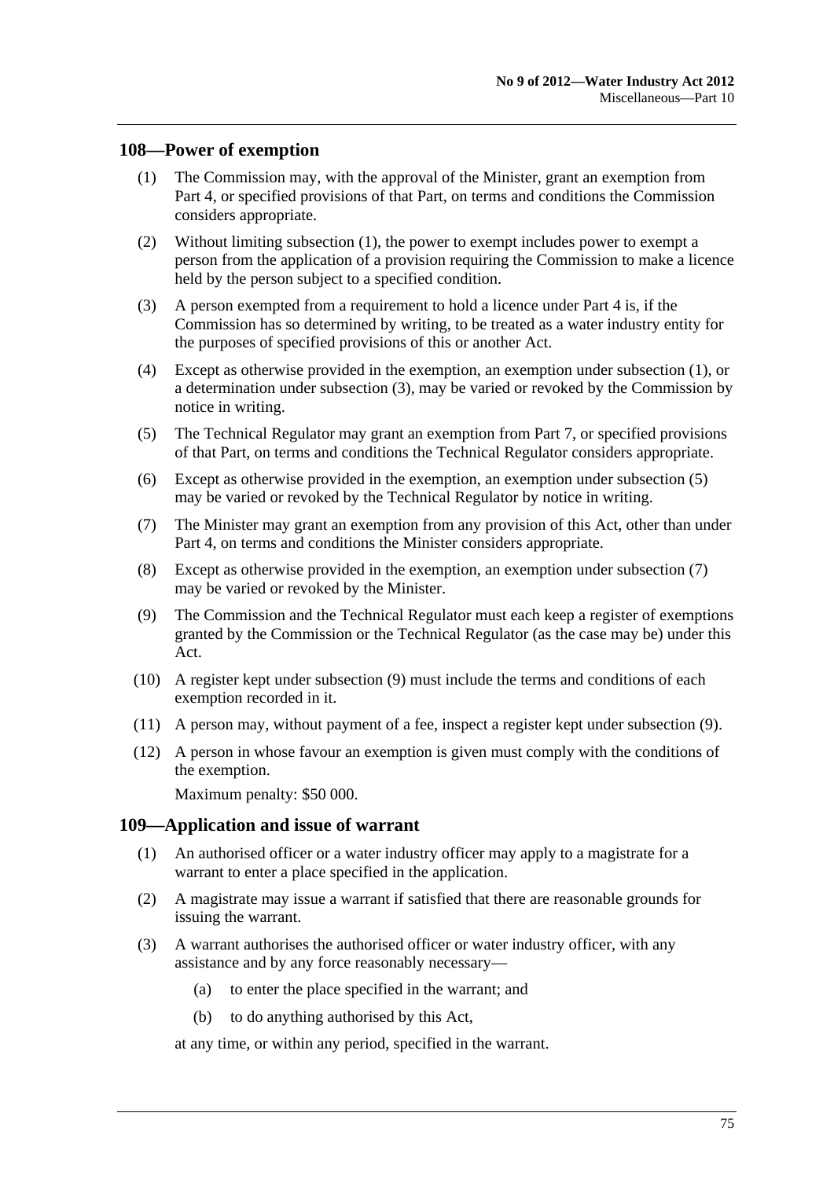## 108—Power of exemption

(1) The Commission may, with the approval of the Minister, grant an exemption from Part 4, or specified provisions of that Part, on terms and conditions the Commission considers appropriate.

(2) Without limiting subsection (1), the power to exempt includes power to exempt a person from the application of a provision requiring the Commission to make a licence held by the person subject to a specified condition.

(3) A person exempted from a requirement to hold a licence under Part 4 is, if the Commission has so determined by writing, to be treated as a water industry entity for the purposes of specified provisions of this or another Act.

(4) Except as otherwise provided in the exemption, an exemption under subsection (1), or a determination under subsection (3), may be varied or revoked by the Commission by notice in writing.

(5) The Technical Regulator may grant an exemption from Part 7, or specified provisions of that Part, on terms and conditions the Technical Regulator considers appropriate.

(6) Except as otherwise provided in the exemption, an exemption under subsection (5) may be varied or revoked by the Technical Regulator by notice in writing.

(7) The Minister may grant an exemption from any provision of this Act, other than under Part 4, on terms and conditions the Minister considers appropriate.

(8) Except as otherwise provided in the exemption, an exemption under subsection (7) may be varied or revoked by the Minister.

(9) The Commission and the Technical Regulator must each keep a register of exemptions granted by the Commission or the Technical Regulator (as the case may be) under this Act.

(10) A register kept under subsection (9) must include the terms and conditions of each exemption recorded in it.

(11) A person may, without payment of a fee, inspect a register kept under subsection (9).

(12) A person in whose favour an exemption is given must comply with the conditions of the exemption.

Maximum penalty: $50 000.

## 109—Application and issue of warrant

(1) An authorised officer or a water industry officer may apply to a magistrate for a warrant to enter a place specified in the application.

(2) A magistrate may issue a warrant if satisfied that there are reasonable grounds for issuing the warrant.

(3) A warrant authorises the authorised officer or water industry officer, with any assistance and by any force reasonably necessary—

(a) to enter the place specified in the warrant; and

(b) to do anything authorised by this Act,

at any time, or within any period, specified in the warrant.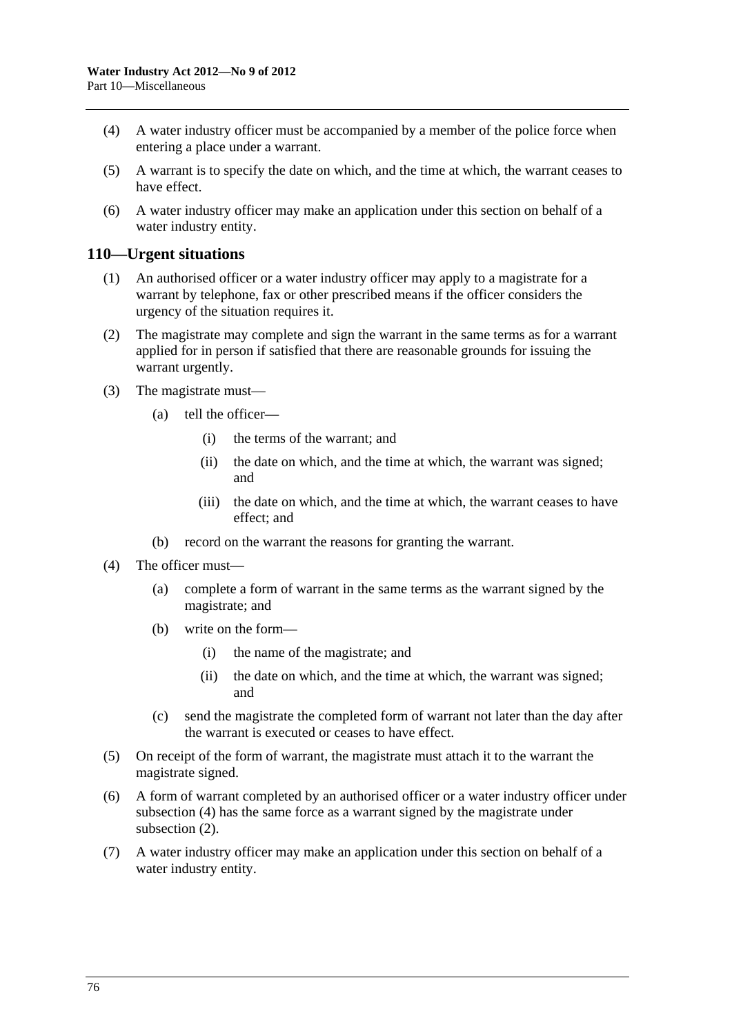(4) A water industry officer must be accompanied by a member of the police force when entering a place under a warrant.

(5) A warrant is to specify the date on which, and the time at which, the warrant ceases to have effect.

(6) A water industry officer may make an application under this section on behalf of a water industry entity.

## 110—Urgent situations

(1) An authorised officer or a water industry officer may apply to a magistrate for a warrant by telephone, fax or other prescribed means if the officer considers the urgency of the situation requires it.

(2) The magistrate may complete and sign the warrant in the same terms as for a warrant applied for in person if satisfied that there are reasonable grounds for issuing the warrant urgently.

(3) The magistrate must—

   (a) tell the officer—

      (i) the terms of the warrant; and

      (ii) the date on which, and the time at which, the warrant was signed; and

      (iii) the date on which, and the time at which, the warrant ceases to have effect; and

   (b) record on the warrant the reasons for granting the warrant.

(4) The officer must—

   (a) complete a form of warrant in the same terms as the warrant signed by the magistrate; and

   (b) write on the form—

      (i) the name of the magistrate; and

      (ii) the date on which, and the time at which, the warrant was signed; and

   (c) send the magistrate the completed form of warrant not later than the day after the warrant is executed or ceases to have effect.

(5) On receipt of the form of warrant, the magistrate must attach it to the warrant the magistrate signed.

(6) A form of warrant completed by an authorised officer or a water industry officer under subsection (4) has the same force as a warrant signed by the magistrate under subsection (2).

(7) A water industry officer may make an application under this section on behalf of a water industry entity.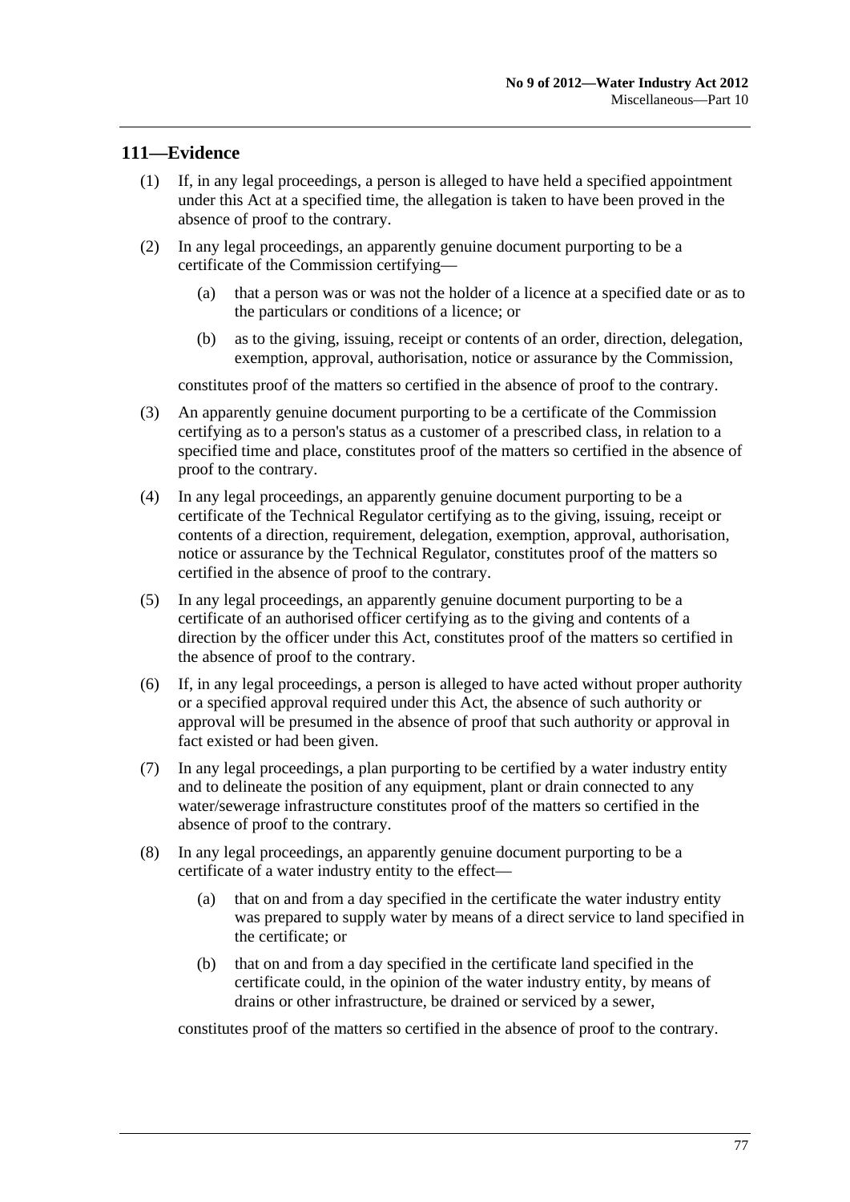## 111—Evidence

(1) If, in any legal proceedings, a person is alleged to have held a specified appointment under this Act at a specified time, the allegation is taken to have been proved in the absence of proof to the contrary.

(2) In any legal proceedings, an apparently genuine document purporting to be a certificate of the Commission certifying—

(a) that a person was or was not the holder of a licence at a specified date or as to the particulars or conditions of a licence; or

(b) as to the giving, issuing, receipt or contents of an order, direction, delegation, exemption, approval, authorisation, notice or assurance by the Commission,

constitutes proof of the matters so certified in the absence of proof to the contrary.

(3) An apparently genuine document purporting to be a certificate of the Commission certifying as to a person's status as a customer of a prescribed class, in relation to a specified time and place, constitutes proof of the matters so certified in the absence of proof to the contrary.

(4) In any legal proceedings, an apparently genuine document purporting to be a certificate of the Technical Regulator certifying as to the giving, issuing, receipt or contents of a direction, requirement, delegation, exemption, approval, authorisation, notice or assurance by the Technical Regulator, constitutes proof of the matters so certified in the absence of proof to the contrary.

(5) In any legal proceedings, an apparently genuine document purporting to be a certificate of an authorised officer certifying as to the giving and contents of a direction by the officer under this Act, constitutes proof of the matters so certified in the absence of proof to the contrary.

(6) If, in any legal proceedings, a person is alleged to have acted without proper authority or a specified approval required under this Act, the absence of such authority or approval will be presumed in the absence of proof that such authority or approval in fact existed or had been given.

(7) In any legal proceedings, a plan purporting to be certified by a water industry entity and to delineate the position of any equipment, plant or drain connected to any water/sewerage infrastructure constitutes proof of the matters so certified in the absence of proof to the contrary.

(8) In any legal proceedings, an apparently genuine document purporting to be a certificate of a water industry entity to the effect—

(a) that on and from a day specified in the certificate the water industry entity was prepared to supply water by means of a direct service to land specified in the certificate; or

(b) that on and from a day specified in the certificate land specified in the certificate could, in the opinion of the water industry entity, by means of drains or other infrastructure, be drained or serviced by a sewer,

constitutes proof of the matters so certified in the absence of proof to the contrary.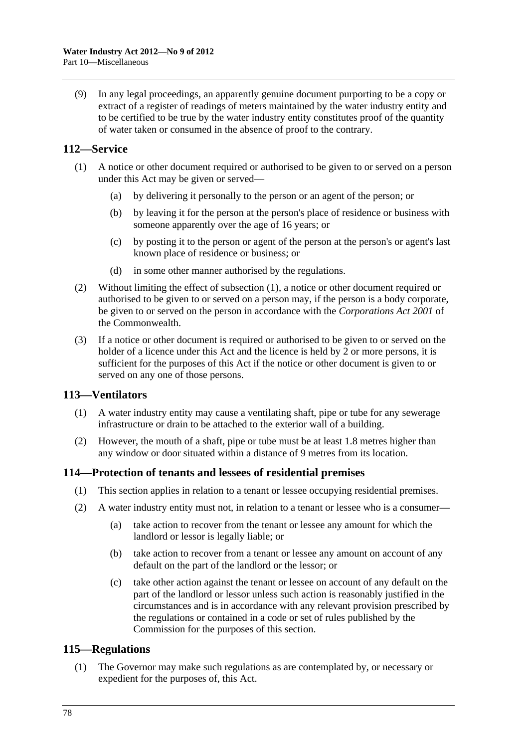(9) In any legal proceedings, an apparently genuine document purporting to be a copy or extract of a register of readings of meters maintained by the water industry entity and to be certified to be true by the water industry entity constitutes proof of the quantity of water taken or consumed in the absence of proof to the contrary.

## 112—Service

(1) A notice or other document required or authorised to be given to or served on a person under this Act may be given or served—

- (a) by delivering it personally to the person or an agent of the person; or
- (b) by leaving it for the person at the person's place of residence or business with someone apparently over the age of 16 years; or
- (c) by posting it to the person or agent of the person at the person's or agent's last known place of residence or business; or
- (d) in some other manner authorised by the regulations.

(2) Without limiting the effect of subsection (1), a notice or other document required or authorised to be given to or served on a person may, if the person is a body corporate, be given to or served on the person in accordance with the *Corporations Act 2001* of the Commonwealth.

(3) If a notice or other document is required or authorised to be given to or served on the holder of a licence under this Act and the licence is held by 2 or more persons, it is sufficient for the purposes of this Act if the notice or other document is given to or served on any one of those persons.

## 113—Ventilators

(1) A water industry entity may cause a ventilating shaft, pipe or tube for any sewerage infrastructure or drain to be attached to the exterior wall of a building.

(2) However, the mouth of a shaft, pipe or tube must be at least 1.8 metres higher than any window or door situated within a distance of 9 metres from its location.

## 114—Protection of tenants and lessees of residential premises

(1) This section applies in relation to a tenant or lessee occupying residential premises.

(2) A water industry entity must not, in relation to a tenant or lessee who is a consumer—

- (a) take action to recover from the tenant or lessee any amount for which the landlord or lessor is legally liable; or
- (b) take action to recover from a tenant or lessee any amount on account of any default on the part of the landlord or the lessor; or
- (c) take other action against the tenant or lessee on account of any default on the part of the landlord or lessor unless such action is reasonably justified in the circumstances and is in accordance with any relevant provision prescribed by the regulations or contained in a code or set of rules published by the Commission for the purposes of this section.

## 115—Regulations

(1) The Governor may make such regulations as are contemplated by, or necessary or expedient for the purposes of, this Act.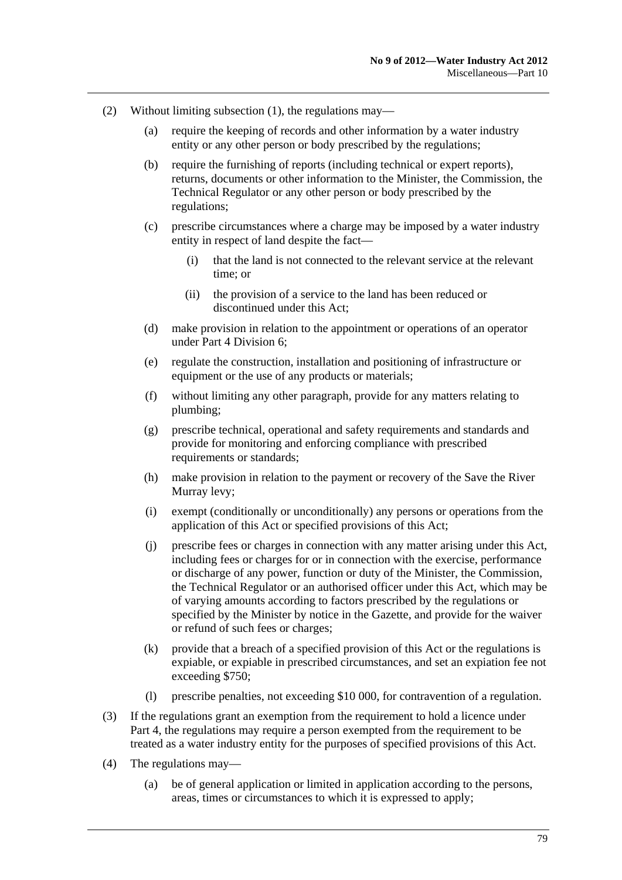(2) Without limiting subsection (1), the regulations may—

(a) require the keeping of records and other information by a water industry entity or any other person or body prescribed by the regulations;

(b) require the furnishing of reports (including technical or expert reports), returns, documents or other information to the Minister, the Commission, the Technical Regulator or any other person or body prescribed by the regulations;

(c) prescribe circumstances where a charge may be imposed by a water industry entity in respect of land despite the fact—

(i) that the land is not connected to the relevant service at the relevant time; or

(ii) the provision of a service to the land has been reduced or discontinued under this Act;

(d) make provision in relation to the appointment or operations of an operator under Part 4 Division 6;

(e) regulate the construction, installation and positioning of infrastructure or equipment or the use of any products or materials;

(f) without limiting any other paragraph, provide for any matters relating to plumbing;

(g) prescribe technical, operational and safety requirements and standards and provide for monitoring and enforcing compliance with prescribed requirements or standards;

(h) make provision in relation to the payment or recovery of the Save the River Murray levy;

(i) exempt (conditionally or unconditionally) any persons or operations from the application of this Act or specified provisions of this Act;

(j) prescribe fees or charges in connection with any matter arising under this Act, including fees or charges for or in connection with the exercise, performance or discharge of any power, function or duty of the Minister, the Commission, the Technical Regulator or an authorised officer under this Act, which may be of varying amounts according to factors prescribed by the regulations or specified by the Minister by notice in the Gazette, and provide for the waiver or refund of such fees or charges;

(k) provide that a breach of a specified provision of this Act or the regulations is expiable, or expiable in prescribed circumstances, and set an expiation fee not exceeding $750;

(l) prescribe penalties, not exceeding $10 000, for contravention of a regulation.

(3) If the regulations grant an exemption from the requirement to hold a licence under Part 4, the regulations may require a person exempted from the requirement to be treated as a water industry entity for the purposes of specified provisions of this Act.

(4) The regulations may—

(a) be of general application or limited in application according to the persons, areas, times or circumstances to which it is expressed to apply;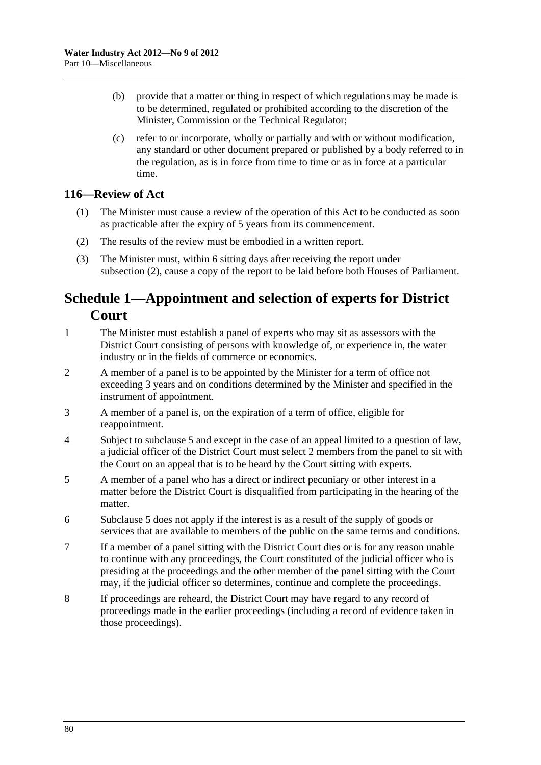(b) provide that a matter or thing in respect of which regulations may be made is to be determined, regulated or prohibited according to the discretion of the Minister, Commission or the Technical Regulator;

(c) refer to or incorporate, wholly or partially and with or without modification, any standard or other document prepared or published by a body referred to in the regulation, as is in force from time to time or as in force at a particular time.

### 116—Review of Act

(1) The Minister must cause a review of the operation of this Act to be conducted as soon as practicable after the expiry of 5 years from its commencement.

(2) The results of the review must be embodied in a written report.

(3) The Minister must, within 6 sitting days after receiving the report under subsection (2), cause a copy of the report to be laid before both Houses of Parliament.

## Schedule 1—Appointment and selection of experts for District Court

1 The Minister must establish a panel of experts who may sit as assessors with the District Court consisting of persons with knowledge of, or experience in, the water industry or in the fields of commerce or economics.

2 A member of a panel is to be appointed by the Minister for a term of office not exceeding 3 years and on conditions determined by the Minister and specified in the instrument of appointment.

3 A member of a panel is, on the expiration of a term of office, eligible for reappointment.

4 Subject to subclause 5 and except in the case of an appeal limited to a question of law, a judicial officer of the District Court must select 2 members from the panel to sit with the Court on an appeal that is to be heard by the Court sitting with experts.

5 A member of a panel who has a direct or indirect pecuniary or other interest in a matter before the District Court is disqualified from participating in the hearing of the matter.

6 Subclause 5 does not apply if the interest is as a result of the supply of goods or services that are available to members of the public on the same terms and conditions.

7 If a member of a panel sitting with the District Court dies or is for any reason unable to continue with any proceedings, the Court constituted of the judicial officer who is presiding at the proceedings and the other member of the panel sitting with the Court may, if the judicial officer so determines, continue and complete the proceedings.

8 If proceedings are reheard, the District Court may have regard to any record of proceedings made in the earlier proceedings (including a record of evidence taken in those proceedings).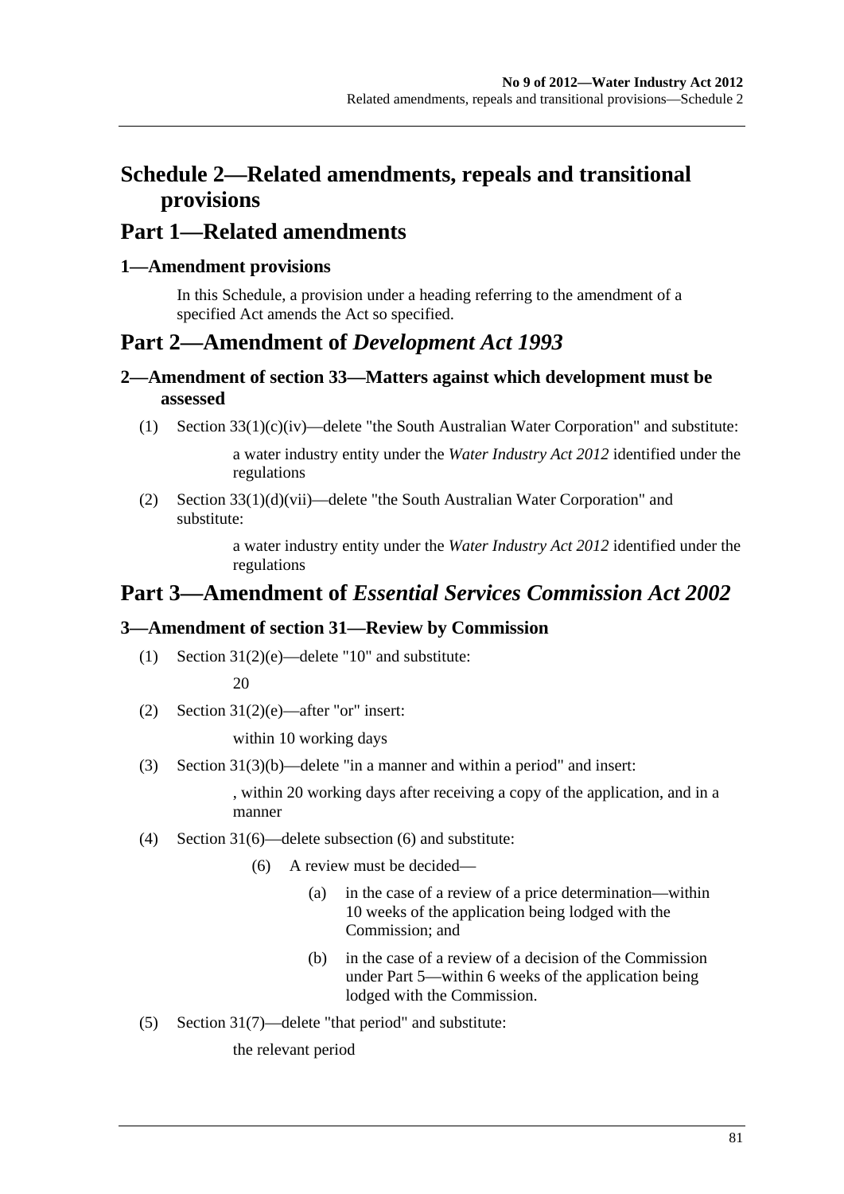# Schedule 2—Related amendments, repeals and transitional provisions

# Part 1—Related amendments

### 1—Amendment provisions

In this Schedule, a provision under a heading referring to the amendment of a specified Act amends the Act so specified.

# Part 2—Amendment of *Development Act 1993*

### 2—Amendment of section 33—Matters against which development must be assessed

(1) Section 33(1)(c)(iv)—delete "the South Australian Water Corporation" and substitute:

> a water industry entity under the *Water Industry Act 2012* identified under the regulations

(2) Section 33(1)(d)(vii)—delete "the South Australian Water Corporation" and substitute:

> a water industry entity under the *Water Industry Act 2012* identified under the regulations

# Part 3—Amendment of *Essential Services Commission Act 2002*

### 3—Amendment of section 31—Review by Commission

(1) Section 31(2)(e)—delete "10" and substitute:

> 20

(2) Section 31(2)(e)—after "or" insert:

> within 10 working days

(3) Section 31(3)(b)—delete "in a manner and within a period" and insert:

> , within 20 working days after receiving a copy of the application, and in a manner

(4) Section 31(6)—delete subsection (6) and substitute:

> (6) A review must be decided—
>
> (a) in the case of a review of a price determination—within 10 weeks of the application being lodged with the Commission; and
>
> (b) in the case of a review of a decision of the Commission under Part 5—within 6 weeks of the application being lodged with the Commission.

(5) Section 31(7)—delete "that period" and substitute:

> the relevant period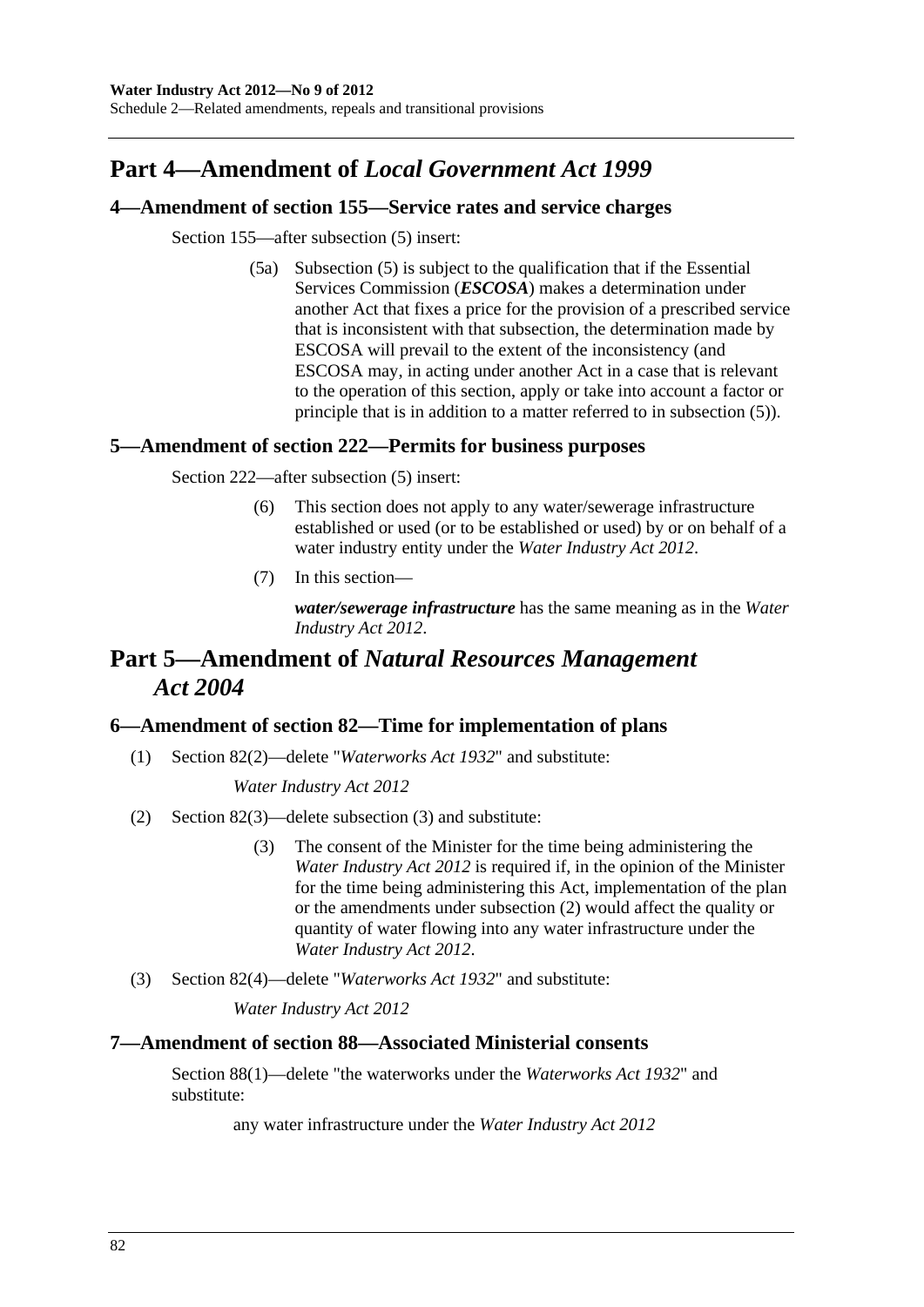## Part 4—Amendment of *Local Government Act 1999*

### 4—Amendment of section 155—Service rates and service charges

Section 155—after subsection (5) insert:

> (5a) Subsection (5) is subject to the qualification that if the Essential Services Commission (***ESCOSA***) makes a determination under another Act that fixes a price for the provision of a prescribed service that is inconsistent with that subsection, the determination made by ESCOSA will prevail to the extent of the inconsistency (and ESCOSA may, in acting under another Act in a case that is relevant to the operation of this section, apply or take into account a factor or principle that is in addition to a matter referred to in subsection (5)).

### 5—Amendment of section 222—Permits for business purposes

Section 222—after subsection (5) insert:

> (6) This section does not apply to any water/sewerage infrastructure established or used (or to be established or used) by or on behalf of a water industry entity under the *Water Industry Act 2012*.
>
> (7) In this section—
>
> ***water/sewerage infrastructure*** has the same meaning as in the *Water Industry Act 2012*.

## Part 5—Amendment of *Natural Resources Management Act 2004*

### 6—Amendment of section 82—Time for implementation of plans

(1) Section 82(2)—delete "*Waterworks Act 1932*" and substitute:

> *Water Industry Act 2012*

(2) Section 82(3)—delete subsection (3) and substitute:

> (3) The consent of the Minister for the time being administering the *Water Industry Act 2012* is required if, in the opinion of the Minister for the time being administering this Act, implementation of the plan or the amendments under subsection (2) would affect the quality or quantity of water flowing into any water infrastructure under the *Water Industry Act 2012*.

(3) Section 82(4)—delete "*Waterworks Act 1932*" and substitute:

> *Water Industry Act 2012*

### 7—Amendment of section 88—Associated Ministerial consents

Section 88(1)—delete "the waterworks under the *Waterworks Act 1932*" and substitute:

> any water infrastructure under the *Water Industry Act 2012*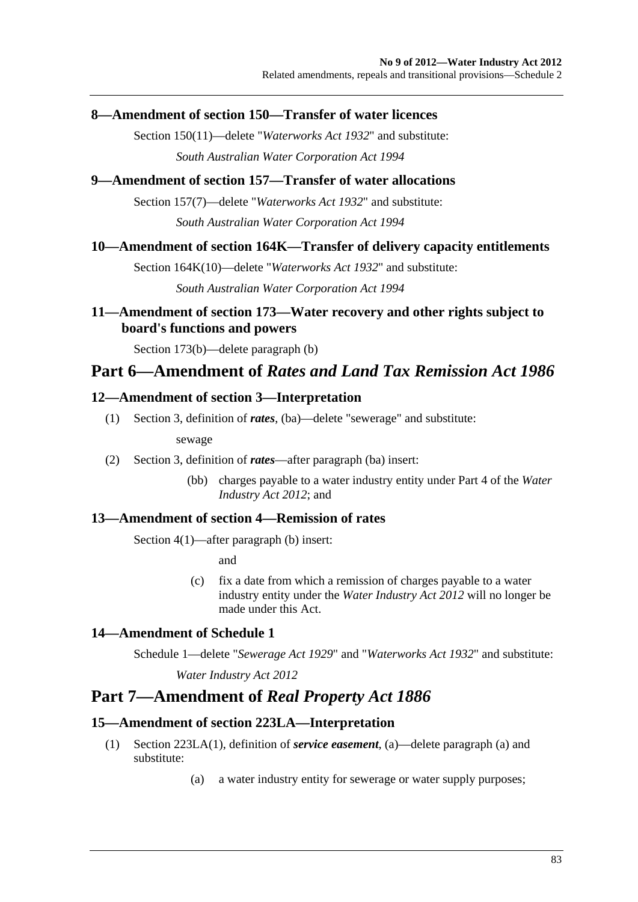### 8—Amendment of section 150—Transfer of water licences

Section 150(11)—delete "*Waterworks Act 1932*" and substitute:

*South Australian Water Corporation Act 1994*

### 9—Amendment of section 157—Transfer of water allocations

Section 157(7)—delete "*Waterworks Act 1932*" and substitute:

*South Australian Water Corporation Act 1994*

### 10—Amendment of section 164K—Transfer of delivery capacity entitlements

Section 164K(10)—delete "*Waterworks Act 1932*" and substitute:

*South Australian Water Corporation Act 1994*

### 11—Amendment of section 173—Water recovery and other rights subject to board's functions and powers

Section 173(b)—delete paragraph (b)

## Part 6—Amendment of *Rates and Land Tax Remission Act 1986*

### 12—Amendment of section 3—Interpretation

(1) Section 3, definition of ***rates***, (ba)—delete "sewerage" and substitute:

sewage

(2) Section 3, definition of ***rates***—after paragraph (ba) insert:

(bb) charges payable to a water industry entity under Part 4 of the *Water Industry Act 2012*; and

### 13—Amendment of section 4—Remission of rates

Section 4(1)—after paragraph (b) insert:

and

(c) fix a date from which a remission of charges payable to a water industry entity under the *Water Industry Act 2012* will no longer be made under this Act.

### 14—Amendment of Schedule 1

Schedule 1—delete "*Sewerage Act 1929*" and "*Waterworks Act 1932*" and substitute:

*Water Industry Act 2012*

## Part 7—Amendment of *Real Property Act 1886*

### 15—Amendment of section 223LA—Interpretation

(1) Section 223LA(1), definition of ***service easement***, (a)—delete paragraph (a) and substitute:

(a) a water industry entity for sewerage or water supply purposes;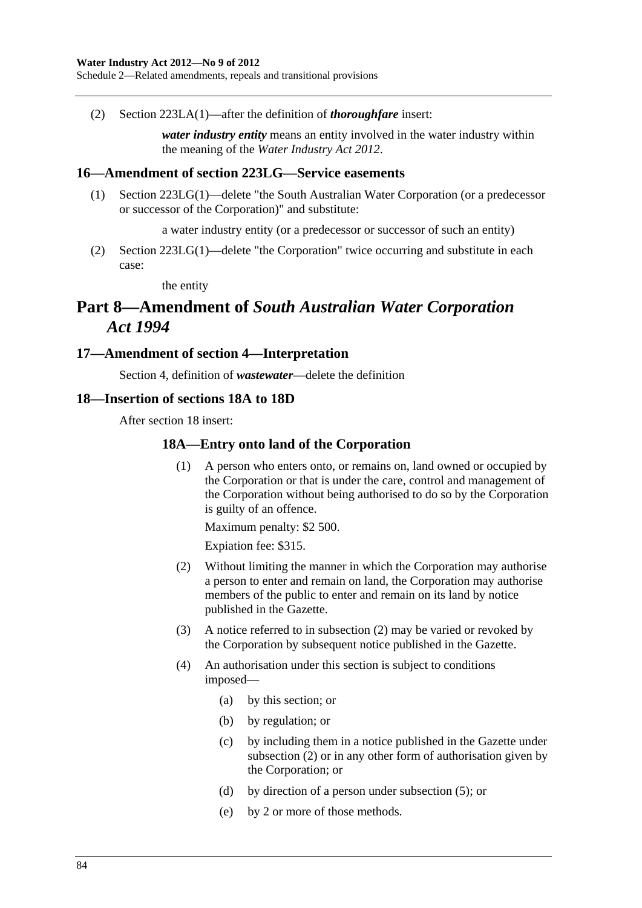(2) Section 223LA(1)—after the definition of ***thoroughfare*** insert:

> ***water industry entity*** means an entity involved in the water industry within the meaning of the *Water Industry Act 2012*.

### 16—Amendment of section 223LG—Service easements

(1) Section 223LG(1)—delete "the South Australian Water Corporation (or a predecessor or successor of the Corporation)" and substitute:

> a water industry entity (or a predecessor or successor of such an entity)

(2) Section 223LG(1)—delete "the Corporation" twice occurring and substitute in each case:

> the entity

## Part 8—Amendment of *South Australian Water Corporation Act 1994*

### 17—Amendment of section 4—Interpretation

Section 4, definition of ***wastewater***—delete the definition

### 18—Insertion of sections 18A to 18D

After section 18 insert:

#### 18A—Entry onto land of the Corporation

(1) A person who enters onto, or remains on, land owned or occupied by the Corporation or that is under the care, control and management of the Corporation without being authorised to do so by the Corporation is guilty of an offence.

Maximum penalty: $2 500.

Expiation fee: $315.

(2) Without limiting the manner in which the Corporation may authorise a person to enter and remain on land, the Corporation may authorise members of the public to enter and remain on its land by notice published in the Gazette.

(3) A notice referred to in subsection (2) may be varied or revoked by the Corporation by subsequent notice published in the Gazette.

(4) An authorisation under this section is subject to conditions imposed—

- (a) by this section; or
- (b) by regulation; or
- (c) by including them in a notice published in the Gazette under subsection (2) or in any other form of authorisation given by the Corporation; or
- (d) by direction of a person under subsection (5); or
- (e) by 2 or more of those methods.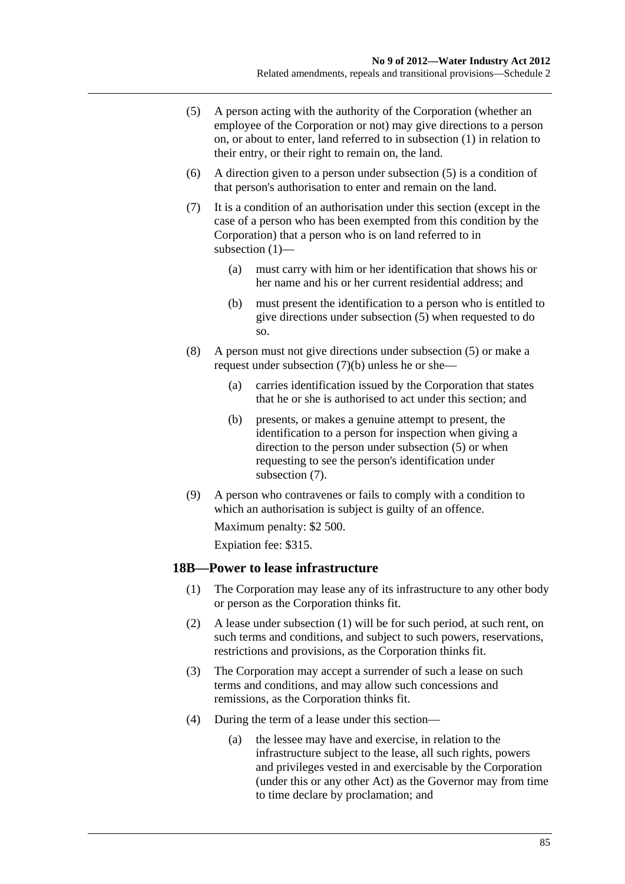(5) A person acting with the authority of the Corporation (whether an employee of the Corporation or not) may give directions to a person on, or about to enter, land referred to in subsection (1) in relation to their entry, or their right to remain on, the land.

(6) A direction given to a person under subsection (5) is a condition of that person's authorisation to enter and remain on the land.

(7) It is a condition of an authorisation under this section (except in the case of a person who has been exempted from this condition by the Corporation) that a person who is on land referred to in subsection (1)—

  (a) must carry with him or her identification that shows his or her name and his or her current residential address; and

  (b) must present the identification to a person who is entitled to give directions under subsection (5) when requested to do so.

(8) A person must not give directions under subsection (5) or make a request under subsection (7)(b) unless he or she—

  (a) carries identification issued by the Corporation that states that he or she is authorised to act under this section; and

  (b) presents, or makes a genuine attempt to present, the identification to a person for inspection when giving a direction to the person under subsection (5) or when requesting to see the person's identification under subsection (7).

(9) A person who contravenes or fails to comply with a condition to which an authorisation is subject is guilty of an offence.

Maximum penalty: $2 500.

Expiation fee: $315.

### 18B—Power to lease infrastructure

(1) The Corporation may lease any of its infrastructure to any other body or person as the Corporation thinks fit.

(2) A lease under subsection (1) will be for such period, at such rent, on such terms and conditions, and subject to such powers, reservations, restrictions and provisions, as the Corporation thinks fit.

(3) The Corporation may accept a surrender of such a lease on such terms and conditions, and may allow such concessions and remissions, as the Corporation thinks fit.

(4) During the term of a lease under this section—

  (a) the lessee may have and exercise, in relation to the infrastructure subject to the lease, all such rights, powers and privileges vested in and exercisable by the Corporation (under this or any other Act) as the Governor may from time to time declare by proclamation; and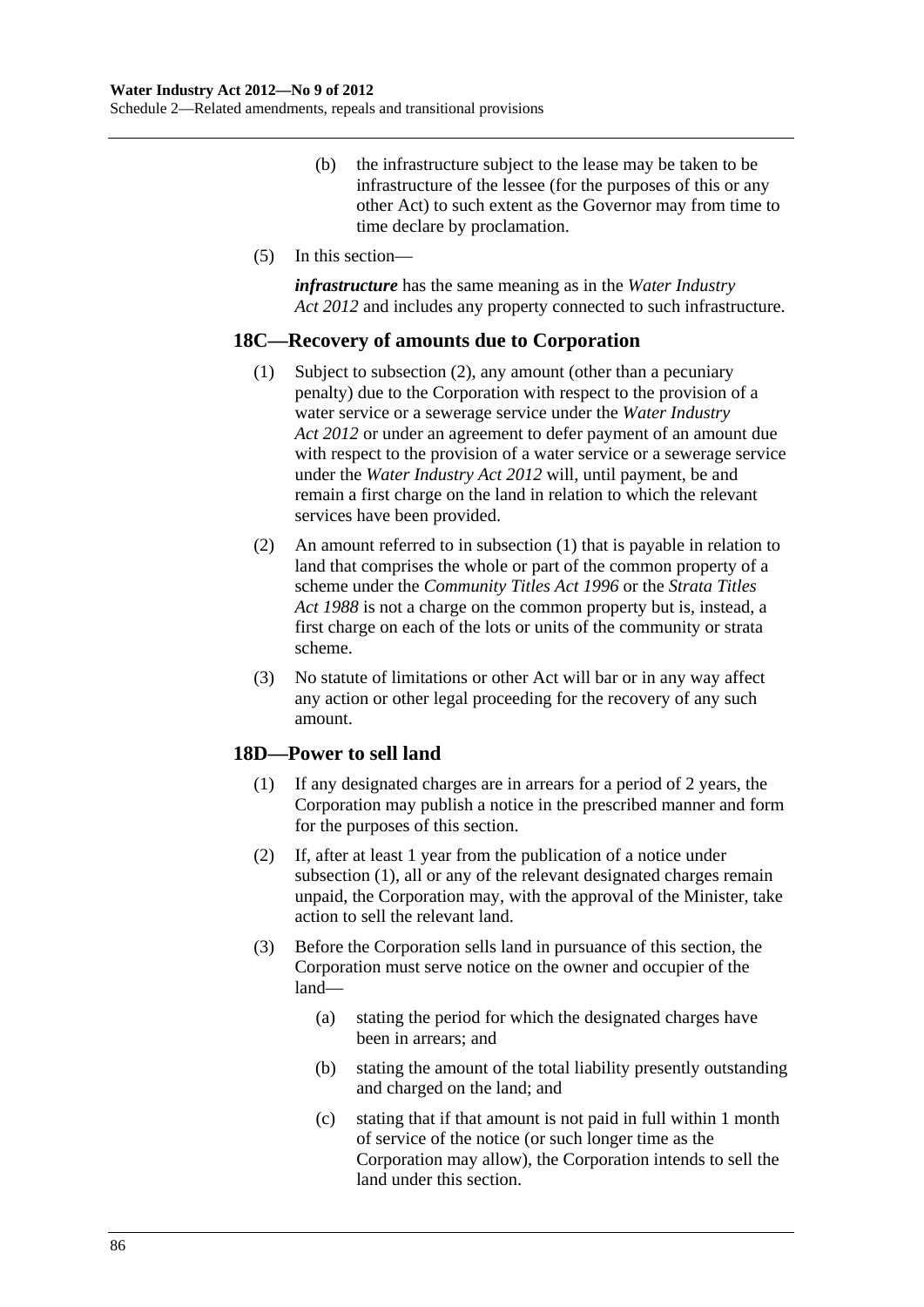(b) the infrastructure subject to the lease may be taken to be infrastructure of the lessee (for the purposes of this or any other Act) to such extent as the Governor may from time to time declare by proclamation.

(5) In this section—

***infrastructure*** has the same meaning as in the *Water Industry Act 2012* and includes any property connected to such infrastructure.

## 18C—Recovery of amounts due to Corporation

(1) Subject to subsection (2), any amount (other than a pecuniary penalty) due to the Corporation with respect to the provision of a water service or a sewerage service under the *Water Industry Act 2012* or under an agreement to defer payment of an amount due with respect to the provision of a water service or a sewerage service under the *Water Industry Act 2012* will, until payment, be and remain a first charge on the land in relation to which the relevant services have been provided.

(2) An amount referred to in subsection (1) that is payable in relation to land that comprises the whole or part of the common property of a scheme under the *Community Titles Act 1996* or the *Strata Titles Act 1988* is not a charge on the common property but is, instead, a first charge on each of the lots or units of the community or strata scheme.

(3) No statute of limitations or other Act will bar or in any way affect any action or other legal proceeding for the recovery of any such amount.

## 18D—Power to sell land

(1) If any designated charges are in arrears for a period of 2 years, the Corporation may publish a notice in the prescribed manner and form for the purposes of this section.

(2) If, after at least 1 year from the publication of a notice under subsection (1), all or any of the relevant designated charges remain unpaid, the Corporation may, with the approval of the Minister, take action to sell the relevant land.

(3) Before the Corporation sells land in pursuance of this section, the Corporation must serve notice on the owner and occupier of the land—

(a) stating the period for which the designated charges have been in arrears; and

(b) stating the amount of the total liability presently outstanding and charged on the land; and

(c) stating that if that amount is not paid in full within 1 month of service of the notice (or such longer time as the Corporation may allow), the Corporation intends to sell the land under this section.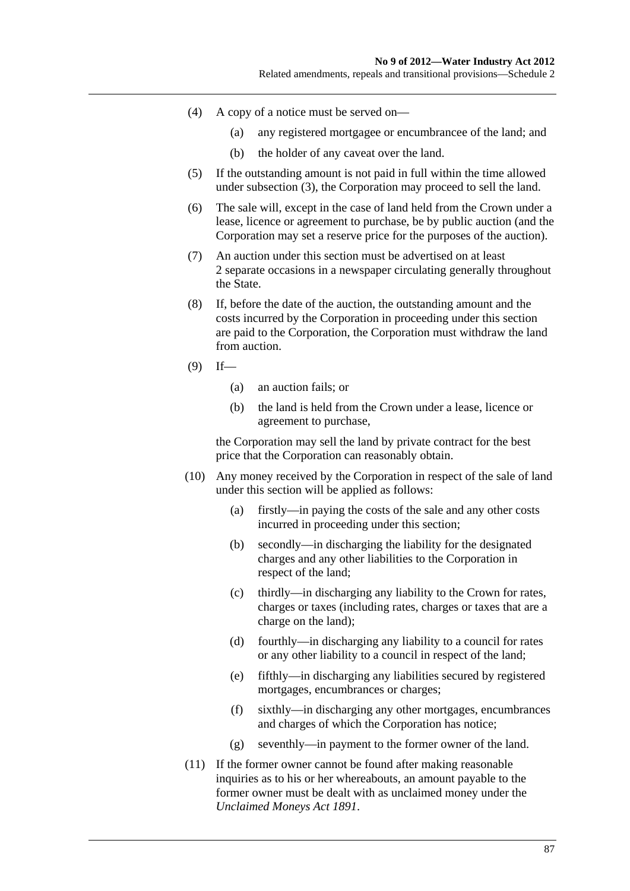(4) A copy of a notice must be served on—

    (a) any registered mortgagee or encumbrancee of the land; and

    (b) the holder of any caveat over the land.

(5) If the outstanding amount is not paid in full within the time allowed under subsection (3), the Corporation may proceed to sell the land.

(6) The sale will, except in the case of land held from the Crown under a lease, licence or agreement to purchase, be by public auction (and the Corporation may set a reserve price for the purposes of the auction).

(7) An auction under this section must be advertised on at least 2 separate occasions in a newspaper circulating generally throughout the State.

(8) If, before the date of the auction, the outstanding amount and the costs incurred by the Corporation in proceeding under this section are paid to the Corporation, the Corporation must withdraw the land from auction.

(9) If—

    (a) an auction fails; or

    (b) the land is held from the Crown under a lease, licence or agreement to purchase,

    the Corporation may sell the land by private contract for the best price that the Corporation can reasonably obtain.

(10) Any money received by the Corporation in respect of the sale of land under this section will be applied as follows:

    (a) firstly—in paying the costs of the sale and any other costs incurred in proceeding under this section;

    (b) secondly—in discharging the liability for the designated charges and any other liabilities to the Corporation in respect of the land;

    (c) thirdly—in discharging any liability to the Crown for rates, charges or taxes (including rates, charges or taxes that are a charge on the land);

    (d) fourthly—in discharging any liability to a council for rates or any other liability to a council in respect of the land;

    (e) fifthly—in discharging any liabilities secured by registered mortgages, encumbrances or charges;

    (f) sixthly—in discharging any other mortgages, encumbrances and charges of which the Corporation has notice;

    (g) seventhly—in payment to the former owner of the land.

(11) If the former owner cannot be found after making reasonable inquiries as to his or her whereabouts, an amount payable to the former owner must be dealt with as unclaimed money under the *Unclaimed Moneys Act 1891*.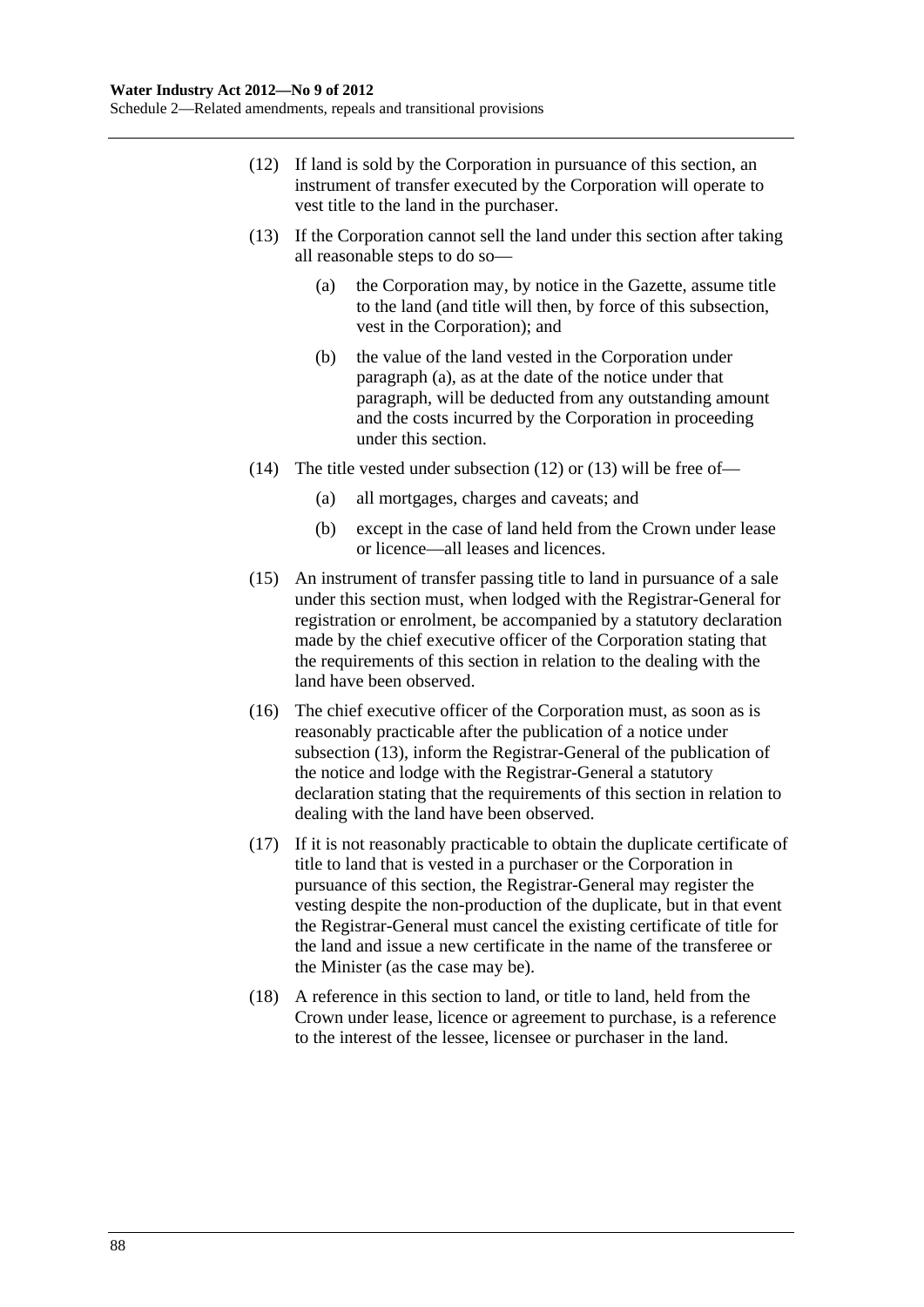(12) If land is sold by the Corporation in pursuance of this section, an instrument of transfer executed by the Corporation will operate to vest title to the land in the purchaser.

(13) If the Corporation cannot sell the land under this section after taking all reasonable steps to do so—

  (a) the Corporation may, by notice in the Gazette, assume title to the land (and title will then, by force of this subsection, vest in the Corporation); and

  (b) the value of the land vested in the Corporation under paragraph (a), as at the date of the notice under that paragraph, will be deducted from any outstanding amount and the costs incurred by the Corporation in proceeding under this section.

(14) The title vested under subsection (12) or (13) will be free of—

  (a) all mortgages, charges and caveats; and

  (b) except in the case of land held from the Crown under lease or licence—all leases and licences.

(15) An instrument of transfer passing title to land in pursuance of a sale under this section must, when lodged with the Registrar-General for registration or enrolment, be accompanied by a statutory declaration made by the chief executive officer of the Corporation stating that the requirements of this section in relation to the dealing with the land have been observed.

(16) The chief executive officer of the Corporation must, as soon as is reasonably practicable after the publication of a notice under subsection (13), inform the Registrar-General of the publication of the notice and lodge with the Registrar-General a statutory declaration stating that the requirements of this section in relation to dealing with the land have been observed.

(17) If it is not reasonably practicable to obtain the duplicate certificate of title to land that is vested in a purchaser or the Corporation in pursuance of this section, the Registrar-General may register the vesting despite the non-production of the duplicate, but in that event the Registrar-General must cancel the existing certificate of title for the land and issue a new certificate in the name of the transferee or the Minister (as the case may be).

(18) A reference in this section to land, or title to land, held from the Crown under lease, licence or agreement to purchase, is a reference to the interest of the lessee, licensee or purchaser in the land.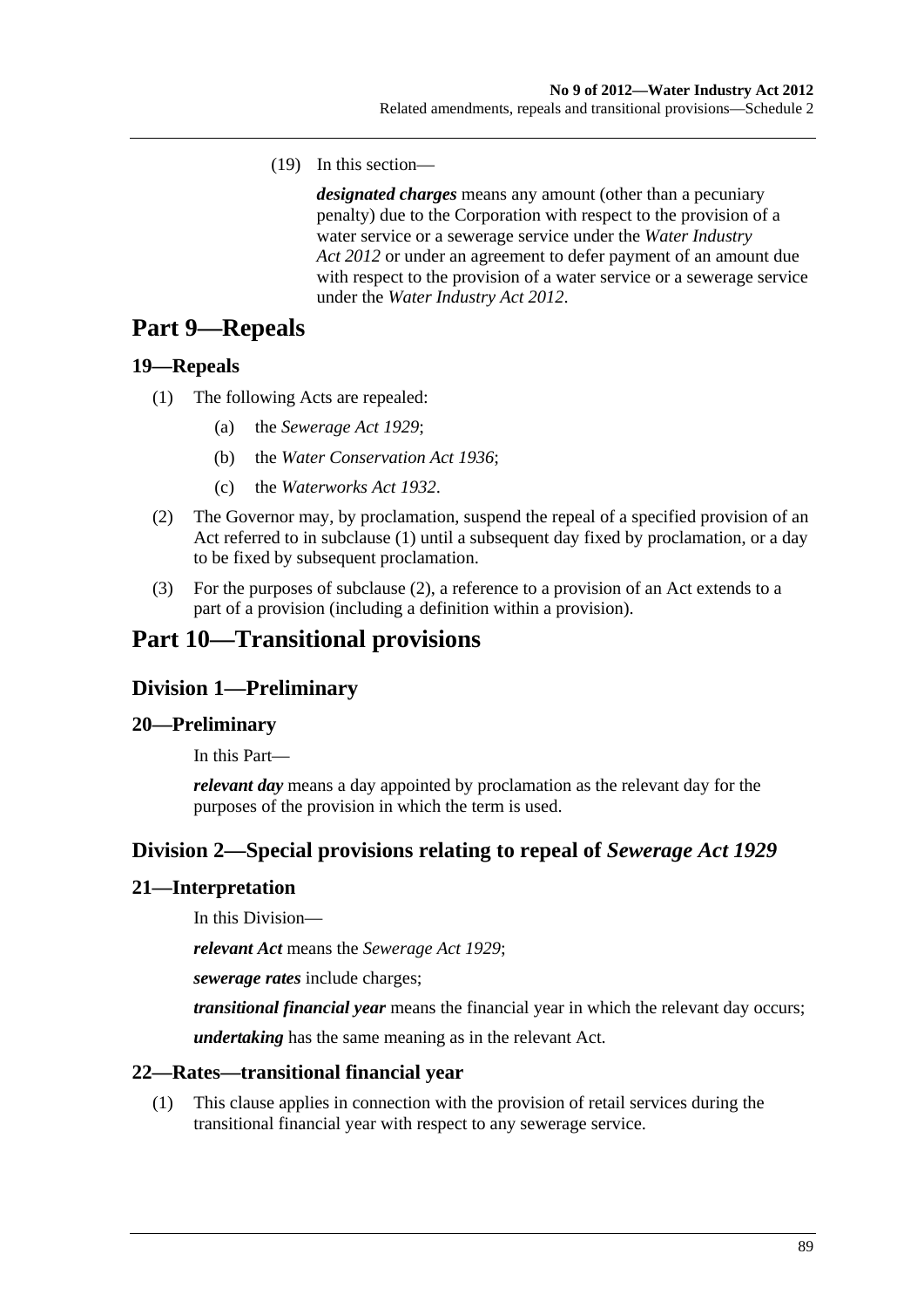(19) In this section—

***designated charges*** means any amount (other than a pecuniary penalty) due to the Corporation with respect to the provision of a water service or a sewerage service under the *Water Industry Act 2012* or under an agreement to defer payment of an amount due with respect to the provision of a water service or a sewerage service under the *Water Industry Act 2012*.

# Part 9—Repeals

## 19—Repeals

(1) The following Acts are repealed:

(a) the *Sewerage Act 1929*;

(b) the *Water Conservation Act 1936*;

(c) the *Waterworks Act 1932*.

(2) The Governor may, by proclamation, suspend the repeal of a specified provision of an Act referred to in subclause (1) until a subsequent day fixed by proclamation, or a day to be fixed by subsequent proclamation.

(3) For the purposes of subclause (2), a reference to a provision of an Act extends to a part of a provision (including a definition within a provision).

# Part 10—Transitional provisions

## Division 1—Preliminary

### 20—Preliminary

In this Part—

***relevant day*** means a day appointed by proclamation as the relevant day for the purposes of the provision in which the term is used.

## Division 2—Special provisions relating to repeal of *Sewerage Act 1929*

### 21—Interpretation

In this Division—

***relevant Act*** means the *Sewerage Act 1929*;

***sewerage rates*** include charges;

***transitional financial year*** means the financial year in which the relevant day occurs;

***undertaking*** has the same meaning as in the relevant Act.

### 22—Rates—transitional financial year

(1) This clause applies in connection with the provision of retail services during the transitional financial year with respect to any sewerage service.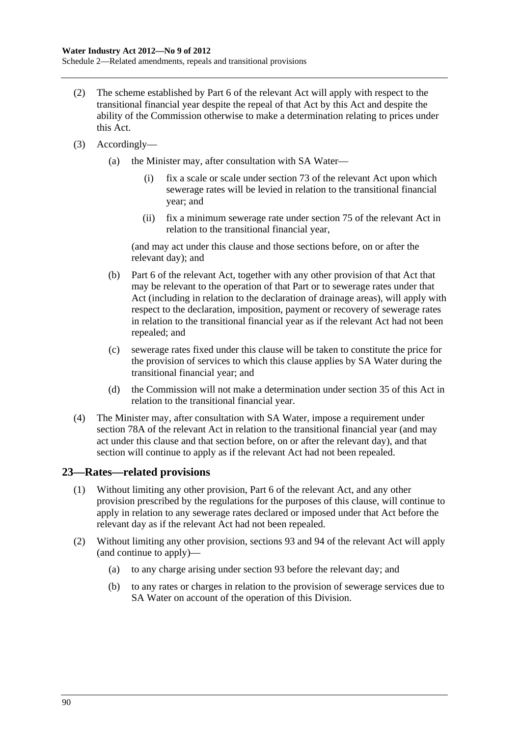(2) The scheme established by Part 6 of the relevant Act will apply with respect to the transitional financial year despite the repeal of that Act by this Act and despite the ability of the Commission otherwise to make a determination relating to prices under this Act.

(3) Accordingly—

(a) the Minister may, after consultation with SA Water—

(i) fix a scale or scale under section 73 of the relevant Act upon which sewerage rates will be levied in relation to the transitional financial year; and

(ii) fix a minimum sewerage rate under section 75 of the relevant Act in relation to the transitional financial year,

(and may act under this clause and those sections before, on or after the relevant day); and

(b) Part 6 of the relevant Act, together with any other provision of that Act that may be relevant to the operation of that Part or to sewerage rates under that Act (including in relation to the declaration of drainage areas), will apply with respect to the declaration, imposition, payment or recovery of sewerage rates in relation to the transitional financial year as if the relevant Act had not been repealed; and

(c) sewerage rates fixed under this clause will be taken to constitute the price for the provision of services to which this clause applies by SA Water during the transitional financial year; and

(d) the Commission will not make a determination under section 35 of this Act in relation to the transitional financial year.

(4) The Minister may, after consultation with SA Water, impose a requirement under section 78A of the relevant Act in relation to the transitional financial year (and may act under this clause and that section before, on or after the relevant day), and that section will continue to apply as if the relevant Act had not been repealed.

## 23—Rates—related provisions

(1) Without limiting any other provision, Part 6 of the relevant Act, and any other provision prescribed by the regulations for the purposes of this clause, will continue to apply in relation to any sewerage rates declared or imposed under that Act before the relevant day as if the relevant Act had not been repealed.

(2) Without limiting any other provision, sections 93 and 94 of the relevant Act will apply (and continue to apply)—

(a) to any charge arising under section 93 before the relevant day; and

(b) to any rates or charges in relation to the provision of sewerage services due to SA Water on account of the operation of this Division.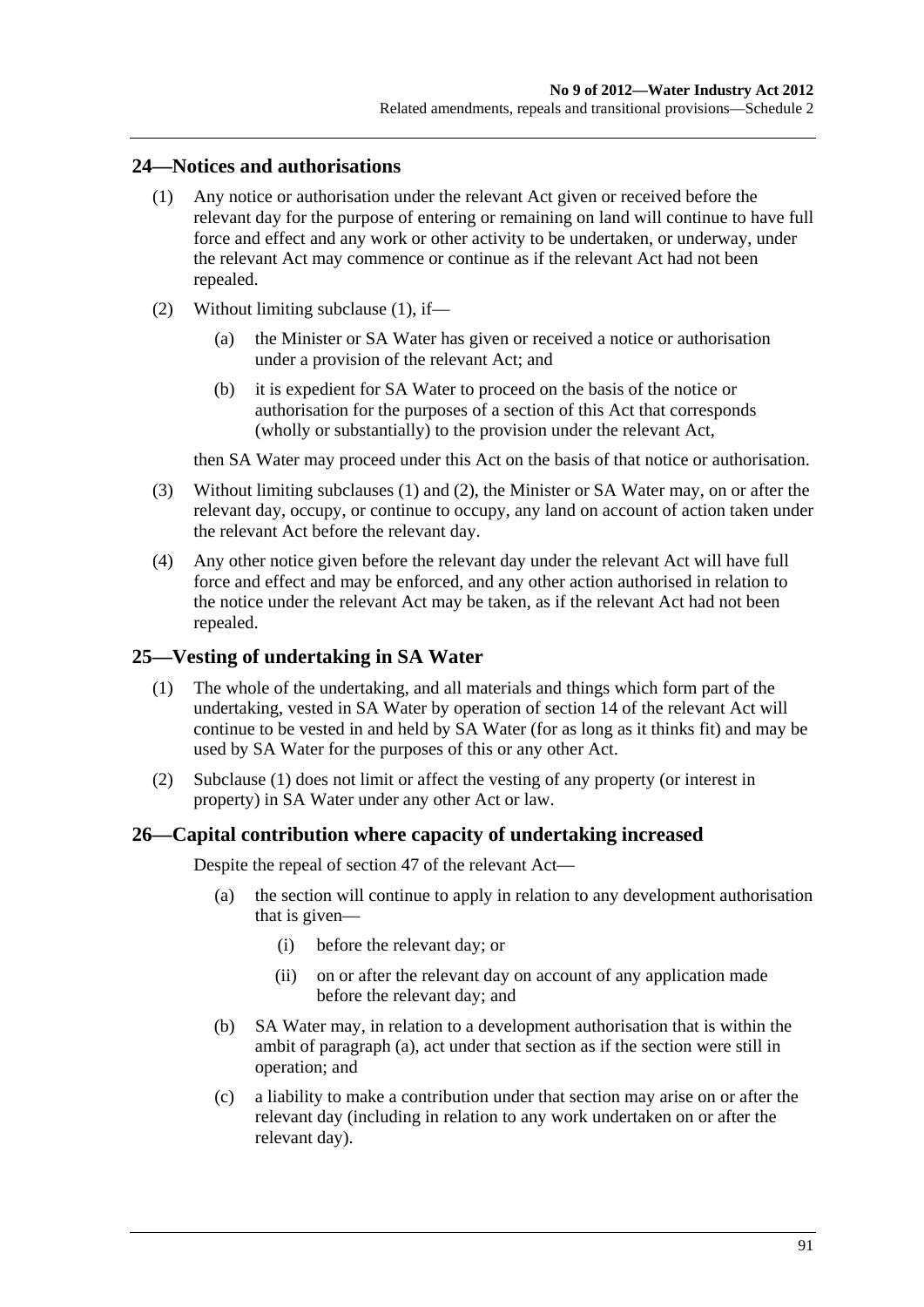## 24—Notices and authorisations

(1) Any notice or authorisation under the relevant Act given or received before the relevant day for the purpose of entering or remaining on land will continue to have full force and effect and any work or other activity to be undertaken, or underway, under the relevant Act may commence or continue as if the relevant Act had not been repealed.

(2) Without limiting subclause (1), if—

(a) the Minister or SA Water has given or received a notice or authorisation under a provision of the relevant Act; and

(b) it is expedient for SA Water to proceed on the basis of the notice or authorisation for the purposes of a section of this Act that corresponds (wholly or substantially) to the provision under the relevant Act,

then SA Water may proceed under this Act on the basis of that notice or authorisation.

(3) Without limiting subclauses (1) and (2), the Minister or SA Water may, on or after the relevant day, occupy, or continue to occupy, any land on account of action taken under the relevant Act before the relevant day.

(4) Any other notice given before the relevant day under the relevant Act will have full force and effect and may be enforced, and any other action authorised in relation to the notice under the relevant Act may be taken, as if the relevant Act had not been repealed.

## 25—Vesting of undertaking in SA Water

(1) The whole of the undertaking, and all materials and things which form part of the undertaking, vested in SA Water by operation of section 14 of the relevant Act will continue to be vested in and held by SA Water (for as long as it thinks fit) and may be used by SA Water for the purposes of this or any other Act.

(2) Subclause (1) does not limit or affect the vesting of any property (or interest in property) in SA Water under any other Act or law.

## 26—Capital contribution where capacity of undertaking increased

Despite the repeal of section 47 of the relevant Act—

(a) the section will continue to apply in relation to any development authorisation that is given—

(i) before the relevant day; or

(ii) on or after the relevant day on account of any application made before the relevant day; and

(b) SA Water may, in relation to a development authorisation that is within the ambit of paragraph (a), act under that section as if the section were still in operation; and

(c) a liability to make a contribution under that section may arise on or after the relevant day (including in relation to any work undertaken on or after the relevant day).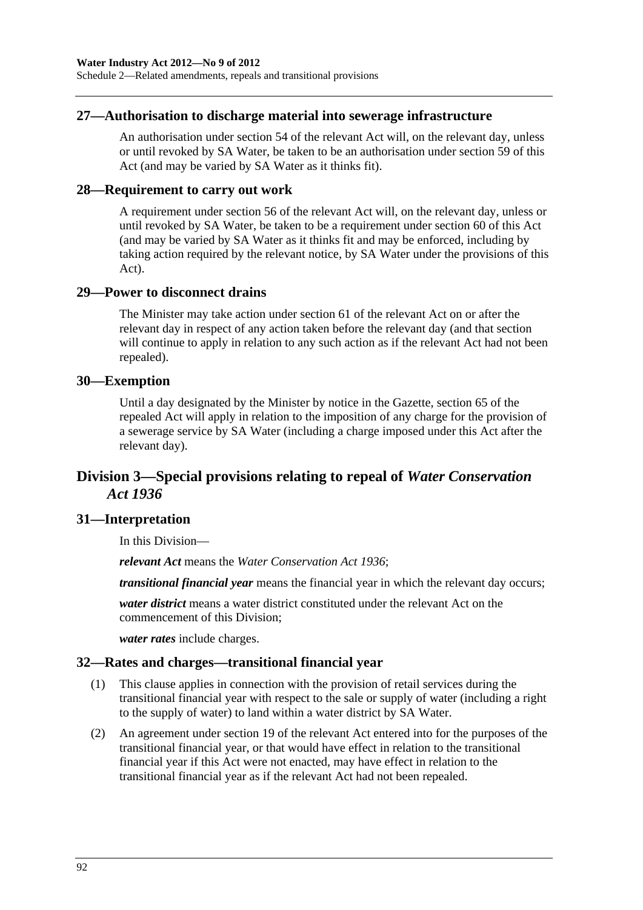### 27—Authorisation to discharge material into sewerage infrastructure

An authorisation under section 54 of the relevant Act will, on the relevant day, unless or until revoked by SA Water, be taken to be an authorisation under section 59 of this Act (and may be varied by SA Water as it thinks fit).

### 28—Requirement to carry out work

A requirement under section 56 of the relevant Act will, on the relevant day, unless or until revoked by SA Water, be taken to be a requirement under section 60 of this Act (and may be varied by SA Water as it thinks fit and may be enforced, including by taking action required by the relevant notice, by SA Water under the provisions of this Act).

### 29—Power to disconnect drains

The Minister may take action under section 61 of the relevant Act on or after the relevant day in respect of any action taken before the relevant day (and that section will continue to apply in relation to any such action as if the relevant Act had not been repealed).

### 30—Exemption

Until a day designated by the Minister by notice in the Gazette, section 65 of the repealed Act will apply in relation to the imposition of any charge for the provision of a sewerage service by SA Water (including a charge imposed under this Act after the relevant day).

## Division 3—Special provisions relating to repeal of *Water Conservation Act 1936*

### 31—Interpretation

In this Division—

***relevant Act*** means the *Water Conservation Act 1936*;

***transitional financial year*** means the financial year in which the relevant day occurs;

***water district*** means a water district constituted under the relevant Act on the commencement of this Division;

***water rates*** include charges.

### 32—Rates and charges—transitional financial year

(1) This clause applies in connection with the provision of retail services during the transitional financial year with respect to the sale or supply of water (including a right to the supply of water) to land within a water district by SA Water.

(2) An agreement under section 19 of the relevant Act entered into for the purposes of the transitional financial year, or that would have effect in relation to the transitional financial year if this Act were not enacted, may have effect in relation to the transitional financial year as if the relevant Act had not been repealed.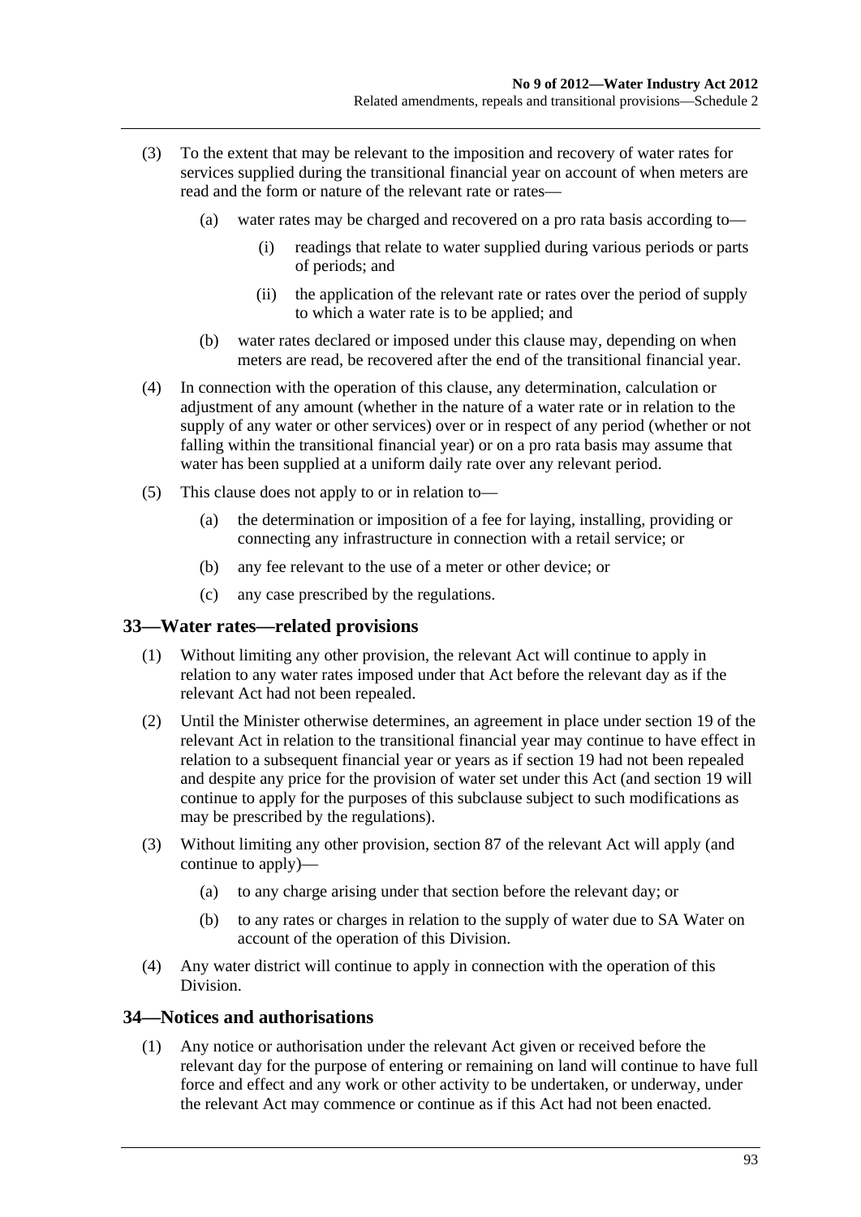(3) To the extent that may be relevant to the imposition and recovery of water rates for services supplied during the transitional financial year on account of when meters are read and the form or nature of the relevant rate or rates—

(a) water rates may be charged and recovered on a pro rata basis according to—

(i) readings that relate to water supplied during various periods or parts of periods; and

(ii) the application of the relevant rate or rates over the period of supply to which a water rate is to be applied; and

(b) water rates declared or imposed under this clause may, depending on when meters are read, be recovered after the end of the transitional financial year.

(4) In connection with the operation of this clause, any determination, calculation or adjustment of any amount (whether in the nature of a water rate or in relation to the supply of any water or other services) over or in respect of any period (whether or not falling within the transitional financial year) or on a pro rata basis may assume that water has been supplied at a uniform daily rate over any relevant period.

(5) This clause does not apply to or in relation to—

(a) the determination or imposition of a fee for laying, installing, providing or connecting any infrastructure in connection with a retail service; or

(b) any fee relevant to the use of a meter or other device; or

(c) any case prescribed by the regulations.

## 33—Water rates—related provisions

(1) Without limiting any other provision, the relevant Act will continue to apply in relation to any water rates imposed under that Act before the relevant day as if the relevant Act had not been repealed.

(2) Until the Minister otherwise determines, an agreement in place under section 19 of the relevant Act in relation to the transitional financial year may continue to have effect in relation to a subsequent financial year or years as if section 19 had not been repealed and despite any price for the provision of water set under this Act (and section 19 will continue to apply for the purposes of this subclause subject to such modifications as may be prescribed by the regulations).

(3) Without limiting any other provision, section 87 of the relevant Act will apply (and continue to apply)—

(a) to any charge arising under that section before the relevant day; or

(b) to any rates or charges in relation to the supply of water due to SA Water on account of the operation of this Division.

(4) Any water district will continue to apply in connection with the operation of this Division.

## 34—Notices and authorisations

(1) Any notice or authorisation under the relevant Act given or received before the relevant day for the purpose of entering or remaining on land will continue to have full force and effect and any work or other activity to be undertaken, or underway, under the relevant Act may commence or continue as if this Act had not been enacted.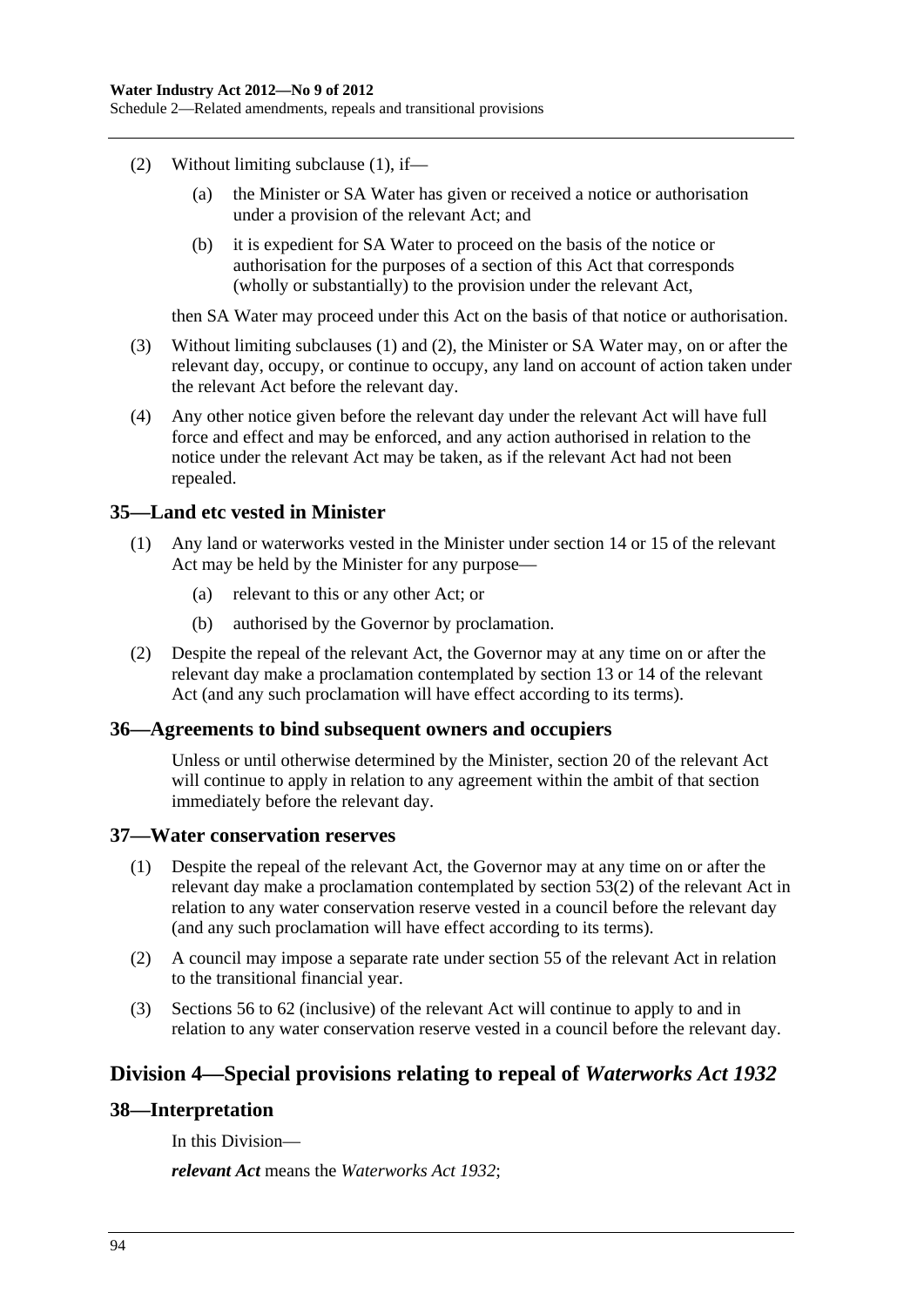(2) Without limiting subclause (1), if—

(a) the Minister or SA Water has given or received a notice or authorisation under a provision of the relevant Act; and

(b) it is expedient for SA Water to proceed on the basis of the notice or authorisation for the purposes of a section of this Act that corresponds (wholly or substantially) to the provision under the relevant Act,

then SA Water may proceed under this Act on the basis of that notice or authorisation.

(3) Without limiting subclauses (1) and (2), the Minister or SA Water may, on or after the relevant day, occupy, or continue to occupy, any land on account of action taken under the relevant Act before the relevant day.

(4) Any other notice given before the relevant day under the relevant Act will have full force and effect and may be enforced, and any action authorised in relation to the notice under the relevant Act may be taken, as if the relevant Act had not been repealed.

### 35—Land etc vested in Minister

(1) Any land or waterworks vested in the Minister under section 14 or 15 of the relevant Act may be held by the Minister for any purpose—

(a) relevant to this or any other Act; or

(b) authorised by the Governor by proclamation.

(2) Despite the repeal of the relevant Act, the Governor may at any time on or after the relevant day make a proclamation contemplated by section 13 or 14 of the relevant Act (and any such proclamation will have effect according to its terms).

### 36—Agreements to bind subsequent owners and occupiers

Unless or until otherwise determined by the Minister, section 20 of the relevant Act will continue to apply in relation to any agreement within the ambit of that section immediately before the relevant day.

### 37—Water conservation reserves

(1) Despite the repeal of the relevant Act, the Governor may at any time on or after the relevant day make a proclamation contemplated by section 53(2) of the relevant Act in relation to any water conservation reserve vested in a council before the relevant day (and any such proclamation will have effect according to its terms).

(2) A council may impose a separate rate under section 55 of the relevant Act in relation to the transitional financial year.

(3) Sections 56 to 62 (inclusive) of the relevant Act will continue to apply to and in relation to any water conservation reserve vested in a council before the relevant day.

## Division 4—Special provisions relating to repeal of *Waterworks Act 1932*

### 38—Interpretation

In this Division—

***relevant Act*** means the *Waterworks Act 1932*;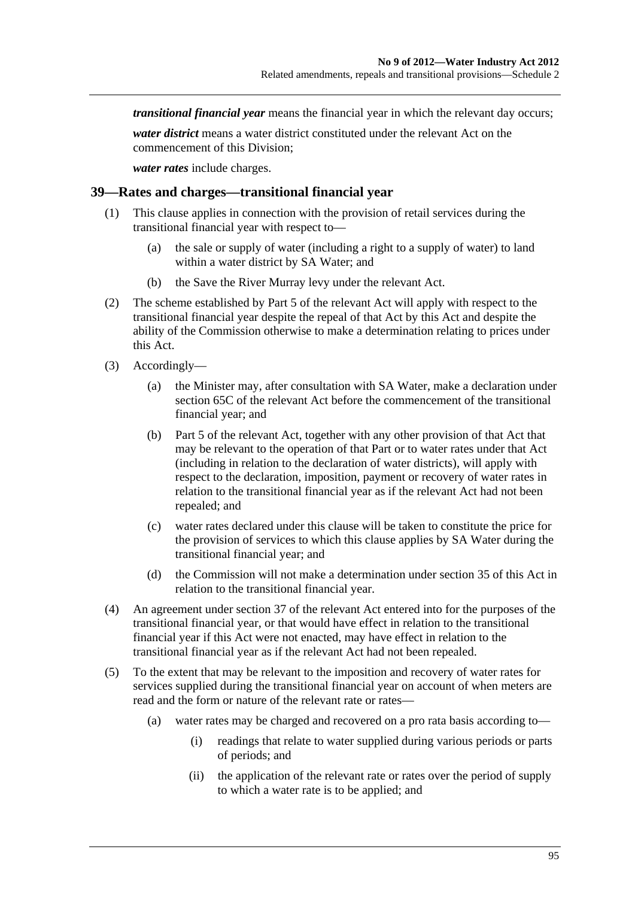***transitional financial year*** means the financial year in which the relevant day occurs;

***water district*** means a water district constituted under the relevant Act on the commencement of this Division;

***water rates*** include charges.

## 39—Rates and charges—transitional financial year

(1) This clause applies in connection with the provision of retail services during the transitional financial year with respect to—

   (a) the sale or supply of water (including a right to a supply of water) to land within a water district by SA Water; and

   (b) the Save the River Murray levy under the relevant Act.

(2) The scheme established by Part 5 of the relevant Act will apply with respect to the transitional financial year despite the repeal of that Act by this Act and despite the ability of the Commission otherwise to make a determination relating to prices under this Act.

(3) Accordingly—

   (a) the Minister may, after consultation with SA Water, make a declaration under section 65C of the relevant Act before the commencement of the transitional financial year; and

   (b) Part 5 of the relevant Act, together with any other provision of that Act that may be relevant to the operation of that Part or to water rates under that Act (including in relation to the declaration of water districts), will apply with respect to the declaration, imposition, payment or recovery of water rates in relation to the transitional financial year as if the relevant Act had not been repealed; and

   (c) water rates declared under this clause will be taken to constitute the price for the provision of services to which this clause applies by SA Water during the transitional financial year; and

   (d) the Commission will not make a determination under section 35 of this Act in relation to the transitional financial year.

(4) An agreement under section 37 of the relevant Act entered into for the purposes of the transitional financial year, or that would have effect in relation to the transitional financial year if this Act were not enacted, may have effect in relation to the transitional financial year as if the relevant Act had not been repealed.

(5) To the extent that may be relevant to the imposition and recovery of water rates for services supplied during the transitional financial year on account of when meters are read and the form or nature of the relevant rate or rates—

   (a) water rates may be charged and recovered on a pro rata basis according to—

      (i) readings that relate to water supplied during various periods or parts of periods; and

      (ii) the application of the relevant rate or rates over the period of supply to which a water rate is to be applied; and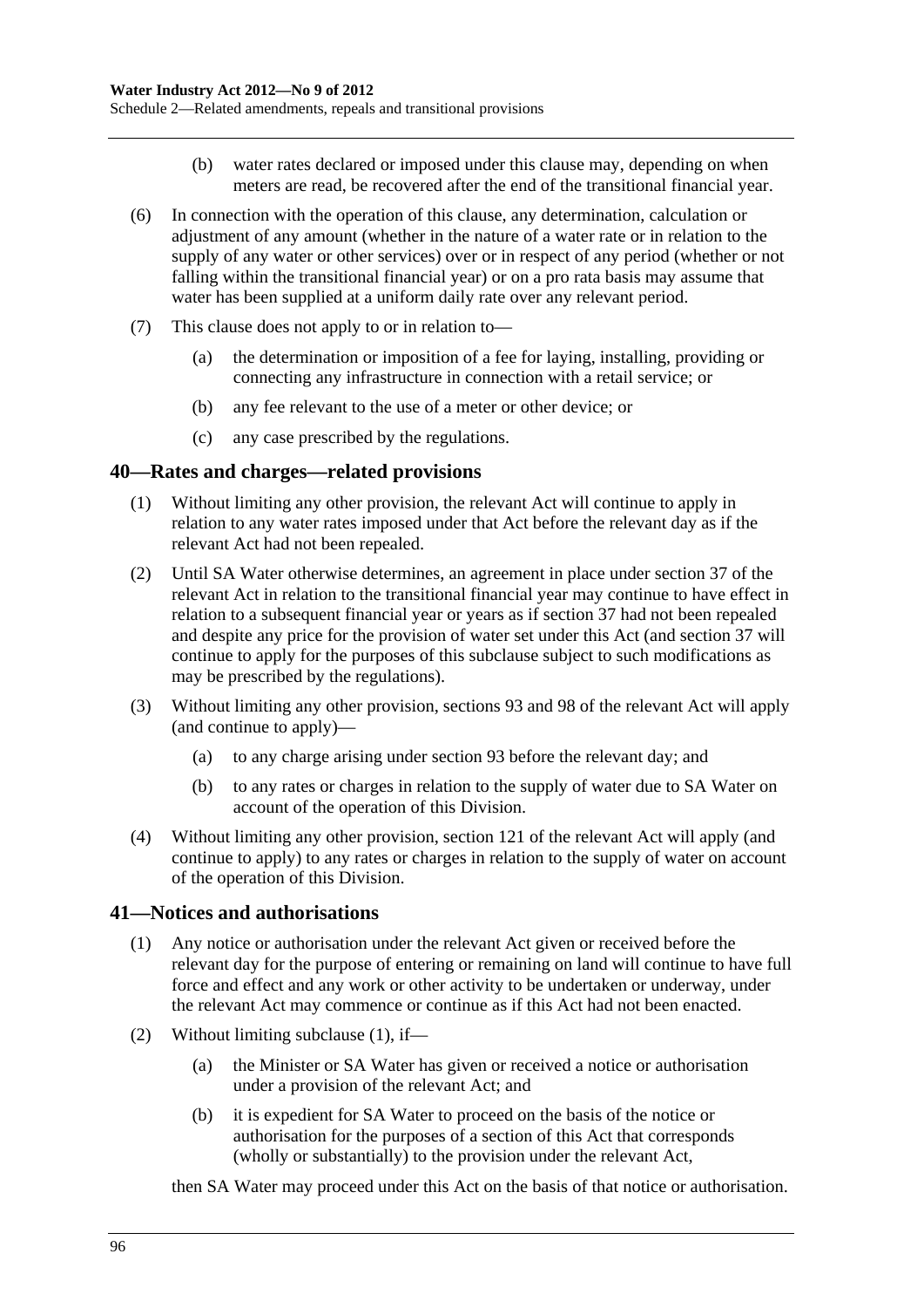(b) water rates declared or imposed under this clause may, depending on when meters are read, be recovered after the end of the transitional financial year.

(6) In connection with the operation of this clause, any determination, calculation or adjustment of any amount (whether in the nature of a water rate or in relation to the supply of any water or other services) over or in respect of any period (whether or not falling within the transitional financial year) or on a pro rata basis may assume that water has been supplied at a uniform daily rate over any relevant period.

(7) This clause does not apply to or in relation to—

(a) the determination or imposition of a fee for laying, installing, providing or connecting any infrastructure in connection with a retail service; or

(b) any fee relevant to the use of a meter or other device; or

(c) any case prescribed by the regulations.

## 40—Rates and charges—related provisions

(1) Without limiting any other provision, the relevant Act will continue to apply in relation to any water rates imposed under that Act before the relevant day as if the relevant Act had not been repealed.

(2) Until SA Water otherwise determines, an agreement in place under section 37 of the relevant Act in relation to the transitional financial year may continue to have effect in relation to a subsequent financial year or years as if section 37 had not been repealed and despite any price for the provision of water set under this Act (and section 37 will continue to apply for the purposes of this subclause subject to such modifications as may be prescribed by the regulations).

(3) Without limiting any other provision, sections 93 and 98 of the relevant Act will apply (and continue to apply)—

(a) to any charge arising under section 93 before the relevant day; and

(b) to any rates or charges in relation to the supply of water due to SA Water on account of the operation of this Division.

(4) Without limiting any other provision, section 121 of the relevant Act will apply (and continue to apply) to any rates or charges in relation to the supply of water on account of the operation of this Division.

## 41—Notices and authorisations

(1) Any notice or authorisation under the relevant Act given or received before the relevant day for the purpose of entering or remaining on land will continue to have full force and effect and any work or other activity to be undertaken or underway, under the relevant Act may commence or continue as if this Act had not been enacted.

(2) Without limiting subclause (1), if—

(a) the Minister or SA Water has given or received a notice or authorisation under a provision of the relevant Act; and

(b) it is expedient for SA Water to proceed on the basis of the notice or authorisation for the purposes of a section of this Act that corresponds (wholly or substantially) to the provision under the relevant Act,

then SA Water may proceed under this Act on the basis of that notice or authorisation.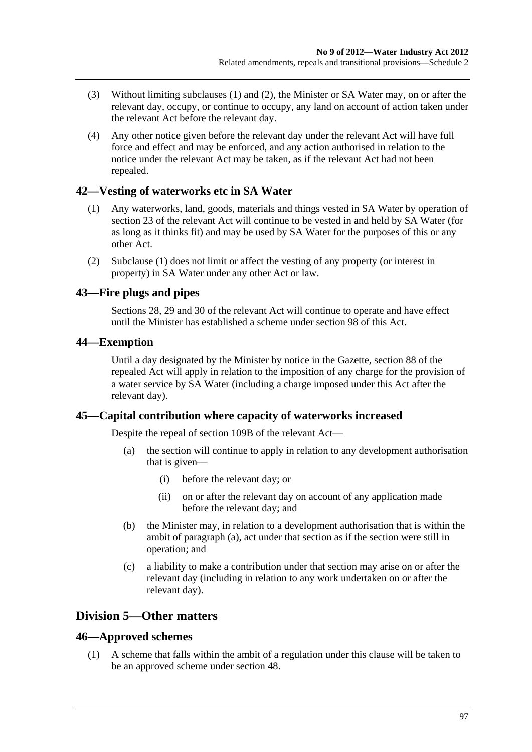(3) Without limiting subclauses (1) and (2), the Minister or SA Water may, on or after the relevant day, occupy, or continue to occupy, any land on account of action taken under the relevant Act before the relevant day.

(4) Any other notice given before the relevant day under the relevant Act will have full force and effect and may be enforced, and any action authorised in relation to the notice under the relevant Act may be taken, as if the relevant Act had not been repealed.

### 42—Vesting of waterworks etc in SA Water

(1) Any waterworks, land, goods, materials and things vested in SA Water by operation of section 23 of the relevant Act will continue to be vested in and held by SA Water (for as long as it thinks fit) and may be used by SA Water for the purposes of this or any other Act.

(2) Subclause (1) does not limit or affect the vesting of any property (or interest in property) in SA Water under any other Act or law.

### 43—Fire plugs and pipes

Sections 28, 29 and 30 of the relevant Act will continue to operate and have effect until the Minister has established a scheme under section 98 of this Act.

### 44—Exemption

Until a day designated by the Minister by notice in the Gazette, section 88 of the repealed Act will apply in relation to the imposition of any charge for the provision of a water service by SA Water (including a charge imposed under this Act after the relevant day).

### 45—Capital contribution where capacity of waterworks increased

Despite the repeal of section 109B of the relevant Act—

(a) the section will continue to apply in relation to any development authorisation that is given—

(i) before the relevant day; or

(ii) on or after the relevant day on account of any application made before the relevant day; and

(b) the Minister may, in relation to a development authorisation that is within the ambit of paragraph (a), act under that section as if the section were still in operation; and

(c) a liability to make a contribution under that section may arise on or after the relevant day (including in relation to any work undertaken on or after the relevant day).

## Division 5—Other matters

### 46—Approved schemes

(1) A scheme that falls within the ambit of a regulation under this clause will be taken to be an approved scheme under section 48.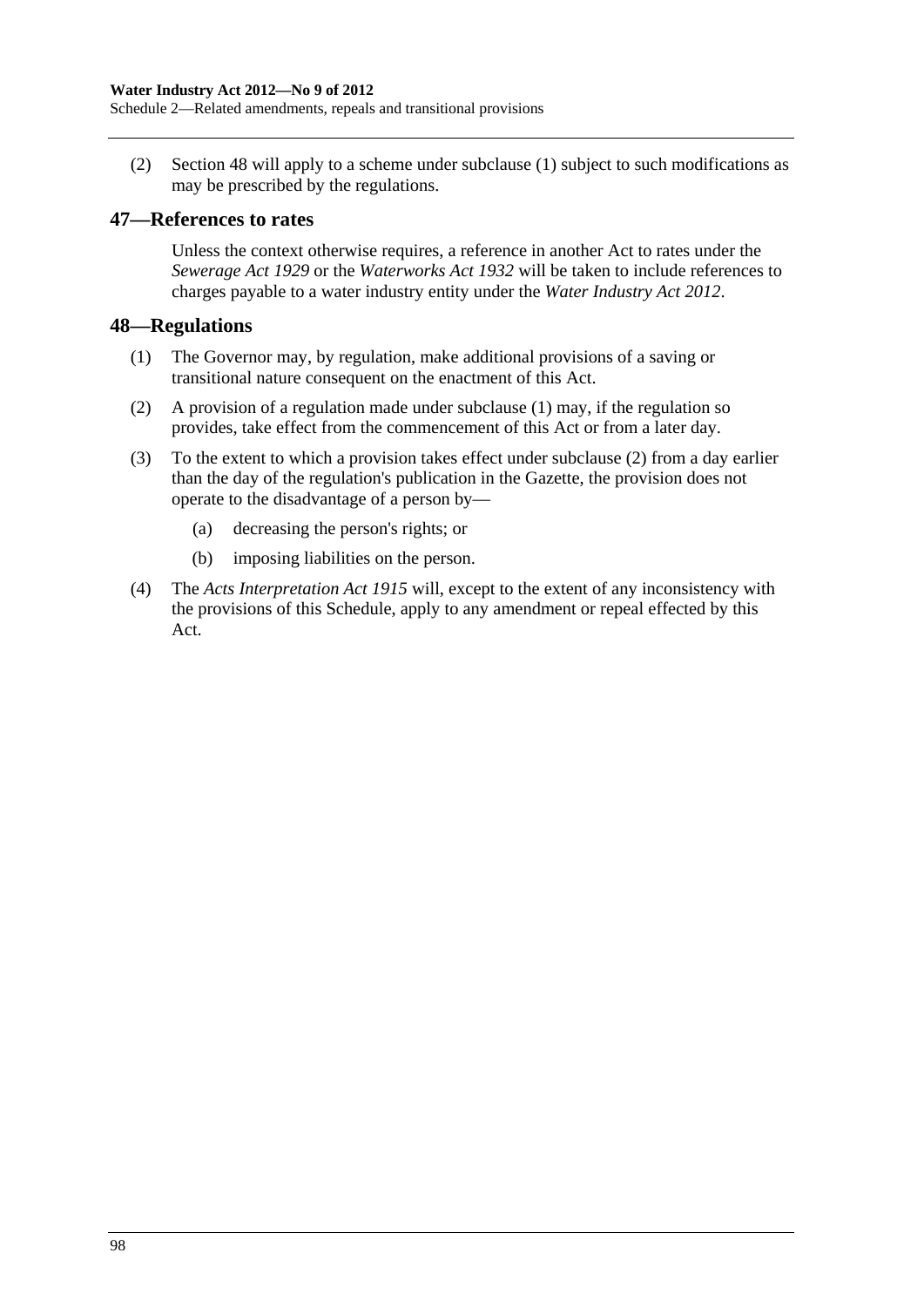(2) Section 48 will apply to a scheme under subclause (1) subject to such modifications as may be prescribed by the regulations.

## 47—References to rates

Unless the context otherwise requires, a reference in another Act to rates under the *Sewerage Act 1929* or the *Waterworks Act 1932* will be taken to include references to charges payable to a water industry entity under the *Water Industry Act 2012*.

## 48—Regulations

(1) The Governor may, by regulation, make additional provisions of a saving or transitional nature consequent on the enactment of this Act.

(2) A provision of a regulation made under subclause (1) may, if the regulation so provides, take effect from the commencement of this Act or from a later day.

(3) To the extent to which a provision takes effect under subclause (2) from a day earlier than the day of the regulation's publication in the Gazette, the provision does not operate to the disadvantage of a person by—

- (a) decreasing the person's rights; or
- (b) imposing liabilities on the person.

(4) The *Acts Interpretation Act 1915* will, except to the extent of any inconsistency with the provisions of this Schedule, apply to any amendment or repeal effected by this Act.